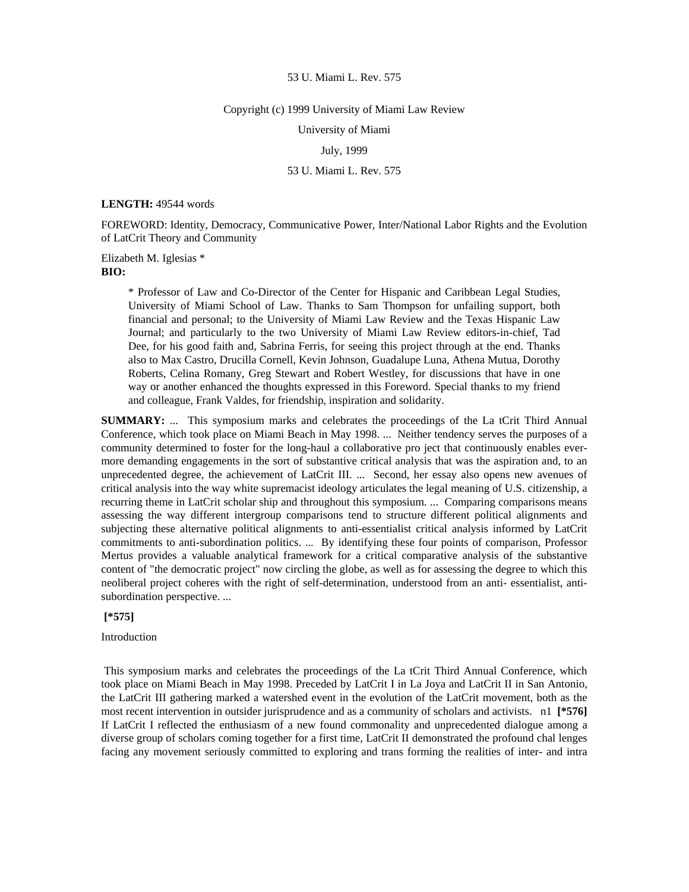53 U. Miami L. Rev. 575

Copyright (c) 1999 University of Miami Law Review

University of Miami

July, 1999

53 U. Miami L. Rev. 575

**LENGTH:** 49544 words

FOREWORD: Identity, Democracy, Communicative Power, Inter/National Labor Rights and the Evolution of LatCrit Theory and Community

Elizabeth M. Iglesias *

**BIO:**

> * Professor of Law and Co-Director of the Center for Hispanic and Caribbean Legal Studies, University of Miami School of Law. Thanks to Sam Thompson for unfailing support, both financial and personal; to the University of Miami Law Review and the Texas Hispanic Law Journal; and particularly to the two University of Miami Law Review editors-in-chief, Tad Dee, for his good faith and, Sabrina Ferris, for seeing this project through at the end. Thanks also to Max Castro, Drucilla Cornell, Kevin Johnson, Guadalupe Luna, Athena Mutua, Dorothy Roberts, Celina Romany, Greg Stewart and Robert Westley, for discussions that have in one way or another enhanced the thoughts expressed in this Foreword. Special thanks to my friend and colleague, Frank Valdes, for friendship, inspiration and solidarity.

**SUMMARY:** ... This symposium marks and celebrates the proceedings of the La tCrit Third Annual Conference, which took place on Miami Beach in May 1998. ... Neither tendency serves the purposes of a community determined to foster for the long-haul a collaborative pro ject that continuously enables ever-more demanding engagements in the sort of substantive critical analysis that was the aspiration and, to an unprecedented degree, the achievement of LatCrit III. ... Second, her essay also opens new avenues of critical analysis into the way white supremacist ideology articulates the legal meaning of U.S. citizenship, a recurring theme in LatCrit scholar ship and throughout this symposium. ... Comparing comparisons means assessing the way different intergroup comparisons tend to structure different political alignments and subjecting these alternative political alignments to anti-essentialist critical analysis informed by LatCrit commitments to anti-subordination politics. ... By identifying these four points of comparison, Professor Mertus provides a valuable analytical framework for a critical comparative analysis of the substantive content of "the democratic project" now circling the globe, as well as for assessing the degree to which this neoliberal project coheres with the right of self-determination, understood from an anti- essentialist, anti-subordination perspective. ...

**[*575]**

Introduction

This symposium marks and celebrates the proceedings of the La tCrit Third Annual Conference, which took place on Miami Beach in May 1998. Preceded by LatCrit I in La Joya and LatCrit II in San Antonio, the LatCrit III gathering marked a watershed event in the evolution of the LatCrit movement, both as the most recent intervention in outsider jurisprudence and as a community of scholars and activists. n1 **[*576]** If LatCrit I reflected the enthusiasm of a new found commonality and unprecedented dialogue among a diverse group of scholars coming together for a first time, LatCrit II demonstrated the profound chal lenges facing any movement seriously committed to exploring and trans forming the realities of inter- and intra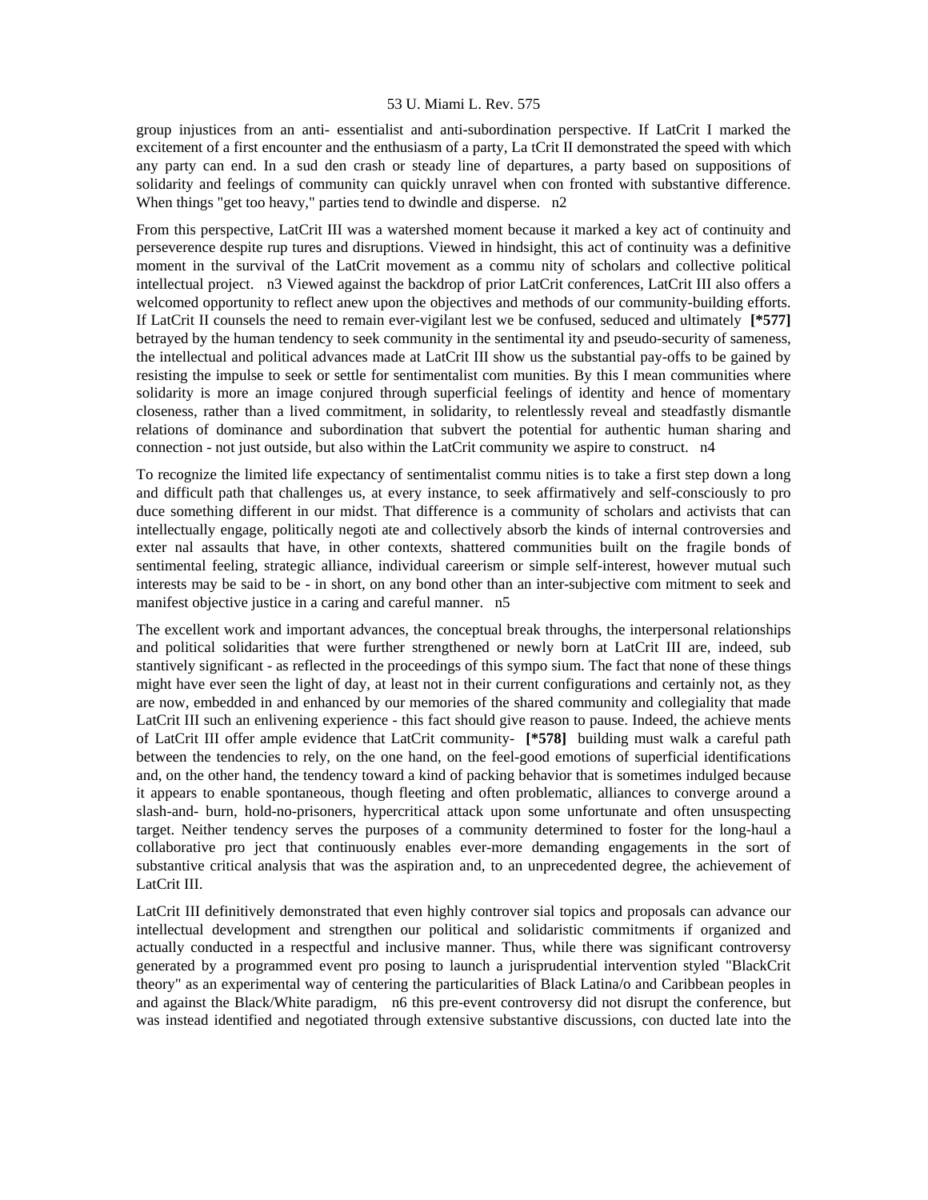group injustices from an anti- essentialist and anti-subordination perspective. If LatCrit I marked the excitement of a first encounter and the enthusiasm of a party, La tCrit II demonstrated the speed with which any party can end. In a sud den crash or steady line of departures, a party based on suppositions of solidarity and feelings of community can quickly unravel when con fronted with substantive difference. When things "get too heavy," parties tend to dwindle and disperse. n2

From this perspective, LatCrit III was a watershed moment because it marked a key act of continuity and perseverence despite rup tures and disruptions. Viewed in hindsight, this act of continuity was a definitive moment in the survival of the LatCrit movement as a commu nity of scholars and collective political intellectual project. n3 Viewed against the backdrop of prior LatCrit conferences, LatCrit III also offers a welcomed opportunity to reflect anew upon the objectives and methods of our community-building efforts. If LatCrit II counsels the need to remain ever-vigilant lest we be confused, seduced and ultimately **[*577]** betrayed by the human tendency to seek community in the sentimental ity and pseudo-security of sameness, the intellectual and political advances made at LatCrit III show us the substantial pay-offs to be gained by resisting the impulse to seek or settle for sentimentalist com munities. By this I mean communities where solidarity is more an image conjured through superficial feelings of identity and hence of momentary closeness, rather than a lived commitment, in solidarity, to relentlessly reveal and steadfastly dismantle relations of dominance and subordination that subvert the potential for authentic human sharing and connection - not just outside, but also within the LatCrit community we aspire to construct. n4

To recognize the limited life expectancy of sentimentalist commu nities is to take a first step down a long and difficult path that challenges us, at every instance, to seek affirmatively and self-consciously to pro duce something different in our midst. That difference is a community of scholars and activists that can intellectually engage, politically negoti ate and collectively absorb the kinds of internal controversies and exter nal assaults that have, in other contexts, shattered communities built on the fragile bonds of sentimental feeling, strategic alliance, individual careerism or simple self-interest, however mutual such interests may be said to be - in short, on any bond other than an inter-subjective com mitment to seek and manifest objective justice in a caring and careful manner. n5

The excellent work and important advances, the conceptual break throughs, the interpersonal relationships and political solidarities that were further strengthened or newly born at LatCrit III are, indeed, sub stantively significant - as reflected in the proceedings of this sympo sium. The fact that none of these things might have ever seen the light of day, at least not in their current configurations and certainly not, as they are now, embedded in and enhanced by our memories of the shared community and collegiality that made LatCrit III such an enlivening experience - this fact should give reason to pause. Indeed, the achieve ments of LatCrit III offer ample evidence that LatCrit community- **[*578]** building must walk a careful path between the tendencies to rely, on the one hand, on the feel-good emotions of superficial identifications and, on the other hand, the tendency toward a kind of packing behavior that is sometimes indulged because it appears to enable spontaneous, though fleeting and often problematic, alliances to converge around a slash-and- burn, hold-no-prisoners, hypercritical attack upon some unfortunate and often unsuspecting target. Neither tendency serves the purposes of a community determined to foster for the long-haul a collaborative pro ject that continuously enables ever-more demanding engagements in the sort of substantive critical analysis that was the aspiration and, to an unprecedented degree, the achievement of LatCrit III.

LatCrit III definitively demonstrated that even highly controver sial topics and proposals can advance our intellectual development and strengthen our political and solidaristic commitments if organized and actually conducted in a respectful and inclusive manner. Thus, while there was significant controversy generated by a programmed event pro posing to launch a jurisprudential intervention styled "BlackCrit theory" as an experimental way of centering the particularities of Black Latina/o and Caribbean peoples in and against the Black/White paradigm, n6 this pre-event controversy did not disrupt the conference, but was instead identified and negotiated through extensive substantive discussions, con ducted late into the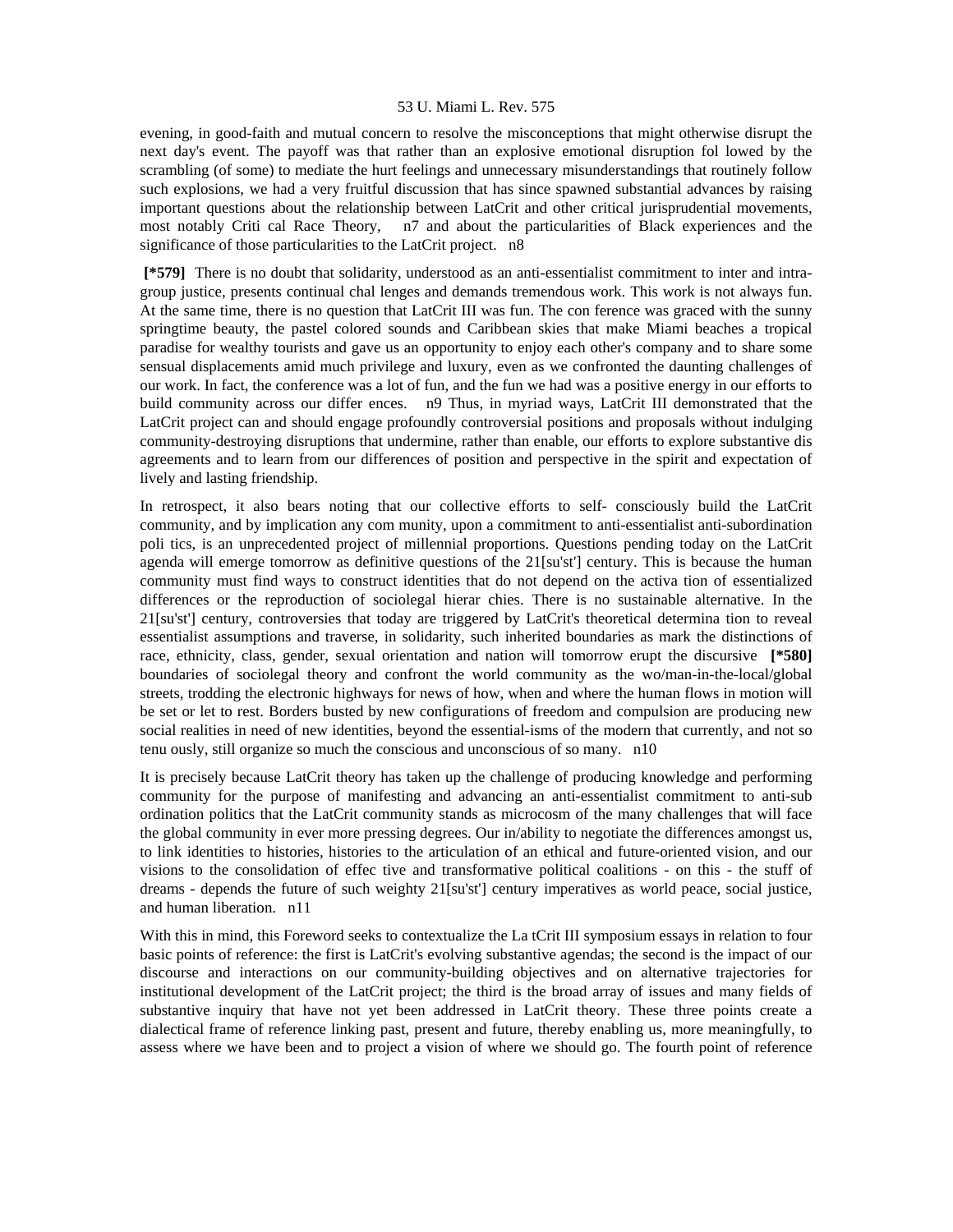evening, in good-faith and mutual concern to resolve the misconceptions that might otherwise disrupt the next day's event. The payoff was that rather than an explosive emotional disruption fol lowed by the scrambling (of some) to mediate the hurt feelings and unnecessary misunderstandings that routinely follow such explosions, we had a very fruitful discussion that has since spawned substantial advances by raising important questions about the relationship between LatCrit and other critical jurisprudential movements, most notably Criti cal Race Theory, n7 and about the particularities of Black experiences and the significance of those particularities to the LatCrit project. n8

**[*579]** There is no doubt that solidarity, understood as an anti-essentialist commitment to inter and intra-group justice, presents continual chal lenges and demands tremendous work. This work is not always fun. At the same time, there is no question that LatCrit III was fun. The con ference was graced with the sunny springtime beauty, the pastel colored sounds and Caribbean skies that make Miami beaches a tropical paradise for wealthy tourists and gave us an opportunity to enjoy each other's company and to share some sensual displacements amid much privilege and luxury, even as we confronted the daunting challenges of our work. In fact, the conference was a lot of fun, and the fun we had was a positive energy in our efforts to build community across our differ ences. n9 Thus, in myriad ways, LatCrit III demonstrated that the LatCrit project can and should engage profoundly controversial positions and proposals without indulging community-destroying disruptions that undermine, rather than enable, our efforts to explore substantive dis agreements and to learn from our differences of position and perspective in the spirit and expectation of lively and lasting friendship.

In retrospect, it also bears noting that our collective efforts to self- consciously build the LatCrit community, and by implication any com munity, upon a commitment to anti-essentialist anti-subordination poli tics, is an unprecedented project of millennial proportions. Questions pending today on the LatCrit agenda will emerge tomorrow as definitive questions of the 21[su'st'] century. This is because the human community must find ways to construct identities that do not depend on the activa tion of essentialized differences or the reproduction of sociolegal hierar chies. There is no sustainable alternative. In the 21[su'st'] century, controversies that today are triggered by LatCrit's theoretical determina tion to reveal essentialist assumptions and traverse, in solidarity, such inherited boundaries as mark the distinctions of race, ethnicity, class, gender, sexual orientation and nation will tomorrow erupt the discursive **[*580]** boundaries of sociolegal theory and confront the world community as the wo/man-in-the-local/global streets, trodding the electronic highways for news of how, when and where the human flows in motion will be set or let to rest. Borders busted by new configurations of freedom and compulsion are producing new social realities in need of new identities, beyond the essential-isms of the modern that currently, and not so tenu ously, still organize so much the conscious and unconscious of so many. n10

It is precisely because LatCrit theory has taken up the challenge of producing knowledge and performing community for the purpose of manifesting and advancing an anti-essentialist commitment to anti-sub ordination politics that the LatCrit community stands as microcosm of the many challenges that will face the global community in ever more pressing degrees. Our in/ability to negotiate the differences amongst us, to link identities to histories, histories to the articulation of an ethical and future-oriented vision, and our visions to the consolidation of effec tive and transformative political coalitions - on this - the stuff of dreams - depends the future of such weighty 21[su'st'] century imperatives as world peace, social justice, and human liberation. n11

With this in mind, this Foreword seeks to contextualize the La tCrit III symposium essays in relation to four basic points of reference: the first is LatCrit's evolving substantive agendas; the second is the impact of our discourse and interactions on our community-building objectives and on alternative trajectories for institutional development of the LatCrit project; the third is the broad array of issues and many fields of substantive inquiry that have not yet been addressed in LatCrit theory. These three points create a dialectical frame of reference linking past, present and future, thereby enabling us, more meaningfully, to assess where we have been and to project a vision of where we should go. The fourth point of reference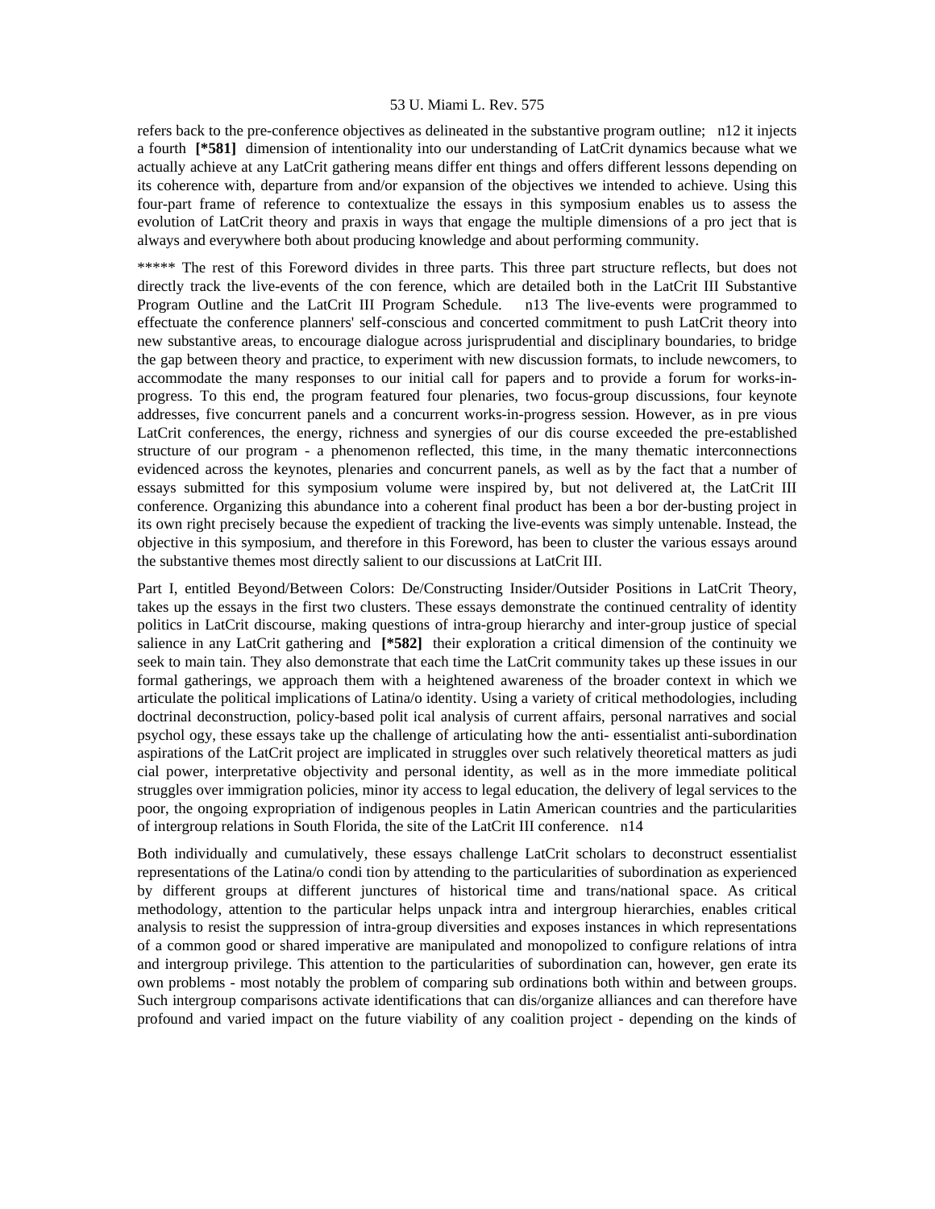refers back to the pre-conference objectives as delineated in the substantive program outline; n12 it injects a fourth **[*581]** dimension of intentionality into our understanding of LatCrit dynamics because what we actually achieve at any LatCrit gathering means differ ent things and offers different lessons depending on its coherence with, departure from and/or expansion of the objectives we intended to achieve. Using this four-part frame of reference to contextualize the essays in this symposium enables us to assess the evolution of LatCrit theory and praxis in ways that engage the multiple dimensions of a pro ject that is always and everywhere both about producing knowledge and about performing community.

***** The rest of this Foreword divides in three parts. This three part structure reflects, but does not directly track the live-events of the con ference, which are detailed both in the LatCrit III Substantive Program Outline and the LatCrit III Program Schedule. n13 The live-events were programmed to effectuate the conference planners' self-conscious and concerted commitment to push LatCrit theory into new substantive areas, to encourage dialogue across jurisprudential and disciplinary boundaries, to bridge the gap between theory and practice, to experiment with new discussion formats, to include newcomers, to accommodate the many responses to our initial call for papers and to provide a forum for works-in-progress. To this end, the program featured four plenaries, two focus-group discussions, four keynote addresses, five concurrent panels and a concurrent works-in-progress session. However, as in pre vious LatCrit conferences, the energy, richness and synergies of our dis course exceeded the pre-established structure of our program - a phenomenon reflected, this time, in the many thematic interconnections evidenced across the keynotes, plenaries and concurrent panels, as well as by the fact that a number of essays submitted for this symposium volume were inspired by, but not delivered at, the LatCrit III conference. Organizing this abundance into a coherent final product has been a bor der-busting project in its own right precisely because the expedient of tracking the live-events was simply untenable. Instead, the objective in this symposium, and therefore in this Foreword, has been to cluster the various essays around the substantive themes most directly salient to our discussions at LatCrit III.

Part I, entitled Beyond/Between Colors: De/Constructing Insider/Outsider Positions in LatCrit Theory, takes up the essays in the first two clusters. These essays demonstrate the continued centrality of identity politics in LatCrit discourse, making questions of intra-group hierarchy and inter-group justice of special salience in any LatCrit gathering and **[*582]** their exploration a critical dimension of the continuity we seek to main tain. They also demonstrate that each time the LatCrit community takes up these issues in our formal gatherings, we approach them with a heightened awareness of the broader context in which we articulate the political implications of Latina/o identity. Using a variety of critical methodologies, including doctrinal deconstruction, policy-based polit ical analysis of current affairs, personal narratives and social psychol ogy, these essays take up the challenge of articulating how the anti- essentialist anti-subordination aspirations of the LatCrit project are implicated in struggles over such relatively theoretical matters as judi cial power, interpretative objectivity and personal identity, as well as in the more immediate political struggles over immigration policies, minor ity access to legal education, the delivery of legal services to the poor, the ongoing expropriation of indigenous peoples in Latin American countries and the particularities of intergroup relations in South Florida, the site of the LatCrit III conference. n14

Both individually and cumulatively, these essays challenge LatCrit scholars to deconstruct essentialist representations of the Latina/o condi tion by attending to the particularities of subordination as experienced by different groups at different junctures of historical time and trans/national space. As critical methodology, attention to the particular helps unpack intra and intergroup hierarchies, enables critical analysis to resist the suppression of intra-group diversities and exposes instances in which representations of a common good or shared imperative are manipulated and monopolized to configure relations of intra and intergroup privilege. This attention to the particularities of subordination can, however, gen erate its own problems - most notably the problem of comparing sub ordinations both within and between groups. Such intergroup comparisons activate identifications that can dis/organize alliances and can therefore have profound and varied impact on the future viability of any coalition project - depending on the kinds of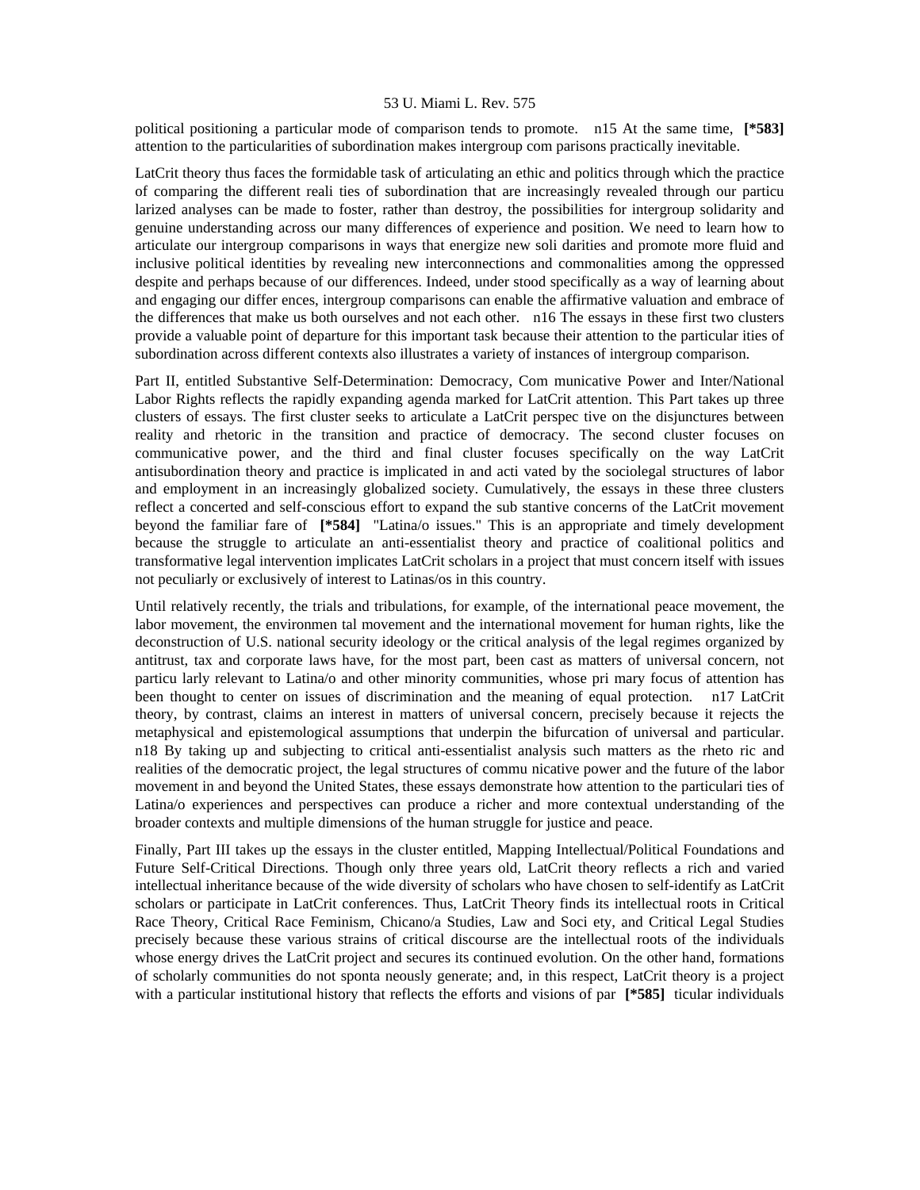political positioning a particular mode of comparison tends to promote. n15 At the same time, **[*583]** attention to the particularities of subordination makes intergroup com parisons practically inevitable.

LatCrit theory thus faces the formidable task of articulating an ethic and politics through which the practice of comparing the different reali ties of subordination that are increasingly revealed through our particu larized analyses can be made to foster, rather than destroy, the possibilities for intergroup solidarity and genuine understanding across our many differences of experience and position. We need to learn how to articulate our intergroup comparisons in ways that energize new soli darities and promote more fluid and inclusive political identities by revealing new interconnections and commonalities among the oppressed despite and perhaps because of our differences. Indeed, under stood specifically as a way of learning about and engaging our differ ences, intergroup comparisons can enable the affirmative valuation and embrace of the differences that make us both ourselves and not each other. n16 The essays in these first two clusters provide a valuable point of departure for this important task because their attention to the particular ities of subordination across different contexts also illustrates a variety of instances of intergroup comparison.

Part II, entitled Substantive Self-Determination: Democracy, Com municative Power and Inter/National Labor Rights reflects the rapidly expanding agenda marked for LatCrit attention. This Part takes up three clusters of essays. The first cluster seeks to articulate a LatCrit perspec tive on the disjunctures between reality and rhetoric in the transition and practice of democracy. The second cluster focuses on communicative power, and the third and final cluster focuses specifically on the way LatCrit antisubordination theory and practice is implicated in and acti vated by the sociolegal structures of labor and employment in an increasingly globalized society. Cumulatively, the essays in these three clusters reflect a concerted and self-conscious effort to expand the sub stantive concerns of the LatCrit movement beyond the familiar fare of **[*584]** "Latina/o issues." This is an appropriate and timely development because the struggle to articulate an anti-essentialist theory and practice of coalitional politics and transformative legal intervention implicates LatCrit scholars in a project that must concern itself with issues not peculiarly or exclusively of interest to Latinas/os in this country.

Until relatively recently, the trials and tribulations, for example, of the international peace movement, the labor movement, the environmen tal movement and the international movement for human rights, like the deconstruction of U.S. national security ideology or the critical analysis of the legal regimes organized by antitrust, tax and corporate laws have, for the most part, been cast as matters of universal concern, not particu larly relevant to Latina/o and other minority communities, whose pri mary focus of attention has been thought to center on issues of discrimination and the meaning of equal protection. n17 LatCrit theory, by contrast, claims an interest in matters of universal concern, precisely because it rejects the metaphysical and epistemological assumptions that underpin the bifurcation of universal and particular. n18 By taking up and subjecting to critical anti-essentialist analysis such matters as the rheto ric and realities of the democratic project, the legal structures of commu nicative power and the future of the labor movement in and beyond the United States, these essays demonstrate how attention to the particulari ties of Latina/o experiences and perspectives can produce a richer and more contextual understanding of the broader contexts and multiple dimensions of the human struggle for justice and peace.

Finally, Part III takes up the essays in the cluster entitled, Mapping Intellectual/Political Foundations and Future Self-Critical Directions. Though only three years old, LatCrit theory reflects a rich and varied intellectual inheritance because of the wide diversity of scholars who have chosen to self-identify as LatCrit scholars or participate in LatCrit conferences. Thus, LatCrit Theory finds its intellectual roots in Critical Race Theory, Critical Race Feminism, Chicano/a Studies, Law and Soci ety, and Critical Legal Studies precisely because these various strains of critical discourse are the intellectual roots of the individuals whose energy drives the LatCrit project and secures its continued evolution. On the other hand, formations of scholarly communities do not sponta neously generate; and, in this respect, LatCrit theory is a project with a particular institutional history that reflects the efforts and visions of par **[*585]** ticular individuals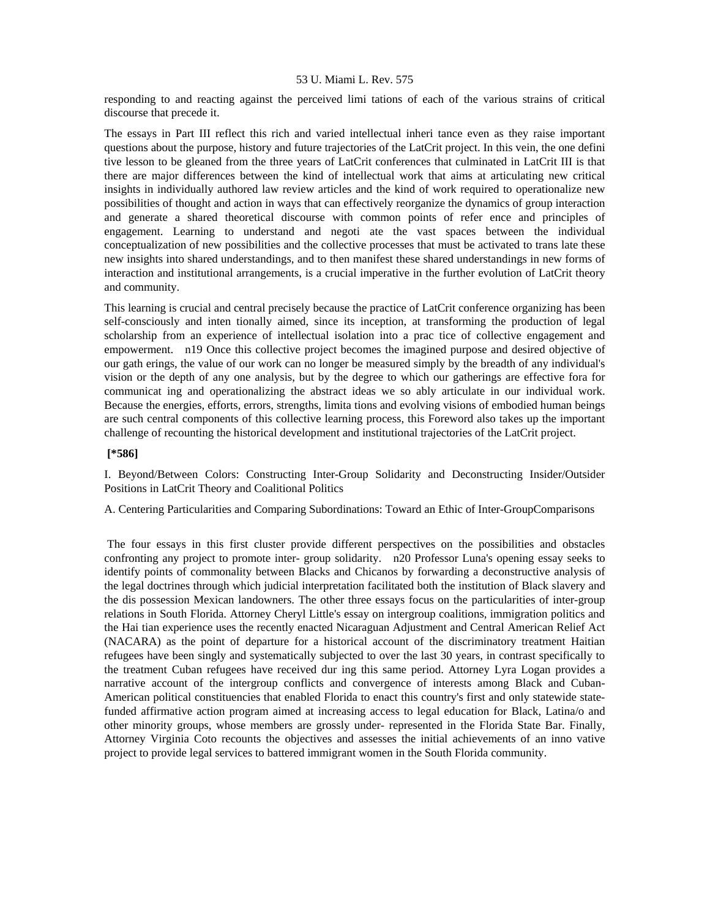responding to and reacting against the perceived limi tations of each of the various strains of critical discourse that precede it.

The essays in Part III reflect this rich and varied intellectual inheri tance even as they raise important questions about the purpose, history and future trajectories of the LatCrit project. In this vein, the one defini tive lesson to be gleaned from the three years of LatCrit conferences that culminated in LatCrit III is that there are major differences between the kind of intellectual work that aims at articulating new critical insights in individually authored law review articles and the kind of work required to operationalize new possibilities of thought and action in ways that can effectively reorganize the dynamics of group interaction and generate a shared theoretical discourse with common points of refer ence and principles of engagement. Learning to understand and negoti ate the vast spaces between the individual conceptualization of new possibilities and the collective processes that must be activated to trans late these new insights into shared understandings, and to then manifest these shared understandings in new forms of interaction and institutional arrangements, is a crucial imperative in the further evolution of LatCrit theory and community.

This learning is crucial and central precisely because the practice of LatCrit conference organizing has been self-consciously and inten tionally aimed, since its inception, at transforming the production of legal scholarship from an experience of intellectual isolation into a prac tice of collective engagement and empowerment. n19 Once this collective project becomes the imagined purpose and desired objective of our gath erings, the value of our work can no longer be measured simply by the breadth of any individual's vision or the depth of any one analysis, but by the degree to which our gatherings are effective fora for communicat ing and operationalizing the abstract ideas we so ably articulate in our individual work. Because the energies, efforts, errors, strengths, limita tions and evolving visions of embodied human beings are such central components of this collective learning process, this Foreword also takes up the important challenge of recounting the historical development and institutional trajectories of the LatCrit project.

**[*586]**

I. Beyond/Between Colors: Constructing Inter-Group Solidarity and Deconstructing Insider/Outsider Positions in LatCrit Theory and Coalitional Politics

A. Centering Particularities and Comparing Subordinations: Toward an Ethic of Inter-GroupComparisons

The four essays in this first cluster provide different perspectives on the possibilities and obstacles confronting any project to promote inter- group solidarity. n20 Professor Luna's opening essay seeks to identify points of commonality between Blacks and Chicanos by forwarding a deconstructive analysis of the legal doctrines through which judicial interpretation facilitated both the institution of Black slavery and the dis possession Mexican landowners. The other three essays focus on the particularities of inter-group relations in South Florida. Attorney Cheryl Little's essay on intergroup coalitions, immigration politics and the Hai tian experience uses the recently enacted Nicaraguan Adjustment and Central American Relief Act (NACARA) as the point of departure for a historical account of the discriminatory treatment Haitian refugees have been singly and systematically subjected to over the last 30 years, in contrast specifically to the treatment Cuban refugees have received dur ing this same period. Attorney Lyra Logan provides a narrative account of the intergroup conflicts and convergence of interests among Black and Cuban-American political constituencies that enabled Florida to enact this country's first and only statewide state-funded affirmative action program aimed at increasing access to legal education for Black, Latina/o and other minority groups, whose members are grossly under- represented in the Florida State Bar. Finally, Attorney Virginia Coto recounts the objectives and assesses the initial achievements of an inno vative project to provide legal services to battered immigrant women in the South Florida community.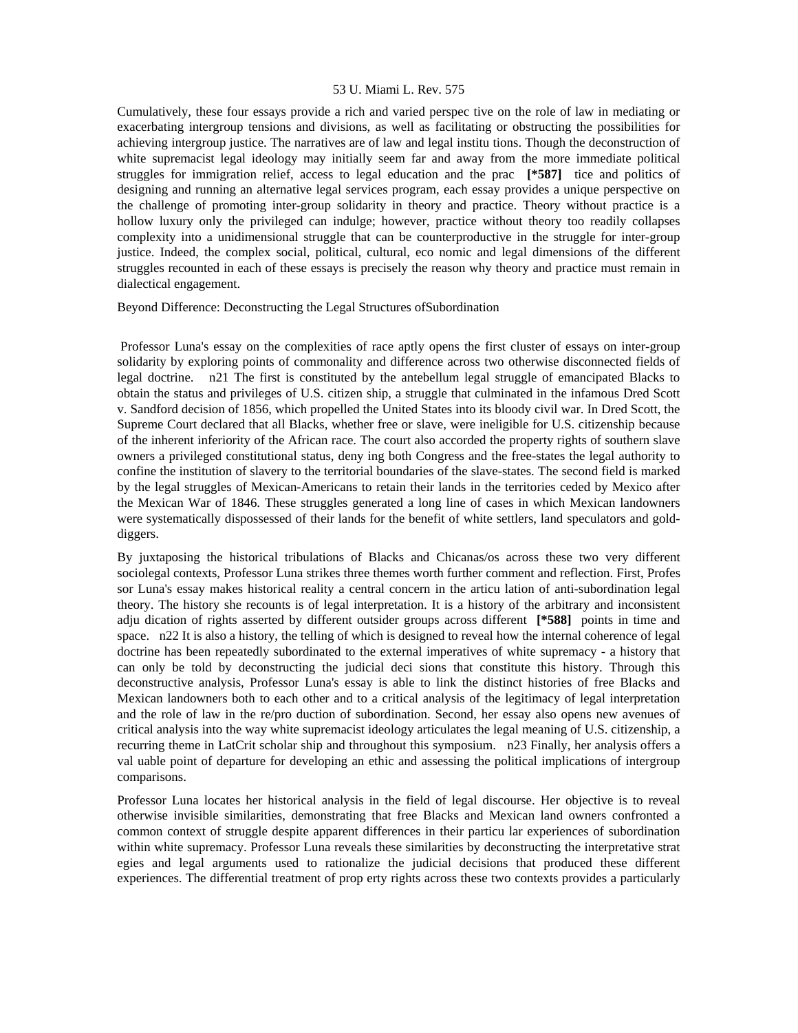Cumulatively, these four essays provide a rich and varied perspec tive on the role of law in mediating or exacerbating intergroup tensions and divisions, as well as facilitating or obstructing the possibilities for achieving intergroup justice. The narratives are of law and legal institu tions. Though the deconstruction of white supremacist legal ideology may initially seem far and away from the more immediate political struggles for immigration relief, access to legal education and the prac **[*587]** tice and politics of designing and running an alternative legal services program, each essay provides a unique perspective on the challenge of promoting inter-group solidarity in theory and practice. Theory without practice is a hollow luxury only the privileged can indulge; however, practice without theory too readily collapses complexity into a unidimensional struggle that can be counterproductive in the struggle for inter-group justice. Indeed, the complex social, political, cultural, eco nomic and legal dimensions of the different struggles recounted in each of these essays is precisely the reason why theory and practice must remain in dialectical engagement.

Beyond Difference: Deconstructing the Legal Structures ofSubordination

Professor Luna's essay on the complexities of race aptly opens the first cluster of essays on inter-group solidarity by exploring points of commonality and difference across two otherwise disconnected fields of legal doctrine. n21 The first is constituted by the antebellum legal struggle of emancipated Blacks to obtain the status and privileges of U.S. citizen ship, a struggle that culminated in the infamous Dred Scott v. Sandford decision of 1856, which propelled the United States into its bloody civil war. In Dred Scott, the Supreme Court declared that all Blacks, whether free or slave, were ineligible for U.S. citizenship because of the inherent inferiority of the African race. The court also accorded the property rights of southern slave owners a privileged constitutional status, deny ing both Congress and the free-states the legal authority to confine the institution of slavery to the territorial boundaries of the slave-states. The second field is marked by the legal struggles of Mexican-Americans to retain their lands in the territories ceded by Mexico after the Mexican War of 1846. These struggles generated a long line of cases in which Mexican landowners were systematically dispossessed of their lands for the benefit of white settlers, land speculators and gold-diggers.

By juxtaposing the historical tribulations of Blacks and Chicanas/os across these two very different sociolegal contexts, Professor Luna strikes three themes worth further comment and reflection. First, Profes sor Luna's essay makes historical reality a central concern in the articu lation of anti-subordination legal theory. The history she recounts is of legal interpretation. It is a history of the arbitrary and inconsistent adju dication of rights asserted by different outsider groups across different **[*588]** points in time and space. n22 It is also a history, the telling of which is designed to reveal how the internal coherence of legal doctrine has been repeatedly subordinated to the external imperatives of white supremacy - a history that can only be told by deconstructing the judicial deci sions that constitute this history. Through this deconstructive analysis, Professor Luna's essay is able to link the distinct histories of free Blacks and Mexican landowners both to each other and to a critical analysis of the legitimacy of legal interpretation and the role of law in the re/pro duction of subordination. Second, her essay also opens new avenues of critical analysis into the way white supremacist ideology articulates the legal meaning of U.S. citizenship, a recurring theme in LatCrit scholar ship and throughout this symposium. n23 Finally, her analysis offers a val uable point of departure for developing an ethic and assessing the political implications of intergroup comparisons.

Professor Luna locates her historical analysis in the field of legal discourse. Her objective is to reveal otherwise invisible similarities, demonstrating that free Blacks and Mexican land owners confronted a common context of struggle despite apparent differences in their particu lar experiences of subordination within white supremacy. Professor Luna reveals these similarities by deconstructing the interpretative strat egies and legal arguments used to rationalize the judicial decisions that produced these different experiences. The differential treatment of prop erty rights across these two contexts provides a particularly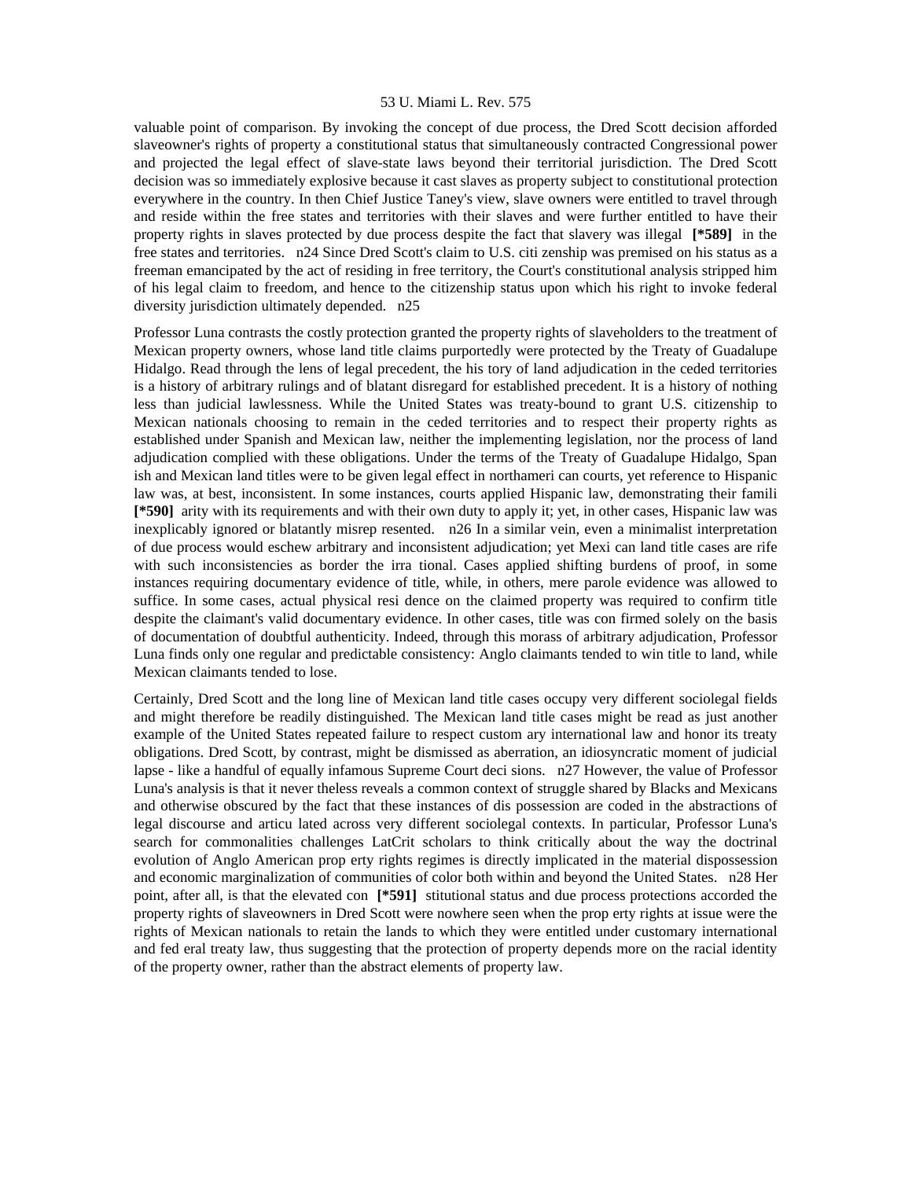valuable point of comparison. By invoking the concept of due process, the Dred Scott decision afforded slaveowner's rights of property a constitutional status that simultaneously contracted Congressional power and projected the legal effect of slave-state laws beyond their territorial jurisdiction. The Dred Scott decision was so immediately explosive because it cast slaves as property subject to constitutional protection everywhere in the country. In then Chief Justice Taney's view, slave owners were entitled to travel through and reside within the free states and territories with their slaves and were further entitled to have their property rights in slaves protected by due process despite the fact that slavery was illegal **[*589]** in the free states and territories. n24 Since Dred Scott's claim to U.S. citi zenship was premised on his status as a freeman emancipated by the act of residing in free territory, the Court's constitutional analysis stripped him of his legal claim to freedom, and hence to the citizenship status upon which his right to invoke federal diversity jurisdiction ultimately depended. n25

Professor Luna contrasts the costly protection granted the property rights of slaveholders to the treatment of Mexican property owners, whose land title claims purportedly were protected by the Treaty of Guadalupe Hidalgo. Read through the lens of legal precedent, the his tory of land adjudication in the ceded territories is a history of arbitrary rulings and of blatant disregard for established precedent. It is a history of nothing less than judicial lawlessness. While the United States was treaty-bound to grant U.S. citizenship to Mexican nationals choosing to remain in the ceded territories and to respect their property rights as established under Spanish and Mexican law, neither the implementing legislation, nor the process of land adjudication complied with these obligations. Under the terms of the Treaty of Guadalupe Hidalgo, Span ish and Mexican land titles were to be given legal effect in northameri can courts, yet reference to Hispanic law was, at best, inconsistent. In some instances, courts applied Hispanic law, demonstrating their famili **[*590]** arity with its requirements and with their own duty to apply it; yet, in other cases, Hispanic law was inexplicably ignored or blatantly misrep resented. n26 In a similar vein, even a minimalist interpretation of due process would eschew arbitrary and inconsistent adjudication; yet Mexi can land title cases are rife with such inconsistencies as border the irra tional. Cases applied shifting burdens of proof, in some instances requiring documentary evidence of title, while, in others, mere parole evidence was allowed to suffice. In some cases, actual physical resi dence on the claimed property was required to confirm title despite the claimant's valid documentary evidence. In other cases, title was con firmed solely on the basis of documentation of doubtful authenticity. Indeed, through this morass of arbitrary adjudication, Professor Luna finds only one regular and predictable consistency: Anglo claimants tended to win title to land, while Mexican claimants tended to lose.

Certainly, Dred Scott and the long line of Mexican land title cases occupy very different sociolegal fields and might therefore be readily distinguished. The Mexican land title cases might be read as just another example of the United States repeated failure to respect custom ary international law and honor its treaty obligations. Dred Scott, by contrast, might be dismissed as aberration, an idiosyncratic moment of judicial lapse - like a handful of equally infamous Supreme Court deci sions. n27 However, the value of Professor Luna's analysis is that it never theless reveals a common context of struggle shared by Blacks and Mexicans and otherwise obscured by the fact that these instances of dis possession are coded in the abstractions of legal discourse and articu lated across very different sociolegal contexts. In particular, Professor Luna's search for commonalities challenges LatCrit scholars to think critically about the way the doctrinal evolution of Anglo American prop erty rights regimes is directly implicated in the material dispossession and economic marginalization of communities of color both within and beyond the United States. n28 Her point, after all, is that the elevated con **[*591]** stitutional status and due process protections accorded the property rights of slaveowners in Dred Scott were nowhere seen when the prop erty rights at issue were the rights of Mexican nationals to retain the lands to which they were entitled under customary international and fed eral treaty law, thus suggesting that the protection of property depends more on the racial identity of the property owner, rather than the abstract elements of property law.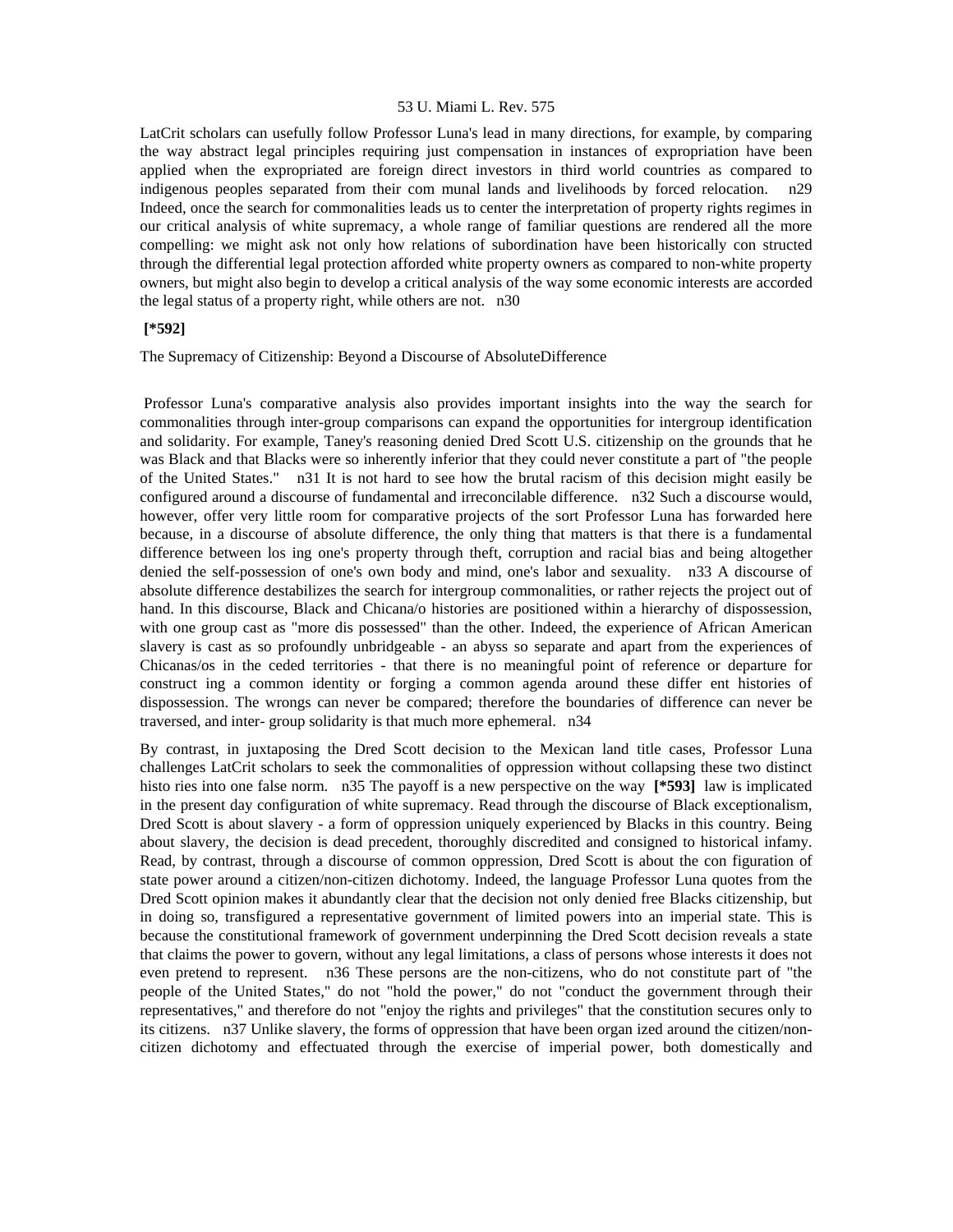LatCrit scholars can usefully follow Professor Luna's lead in many directions, for example, by comparing the way abstract legal principles requiring just compensation in instances of expropriation have been applied when the expropriated are foreign direct investors in third world countries as compared to indigenous peoples separated from their com munal lands and livelihoods by forced relocation. n29 Indeed, once the search for commonalities leads us to center the interpretation of property rights regimes in our critical analysis of white supremacy, a whole range of familiar questions are rendered all the more compelling: we might ask not only how relations of subordination have been historically con structed through the differential legal protection afforded white property owners as compared to non-white property owners, but might also begin to develop a critical analysis of the way some economic interests are accorded the legal status of a property right, while others are not. n30

**[*592]**

The Supremacy of Citizenship: Beyond a Discourse of AbsoluteDifference

Professor Luna's comparative analysis also provides important insights into the way the search for commonalities through inter-group comparisons can expand the opportunities for intergroup identification and solidarity. For example, Taney's reasoning denied Dred Scott U.S. citizenship on the grounds that he was Black and that Blacks were so inherently inferior that they could never constitute a part of "the people of the United States." n31 It is not hard to see how the brutal racism of this decision might easily be configured around a discourse of fundamental and irreconcilable difference. n32 Such a discourse would, however, offer very little room for comparative projects of the sort Professor Luna has forwarded here because, in a discourse of absolute difference, the only thing that matters is that there is a fundamental difference between los ing one's property through theft, corruption and racial bias and being altogether denied the self-possession of one's own body and mind, one's labor and sexuality. n33 A discourse of absolute difference destabilizes the search for intergroup commonalities, or rather rejects the project out of hand. In this discourse, Black and Chicana/o histories are positioned within a hierarchy of dispossession, with one group cast as "more dis possessed" than the other. Indeed, the experience of African American slavery is cast as so profoundly unbridgeable - an abyss so separate and apart from the experiences of Chicanas/os in the ceded territories - that there is no meaningful point of reference or departure for construct ing a common identity or forging a common agenda around these differ ent histories of dispossession. The wrongs can never be compared; therefore the boundaries of difference can never be traversed, and inter- group solidarity is that much more ephemeral. n34

By contrast, in juxtaposing the Dred Scott decision to the Mexican land title cases, Professor Luna challenges LatCrit scholars to seek the commonalities of oppression without collapsing these two distinct histo ries into one false norm. n35 The payoff is a new perspective on the way **[*593]** law is implicated in the present day configuration of white supremacy. Read through the discourse of Black exceptionalism, Dred Scott is about slavery - a form of oppression uniquely experienced by Blacks in this country. Being about slavery, the decision is dead precedent, thoroughly discredited and consigned to historical infamy. Read, by contrast, through a discourse of common oppression, Dred Scott is about the con figuration of state power around a citizen/non-citizen dichotomy. Indeed, the language Professor Luna quotes from the Dred Scott opinion makes it abundantly clear that the decision not only denied free Blacks citizenship, but in doing so, transfigured a representative government of limited powers into an imperial state. This is because the constitutional framework of government underpinning the Dred Scott decision reveals a state that claims the power to govern, without any legal limitations, a class of persons whose interests it does not even pretend to represent. n36 These persons are the non-citizens, who do not constitute part of "the people of the United States," do not "hold the power," do not "conduct the government through their representatives," and therefore do not "enjoy the rights and privileges" that the constitution secures only to its citizens. n37 Unlike slavery, the forms of oppression that have been organ ized around the citizen/non-citizen dichotomy and effectuated through the exercise of imperial power, both domestically and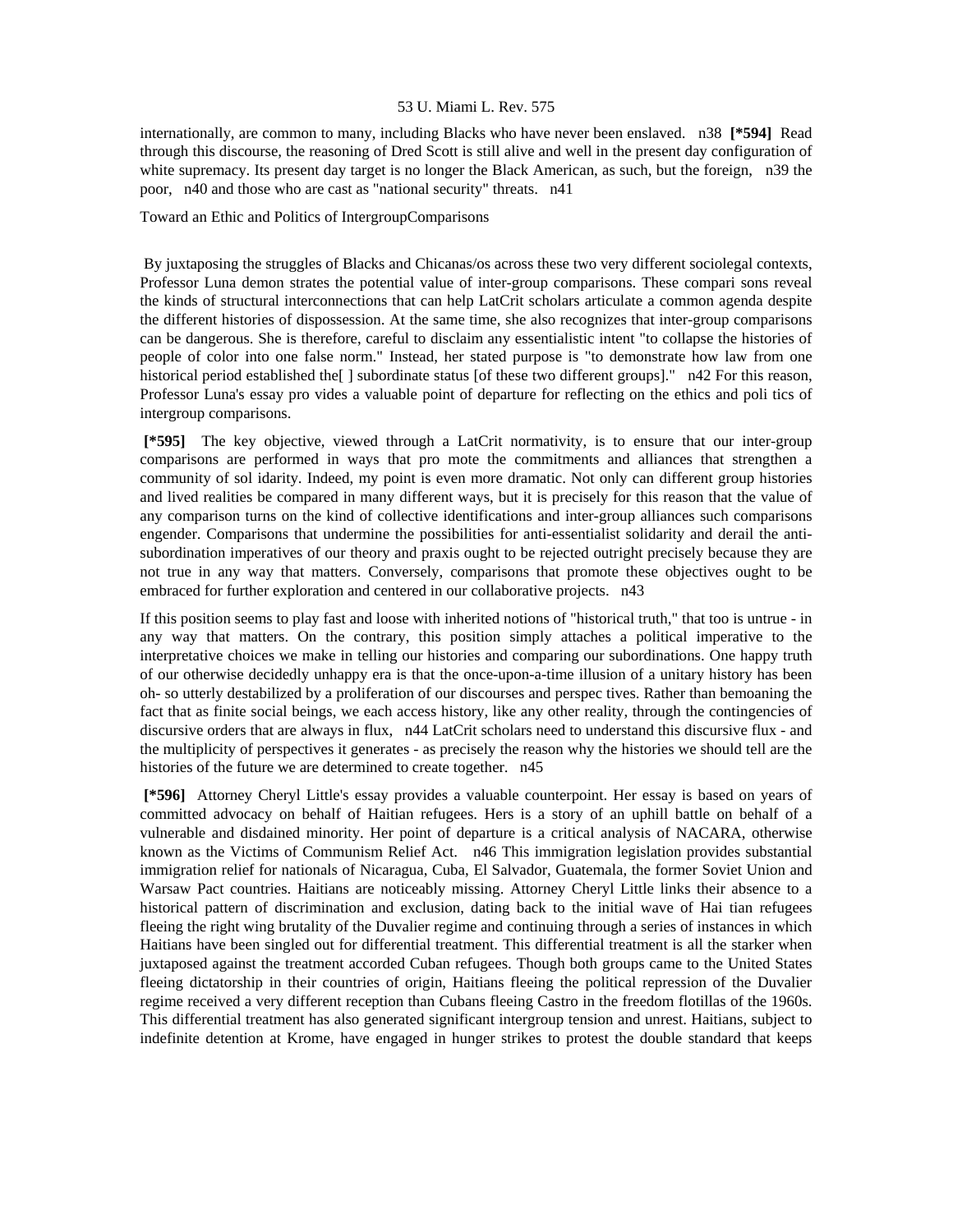internationally, are common to many, including Blacks who have never been enslaved. n38 **[*594]** Read through this discourse, the reasoning of Dred Scott is still alive and well in the present day configuration of white supremacy. Its present day target is no longer the Black American, as such, but the foreign, n39 the poor, n40 and those who are cast as "national security" threats. n41

Toward an Ethic and Politics of IntergroupComparisons

By juxtaposing the struggles of Blacks and Chicanas/os across these two very different sociolegal contexts, Professor Luna demon strates the potential value of inter-group comparisons. These compari sons reveal the kinds of structural interconnections that can help LatCrit scholars articulate a common agenda despite the different histories of dispossession. At the same time, she also recognizes that inter-group comparisons can be dangerous. She is therefore, careful to disclaim any essentialistic intent "to collapse the histories of people of color into one false norm." Instead, her stated purpose is "to demonstrate how law from one historical period established the[ ] subordinate status [of these two different groups]." n42 For this reason, Professor Luna's essay pro vides a valuable point of departure for reflecting on the ethics and poli tics of intergroup comparisons.

**[*595]** The key objective, viewed through a LatCrit normativity, is to ensure that our inter-group comparisons are performed in ways that pro mote the commitments and alliances that strengthen a community of sol idarity. Indeed, my point is even more dramatic. Not only can different group histories and lived realities be compared in many different ways, but it is precisely for this reason that the value of any comparison turns on the kind of collective identifications and inter-group alliances such comparisons engender. Comparisons that undermine the possibilities for anti-essentialist solidarity and derail the anti-subordination imperatives of our theory and praxis ought to be rejected outright precisely because they are not true in any way that matters. Conversely, comparisons that promote these objectives ought to be embraced for further exploration and centered in our collaborative projects. n43

If this position seems to play fast and loose with inherited notions of "historical truth," that too is untrue - in any way that matters. On the contrary, this position simply attaches a political imperative to the interpretative choices we make in telling our histories and comparing our subordinations. One happy truth of our otherwise decidedly unhappy era is that the once-upon-a-time illusion of a unitary history has been oh- so utterly destabilized by a proliferation of our discourses and perspec tives. Rather than bemoaning the fact that as finite social beings, we each access history, like any other reality, through the contingencies of discursive orders that are always in flux, n44 LatCrit scholars need to understand this discursive flux - and the multiplicity of perspectives it generates - as precisely the reason why the histories we should tell are the histories of the future we are determined to create together. n45

**[*596]** Attorney Cheryl Little's essay provides a valuable counterpoint. Her essay is based on years of committed advocacy on behalf of Haitian refugees. Hers is a story of an uphill battle on behalf of a vulnerable and disdained minority. Her point of departure is a critical analysis of NACARA, otherwise known as the Victims of Communism Relief Act. n46 This immigration legislation provides substantial immigration relief for nationals of Nicaragua, Cuba, El Salvador, Guatemala, the former Soviet Union and Warsaw Pact countries. Haitians are noticeably missing. Attorney Cheryl Little links their absence to a historical pattern of discrimination and exclusion, dating back to the initial wave of Hai tian refugees fleeing the right wing brutality of the Duvalier regime and continuing through a series of instances in which Haitians have been singled out for differential treatment. This differential treatment is all the starker when juxtaposed against the treatment accorded Cuban refugees. Though both groups came to the United States fleeing dictatorship in their countries of origin, Haitians fleeing the political repression of the Duvalier regime received a very different reception than Cubans fleeing Castro in the freedom flotillas of the 1960s. This differential treatment has also generated significant intergroup tension and unrest. Haitians, subject to indefinite detention at Krome, have engaged in hunger strikes to protest the double standard that keeps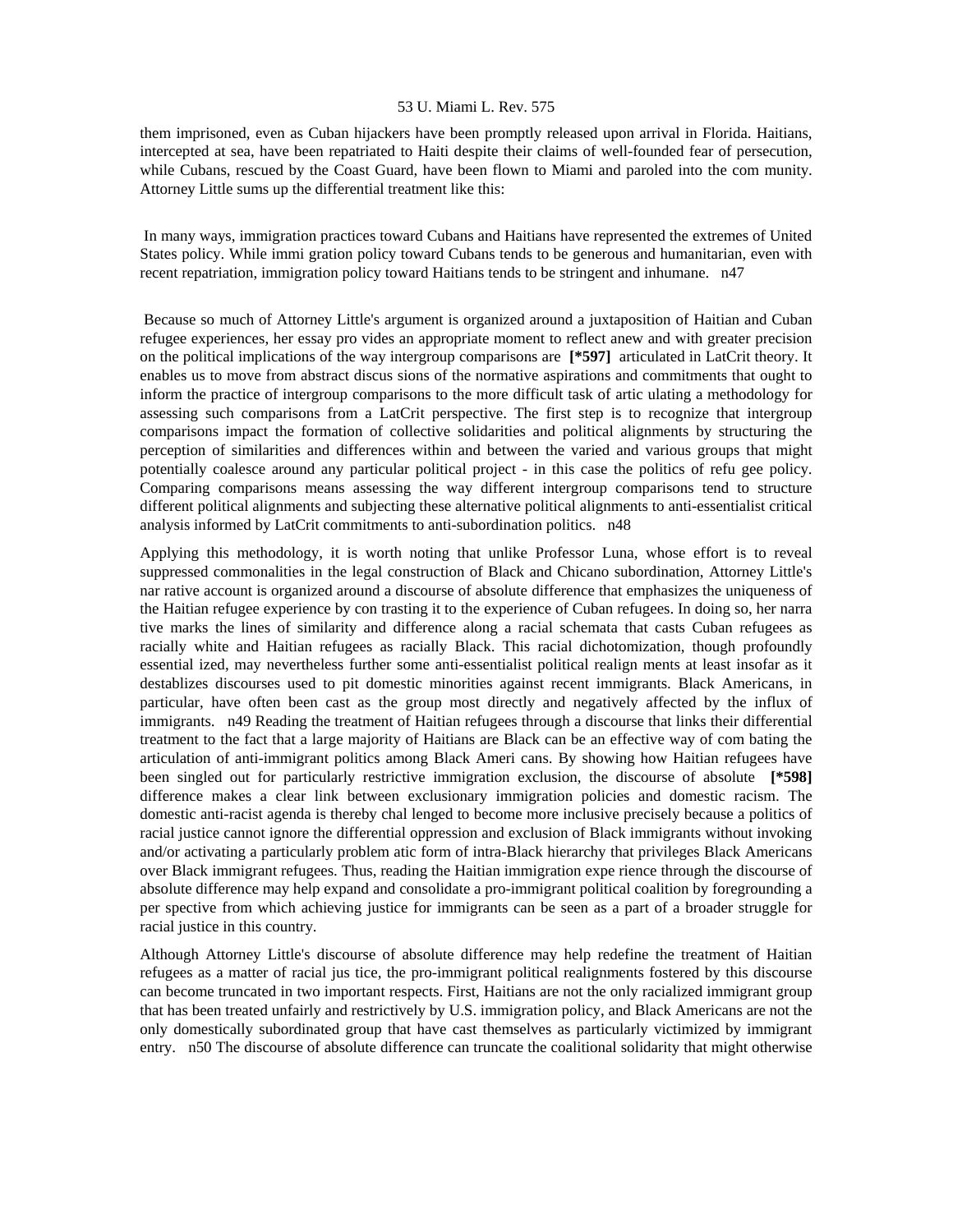them imprisoned, even as Cuban hijackers have been promptly released upon arrival in Florida. Haitians, intercepted at sea, have been repatriated to Haiti despite their claims of well-founded fear of persecution, while Cubans, rescued by the Coast Guard, have been flown to Miami and paroled into the com munity. Attorney Little sums up the differential treatment like this:

> In many ways, immigration practices toward Cubans and Haitians have represented the extremes of United States policy. While immi gration policy toward Cubans tends to be generous and humanitarian, even with recent repatriation, immigration policy toward Haitians tends to be stringent and inhumane. n47

Because so much of Attorney Little's argument is organized around a juxtaposition of Haitian and Cuban refugee experiences, her essay pro vides an appropriate moment to reflect anew and with greater precision on the political implications of the way intergroup comparisons are **[*597]** articulated in LatCrit theory. It enables us to move from abstract discus sions of the normative aspirations and commitments that ought to inform the practice of intergroup comparisons to the more difficult task of artic ulating a methodology for assessing such comparisons from a LatCrit perspective. The first step is to recognize that intergroup comparisons impact the formation of collective solidarities and political alignments by structuring the perception of similarities and differences within and between the varied and various groups that might potentially coalesce around any particular political project - in this case the politics of refu gee policy. Comparing comparisons means assessing the way different intergroup comparisons tend to structure different political alignments and subjecting these alternative political alignments to anti-essentialist critical analysis informed by LatCrit commitments to anti-subordination politics. n48

Applying this methodology, it is worth noting that unlike Professor Luna, whose effort is to reveal suppressed commonalities in the legal construction of Black and Chicano subordination, Attorney Little's nar rative account is organized around a discourse of absolute difference that emphasizes the uniqueness of the Haitian refugee experience by con trasting it to the experience of Cuban refugees. In doing so, her narra tive marks the lines of similarity and difference along a racial schemata that casts Cuban refugees as racially white and Haitian refugees as racially Black. This racial dichotomization, though profoundly essential ized, may nevertheless further some anti-essentialist political realign ments at least insofar as it destablizes discourses used to pit domestic minorities against recent immigrants. Black Americans, in particular, have often been cast as the group most directly and negatively affected by the influx of immigrants. n49 Reading the treatment of Haitian refugees through a discourse that links their differential treatment to the fact that a large majority of Haitians are Black can be an effective way of com bating the articulation of anti-immigrant politics among Black Ameri cans. By showing how Haitian refugees have been singled out for particularly restrictive immigration exclusion, the discourse of absolute **[*598]** difference makes a clear link between exclusionary immigration policies and domestic racism. The domestic anti-racist agenda is thereby chal lenged to become more inclusive precisely because a politics of racial justice cannot ignore the differential oppression and exclusion of Black immigrants without invoking and/or activating a particularly problem atic form of intra-Black hierarchy that privileges Black Americans over Black immigrant refugees. Thus, reading the Haitian immigration expe rience through the discourse of absolute difference may help expand and consolidate a pro-immigrant political coalition by foregrounding a per spective from which achieving justice for immigrants can be seen as a part of a broader struggle for racial justice in this country.

Although Attorney Little's discourse of absolute difference may help redefine the treatment of Haitian refugees as a matter of racial jus tice, the pro-immigrant political realignments fostered by this discourse can become truncated in two important respects. First, Haitians are not the only racialized immigrant group that has been treated unfairly and restrictively by U.S. immigration policy, and Black Americans are not the only domestically subordinated group that have cast themselves as particularly victimized by immigrant entry. n50 The discourse of absolute difference can truncate the coalitional solidarity that might otherwise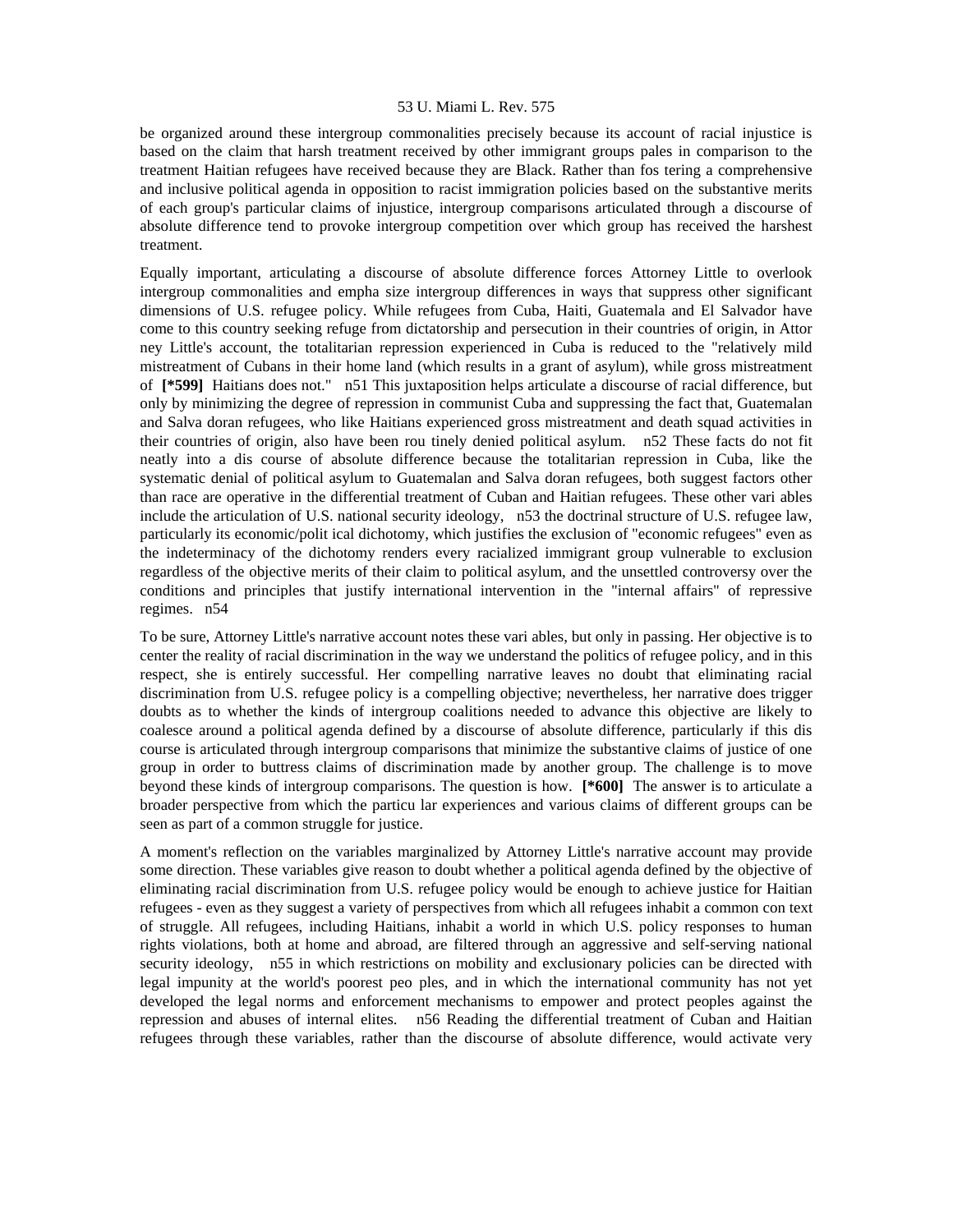be organized around these intergroup commonalities precisely because its account of racial injustice is based on the claim that harsh treatment received by other immigrant groups pales in comparison to the treatment Haitian refugees have received because they are Black. Rather than fos tering a comprehensive and inclusive political agenda in opposition to racist immigration policies based on the substantive merits of each group's particular claims of injustice, intergroup comparisons articulated through a discourse of absolute difference tend to provoke intergroup competition over which group has received the harshest treatment.

Equally important, articulating a discourse of absolute difference forces Attorney Little to overlook intergroup commonalities and empha size intergroup differences in ways that suppress other significant dimensions of U.S. refugee policy. While refugees from Cuba, Haiti, Guatemala and El Salvador have come to this country seeking refuge from dictatorship and persecution in their countries of origin, in Attor ney Little's account, the totalitarian repression experienced in Cuba is reduced to the "relatively mild mistreatment of Cubans in their home land (which results in a grant of asylum), while gross mistreatment of **[*599]** Haitians does not." n51 This juxtaposition helps articulate a discourse of racial difference, but only by minimizing the degree of repression in communist Cuba and suppressing the fact that, Guatemalan and Salva doran refugees, who like Haitians experienced gross mistreatment and death squad activities in their countries of origin, also have been rou tinely denied political asylum. n52 These facts do not fit neatly into a dis course of absolute difference because the totalitarian repression in Cuba, like the systematic denial of political asylum to Guatemalan and Salva doran refugees, both suggest factors other than race are operative in the differential treatment of Cuban and Haitian refugees. These other vari ables include the articulation of U.S. national security ideology, n53 the doctrinal structure of U.S. refugee law, particularly its economic/polit ical dichotomy, which justifies the exclusion of "economic refugees" even as the indeterminacy of the dichotomy renders every racialized immigrant group vulnerable to exclusion regardless of the objective merits of their claim to political asylum, and the unsettled controversy over the conditions and principles that justify international intervention in the "internal affairs" of repressive regimes. n54

To be sure, Attorney Little's narrative account notes these vari ables, but only in passing. Her objective is to center the reality of racial discrimination in the way we understand the politics of refugee policy, and in this respect, she is entirely successful. Her compelling narrative leaves no doubt that eliminating racial discrimination from U.S. refugee policy is a compelling objective; nevertheless, her narrative does trigger doubts as to whether the kinds of intergroup coalitions needed to advance this objective are likely to coalesce around a political agenda defined by a discourse of absolute difference, particularly if this dis course is articulated through intergroup comparisons that minimize the substantive claims of justice of one group in order to buttress claims of discrimination made by another group. The challenge is to move beyond these kinds of intergroup comparisons. The question is how. **[*600]** The answer is to articulate a broader perspective from which the particu lar experiences and various claims of different groups can be seen as part of a common struggle for justice.

A moment's reflection on the variables marginalized by Attorney Little's narrative account may provide some direction. These variables give reason to doubt whether a political agenda defined by the objective of eliminating racial discrimination from U.S. refugee policy would be enough to achieve justice for Haitian refugees - even as they suggest a variety of perspectives from which all refugees inhabit a common con text of struggle. All refugees, including Haitians, inhabit a world in which U.S. policy responses to human rights violations, both at home and abroad, are filtered through an aggressive and self-serving national security ideology, n55 in which restrictions on mobility and exclusionary policies can be directed with legal impunity at the world's poorest peo ples, and in which the international community has not yet developed the legal norms and enforcement mechanisms to empower and protect peoples against the repression and abuses of internal elites. n56 Reading the differential treatment of Cuban and Haitian refugees through these variables, rather than the discourse of absolute difference, would activate very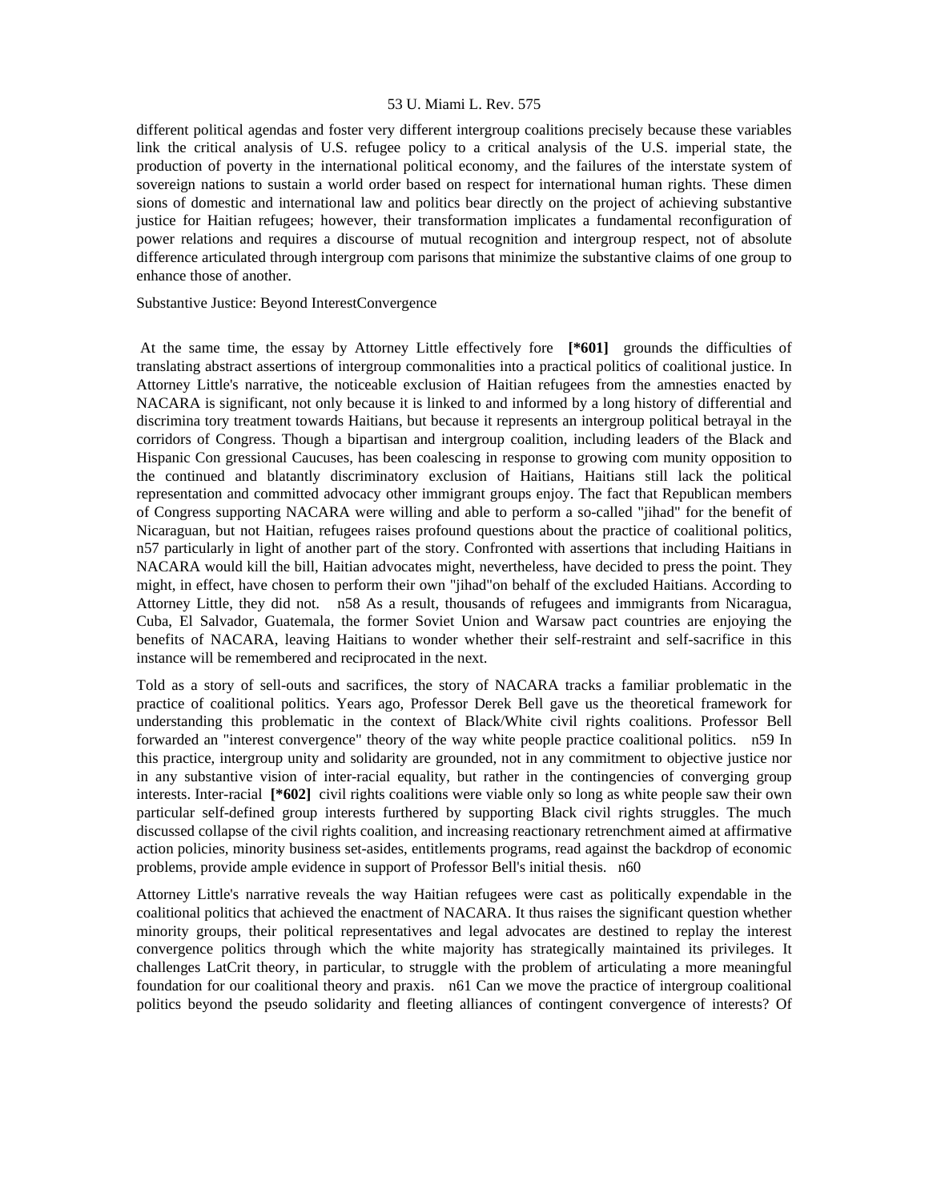different political agendas and foster very different intergroup coalitions precisely because these variables link the critical analysis of U.S. refugee policy to a critical analysis of the U.S. imperial state, the production of poverty in the international political economy, and the failures of the interstate system of sovereign nations to sustain a world order based on respect for international human rights. These dimensions of domestic and international law and politics bear directly on the project of achieving substantive justice for Haitian refugees; however, their transformation implicates a fundamental reconfiguration of power relations and requires a discourse of mutual recognition and intergroup respect, not of absolute difference articulated through intergroup comparisons that minimize the substantive claims of one group to enhance those of another.

Substantive Justice: Beyond InterestConvergence

At the same time, the essay by Attorney Little effectively fore **[*601]** grounds the difficulties of translating abstract assertions of intergroup commonalities into a practical politics of coalitional justice. In Attorney Little's narrative, the noticeable exclusion of Haitian refugees from the amnesties enacted by NACARA is significant, not only because it is linked to and informed by a long history of differential and discriminatory treatment towards Haitians, but because it represents an intergroup political betrayal in the corridors of Congress. Though a bipartisan and intergroup coalition, including leaders of the Black and Hispanic Congressional Caucuses, has been coalescing in response to growing community opposition to the continued and blatantly discriminatory exclusion of Haitians, Haitians still lack the political representation and committed advocacy other immigrant groups enjoy. The fact that Republican members of Congress supporting NACARA were willing and able to perform a so-called "jihad" for the benefit of Nicaraguan, but not Haitian, refugees raises profound questions about the practice of coalitional politics, n57 particularly in light of another part of the story. Confronted with assertions that including Haitians in NACARA would kill the bill, Haitian advocates might, nevertheless, have decided to press the point. They might, in effect, have chosen to perform their own "jihad"on behalf of the excluded Haitians. According to Attorney Little, they did not. n58 As a result, thousands of refugees and immigrants from Nicaragua, Cuba, El Salvador, Guatemala, the former Soviet Union and Warsaw pact countries are enjoying the benefits of NACARA, leaving Haitians to wonder whether their self-restraint and self-sacrifice in this instance will be remembered and reciprocated in the next.

Told as a story of sell-outs and sacrifices, the story of NACARA tracks a familiar problematic in the practice of coalitional politics. Years ago, Professor Derek Bell gave us the theoretical framework for understanding this problematic in the context of Black/White civil rights coalitions. Professor Bell forwarded an "interest convergence" theory of the way white people practice coalitional politics. n59 In this practice, intergroup unity and solidarity are grounded, not in any commitment to objective justice nor in any substantive vision of inter-racial equality, but rather in the contingencies of converging group interests. Inter-racial **[*602]** civil rights coalitions were viable only so long as white people saw their own particular self-defined group interests furthered by supporting Black civil rights struggles. The much discussed collapse of the civil rights coalition, and increasing reactionary retrenchment aimed at affirmative action policies, minority business set-asides, entitlements programs, read against the backdrop of economic problems, provide ample evidence in support of Professor Bell's initial thesis. n60

Attorney Little's narrative reveals the way Haitian refugees were cast as politically expendable in the coalitional politics that achieved the enactment of NACARA. It thus raises the significant question whether minority groups, their political representatives and legal advocates are destined to replay the interest convergence politics through which the white majority has strategically maintained its privileges. It challenges LatCrit theory, in particular, to struggle with the problem of articulating a more meaningful foundation for our coalitional theory and praxis. n61 Can we move the practice of intergroup coalitional politics beyond the pseudo solidarity and fleeting alliances of contingent convergence of interests? Of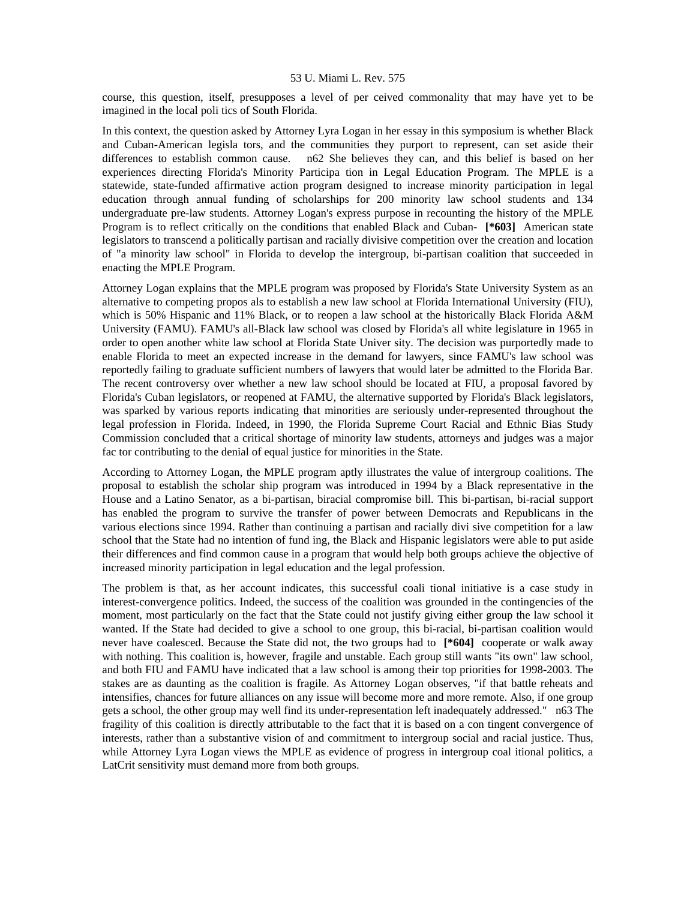course, this question, itself, presupposes a level of per ceived commonality that may have yet to be imagined in the local poli tics of South Florida.

In this context, the question asked by Attorney Lyra Logan in her essay in this symposium is whether Black and Cuban-American legisla tors, and the communities they purport to represent, can set aside their differences to establish common cause. n62 She believes they can, and this belief is based on her experiences directing Florida's Minority Participa tion in Legal Education Program. The MPLE is a statewide, state-funded affirmative action program designed to increase minority participation in legal education through annual funding of scholarships for 200 minority law school students and 134 undergraduate pre-law students. Attorney Logan's express purpose in recounting the history of the MPLE Program is to reflect critically on the conditions that enabled Black and Cuban- **[*603]** American state legislators to transcend a politically partisan and racially divisive competition over the creation and location of "a minority law school" in Florida to develop the intergroup, bi-partisan coalition that succeeded in enacting the MPLE Program.

Attorney Logan explains that the MPLE program was proposed by Florida's State University System as an alternative to competing propos als to establish a new law school at Florida International University (FIU), which is 50% Hispanic and 11% Black, or to reopen a law school at the historically Black Florida A&M University (FAMU). FAMU's all-Black law school was closed by Florida's all white legislature in 1965 in order to open another white law school at Florida State Univer sity. The decision was purportedly made to enable Florida to meet an expected increase in the demand for lawyers, since FAMU's law school was reportedly failing to graduate sufficient numbers of lawyers that would later be admitted to the Florida Bar. The recent controversy over whether a new law school should be located at FIU, a proposal favored by Florida's Cuban legislators, or reopened at FAMU, the alternative supported by Florida's Black legislators, was sparked by various reports indicating that minorities are seriously under-represented throughout the legal profession in Florida. Indeed, in 1990, the Florida Supreme Court Racial and Ethnic Bias Study Commission concluded that a critical shortage of minority law students, attorneys and judges was a major fac tor contributing to the denial of equal justice for minorities in the State.

According to Attorney Logan, the MPLE program aptly illustrates the value of intergroup coalitions. The proposal to establish the scholar ship program was introduced in 1994 by a Black representative in the House and a Latino Senator, as a bi-partisan, biracial compromise bill. This bi-partisan, bi-racial support has enabled the program to survive the transfer of power between Democrats and Republicans in the various elections since 1994. Rather than continuing a partisan and racially divi sive competition for a law school that the State had no intention of fund ing, the Black and Hispanic legislators were able to put aside their differences and find common cause in a program that would help both groups achieve the objective of increased minority participation in legal education and the legal profession.

The problem is that, as her account indicates, this successful coali tional initiative is a case study in interest-convergence politics. Indeed, the success of the coalition was grounded in the contingencies of the moment, most particularly on the fact that the State could not justify giving either group the law school it wanted. If the State had decided to give a school to one group, this bi-racial, bi-partisan coalition would never have coalesced. Because the State did not, the two groups had to **[*604]** cooperate or walk away with nothing. This coalition is, however, fragile and unstable. Each group still wants "its own" law school, and both FIU and FAMU have indicated that a law school is among their top priorities for 1998-2003. The stakes are as daunting as the coalition is fragile. As Attorney Logan observes, "if that battle reheats and intensifies, chances for future alliances on any issue will become more and more remote. Also, if one group gets a school, the other group may well find its under-representation left inadequately addressed." n63 The fragility of this coalition is directly attributable to the fact that it is based on a con tingent convergence of interests, rather than a substantive vision of and commitment to intergroup social and racial justice. Thus, while Attorney Lyra Logan views the MPLE as evidence of progress in intergroup coal itional politics, a LatCrit sensitivity must demand more from both groups.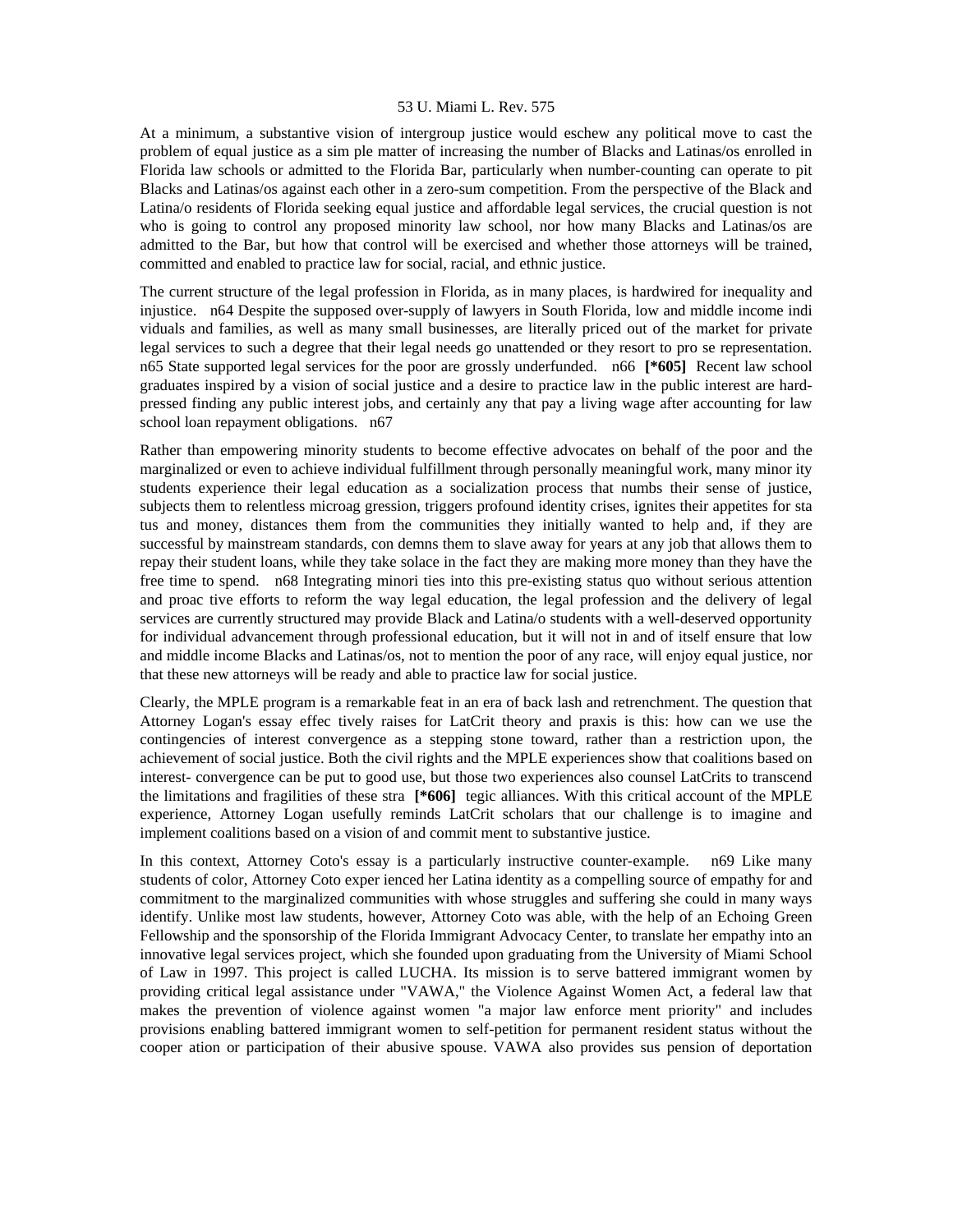At a minimum, a substantive vision of intergroup justice would eschew any political move to cast the problem of equal justice as a sim ple matter of increasing the number of Blacks and Latinas/os enrolled in Florida law schools or admitted to the Florida Bar, particularly when number-counting can operate to pit Blacks and Latinas/os against each other in a zero-sum competition. From the perspective of the Black and Latina/o residents of Florida seeking equal justice and affordable legal services, the crucial question is not who is going to control any proposed minority law school, nor how many Blacks and Latinas/os are admitted to the Bar, but how that control will be exercised and whether those attorneys will be trained, committed and enabled to practice law for social, racial, and ethnic justice.

The current structure of the legal profession in Florida, as in many places, is hardwired for inequality and injustice. n64 Despite the supposed over-supply of lawyers in South Florida, low and middle income indi viduals and families, as well as many small businesses, are literally priced out of the market for private legal services to such a degree that their legal needs go unattended or they resort to pro se representation. n65 State supported legal services for the poor are grossly underfunded. n66 **[*605]** Recent law school graduates inspired by a vision of social justice and a desire to practice law in the public interest are hard-pressed finding any public interest jobs, and certainly any that pay a living wage after accounting for law school loan repayment obligations. n67

Rather than empowering minority students to become effective advocates on behalf of the poor and the marginalized or even to achieve individual fulfillment through personally meaningful work, many minor ity students experience their legal education as a socialization process that numbs their sense of justice, subjects them to relentless microag gression, triggers profound identity crises, ignites their appetites for sta tus and money, distances them from the communities they initially wanted to help and, if they are successful by mainstream standards, con demns them to slave away for years at any job that allows them to repay their student loans, while they take solace in the fact they are making more money than they have the free time to spend. n68 Integrating minori ties into this pre-existing status quo without serious attention and proac tive efforts to reform the way legal education, the legal profession and the delivery of legal services are currently structured may provide Black and Latina/o students with a well-deserved opportunity for individual advancement through professional education, but it will not in and of itself ensure that low and middle income Blacks and Latinas/os, not to mention the poor of any race, will enjoy equal justice, nor that these new attorneys will be ready and able to practice law for social justice.

Clearly, the MPLE program is a remarkable feat in an era of back lash and retrenchment. The question that Attorney Logan's essay effec tively raises for LatCrit theory and praxis is this: how can we use the contingencies of interest convergence as a stepping stone toward, rather than a restriction upon, the achievement of social justice. Both the civil rights and the MPLE experiences show that coalitions based on interest- convergence can be put to good use, but those two experiences also counsel LatCrits to transcend the limitations and fragilities of these stra **[*606]** tegic alliances. With this critical account of the MPLE experience, Attorney Logan usefully reminds LatCrit scholars that our challenge is to imagine and implement coalitions based on a vision of and commit ment to substantive justice.

In this context, Attorney Coto's essay is a particularly instructive counter-example. n69 Like many students of color, Attorney Coto exper ienced her Latina identity as a compelling source of empathy for and commitment to the marginalized communities with whose struggles and suffering she could in many ways identify. Unlike most law students, however, Attorney Coto was able, with the help of an Echoing Green Fellowship and the sponsorship of the Florida Immigrant Advocacy Center, to translate her empathy into an innovative legal services project, which she founded upon graduating from the University of Miami School of Law in 1997. This project is called LUCHA. Its mission is to serve battered immigrant women by providing critical legal assistance under "VAWA," the Violence Against Women Act, a federal law that makes the prevention of violence against women "a major law enforce ment priority" and includes provisions enabling battered immigrant women to self-petition for permanent resident status without the cooper ation or participation of their abusive spouse. VAWA also provides sus pension of deportation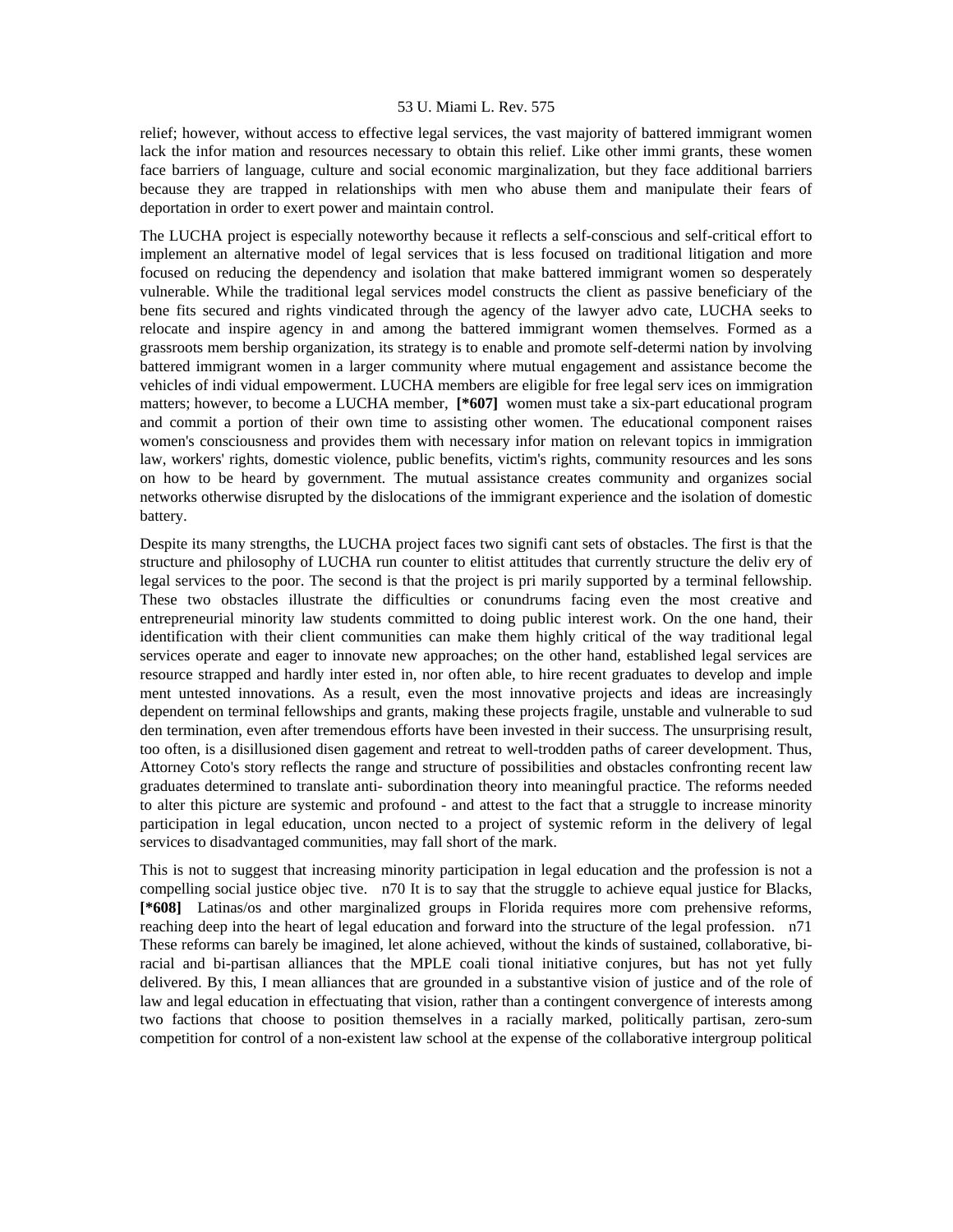relief; however, without access to effective legal services, the vast majority of battered immigrant women lack the infor mation and resources necessary to obtain this relief. Like other immi grants, these women face barriers of language, culture and social economic marginalization, but they face additional barriers because they are trapped in relationships with men who abuse them and manipulate their fears of deportation in order to exert power and maintain control.

The LUCHA project is especially noteworthy because it reflects a self-conscious and self-critical effort to implement an alternative model of legal services that is less focused on traditional litigation and more focused on reducing the dependency and isolation that make battered immigrant women so desperately vulnerable. While the traditional legal services model constructs the client as passive beneficiary of the bene fits secured and rights vindicated through the agency of the lawyer advo cate, LUCHA seeks to relocate and inspire agency in and among the battered immigrant women themselves. Formed as a grassroots mem bership organization, its strategy is to enable and promote self-determi nation by involving battered immigrant women in a larger community where mutual engagement and assistance become the vehicles of indi vidual empowerment. LUCHA members are eligible for free legal serv ices on immigration matters; however, to become a LUCHA member, **[*607]** women must take a six-part educational program and commit a portion of their own time to assisting other women. The educational component raises women's consciousness and provides them with necessary infor mation on relevant topics in immigration law, workers' rights, domestic violence, public benefits, victim's rights, community resources and les sons on how to be heard by government. The mutual assistance creates community and organizes social networks otherwise disrupted by the dislocations of the immigrant experience and the isolation of domestic battery.

Despite its many strengths, the LUCHA project faces two signifi cant sets of obstacles. The first is that the structure and philosophy of LUCHA run counter to elitist attitudes that currently structure the deliv ery of legal services to the poor. The second is that the project is pri marily supported by a terminal fellowship. These two obstacles illustrate the difficulties or conundrums facing even the most creative and entrepreneurial minority law students committed to doing public interest work. On the one hand, their identification with their client communities can make them highly critical of the way traditional legal services operate and eager to innovate new approaches; on the other hand, established legal services are resource strapped and hardly inter ested in, nor often able, to hire recent graduates to develop and imple ment untested innovations. As a result, even the most innovative projects and ideas are increasingly dependent on terminal fellowships and grants, making these projects fragile, unstable and vulnerable to sud den termination, even after tremendous efforts have been invested in their success. The unsurprising result, too often, is a disillusioned disen gagement and retreat to well-trodden paths of career development. Thus, Attorney Coto's story reflects the range and structure of possibilities and obstacles confronting recent law graduates determined to translate anti- subordination theory into meaningful practice. The reforms needed to alter this picture are systemic and profound - and attest to the fact that a struggle to increase minority participation in legal education, uncon nected to a project of systemic reform in the delivery of legal services to disadvantaged communities, may fall short of the mark.

This is not to suggest that increasing minority participation in legal education and the profession is not a compelling social justice objec tive. n70 It is to say that the struggle to achieve equal justice for Blacks, **[*608]** Latinas/os and other marginalized groups in Florida requires more com prehensive reforms, reaching deep into the heart of legal education and forward into the structure of the legal profession. n71 These reforms can barely be imagined, let alone achieved, without the kinds of sustained, collaborative, bi-racial and bi-partisan alliances that the MPLE coali tional initiative conjures, but has not yet fully delivered. By this, I mean alliances that are grounded in a substantive vision of justice and of the role of law and legal education in effectuating that vision, rather than a contingent convergence of interests among two factions that choose to position themselves in a racially marked, politically partisan, zero-sum competition for control of a non-existent law school at the expense of the collaborative intergroup political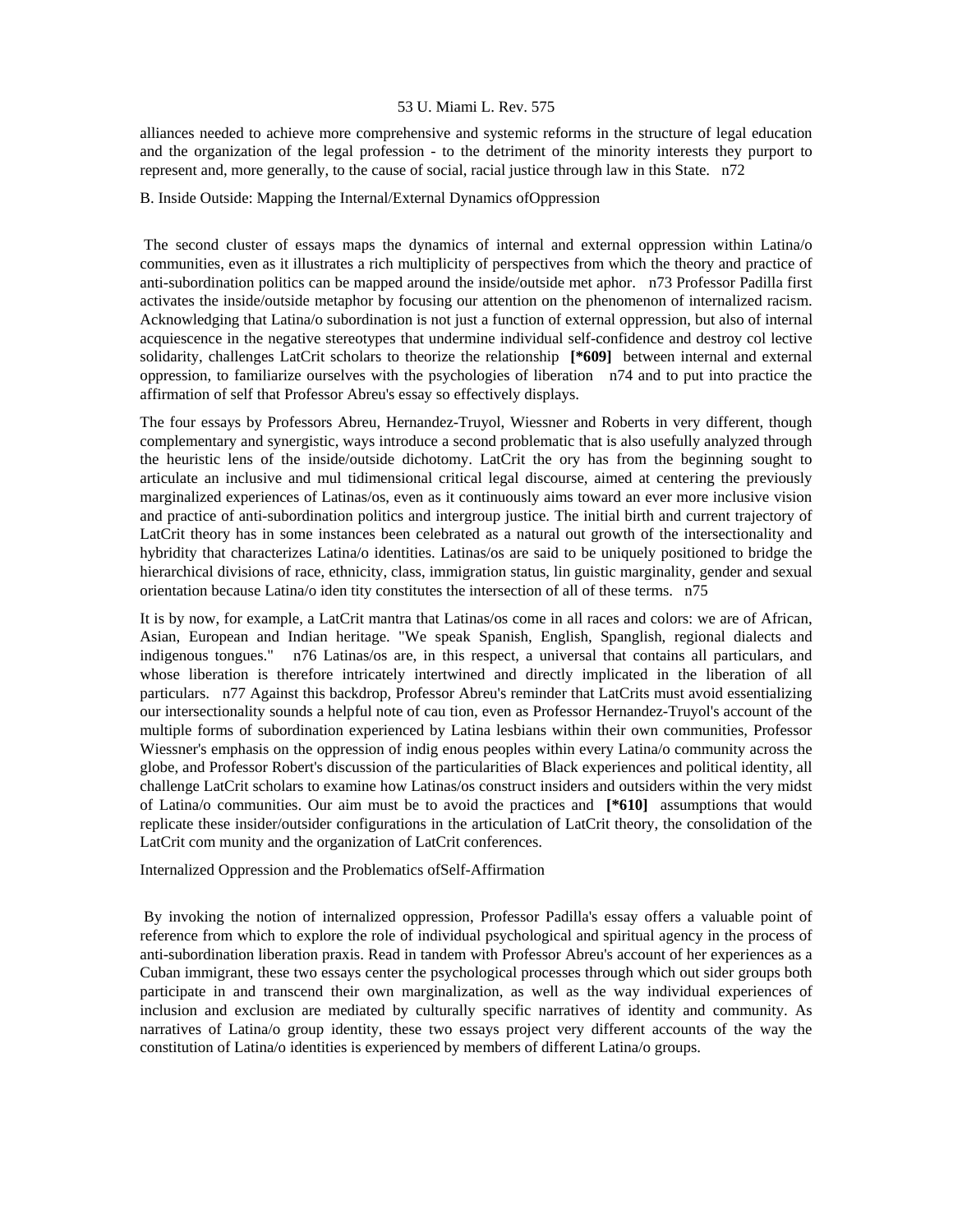alliances needed to achieve more comprehensive and systemic reforms in the structure of legal education and the organization of the legal profession - to the detriment of the minority interests they purport to represent and, more generally, to the cause of social, racial justice through law in this State. n72

B. Inside Outside: Mapping the Internal/External Dynamics ofOppression

The second cluster of essays maps the dynamics of internal and external oppression within Latina/o communities, even as it illustrates a rich multiplicity of perspectives from which the theory and practice of anti-subordination politics can be mapped around the inside/outside met aphor. n73 Professor Padilla first activates the inside/outside metaphor by focusing our attention on the phenomenon of internalized racism. Acknowledging that Latina/o subordination is not just a function of external oppression, but also of internal acquiescence in the negative stereotypes that undermine individual self-confidence and destroy col lective solidarity, challenges LatCrit scholars to theorize the relationship **[*609]** between internal and external oppression, to familiarize ourselves with the psychologies of liberation n74 and to put into practice the affirmation of self that Professor Abreu's essay so effectively displays.

The four essays by Professors Abreu, Hernandez-Truyol, Wiessner and Roberts in very different, though complementary and synergistic, ways introduce a second problematic that is also usefully analyzed through the heuristic lens of the inside/outside dichotomy. LatCrit the ory has from the beginning sought to articulate an inclusive and mul tidimensional critical legal discourse, aimed at centering the previously marginalized experiences of Latinas/os, even as it continuously aims toward an ever more inclusive vision and practice of anti-subordination politics and intergroup justice. The initial birth and current trajectory of LatCrit theory has in some instances been celebrated as a natural out growth of the intersectionality and hybridity that characterizes Latina/o identities. Latinas/os are said to be uniquely positioned to bridge the hierarchical divisions of race, ethnicity, class, immigration status, lin guistic marginality, gender and sexual orientation because Latina/o iden tity constitutes the intersection of all of these terms. n75

It is by now, for example, a LatCrit mantra that Latinas/os come in all races and colors: we are of African, Asian, European and Indian heritage. "We speak Spanish, English, Spanglish, regional dialects and indigenous tongues." n76 Latinas/os are, in this respect, a universal that contains all particulars, and whose liberation is therefore intricately intertwined and directly implicated in the liberation of all particulars. n77 Against this backdrop, Professor Abreu's reminder that LatCrits must avoid essentializing our intersectionality sounds a helpful note of cau tion, even as Professor Hernandez-Truyol's account of the multiple forms of subordination experienced by Latina lesbians within their own communities, Professor Wiessner's emphasis on the oppression of indig enous peoples within every Latina/o community across the globe, and Professor Robert's discussion of the particularities of Black experiences and political identity, all challenge LatCrit scholars to examine how Latinas/os construct insiders and outsiders within the very midst of Latina/o communities. Our aim must be to avoid the practices and **[*610]** assumptions that would replicate these insider/outsider configurations in the articulation of LatCrit theory, the consolidation of the LatCrit com munity and the organization of LatCrit conferences.

Internalized Oppression and the Problematics ofSelf-Affirmation

By invoking the notion of internalized oppression, Professor Padilla's essay offers a valuable point of reference from which to explore the role of individual psychological and spiritual agency in the process of anti-subordination liberation praxis. Read in tandem with Professor Abreu's account of her experiences as a Cuban immigrant, these two essays center the psychological processes through which out sider groups both participate in and transcend their own marginalization, as well as the way individual experiences of inclusion and exclusion are mediated by culturally specific narratives of identity and community. As narratives of Latina/o group identity, these two essays project very different accounts of the way the constitution of Latina/o identities is experienced by members of different Latina/o groups.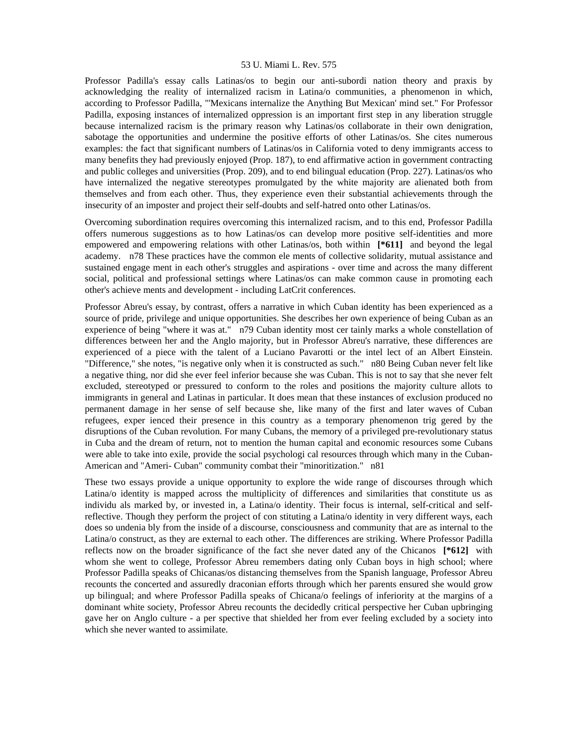Professor Padilla's essay calls Latinas/os to begin our anti-subordi nation theory and praxis by acknowledging the reality of internalized racism in Latina/o communities, a phenomenon in which, according to Professor Padilla, "'Mexicans internalize the Anything But Mexican' mind set." For Professor Padilla, exposing instances of internalized oppression is an important first step in any liberation struggle because internalized racism is the primary reason why Latinas/os collaborate in their own denigration, sabotage the opportunities and undermine the positive efforts of other Latinas/os. She cites numerous examples: the fact that significant numbers of Latinas/os in California voted to deny immigrants access to many benefits they had previously enjoyed (Prop. 187), to end affirmative action in government contracting and public colleges and universities (Prop. 209), and to end bilingual education (Prop. 227). Latinas/os who have internalized the negative stereotypes promulgated by the white majority are alienated both from themselves and from each other. Thus, they experience even their substantial achievements through the insecurity of an imposter and project their self-doubts and self-hatred onto other Latinas/os.

Overcoming subordination requires overcoming this internalized racism, and to this end, Professor Padilla offers numerous suggestions as to how Latinas/os can develop more positive self-identities and more empowered and empowering relations with other Latinas/os, both within **[*611]** and beyond the legal academy. n78 These practices have the common ele ments of collective solidarity, mutual assistance and sustained engage ment in each other's struggles and aspirations - over time and across the many different social, political and professional settings where Latinas/os can make common cause in promoting each other's achieve ments and development - including LatCrit conferences.

Professor Abreu's essay, by contrast, offers a narrative in which Cuban identity has been experienced as a source of pride, privilege and unique opportunities. She describes her own experience of being Cuban as an experience of being "where it was at." n79 Cuban identity most cer tainly marks a whole constellation of differences between her and the Anglo majority, but in Professor Abreu's narrative, these differences are experienced of a piece with the talent of a Luciano Pavarotti or the intel lect of an Albert Einstein. "Difference," she notes, "is negative only when it is constructed as such." n80 Being Cuban never felt like a negative thing, nor did she ever feel inferior because she was Cuban. This is not to say that she never felt excluded, stereotyped or pressured to conform to the roles and positions the majority culture allots to immigrants in general and Latinas in particular. It does mean that these instances of exclusion produced no permanent damage in her sense of self because she, like many of the first and later waves of Cuban refugees, exper ienced their presence in this country as a temporary phenomenon trig gered by the disruptions of the Cuban revolution. For many Cubans, the memory of a privileged pre-revolutionary status in Cuba and the dream of return, not to mention the human capital and economic resources some Cubans were able to take into exile, provide the social psychologi cal resources through which many in the Cuban-American and "Ameri- Cuban" community combat their "minoritization." n81

These two essays provide a unique opportunity to explore the wide range of discourses through which Latina/o identity is mapped across the multiplicity of differences and similarities that constitute us as individu als marked by, or invested in, a Latina/o identity. Their focus is internal, self-critical and self-reflective. Though they perform the project of con stituting a Latina/o identity in very different ways, each does so undenia bly from the inside of a discourse, consciousness and community that are as internal to the Latina/o construct, as they are external to each other. The differences are striking. Where Professor Padilla reflects now on the broader significance of the fact she never dated any of the Chicanos **[*612]** with whom she went to college, Professor Abreu remembers dating only Cuban boys in high school; where Professor Padilla speaks of Chicanas/os distancing themselves from the Spanish language, Professor Abreu recounts the concerted and assuredly draconian efforts through which her parents ensured she would grow up bilingual; and where Professor Padilla speaks of Chicana/o feelings of inferiority at the margins of a dominant white society, Professor Abreu recounts the decidedly critical perspective her Cuban upbringing gave her on Anglo culture - a per spective that shielded her from ever feeling excluded by a society into which she never wanted to assimilate.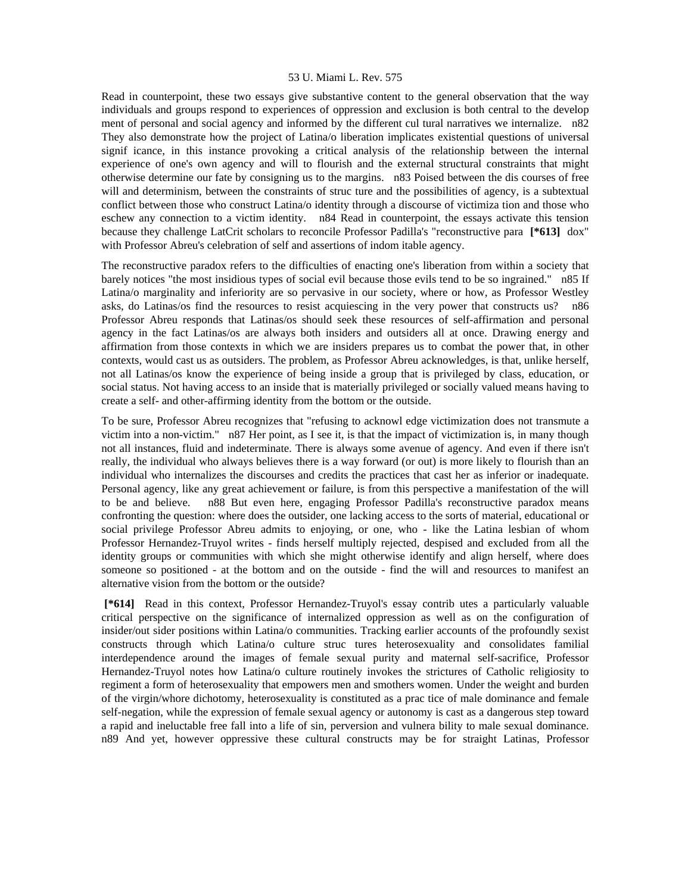Read in counterpoint, these two essays give substantive content to the general observation that the way individuals and groups respond to experiences of oppression and exclusion is both central to the development of personal and social agency and informed by the different cultural narratives we internalize. n82 They also demonstrate how the project of Latina/o liberation implicates existential questions of universal significance, in this instance provoking a critical analysis of the relationship between the internal experience of one's own agency and will to flourish and the external structural constraints that might otherwise determine our fate by consigning us to the margins. n83 Poised between the discourses of free will and determinism, between the constraints of structure and the possibilities of agency, is a subtextual conflict between those who construct Latina/o identity through a discourse of victimization and those who eschew any connection to a victim identity. n84 Read in counterpoint, the essays activate this tension because they challenge LatCrit scholars to reconcile Professor Padilla's "reconstructive para **[*613]** dox" with Professor Abreu's celebration of self and assertions of indomitable agency.

The reconstructive paradox refers to the difficulties of enacting one's liberation from within a society that barely notices "the most insidious types of social evil because those evils tend to be so ingrained." n85 If Latina/o marginality and inferiority are so pervasive in our society, where or how, as Professor Westley asks, do Latinas/os find the resources to resist acquiescing in the very power that constructs us? n86 Professor Abreu responds that Latinas/os should seek these resources of self-affirmation and personal agency in the fact Latinas/os are always both insiders and outsiders all at once. Drawing energy and affirmation from those contexts in which we are insiders prepares us to combat the power that, in other contexts, would cast us as outsiders. The problem, as Professor Abreu acknowledges, is that, unlike herself, not all Latinas/os know the experience of being inside a group that is privileged by class, education, or social status. Not having access to an inside that is materially privileged or socially valued means having to create a self- and other-affirming identity from the bottom or the outside.

To be sure, Professor Abreu recognizes that "refusing to acknowledge victimization does not transmute a victim into a non-victim." n87 Her point, as I see it, is that the impact of victimization is, in many though not all instances, fluid and indeterminate. There is always some avenue of agency. And even if there isn't really, the individual who always believes there is a way forward (or out) is more likely to flourish than an individual who internalizes the discourses and credits the practices that cast her as inferior or inadequate. Personal agency, like any great achievement or failure, is from this perspective a manifestation of the will to be and believe. n88 But even here, engaging Professor Padilla's reconstructive paradox means confronting the question: where does the outsider, one lacking access to the sorts of material, educational or social privilege Professor Abreu admits to enjoying, or one, who - like the Latina lesbian of whom Professor Hernandez-Truyol writes - finds herself multiply rejected, despised and excluded from all the identity groups or communities with which she might otherwise identify and align herself, where does someone so positioned - at the bottom and on the outside - find the will and resources to manifest an alternative vision from the bottom or the outside?

**[*614]** Read in this context, Professor Hernandez-Truyol's essay contributes a particularly valuable critical perspective on the significance of internalized oppression as well as on the configuration of insider/outsider positions within Latina/o communities. Tracking earlier accounts of the profoundly sexist constructs through which Latina/o culture structures heterosexuality and consolidates familial interdependence around the images of female sexual purity and maternal self-sacrifice, Professor Hernandez-Truyol notes how Latina/o culture routinely invokes the strictures of Catholic religiosity to regiment a form of heterosexuality that empowers men and smothers women. Under the weight and burden of the virgin/whore dichotomy, heterosexuality is constituted as a practice of male dominance and female self-negation, while the expression of female sexual agency or autonomy is cast as a dangerous step toward a rapid and ineluctable free fall into a life of sin, perversion and vulnerability to male sexual dominance. n89 And yet, however oppressive these cultural constructs may be for straight Latinas, Professor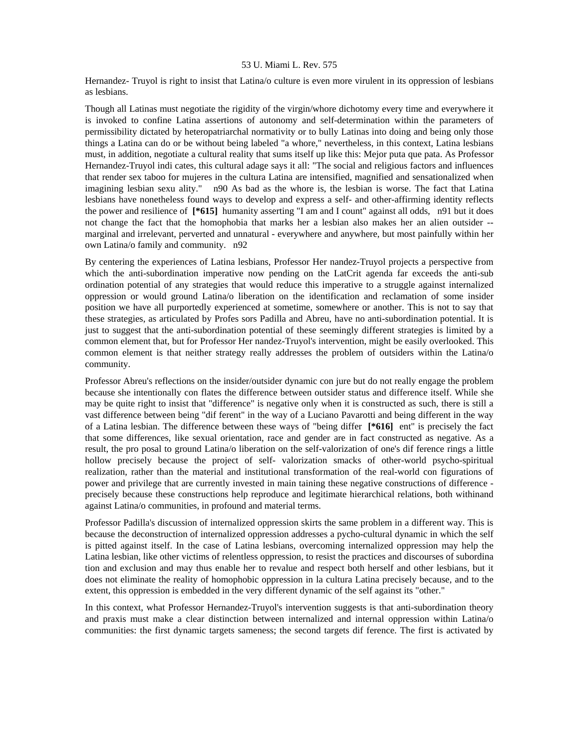Hernandez- Truyol is right to insist that Latina/o culture is even more virulent in its oppression of lesbians as lesbians.

Though all Latinas must negotiate the rigidity of the virgin/whore dichotomy every time and everywhere it is invoked to confine Latina assertions of autonomy and self-determination within the parameters of permissibility dictated by heteropatriarchal normativity or to bully Latinas into doing and being only those things a Latina can do or be without being labeled "a whore," nevertheless, in this context, Latina lesbians must, in addition, negotiate a cultural reality that sums itself up like this: Mejor puta que pata. As Professor Hernandez-Truyol indi cates, this cultural adage says it all: "The social and religious factors and influences that render sex taboo for mujeres in the cultura Latina are intensified, magnified and sensationalized when imagining lesbian sexu ality." n90 As bad as the whore is, the lesbian is worse. The fact that Latina lesbians have nonetheless found ways to develop and express a self- and other-affirming identity reflects the power and resilience of **[*615]** humanity asserting "I am and I count" against all odds, n91 but it does not change the fact that the homophobia that marks her a lesbian also makes her an alien outsider -- marginal and irrelevant, perverted and unnatural - everywhere and anywhere, but most painfully within her own Latina/o family and community. n92

By centering the experiences of Latina lesbians, Professor Her nandez-Truyol projects a perspective from which the anti-subordination imperative now pending on the LatCrit agenda far exceeds the anti-sub ordination potential of any strategies that would reduce this imperative to a struggle against internalized oppression or would ground Latina/o liberation on the identification and reclamation of some insider position we have all purportedly experienced at sometime, somewhere or another. This is not to say that these strategies, as articulated by Profes sors Padilla and Abreu, have no anti-subordination potential. It is just to suggest that the anti-subordination potential of these seemingly different strategies is limited by a common element that, but for Professor Her nandez-Truyol's intervention, might be easily overlooked. This common element is that neither strategy really addresses the problem of outsiders within the Latina/o community.

Professor Abreu's reflections on the insider/outsider dynamic con jure but do not really engage the problem because she intentionally con flates the difference between outsider status and difference itself. While she may be quite right to insist that "difference" is negative only when it is constructed as such, there is still a vast difference between being "dif ferent" in the way of a Luciano Pavarotti and being different in the way of a Latina lesbian. The difference between these ways of "being differ **[*616]** ent" is precisely the fact that some differences, like sexual orientation, race and gender are in fact constructed as negative. As a result, the pro posal to ground Latina/o liberation on the self-valorization of one's dif ference rings a little hollow precisely because the project of self- valorization smacks of other-world psycho-spiritual realization, rather than the material and institutional transformation of the real-world con figurations of power and privilege that are currently invested in main taining these negative constructions of difference - precisely because these constructions help reproduce and legitimate hierarchical relations, both withinand against Latina/o communities, in profound and material terms.

Professor Padilla's discussion of internalized oppression skirts the same problem in a different way. This is because the deconstruction of internalized oppression addresses a pycho-cultural dynamic in which the self is pitted against itself. In the case of Latina lesbians, overcoming internalized oppression may help the Latina lesbian, like other victims of relentless oppression, to resist the practices and discourses of subordina tion and exclusion and may thus enable her to revalue and respect both herself and other lesbians, but it does not eliminate the reality of homophobic oppression in la cultura Latina precisely because, and to the extent, this oppression is embedded in the very different dynamic of the self against its "other."

In this context, what Professor Hernandez-Truyol's intervention suggests is that anti-subordination theory and praxis must make a clear distinction between internalized and internal oppression within Latina/o communities: the first dynamic targets sameness; the second targets dif ference. The first is activated by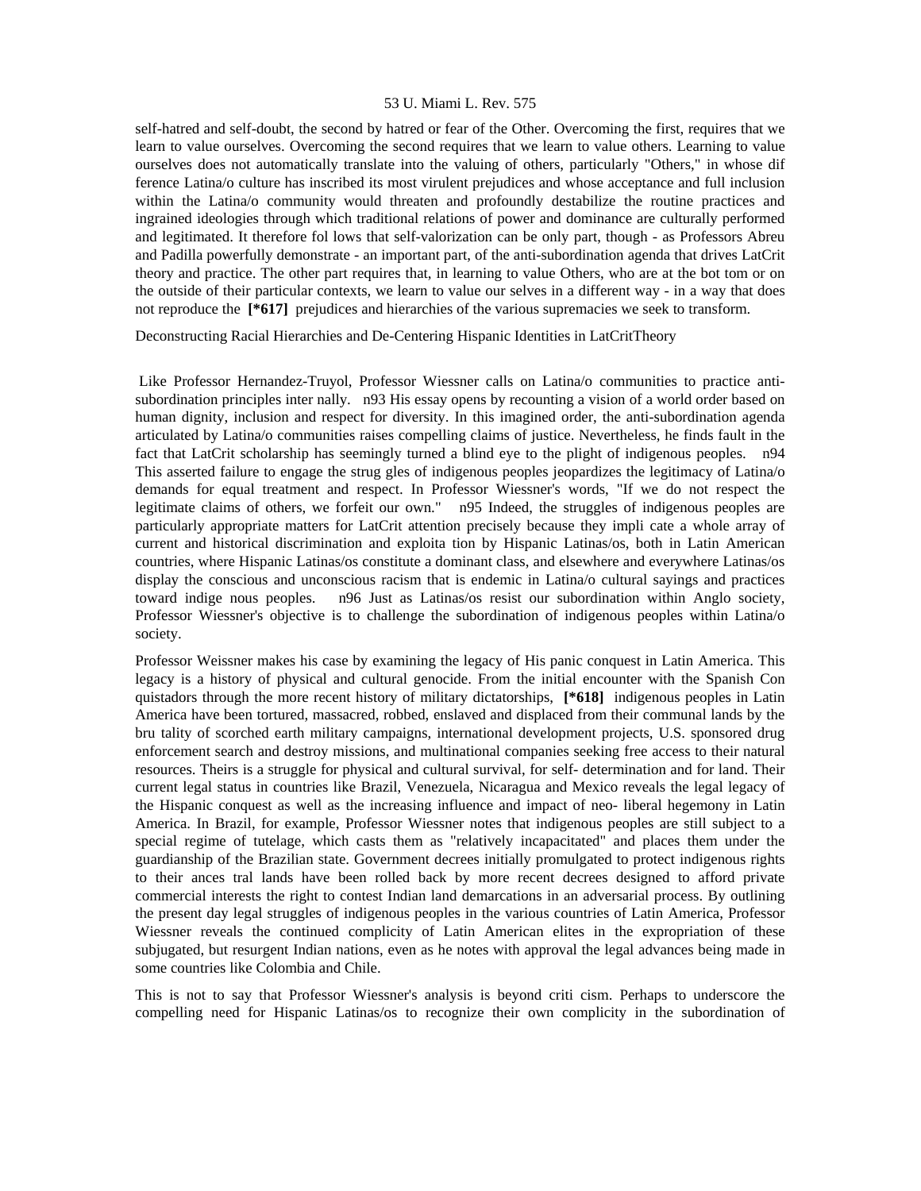self-hatred and self-doubt, the second by hatred or fear of the Other. Overcoming the first, requires that we learn to value ourselves. Overcoming the second requires that we learn to value others. Learning to value ourselves does not automatically translate into the valuing of others, particularly "Others," in whose dif ference Latina/o culture has inscribed its most virulent prejudices and whose acceptance and full inclusion within the Latina/o community would threaten and profoundly destabilize the routine practices and ingrained ideologies through which traditional relations of power and dominance are culturally performed and legitimated. It therefore fol lows that self-valorization can be only part, though - as Professors Abreu and Padilla powerfully demonstrate - an important part, of the anti-subordination agenda that drives LatCrit theory and practice. The other part requires that, in learning to value Others, who are at the bot tom or on the outside of their particular contexts, we learn to value our selves in a different way - in a way that does not reproduce the **[*617]** prejudices and hierarchies of the various supremacies we seek to transform.

Deconstructing Racial Hierarchies and De-Centering Hispanic Identities in LatCritTheory

Like Professor Hernandez-Truyol, Professor Wiessner calls on Latina/o communities to practice anti-subordination principles inter nally. n93 His essay opens by recounting a vision of a world order based on human dignity, inclusion and respect for diversity. In this imagined order, the anti-subordination agenda articulated by Latina/o communities raises compelling claims of justice. Nevertheless, he finds fault in the fact that LatCrit scholarship has seemingly turned a blind eye to the plight of indigenous peoples. n94 This asserted failure to engage the strug gles of indigenous peoples jeopardizes the legitimacy of Latina/o demands for equal treatment and respect. In Professor Wiessner's words, "If we do not respect the legitimate claims of others, we forfeit our own." n95 Indeed, the struggles of indigenous peoples are particularly appropriate matters for LatCrit attention precisely because they impli cate a whole array of current and historical discrimination and exploita tion by Hispanic Latinas/os, both in Latin American countries, where Hispanic Latinas/os constitute a dominant class, and elsewhere and everywhere Latinas/os display the conscious and unconscious racism that is endemic in Latina/o cultural sayings and practices toward indige nous peoples. n96 Just as Latinas/os resist our subordination within Anglo society, Professor Wiessner's objective is to challenge the subordination of indigenous peoples within Latina/o society.

Professor Weissner makes his case by examining the legacy of His panic conquest in Latin America. This legacy is a history of physical and cultural genocide. From the initial encounter with the Spanish Con quistadors through the more recent history of military dictatorships, **[*618]** indigenous peoples in Latin America have been tortured, massacred, robbed, enslaved and displaced from their communal lands by the bru tality of scorched earth military campaigns, international development projects, U.S. sponsored drug enforcement search and destroy missions, and multinational companies seeking free access to their natural resources. Theirs is a struggle for physical and cultural survival, for self- determination and for land. Their current legal status in countries like Brazil, Venezuela, Nicaragua and Mexico reveals the legal legacy of the Hispanic conquest as well as the increasing influence and impact of neo- liberal hegemony in Latin America. In Brazil, for example, Professor Wiessner notes that indigenous peoples are still subject to a special regime of tutelage, which casts them as "relatively incapacitated" and places them under the guardianship of the Brazilian state. Government decrees initially promulgated to protect indigenous rights to their ances tral lands have been rolled back by more recent decrees designed to afford private commercial interests the right to contest Indian land demarcations in an adversarial process. By outlining the present day legal struggles of indigenous peoples in the various countries of Latin America, Professor Wiessner reveals the continued complicity of Latin American elites in the expropriation of these subjugated, but resurgent Indian nations, even as he notes with approval the legal advances being made in some countries like Colombia and Chile.

This is not to say that Professor Wiessner's analysis is beyond criti cism. Perhaps to underscore the compelling need for Hispanic Latinas/os to recognize their own complicity in the subordination of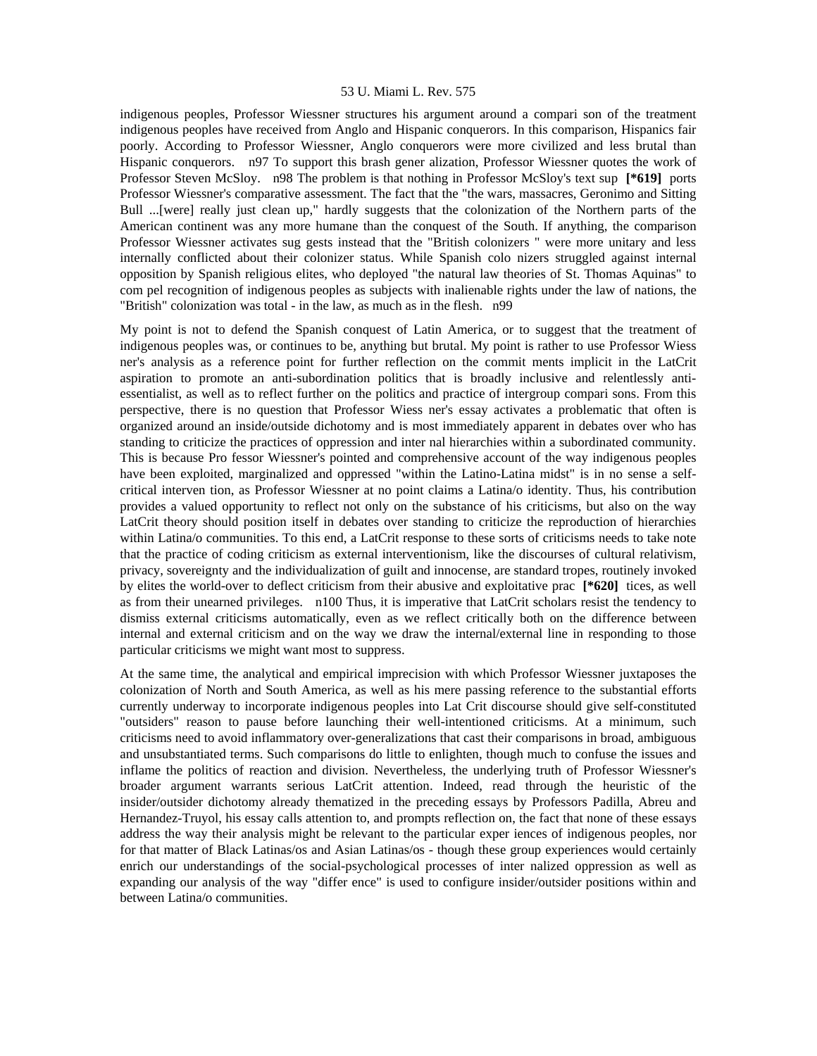indigenous peoples, Professor Wiessner structures his argument around a compari son of the treatment indigenous peoples have received from Anglo and Hispanic conquerors. In this comparison, Hispanics fair poorly. According to Professor Wiessner, Anglo conquerors were more civilized and less brutal than Hispanic conquerors. n97 To support this brash gener alization, Professor Wiessner quotes the work of Professor Steven McSloy. n98 The problem is that nothing in Professor McSloy's text sup **[*619]** ports Professor Wiessner's comparative assessment. The fact that the "the wars, massacres, Geronimo and Sitting Bull ...[were] really just clean up," hardly suggests that the colonization of the Northern parts of the American continent was any more humane than the conquest of the South. If anything, the comparison Professor Wiessner activates sug gests instead that the "British colonizers " were more unitary and less internally conflicted about their colonizer status. While Spanish colo nizers struggled against internal opposition by Spanish religious elites, who deployed "the natural law theories of St. Thomas Aquinas" to com pel recognition of indigenous peoples as subjects with inalienable rights under the law of nations, the "British" colonization was total - in the law, as much as in the flesh. n99

My point is not to defend the Spanish conquest of Latin America, or to suggest that the treatment of indigenous peoples was, or continues to be, anything but brutal. My point is rather to use Professor Wiess ner's analysis as a reference point for further reflection on the commit ments implicit in the LatCrit aspiration to promote an anti-subordination politics that is broadly inclusive and relentlessly anti-essentialist, as well as to reflect further on the politics and practice of intergroup compari sons. From this perspective, there is no question that Professor Wiess ner's essay activates a problematic that often is organized around an inside/outside dichotomy and is most immediately apparent in debates over who has standing to criticize the practices of oppression and inter nal hierarchies within a subordinated community. This is because Pro fessor Wiessner's pointed and comprehensive account of the way indigenous peoples have been exploited, marginalized and oppressed "within the Latino-Latina midst" is in no sense a self-critical interven tion, as Professor Wiessner at no point claims a Latina/o identity. Thus, his contribution provides a valued opportunity to reflect not only on the substance of his criticisms, but also on the way LatCrit theory should position itself in debates over standing to criticize the reproduction of hierarchies within Latina/o communities. To this end, a LatCrit response to these sorts of criticisms needs to take note that the practice of coding criticism as external interventionism, like the discourses of cultural relativism, privacy, sovereignty and the individualization of guilt and innocense, are standard tropes, routinely invoked by elites the world-over to deflect criticism from their abusive and exploitative prac **[*620]** tices, as well as from their unearned privileges. n100 Thus, it is imperative that LatCrit scholars resist the tendency to dismiss external criticisms automatically, even as we reflect critically both on the difference between internal and external criticism and on the way we draw the internal/external line in responding to those particular criticisms we might want most to suppress.

At the same time, the analytical and empirical imprecision with which Professor Wiessner juxtaposes the colonization of North and South America, as well as his mere passing reference to the substantial efforts currently underway to incorporate indigenous peoples into Lat Crit discourse should give self-constituted "outsiders" reason to pause before launching their well-intentioned criticisms. At a minimum, such criticisms need to avoid inflammatory over-generalizations that cast their comparisons in broad, ambiguous and unsubstantiated terms. Such comparisons do little to enlighten, though much to confuse the issues and inflame the politics of reaction and division. Nevertheless, the underlying truth of Professor Wiessner's broader argument warrants serious LatCrit attention. Indeed, read through the heuristic of the insider/outsider dichotomy already thematized in the preceding essays by Professors Padilla, Abreu and Hernandez-Truyol, his essay calls attention to, and prompts reflection on, the fact that none of these essays address the way their analysis might be relevant to the particular exper iences of indigenous peoples, nor for that matter of Black Latinas/os and Asian Latinas/os - though these group experiences would certainly enrich our understandings of the social-psychological processes of inter nalized oppression as well as expanding our analysis of the way "differ ence" is used to configure insider/outsider positions within and between Latina/o communities.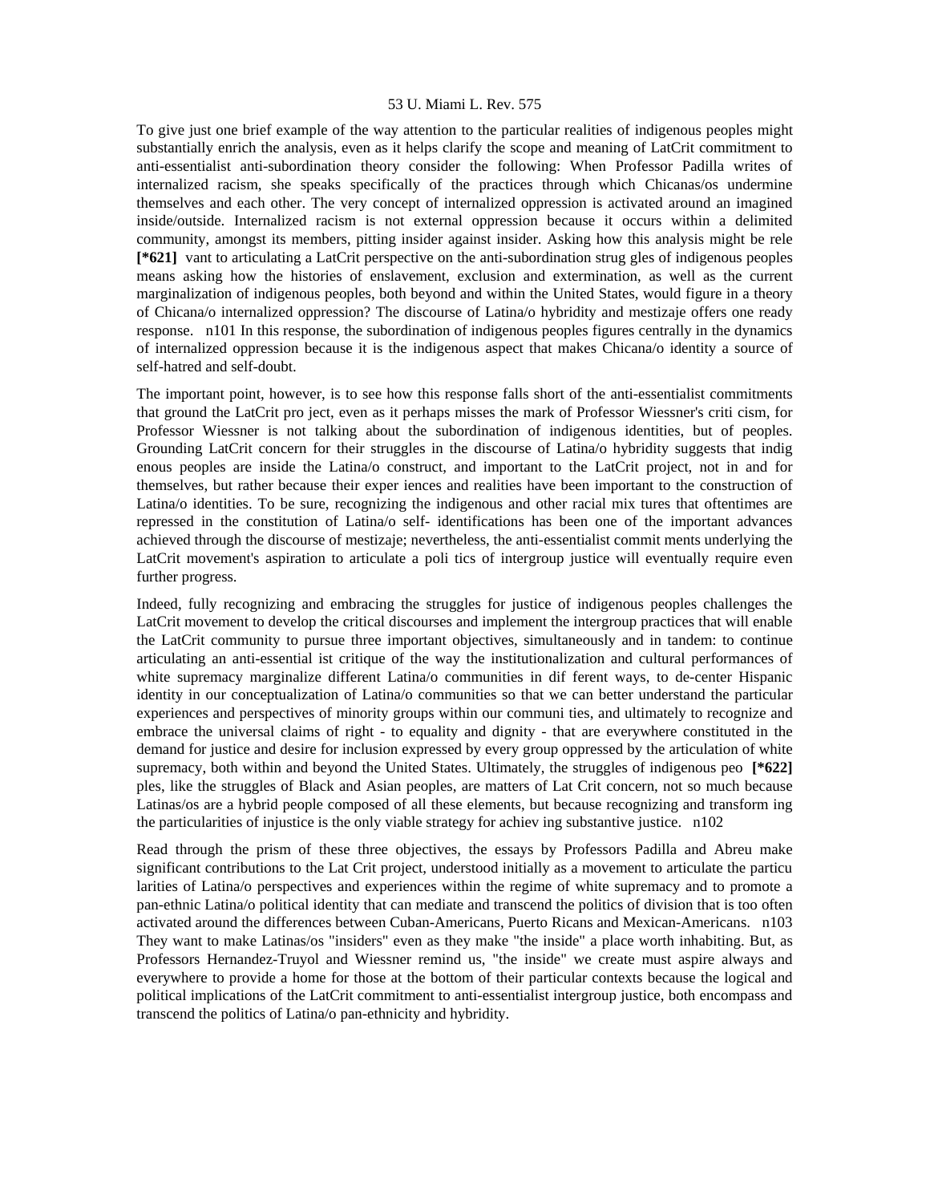To give just one brief example of the way attention to the particular realities of indigenous peoples might substantially enrich the analysis, even as it helps clarify the scope and meaning of LatCrit commitment to anti-essentialist anti-subordination theory consider the following: When Professor Padilla writes of internalized racism, she speaks specifically of the practices through which Chicanas/os undermine themselves and each other. The very concept of internalized oppression is activated around an imagined inside/outside. Internalized racism is not external oppression because it occurs within a delimited community, amongst its members, pitting insider against insider. Asking how this analysis might be rele **[*621]** vant to articulating a LatCrit perspective on the anti-subordination strug gles of indigenous peoples means asking how the histories of enslavement, exclusion and extermination, as well as the current marginalization of indigenous peoples, both beyond and within the United States, would figure in a theory of Chicana/o internalized oppression? The discourse of Latina/o hybridity and mestizaje offers one ready response. n101 In this response, the subordination of indigenous peoples figures centrally in the dynamics of internalized oppression because it is the indigenous aspect that makes Chicana/o identity a source of self-hatred and self-doubt.

The important point, however, is to see how this response falls short of the anti-essentialist commitments that ground the LatCrit pro ject, even as it perhaps misses the mark of Professor Wiessner's criti cism, for Professor Wiessner is not talking about the subordination of indigenous identities, but of peoples. Grounding LatCrit concern for their struggles in the discourse of Latina/o hybridity suggests that indig enous peoples are inside the Latina/o construct, and important to the LatCrit project, not in and for themselves, but rather because their exper iences and realities have been important to the construction of Latina/o identities. To be sure, recognizing the indigenous and other racial mix tures that oftentimes are repressed in the constitution of Latina/o self- identifications has been one of the important advances achieved through the discourse of mestizaje; nevertheless, the anti-essentialist commit ments underlying the LatCrit movement's aspiration to articulate a poli tics of intergroup justice will eventually require even further progress.

Indeed, fully recognizing and embracing the struggles for justice of indigenous peoples challenges the LatCrit movement to develop the critical discourses and implement the intergroup practices that will enable the LatCrit community to pursue three important objectives, simultaneously and in tandem: to continue articulating an anti-essential ist critique of the way the institutionalization and cultural performances of white supremacy marginalize different Latina/o communities in dif ferent ways, to de-center Hispanic identity in our conceptualization of Latina/o communities so that we can better understand the particular experiences and perspectives of minority groups within our communi ties, and ultimately to recognize and embrace the universal claims of right - to equality and dignity - that are everywhere constituted in the demand for justice and desire for inclusion expressed by every group oppressed by the articulation of white supremacy, both within and beyond the United States. Ultimately, the struggles of indigenous peo **[*622]** ples, like the struggles of Black and Asian peoples, are matters of Lat Crit concern, not so much because Latinas/os are a hybrid people composed of all these elements, but because recognizing and transform ing the particularities of injustice is the only viable strategy for achiev ing substantive justice. n102

Read through the prism of these three objectives, the essays by Professors Padilla and Abreu make significant contributions to the Lat Crit project, understood initially as a movement to articulate the particu larities of Latina/o perspectives and experiences within the regime of white supremacy and to promote a pan-ethnic Latina/o political identity that can mediate and transcend the politics of division that is too often activated around the differences between Cuban-Americans, Puerto Ricans and Mexican-Americans. n103 They want to make Latinas/os "insiders" even as they make "the inside" a place worth inhabiting. But, as Professors Hernandez-Truyol and Wiessner remind us, "the inside" we create must aspire always and everywhere to provide a home for those at the bottom of their particular contexts because the logical and political implications of the LatCrit commitment to anti-essentialist intergroup justice, both encompass and transcend the politics of Latina/o pan-ethnicity and hybridity.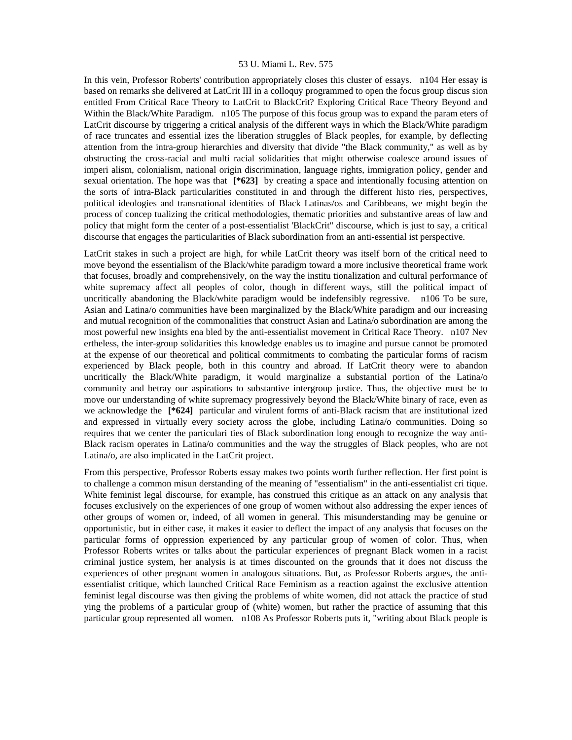In this vein, Professor Roberts' contribution appropriately closes this cluster of essays. n104 Her essay is based on remarks she delivered at LatCrit III in a colloquy programmed to open the focus group discus sion entitled From Critical Race Theory to LatCrit to BlackCrit? Exploring Critical Race Theory Beyond and Within the Black/White Paradigm. n105 The purpose of this focus group was to expand the param eters of LatCrit discourse by triggering a critical analysis of the different ways in which the Black/White paradigm of race truncates and essential izes the liberation struggles of Black peoples, for example, by deflecting attention from the intra-group hierarchies and diversity that divide "the Black community," as well as by obstructing the cross-racial and multi racial solidarities that might otherwise coalesce around issues of imperi alism, colonialism, national origin discrimination, language rights, immigration policy, gender and sexual orientation. The hope was that **[*623]** by creating a space and intentionally focusing attention on the sorts of intra-Black particularities constituted in and through the different histo ries, perspectives, political ideologies and transnational identities of Black Latinas/os and Caribbeans, we might begin the process of concep tualizing the critical methodologies, thematic priorities and substantive areas of law and policy that might form the center of a post-essentialist 'BlackCrit" discourse, which is just to say, a critical discourse that engages the particularities of Black subordination from an anti-essential ist perspective.

LatCrit stakes in such a project are high, for while LatCrit theory was itself born of the critical need to move beyond the essentialism of the Black/white paradigm toward a more inclusive theoretical frame work that focuses, broadly and comprehensively, on the way the institu tionalization and cultural performance of white supremacy affect all peoples of color, though in different ways, still the political impact of uncritically abandoning the Black/white paradigm would be indefensibly regressive. n106 To be sure, Asian and Latina/o communities have been marginalized by the Black/White paradigm and our increasing and mutual recognition of the commonalities that construct Asian and Latina/o subordination are among the most powerful new insights ena bled by the anti-essentialist movement in Critical Race Theory. n107 Nev ertheless, the inter-group solidarities this knowledge enables us to imagine and pursue cannot be promoted at the expense of our theoretical and political commitments to combating the particular forms of racism experienced by Black people, both in this country and abroad. If LatCrit theory were to abandon uncritically the Black/White paradigm, it would marginalize a substantial portion of the Latina/o community and betray our aspirations to substantive intergroup justice. Thus, the objective must be to move our understanding of white supremacy progressively beyond the Black/White binary of race, even as we acknowledge the **[*624]** particular and virulent forms of anti-Black racism that are institutional ized and expressed in virtually every society across the globe, including Latina/o communities. Doing so requires that we center the particulari ties of Black subordination long enough to recognize the way anti-Black racism operates in Latina/o communities and the way the struggles of Black peoples, who are not Latina/o, are also implicated in the LatCrit project.

From this perspective, Professor Roberts essay makes two points worth further reflection. Her first point is to challenge a common misun derstanding of the meaning of "essentialism" in the anti-essentialist cri tique. White feminist legal discourse, for example, has construed this critique as an attack on any analysis that focuses exclusively on the experiences of one group of women without also addressing the exper iences of other groups of women or, indeed, of all women in general. This misunderstanding may be genuine or opportunistic, but in either case, it makes it easier to deflect the impact of any analysis that focuses on the particular forms of oppression experienced by any particular group of women of color. Thus, when Professor Roberts writes or talks about the particular experiences of pregnant Black women in a racist criminal justice system, her analysis is at times discounted on the grounds that it does not discuss the experiences of other pregnant women in analogous situations. But, as Professor Roberts argues, the anti-essentialist critique, which launched Critical Race Feminism as a reaction against the exclusive attention feminist legal discourse was then giving the problems of white women, did not attack the practice of stud ying the problems of a particular group of (white) women, but rather the practice of assuming that this particular group represented all women. n108 As Professor Roberts puts it, "writing about Black people is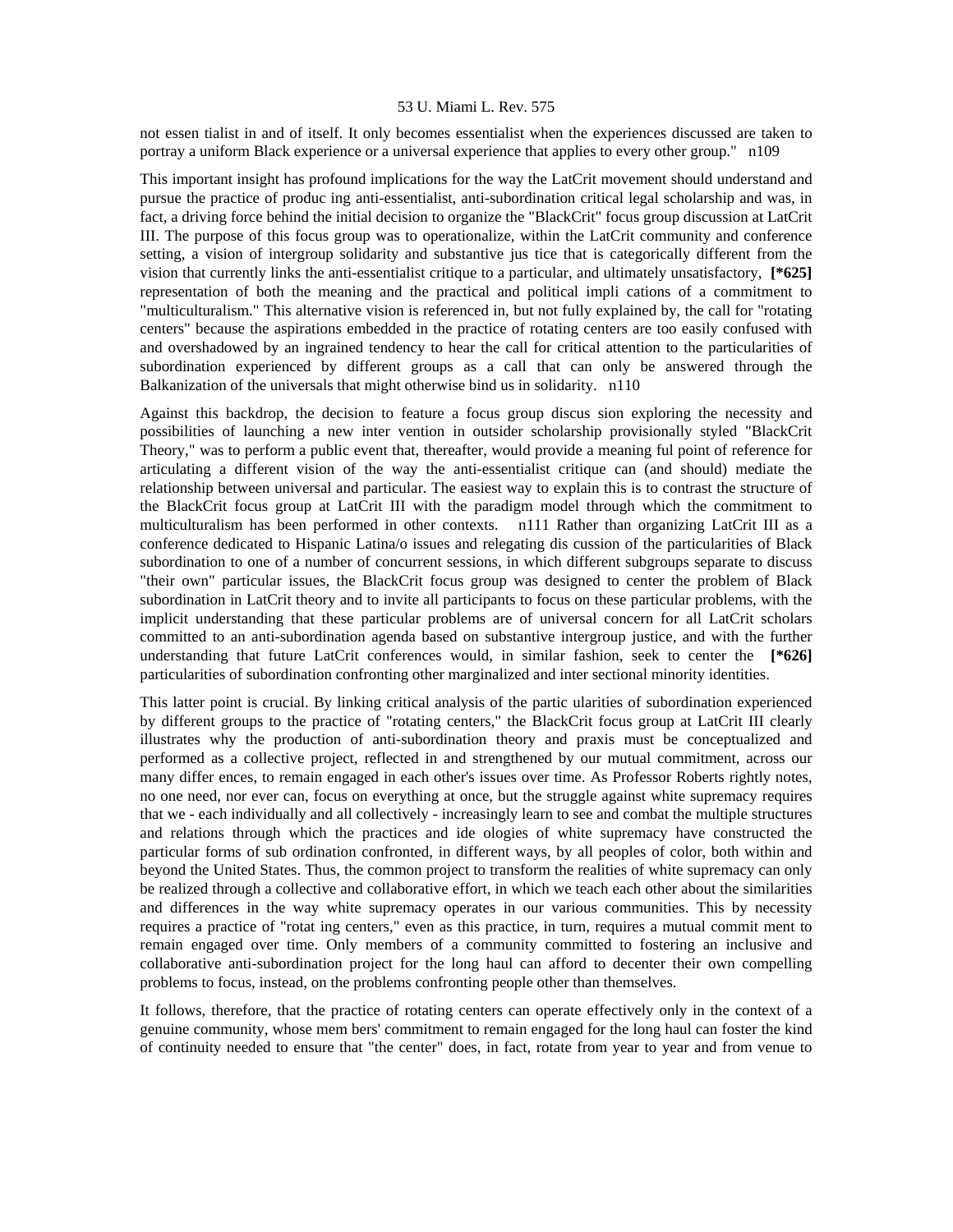not essen tialist in and of itself. It only becomes essentialist when the experiences discussed are taken to portray a uniform Black experience or a universal experience that applies to every other group." n109

This important insight has profound implications for the way the LatCrit movement should understand and pursue the practice of produc ing anti-essentialist, anti-subordination critical legal scholarship and was, in fact, a driving force behind the initial decision to organize the "BlackCrit" focus group discussion at LatCrit III. The purpose of this focus group was to operationalize, within the LatCrit community and conference setting, a vision of intergroup solidarity and substantive jus tice that is categorically different from the vision that currently links the anti-essentialist critique to a particular, and ultimately unsatisfactory, **[*625]** representation of both the meaning and the practical and political impli cations of a commitment to "multiculturalism." This alternative vision is referenced in, but not fully explained by, the call for "rotating centers" because the aspirations embedded in the practice of rotating centers are too easily confused with and overshadowed by an ingrained tendency to hear the call for critical attention to the particularities of subordination experienced by different groups as a call that can only be answered through the Balkanization of the universals that might otherwise bind us in solidarity. n110

Against this backdrop, the decision to feature a focus group discus sion exploring the necessity and possibilities of launching a new inter vention in outsider scholarship provisionally styled "BlackCrit Theory," was to perform a public event that, thereafter, would provide a meaning ful point of reference for articulating a different vision of the way the anti-essentialist critique can (and should) mediate the relationship between universal and particular. The easiest way to explain this is to contrast the structure of the BlackCrit focus group at LatCrit III with the paradigm model through which the commitment to multiculturalism has been performed in other contexts. n111 Rather than organizing LatCrit III as a conference dedicated to Hispanic Latina/o issues and relegating dis cussion of the particularities of Black subordination to one of a number of concurrent sessions, in which different subgroups separate to discuss "their own" particular issues, the BlackCrit focus group was designed to center the problem of Black subordination in LatCrit theory and to invite all participants to focus on these particular problems, with the implicit understanding that these particular problems are of universal concern for all LatCrit scholars committed to an anti-subordination agenda based on substantive intergroup justice, and with the further understanding that future LatCrit conferences would, in similar fashion, seek to center the **[*626]** particularities of subordination confronting other marginalized and inter sectional minority identities.

This latter point is crucial. By linking critical analysis of the partic ularities of subordination experienced by different groups to the practice of "rotating centers," the BlackCrit focus group at LatCrit III clearly illustrates why the production of anti-subordination theory and praxis must be conceptualized and performed as a collective project, reflected in and strengthened by our mutual commitment, across our many differ ences, to remain engaged in each other's issues over time. As Professor Roberts rightly notes, no one need, nor ever can, focus on everything at once, but the struggle against white supremacy requires that we - each individually and all collectively - increasingly learn to see and combat the multiple structures and relations through which the practices and ide ologies of white supremacy have constructed the particular forms of sub ordination confronted, in different ways, by all peoples of color, both within and beyond the United States. Thus, the common project to transform the realities of white supremacy can only be realized through a collective and collaborative effort, in which we teach each other about the similarities and differences in the way white supremacy operates in our various communities. This by necessity requires a practice of "rotat ing centers," even as this practice, in turn, requires a mutual commit ment to remain engaged over time. Only members of a community committed to fostering an inclusive and collaborative anti-subordination project for the long haul can afford to decenter their own compelling problems to focus, instead, on the problems confronting people other than themselves.

It follows, therefore, that the practice of rotating centers can operate effectively only in the context of a genuine community, whose mem bers' commitment to remain engaged for the long haul can foster the kind of continuity needed to ensure that "the center" does, in fact, rotate from year to year and from venue to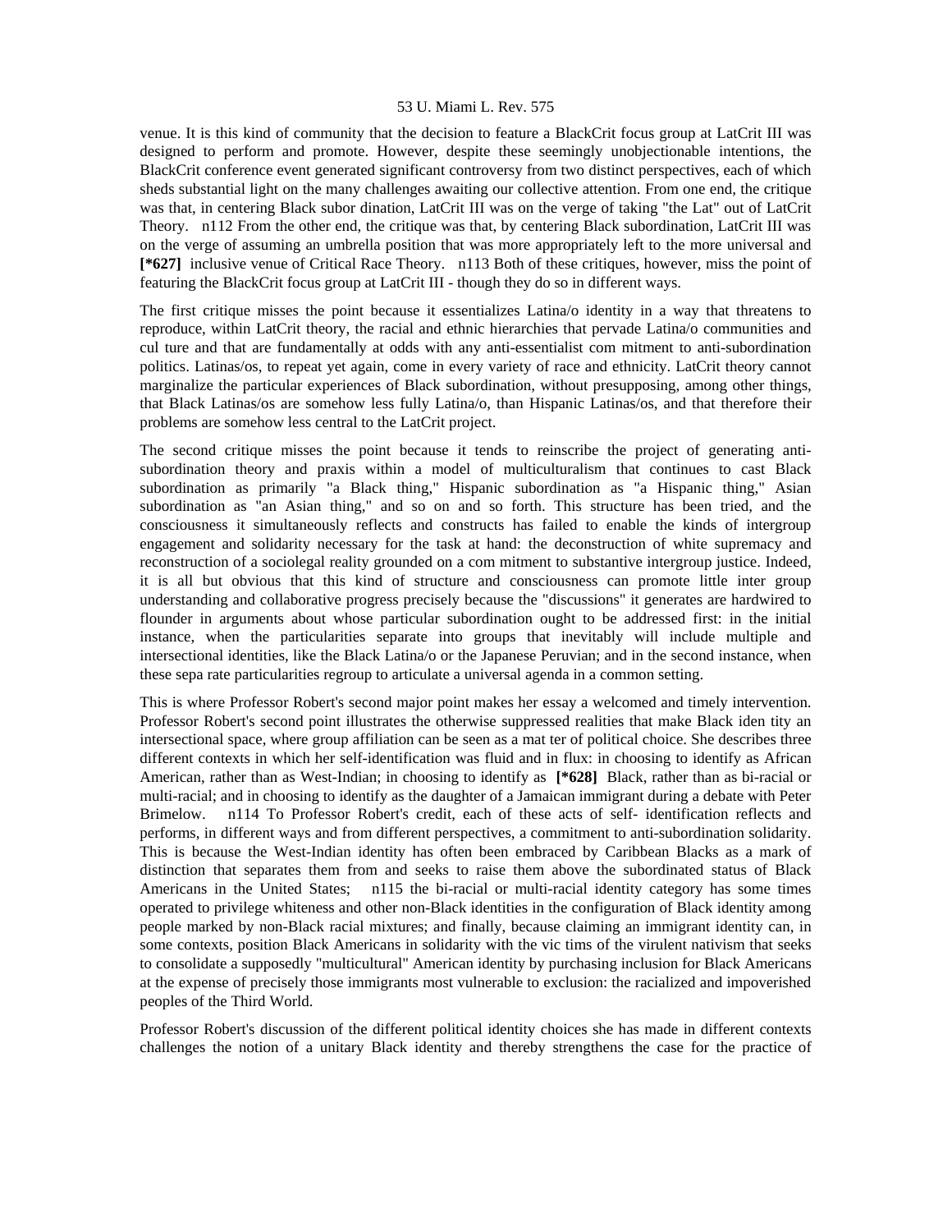venue. It is this kind of community that the decision to feature a BlackCrit focus group at LatCrit III was designed to perform and promote. However, despite these seemingly unobjectionable intentions, the BlackCrit conference event generated significant controversy from two distinct perspectives, each of which sheds substantial light on the many challenges awaiting our collective attention. From one end, the critique was that, in centering Black subor dination, LatCrit III was on the verge of taking "the Lat" out of LatCrit Theory. n112 From the other end, the critique was that, by centering Black subordination, LatCrit III was on the verge of assuming an umbrella position that was more appropriately left to the more universal and **[*627]** inclusive venue of Critical Race Theory. n113 Both of these critiques, however, miss the point of featuring the BlackCrit focus group at LatCrit III - though they do so in different ways.

The first critique misses the point because it essentializes Latina/o identity in a way that threatens to reproduce, within LatCrit theory, the racial and ethnic hierarchies that pervade Latina/o communities and cul ture and that are fundamentally at odds with any anti-essentialist com mitment to anti-subordination politics. Latinas/os, to repeat yet again, come in every variety of race and ethnicity. LatCrit theory cannot marginalize the particular experiences of Black subordination, without presupposing, among other things, that Black Latinas/os are somehow less fully Latina/o, than Hispanic Latinas/os, and that therefore their problems are somehow less central to the LatCrit project.

The second critique misses the point because it tends to reinscribe the project of generating anti-subordination theory and praxis within a model of multiculturalism that continues to cast Black subordination as primarily "a Black thing," Hispanic subordination as "a Hispanic thing," Asian subordination as "an Asian thing," and so on and so forth. This structure has been tried, and the consciousness it simultaneously reflects and constructs has failed to enable the kinds of intergroup engagement and solidarity necessary for the task at hand: the deconstruction of white supremacy and reconstruction of a sociolegal reality grounded on a com mitment to substantive intergroup justice. Indeed, it is all but obvious that this kind of structure and consciousness can promote little inter group understanding and collaborative progress precisely because the "discussions" it generates are hardwired to flounder in arguments about whose particular subordination ought to be addressed first: in the initial instance, when the particularities separate into groups that inevitably will include multiple and intersectional identities, like the Black Latina/o or the Japanese Peruvian; and in the second instance, when these sepa rate particularities regroup to articulate a universal agenda in a common setting.

This is where Professor Robert's second major point makes her essay a welcomed and timely intervention. Professor Robert's second point illustrates the otherwise suppressed realities that make Black iden tity an intersectional space, where group affiliation can be seen as a mat ter of political choice. She describes three different contexts in which her self-identification was fluid and in flux: in choosing to identify as African American, rather than as West-Indian; in choosing to identify as **[*628]** Black, rather than as bi-racial or multi-racial; and in choosing to identify as the daughter of a Jamaican immigrant during a debate with Peter Brimelow. n114 To Professor Robert's credit, each of these acts of self- identification reflects and performs, in different ways and from different perspectives, a commitment to anti-subordination solidarity. This is because the West-Indian identity has often been embraced by Caribbean Blacks as a mark of distinction that separates them from and seeks to raise them above the subordinated status of Black Americans in the United States; n115 the bi-racial or multi-racial identity category has some times operated to privilege whiteness and other non-Black identities in the configuration of Black identity among people marked by non-Black racial mixtures; and finally, because claiming an immigrant identity can, in some contexts, position Black Americans in solidarity with the vic tims of the virulent nativism that seeks to consolidate a supposedly "multicultural" American identity by purchasing inclusion for Black Americans at the expense of precisely those immigrants most vulnerable to exclusion: the racialized and impoverished peoples of the Third World.

Professor Robert's discussion of the different political identity choices she has made in different contexts challenges the notion of a unitary Black identity and thereby strengthens the case for the practice of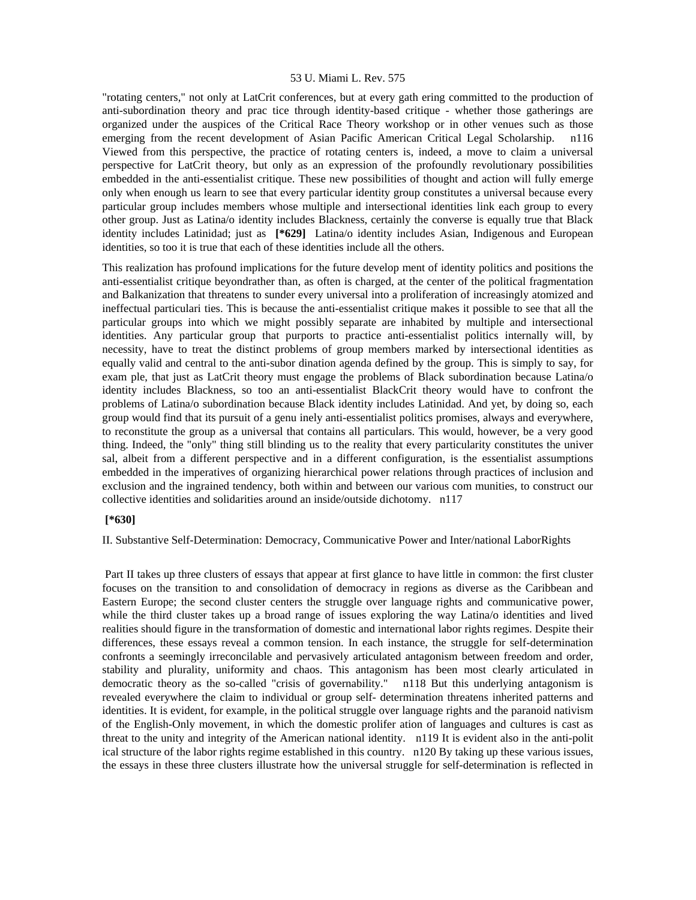"rotating centers," not only at LatCrit conferences, but at every gath ering committed to the production of anti-subordination theory and prac tice through identity-based critique - whether those gatherings are organized under the auspices of the Critical Race Theory workshop or in other venues such as those emerging from the recent development of Asian Pacific American Critical Legal Scholarship. n116 Viewed from this perspective, the practice of rotating centers is, indeed, a move to claim a universal perspective for LatCrit theory, but only as an expression of the profoundly revolutionary possibilities embedded in the anti-essentialist critique. These new possibilities of thought and action will fully emerge only when enough us learn to see that every particular identity group constitutes a universal because every particular group includes members whose multiple and intersectional identities link each group to every other group. Just as Latina/o identity includes Blackness, certainly the converse is equally true that Black identity includes Latinidad; just as **[*629]** Latina/o identity includes Asian, Indigenous and European identities, so too it is true that each of these identities include all the others.

This realization has profound implications for the future develop ment of identity politics and positions the anti-essentialist critique beyondrather than, as often is charged, at the center of the political fragmentation and Balkanization that threatens to sunder every universal into a proliferation of increasingly atomized and ineffectual particulari ties. This is because the anti-essentialist critique makes it possible to see that all the particular groups into which we might possibly separate are inhabited by multiple and intersectional identities. Any particular group that purports to practice anti-essentialist politics internally will, by necessity, have to treat the distinct problems of group members marked by intersectional identities as equally valid and central to the anti-subor dination agenda defined by the group. This is simply to say, for exam ple, that just as LatCrit theory must engage the problems of Black subordination because Latina/o identity includes Blackness, so too an anti-essentialist BlackCrit theory would have to confront the problems of Latina/o subordination because Black identity includes Latinidad. And yet, by doing so, each group would find that its pursuit of a genu inely anti-essentialist politics promises, always and everywhere, to reconstitute the group as a universal that contains all particulars. This would, however, be a very good thing. Indeed, the "only" thing still blinding us to the reality that every particularity constitutes the univer sal, albeit from a different perspective and in a different configuration, is the essentialist assumptions embedded in the imperatives of organizing hierarchical power relations through practices of inclusion and exclusion and the ingrained tendency, both within and between our various com munities, to construct our collective identities and solidarities around an inside/outside dichotomy. n117

**[*630]**

II. Substantive Self-Determination: Democracy, Communicative Power and Inter/national LaborRights

Part II takes up three clusters of essays that appear at first glance to have little in common: the first cluster focuses on the transition to and consolidation of democracy in regions as diverse as the Caribbean and Eastern Europe; the second cluster centers the struggle over language rights and communicative power, while the third cluster takes up a broad range of issues exploring the way Latina/o identities and lived realities should figure in the transformation of domestic and international labor rights regimes. Despite their differences, these essays reveal a common tension. In each instance, the struggle for self-determination confronts a seemingly irreconcilable and pervasively articulated antagonism between freedom and order, stability and plurality, uniformity and chaos. This antagonism has been most clearly articulated in democratic theory as the so-called "crisis of governability." n118 But this underlying antagonism is revealed everywhere the claim to individual or group self- determination threatens inherited patterns and identities. It is evident, for example, in the political struggle over language rights and the paranoid nativism of the English-Only movement, in which the domestic prolifer ation of languages and cultures is cast as threat to the unity and integrity of the American national identity. n119 It is evident also in the anti-polit ical structure of the labor rights regime established in this country. n120 By taking up these various issues, the essays in these three clusters illustrate how the universal struggle for self-determination is reflected in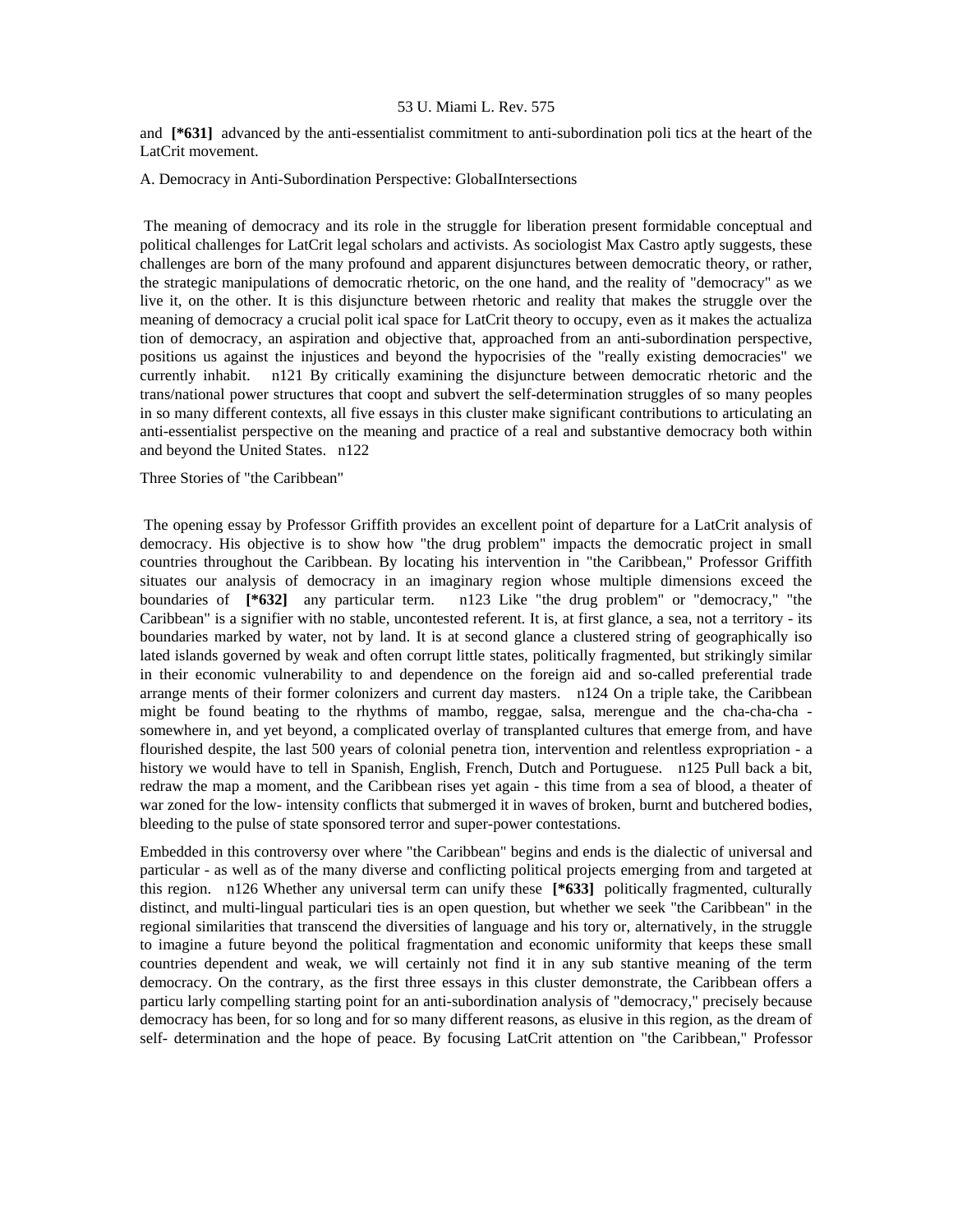and **[*631]** advanced by the anti-essentialist commitment to anti-subordination poli tics at the heart of the LatCrit movement.

A. Democracy in Anti-Subordination Perspective: GlobalIntersections

The meaning of democracy and its role in the struggle for liberation present formidable conceptual and political challenges for LatCrit legal scholars and activists. As sociologist Max Castro aptly suggests, these challenges are born of the many profound and apparent disjunctures between democratic theory, or rather, the strategic manipulations of democratic rhetoric, on the one hand, and the reality of "democracy" as we live it, on the other. It is this disjuncture between rhetoric and reality that makes the struggle over the meaning of democracy a crucial polit ical space for LatCrit theory to occupy, even as it makes the actualiza tion of democracy, an aspiration and objective that, approached from an anti-subordination perspective, positions us against the injustices and beyond the hypocrisies of the "really existing democracies" we currently inhabit. n121 By critically examining the disjuncture between democratic rhetoric and the trans/national power structures that coopt and subvert the self-determination struggles of so many peoples in so many different contexts, all five essays in this cluster make significant contributions to articulating an anti-essentialist perspective on the meaning and practice of a real and substantive democracy both within and beyond the United States. n122

Three Stories of "the Caribbean"

The opening essay by Professor Griffith provides an excellent point of departure for a LatCrit analysis of democracy. His objective is to show how "the drug problem" impacts the democratic project in small countries throughout the Caribbean. By locating his intervention in "the Caribbean," Professor Griffith situates our analysis of democracy in an imaginary region whose multiple dimensions exceed the boundaries of **[*632]** any particular term. n123 Like "the drug problem" or "democracy," "the Caribbean" is a signifier with no stable, uncontested referent. It is, at first glance, a sea, not a territory - its boundaries marked by water, not by land. It is at second glance a clustered string of geographically iso lated islands governed by weak and often corrupt little states, politically fragmented, but strikingly similar in their economic vulnerability to and dependence on the foreign aid and so-called preferential trade arrange ments of their former colonizers and current day masters. n124 On a triple take, the Caribbean might be found beating to the rhythms of mambo, reggae, salsa, merengue and the cha-cha-cha - somewhere in, and yet beyond, a complicated overlay of transplanted cultures that emerge from, and have flourished despite, the last 500 years of colonial penetra tion, intervention and relentless expropriation - a history we would have to tell in Spanish, English, French, Dutch and Portuguese. n125 Pull back a bit, redraw the map a moment, and the Caribbean rises yet again - this time from a sea of blood, a theater of war zoned for the low- intensity conflicts that submerged it in waves of broken, burnt and butchered bodies, bleeding to the pulse of state sponsored terror and super-power contestations.

Embedded in this controversy over where "the Caribbean" begins and ends is the dialectic of universal and particular - as well as of the many diverse and conflicting political projects emerging from and targeted at this region. n126 Whether any universal term can unify these **[*633]** politically fragmented, culturally distinct, and multi-lingual particulari ties is an open question, but whether we seek "the Caribbean" in the regional similarities that transcend the diversities of language and his tory or, alternatively, in the struggle to imagine a future beyond the political fragmentation and economic uniformity that keeps these small countries dependent and weak, we will certainly not find it in any sub stantive meaning of the term democracy. On the contrary, as the first three essays in this cluster demonstrate, the Caribbean offers a particu larly compelling starting point for an anti-subordination analysis of "democracy," precisely because democracy has been, for so long and for so many different reasons, as elusive in this region, as the dream of self- determination and the hope of peace. By focusing LatCrit attention on "the Caribbean," Professor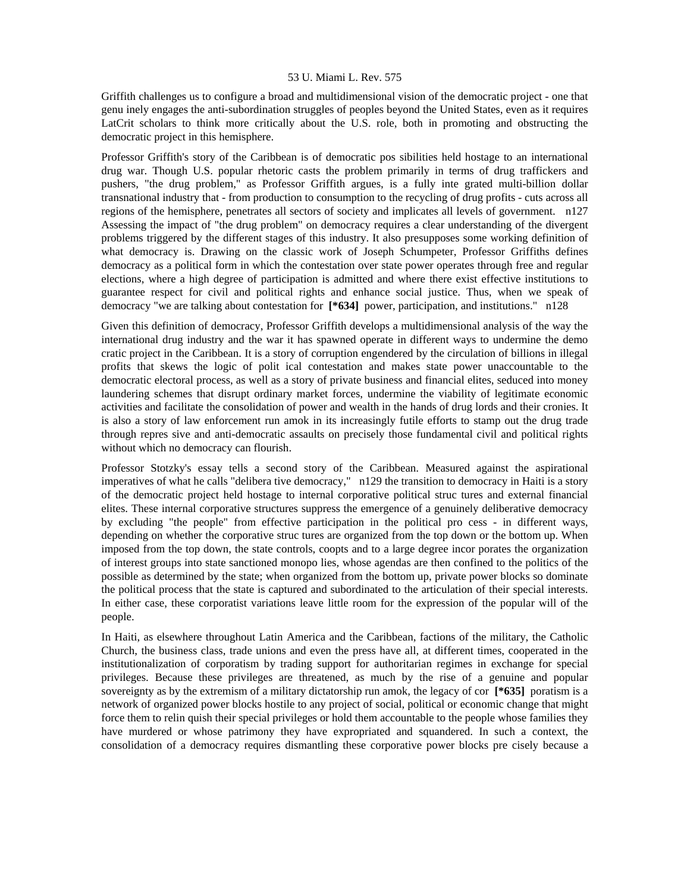Griffith challenges us to configure a broad and multidimensional vision of the democratic project - one that genu inely engages the anti-subordination struggles of peoples beyond the United States, even as it requires LatCrit scholars to think more critically about the U.S. role, both in promoting and obstructing the democratic project in this hemisphere.

Professor Griffith's story of the Caribbean is of democratic pos sibilities held hostage to an international drug war. Though U.S. popular rhetoric casts the problem primarily in terms of drug traffickers and pushers, "the drug problem," as Professor Griffith argues, is a fully inte grated multi-billion dollar transnational industry that - from production to consumption to the recycling of drug profits - cuts across all regions of the hemisphere, penetrates all sectors of society and implicates all levels of government. n127 Assessing the impact of "the drug problem" on democracy requires a clear understanding of the divergent problems triggered by the different stages of this industry. It also presupposes some working definition of what democracy is. Drawing on the classic work of Joseph Schumpeter, Professor Griffiths defines democracy as a political form in which the contestation over state power operates through free and regular elections, where a high degree of participation is admitted and where there exist effective institutions to guarantee respect for civil and political rights and enhance social justice. Thus, when we speak of democracy "we are talking about contestation for **[*634]** power, participation, and institutions." n128

Given this definition of democracy, Professor Griffith develops a multidimensional analysis of the way the international drug industry and the war it has spawned operate in different ways to undermine the demo cratic project in the Caribbean. It is a story of corruption engendered by the circulation of billions in illegal profits that skews the logic of polit ical contestation and makes state power unaccountable to the democratic electoral process, as well as a story of private business and financial elites, seduced into money laundering schemes that disrupt ordinary market forces, undermine the viability of legitimate economic activities and facilitate the consolidation of power and wealth in the hands of drug lords and their cronies. It is also a story of law enforcement run amok in its increasingly futile efforts to stamp out the drug trade through repres sive and anti-democratic assaults on precisely those fundamental civil and political rights without which no democracy can flourish.

Professor Stotzky's essay tells a second story of the Caribbean. Measured against the aspirational imperatives of what he calls "delibera tive democracy," n129 the transition to democracy in Haiti is a story of the democratic project held hostage to internal corporative political struc tures and external financial elites. These internal corporative structures suppress the emergence of a genuinely deliberative democracy by excluding "the people" from effective participation in the political pro cess - in different ways, depending on whether the corporative struc tures are organized from the top down or the bottom up. When imposed from the top down, the state controls, coopts and to a large degree incor porates the organization of interest groups into state sanctioned monopo lies, whose agendas are then confined to the politics of the possible as determined by the state; when organized from the bottom up, private power blocks so dominate the political process that the state is captured and subordinated to the articulation of their special interests. In either case, these corporatist variations leave little room for the expression of the popular will of the people.

In Haiti, as elsewhere throughout Latin America and the Caribbean, factions of the military, the Catholic Church, the business class, trade unions and even the press have all, at different times, cooperated in the institutionalization of corporatism by trading support for authoritarian regimes in exchange for special privileges. Because these privileges are threatened, as much by the rise of a genuine and popular sovereignty as by the extremism of a military dictatorship run amok, the legacy of cor **[*635]** poratism is a network of organized power blocks hostile to any project of social, political or economic change that might force them to relin quish their special privileges or hold them accountable to the people whose families they have murdered or whose patrimony they have expropriated and squandered. In such a context, the consolidation of a democracy requires dismantling these corporative power blocks pre cisely because a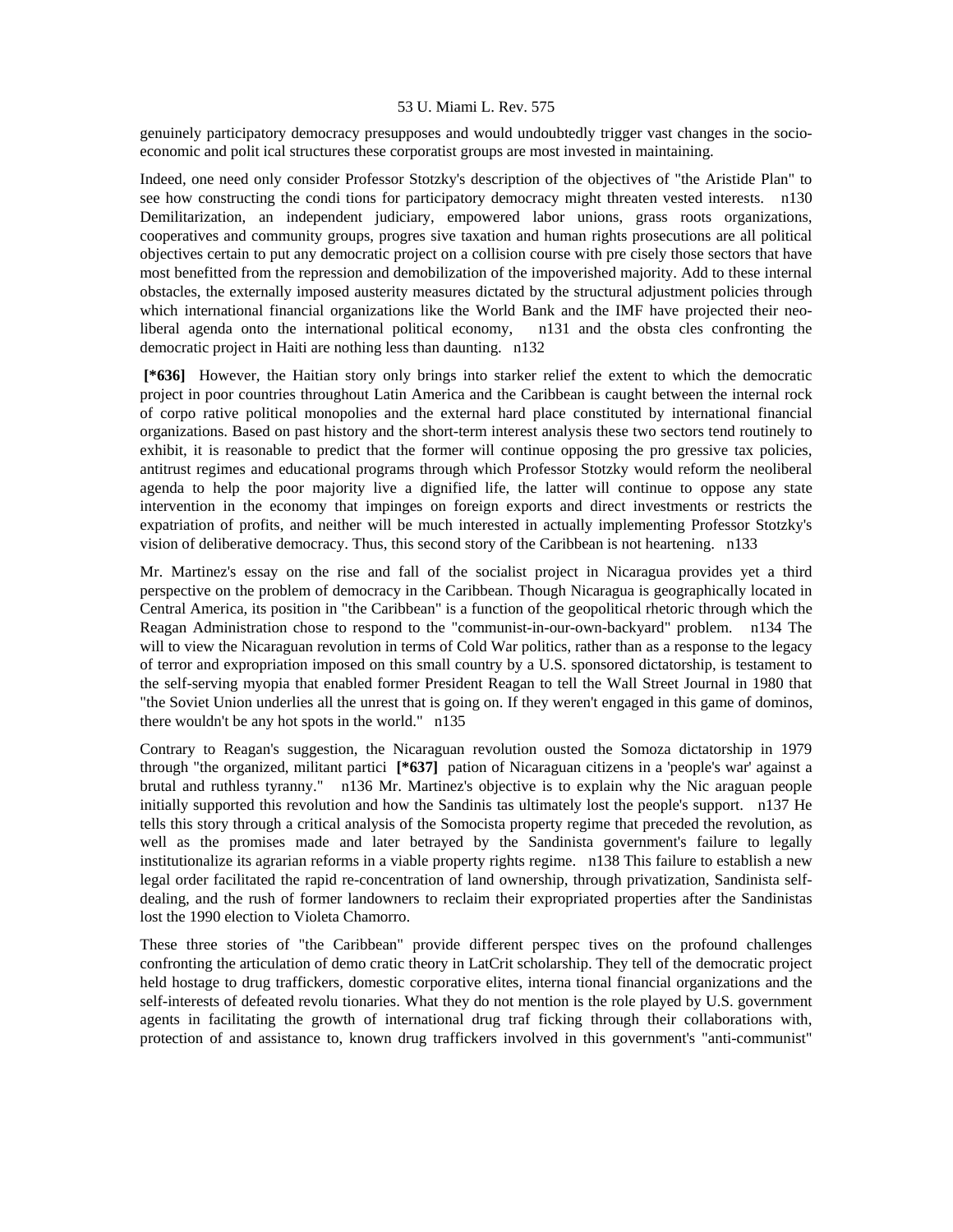genuinely participatory democracy presupposes and would undoubtedly trigger vast changes in the socio-economic and political structures these corporatist groups are most invested in maintaining.

Indeed, one need only consider Professor Stotzky's description of the objectives of "the Aristide Plan" to see how constructing the conditions for participatory democracy might threaten vested interests. n130 Demilitarization, an independent judiciary, empowered labor unions, grass roots organizations, cooperatives and community groups, progressive taxation and human rights prosecutions are all political objectives certain to put any democratic project on a collision course with precisely those sectors that have most benefitted from the repression and demobilization of the impoverished majority. Add to these internal obstacles, the externally imposed austerity measures dictated by the structural adjustment policies through which international financial organizations like the World Bank and the IMF have projected their neo-liberal agenda onto the international political economy, n131 and the obstacles confronting the democratic project in Haiti are nothing less than daunting. n132

**[*636]** However, the Haitian story only brings into starker relief the extent to which the democratic project in poor countries throughout Latin America and the Caribbean is caught between the internal rock of corporative political monopolies and the external hard place constituted by international financial organizations. Based on past history and the short-term interest analysis these two sectors tend routinely to exhibit, it is reasonable to predict that the former will continue opposing the progressive tax policies, antitrust regimes and educational programs through which Professor Stotzky would reform the neoliberal agenda to help the poor majority live a dignified life, the latter will continue to oppose any state intervention in the economy that impinges on foreign exports and direct investments or restricts the expatriation of profits, and neither will be much interested in actually implementing Professor Stotzky's vision of deliberative democracy. Thus, this second story of the Caribbean is not heartening. n133

Mr. Martinez's essay on the rise and fall of the socialist project in Nicaragua provides yet a third perspective on the problem of democracy in the Caribbean. Though Nicaragua is geographically located in Central America, its position in "the Caribbean" is a function of the geopolitical rhetoric through which the Reagan Administration chose to respond to the "communist-in-our-own-backyard" problem. n134 The will to view the Nicaraguan revolution in terms of Cold War politics, rather than as a response to the legacy of terror and expropriation imposed on this small country by a U.S. sponsored dictatorship, is testament to the self-serving myopia that enabled former President Reagan to tell the Wall Street Journal in 1980 that "the Soviet Union underlies all the unrest that is going on. If they weren't engaged in this game of dominos, there wouldn't be any hot spots in the world." n135

Contrary to Reagan's suggestion, the Nicaraguan revolution ousted the Somoza dictatorship in 1979 through "the organized, militant partici **[*637]** pation of Nicaraguan citizens in a 'people's war' against a brutal and ruthless tyranny." n136 Mr. Martinez's objective is to explain why the Nicaraguan people initially supported this revolution and how the Sandinistas ultimately lost the people's support. n137 He tells this story through a critical analysis of the Somocista property regime that preceded the revolution, as well as the promises made and later betrayed by the Sandinista government's failure to legally institutionalize its agrarian reforms in a viable property rights regime. n138 This failure to establish a new legal order facilitated the rapid re-concentration of land ownership, through privatization, Sandinista self-dealing, and the rush of former landowners to reclaim their expropriated properties after the Sandinistas lost the 1990 election to Violeta Chamorro.

These three stories of "the Caribbean" provide different perspectives on the profound challenges confronting the articulation of democratic theory in LatCrit scholarship. They tell of the democratic project held hostage to drug traffickers, domestic corporative elites, international financial organizations and the self-interests of defeated revolutionaries. What they do not mention is the role played by U.S. government agents in facilitating the growth of international drug trafficking through their collaborations with, protection of and assistance to, known drug traffickers involved in this government's "anti-communist"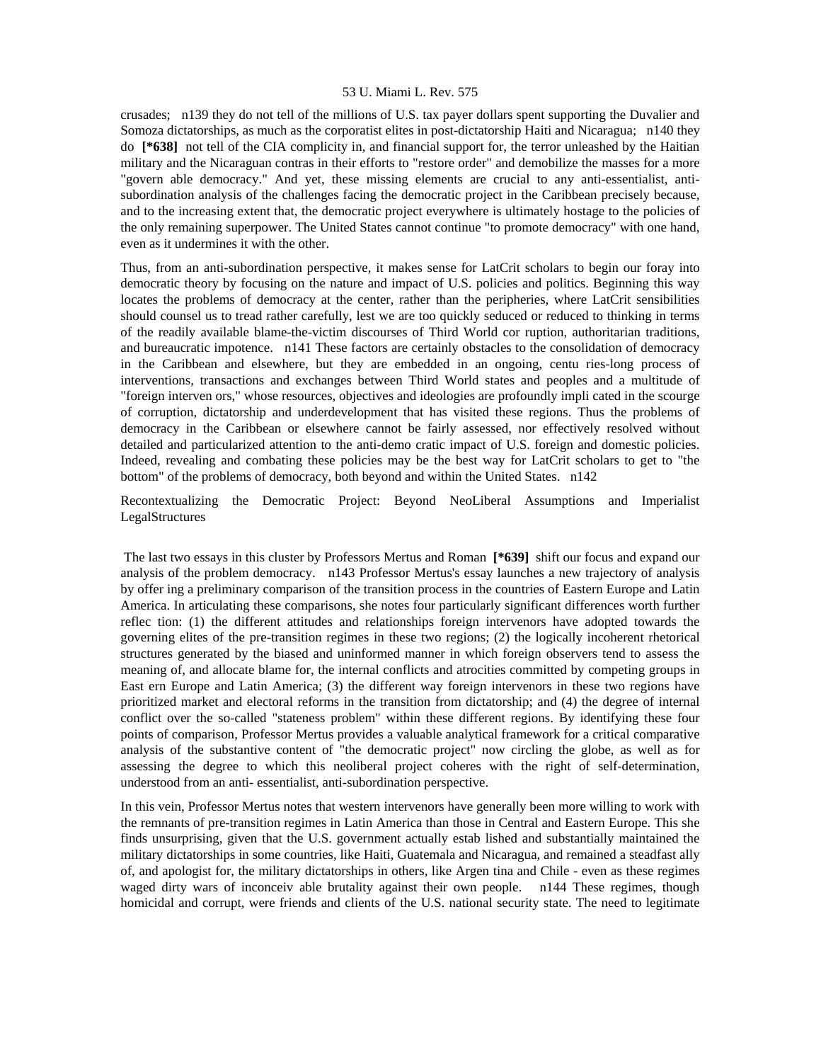crusades; n139 they do not tell of the millions of U.S. tax payer dollars spent supporting the Duvalier and Somoza dictatorships, as much as the corporatist elites in post-dictatorship Haiti and Nicaragua; n140 they do **[*638]** not tell of the CIA complicity in, and financial support for, the terror unleashed by the Haitian military and the Nicaraguan contras in their efforts to "restore order" and demobilize the masses for a more "govern able democracy." And yet, these missing elements are crucial to any anti-essentialist, anti-subordination analysis of the challenges facing the democratic project in the Caribbean precisely because, and to the increasing extent that, the democratic project everywhere is ultimately hostage to the policies of the only remaining superpower. The United States cannot continue "to promote democracy" with one hand, even as it undermines it with the other.

Thus, from an anti-subordination perspective, it makes sense for LatCrit scholars to begin our foray into democratic theory by focusing on the nature and impact of U.S. policies and politics. Beginning this way locates the problems of democracy at the center, rather than the peripheries, where LatCrit sensibilities should counsel us to tread rather carefully, lest we are too quickly seduced or reduced to thinking in terms of the readily available blame-the-victim discourses of Third World cor ruption, authoritarian traditions, and bureaucratic impotence. n141 These factors are certainly obstacles to the consolidation of democracy in the Caribbean and elsewhere, but they are embedded in an ongoing, centu ries-long process of interventions, transactions and exchanges between Third World states and peoples and a multitude of "foreign interven ors," whose resources, objectives and ideologies are profoundly impli cated in the scourge of corruption, dictatorship and underdevelopment that has visited these regions. Thus the problems of democracy in the Caribbean or elsewhere cannot be fairly assessed, nor effectively resolved without detailed and particularized attention to the anti-demo cratic impact of U.S. foreign and domestic policies. Indeed, revealing and combating these policies may be the best way for LatCrit scholars to get to "the bottom" of the problems of democracy, both beyond and within the United States. n142

Recontextualizing the Democratic Project: Beyond NeoLiberal Assumptions and Imperialist LegalStructures

The last two essays in this cluster by Professors Mertus and Roman **[*639]** shift our focus and expand our analysis of the problem democracy. n143 Professor Mertus's essay launches a new trajectory of analysis by offer ing a preliminary comparison of the transition process in the countries of Eastern Europe and Latin America. In articulating these comparisons, she notes four particularly significant differences worth further reflec tion: (1) the different attitudes and relationships foreign intervenors have adopted towards the governing elites of the pre-transition regimes in these two regions; (2) the logically incoherent rhetorical structures generated by the biased and uninformed manner in which foreign observers tend to assess the meaning of, and allocate blame for, the internal conflicts and atrocities committed by competing groups in East ern Europe and Latin America; (3) the different way foreign intervenors in these two regions have prioritized market and electoral reforms in the transition from dictatorship; and (4) the degree of internal conflict over the so-called "stateness problem" within these different regions. By identifying these four points of comparison, Professor Mertus provides a valuable analytical framework for a critical comparative analysis of the substantive content of "the democratic project" now circling the globe, as well as for assessing the degree to which this neoliberal project coheres with the right of self-determination, understood from an anti- essentialist, anti-subordination perspective.

In this vein, Professor Mertus notes that western intervenors have generally been more willing to work with the remnants of pre-transition regimes in Latin America than those in Central and Eastern Europe. This she finds unsurprising, given that the U.S. government actually estab lished and substantially maintained the military dictatorships in some countries, like Haiti, Guatemala and Nicaragua, and remained a steadfast ally of, and apologist for, the military dictatorships in others, like Argen tina and Chile - even as these regimes waged dirty wars of inconceiv able brutality against their own people. n144 These regimes, though homicidal and corrupt, were friends and clients of the U.S. national security state. The need to legitimate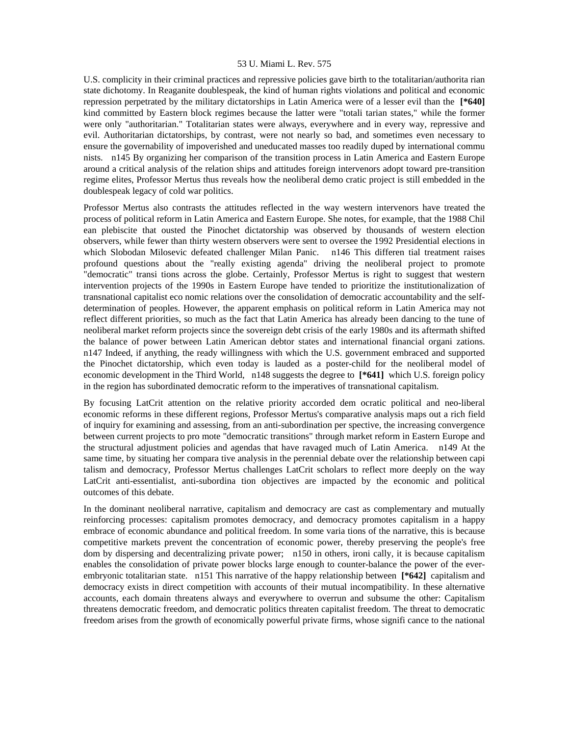U.S. complicity in their criminal practices and repressive policies gave birth to the totalitarian/authorita rian state dichotomy. In Reaganite doublespeak, the kind of human rights violations and political and economic repression perpetrated by the military dictatorships in Latin America were of a lesser evil than the **[*640]** kind committed by Eastern block regimes because the latter were "totali tarian states," while the former were only "authoritarian." Totalitarian states were always, everywhere and in every way, repressive and evil. Authoritarian dictatorships, by contrast, were not nearly so bad, and sometimes even necessary to ensure the governability of impoverished and uneducated masses too readily duped by international commu nists. n145 By organizing her comparison of the transition process in Latin America and Eastern Europe around a critical analysis of the relation ships and attitudes foreign intervenors adopt toward pre-transition regime elites, Professor Mertus thus reveals how the neoliberal demo cratic project is still embedded in the doublespeak legacy of cold war politics.

Professor Mertus also contrasts the attitudes reflected in the way western intervenors have treated the process of political reform in Latin America and Eastern Europe. She notes, for example, that the 1988 Chil ean plebiscite that ousted the Pinochet dictatorship was observed by thousands of western election observers, while fewer than thirty western observers were sent to oversee the 1992 Presidential elections in which Slobodan Milosevic defeated challenger Milan Panic. n146 This differen tial treatment raises profound questions about the "really existing agenda" driving the neoliberal project to promote "democratic" transi tions across the globe. Certainly, Professor Mertus is right to suggest that western intervention projects of the 1990s in Eastern Europe have tended to prioritize the institutionalization of transnational capitalist eco nomic relations over the consolidation of democratic accountability and the self-determination of peoples. However, the apparent emphasis on political reform in Latin America may not reflect different priorities, so much as the fact that Latin America has already been dancing to the tune of neoliberal market reform projects since the sovereign debt crisis of the early 1980s and its aftermath shifted the balance of power between Latin American debtor states and international financial organi zations. n147 Indeed, if anything, the ready willingness with which the U.S. government embraced and supported the Pinochet dictatorship, which even today is lauded as a poster-child for the neoliberal model of economic development in the Third World, n148 suggests the degree to **[*641]** which U.S. foreign policy in the region has subordinated democratic reform to the imperatives of transnational capitalism.

By focusing LatCrit attention on the relative priority accorded dem ocratic political and neo-liberal economic reforms in these different regions, Professor Mertus's comparative analysis maps out a rich field of inquiry for examining and assessing, from an anti-subordination per spective, the increasing convergence between current projects to pro mote "democratic transitions" through market reform in Eastern Europe and the structural adjustment policies and agendas that have ravaged much of Latin America. n149 At the same time, by situating her compara tive analysis in the perennial debate over the relationship between capi talism and democracy, Professor Mertus challenges LatCrit scholars to reflect more deeply on the way LatCrit anti-essentialist, anti-subordina tion objectives are impacted by the economic and political outcomes of this debate.

In the dominant neoliberal narrative, capitalism and democracy are cast as complementary and mutually reinforcing processes: capitalism promotes democracy, and democracy promotes capitalism in a happy embrace of economic abundance and political freedom. In some varia tions of the narrative, this is because competitive markets prevent the concentration of economic power, thereby preserving the people's free dom by dispersing and decentralizing private power; n150 in others, ironi cally, it is because capitalism enables the consolidation of private power blocks large enough to counter-balance the power of the ever-embryonic totalitarian state. n151 This narrative of the happy relationship between **[*642]** capitalism and democracy exists in direct competition with accounts of their mutual incompatibility. In these alternative accounts, each domain threatens always and everywhere to overrun and subsume the other: Capitalism threatens democratic freedom, and democratic politics threaten capitalist freedom. The threat to democratic freedom arises from the growth of economically powerful private firms, whose signifi cance to the national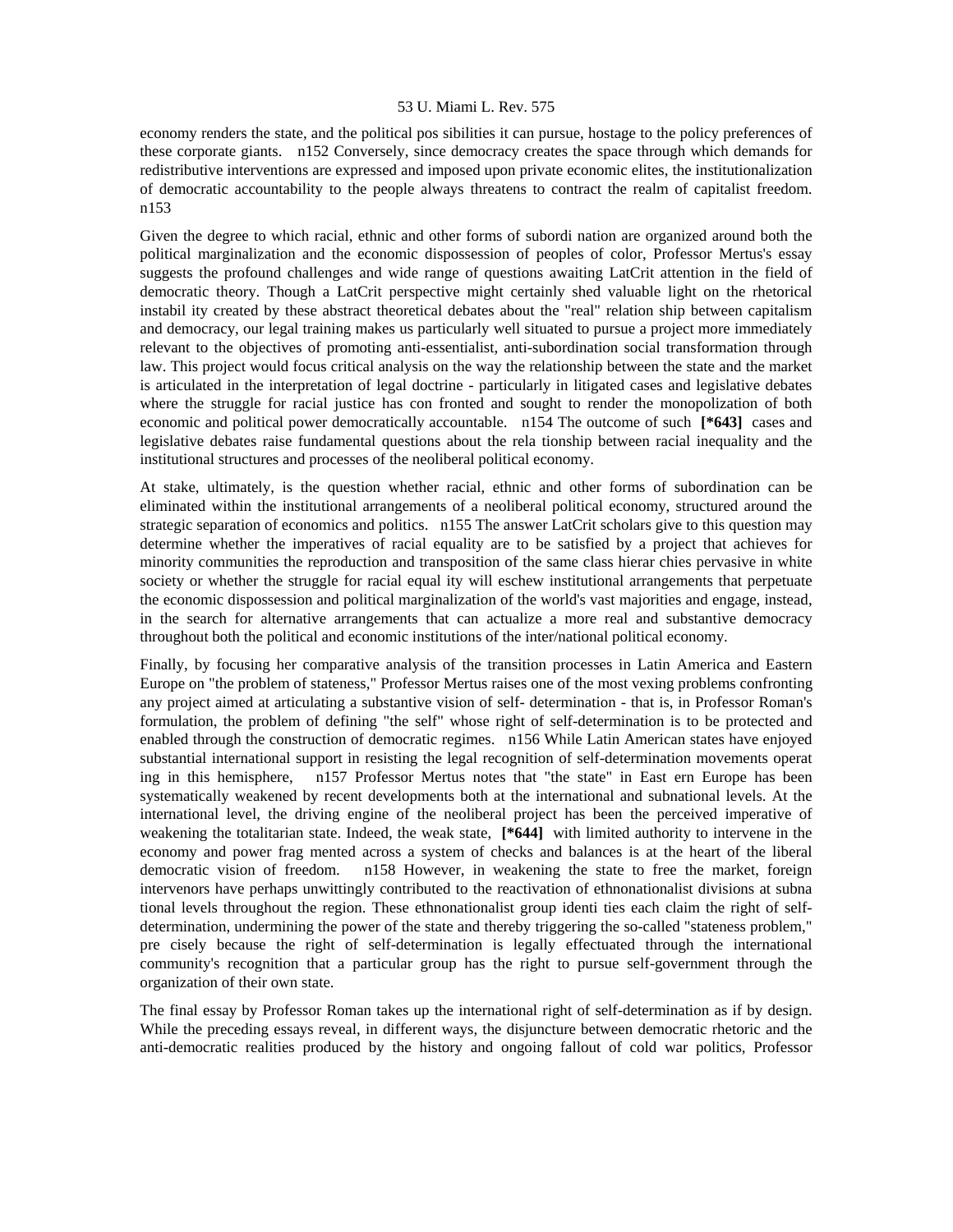economy renders the state, and the political possibilities it can pursue, hostage to the policy preferences of these corporate giants. n152 Conversely, since democracy creates the space through which demands for redistributive interventions are expressed and imposed upon private economic elites, the institutionalization of democratic accountability to the people always threatens to contract the realm of capitalist freedom. n153

Given the degree to which racial, ethnic and other forms of subordination are organized around both the political marginalization and the economic dispossession of peoples of color, Professor Mertus's essay suggests the profound challenges and wide range of questions awaiting LatCrit attention in the field of democratic theory. Though a LatCrit perspective might certainly shed valuable light on the rhetorical instability created by these abstract theoretical debates about the "real" relationship between capitalism and democracy, our legal training makes us particularly well situated to pursue a project more immediately relevant to the objectives of promoting anti-essentialist, anti-subordination social transformation through law. This project would focus critical analysis on the way the relationship between the state and the market is articulated in the interpretation of legal doctrine - particularly in litigated cases and legislative debates where the struggle for racial justice has confronted and sought to render the monopolization of both economic and political power democratically accountable. n154 The outcome of such **[*643]** cases and legislative debates raise fundamental questions about the relationship between racial inequality and the institutional structures and processes of the neoliberal political economy.

At stake, ultimately, is the question whether racial, ethnic and other forms of subordination can be eliminated within the institutional arrangements of a neoliberal political economy, structured around the strategic separation of economics and politics. n155 The answer LatCrit scholars give to this question may determine whether the imperatives of racial equality are to be satisfied by a project that achieves for minority communities the reproduction and transposition of the same class hierarchies pervasive in white society or whether the struggle for racial equality will eschew institutional arrangements that perpetuate the economic dispossession and political marginalization of the world's vast majorities and engage, instead, in the search for alternative arrangements that can actualize a more real and substantive democracy throughout both the political and economic institutions of the inter/national political economy.

Finally, by focusing her comparative analysis of the transition processes in Latin America and Eastern Europe on "the problem of stateness," Professor Mertus raises one of the most vexing problems confronting any project aimed at articulating a substantive vision of self- determination - that is, in Professor Roman's formulation, the problem of defining "the self" whose right of self-determination is to be protected and enabled through the construction of democratic regimes. n156 While Latin American states have enjoyed substantial international support in resisting the legal recognition of self-determination movements operating in this hemisphere, n157 Professor Mertus notes that "the state" in Eastern Europe has been systematically weakened by recent developments both at the international and subnational levels. At the international level, the driving engine of the neoliberal project has been the perceived imperative of weakening the totalitarian state. Indeed, the weak state, **[*644]** with limited authority to intervene in the economy and power fragmented across a system of checks and balances is at the heart of the liberal democratic vision of freedom. n158 However, in weakening the state to free the market, foreign intervenors have perhaps unwittingly contributed to the reactivation of ethnonationalist divisions at subnational levels throughout the region. These ethnonationalist group identities each claim the right of self-determination, undermining the power of the state and thereby triggering the so-called "stateness problem," precisely because the right of self-determination is legally effectuated through the international community's recognition that a particular group has the right to pursue self-government through the organization of their own state.

The final essay by Professor Roman takes up the international right of self-determination as if by design. While the preceding essays reveal, in different ways, the disjuncture between democratic rhetoric and the anti-democratic realities produced by the history and ongoing fallout of cold war politics, Professor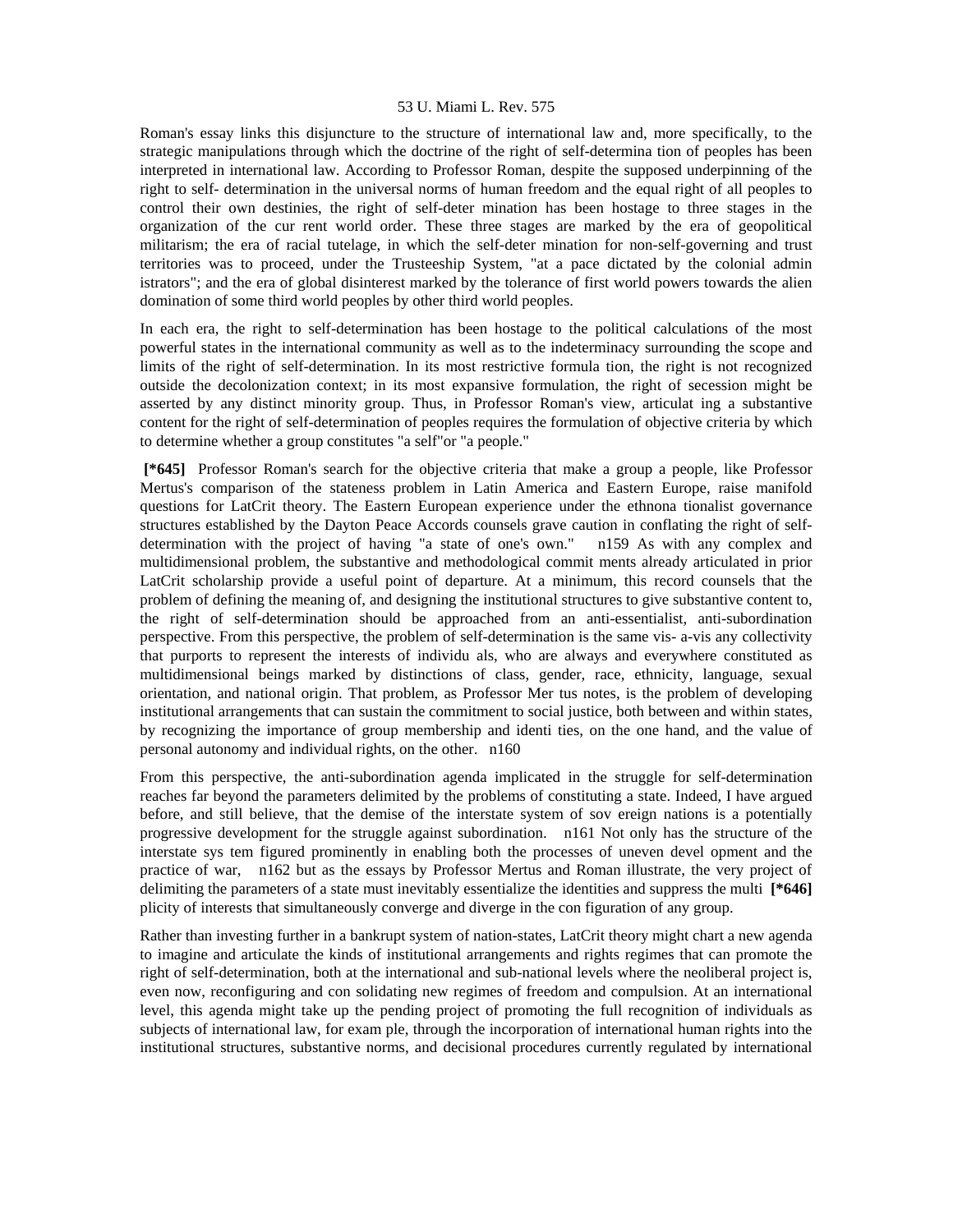Roman's essay links this disjuncture to the structure of international law and, more specifically, to the strategic manipulations through which the doctrine of the right of self-determina tion of peoples has been interpreted in international law. According to Professor Roman, despite the supposed underpinning of the right to self- determination in the universal norms of human freedom and the equal right of all peoples to control their own destinies, the right of self-deter mination has been hostage to three stages in the organization of the cur rent world order. These three stages are marked by the era of geopolitical militarism; the era of racial tutelage, in which the self-deter mination for non-self-governing and trust territories was to proceed, under the Trusteeship System, "at a pace dictated by the colonial admin istrators"; and the era of global disinterest marked by the tolerance of first world powers towards the alien domination of some third world peoples by other third world peoples.

In each era, the right to self-determination has been hostage to the political calculations of the most powerful states in the international community as well as to the indeterminacy surrounding the scope and limits of the right of self-determination. In its most restrictive formula tion, the right is not recognized outside the decolonization context; in its most expansive formulation, the right of secession might be asserted by any distinct minority group. Thus, in Professor Roman's view, articulat ing a substantive content for the right of self-determination of peoples requires the formulation of objective criteria by which to determine whether a group constitutes "a self"or "a people."

**[\*645]** Professor Roman's search for the objective criteria that make a group a people, like Professor Mertus's comparison of the stateness problem in Latin America and Eastern Europe, raise manifold questions for LatCrit theory. The Eastern European experience under the ethnona tionalist governance structures established by the Dayton Peace Accords counsels grave caution in conflating the right of self-determination with the project of having "a state of one's own." n159 As with any complex and multidimensional problem, the substantive and methodological commit ments already articulated in prior LatCrit scholarship provide a useful point of departure. At a minimum, this record counsels that the problem of defining the meaning of, and designing the institutional structures to give substantive content to, the right of self-determination should be approached from an anti-essentialist, anti-subordination perspective. From this perspective, the problem of self-determination is the same vis- a-vis any collectivity that purports to represent the interests of individu als, who are always and everywhere constituted as multidimensional beings marked by distinctions of class, gender, race, ethnicity, language, sexual orientation, and national origin. That problem, as Professor Mer tus notes, is the problem of developing institutional arrangements that can sustain the commitment to social justice, both between and within states, by recognizing the importance of group membership and identi ties, on the one hand, and the value of personal autonomy and individual rights, on the other. n160

From this perspective, the anti-subordination agenda implicated in the struggle for self-determination reaches far beyond the parameters delimited by the problems of constituting a state. Indeed, I have argued before, and still believe, that the demise of the interstate system of sov ereign nations is a potentially progressive development for the struggle against subordination. n161 Not only has the structure of the interstate sys tem figured prominently in enabling both the processes of uneven devel opment and the practice of war, n162 but as the essays by Professor Mertus and Roman illustrate, the very project of delimiting the parameters of a state must inevitably essentialize the identities and suppress the multi **[\*646]** plicity of interests that simultaneously converge and diverge in the con figuration of any group.

Rather than investing further in a bankrupt system of nation-states, LatCrit theory might chart a new agenda to imagine and articulate the kinds of institutional arrangements and rights regimes that can promote the right of self-determination, both at the international and sub-national levels where the neoliberal project is, even now, reconfiguring and con solidating new regimes of freedom and compulsion. At an international level, this agenda might take up the pending project of promoting the full recognition of individuals as subjects of international law, for exam ple, through the incorporation of international human rights into the institutional structures, substantive norms, and decisional procedures currently regulated by international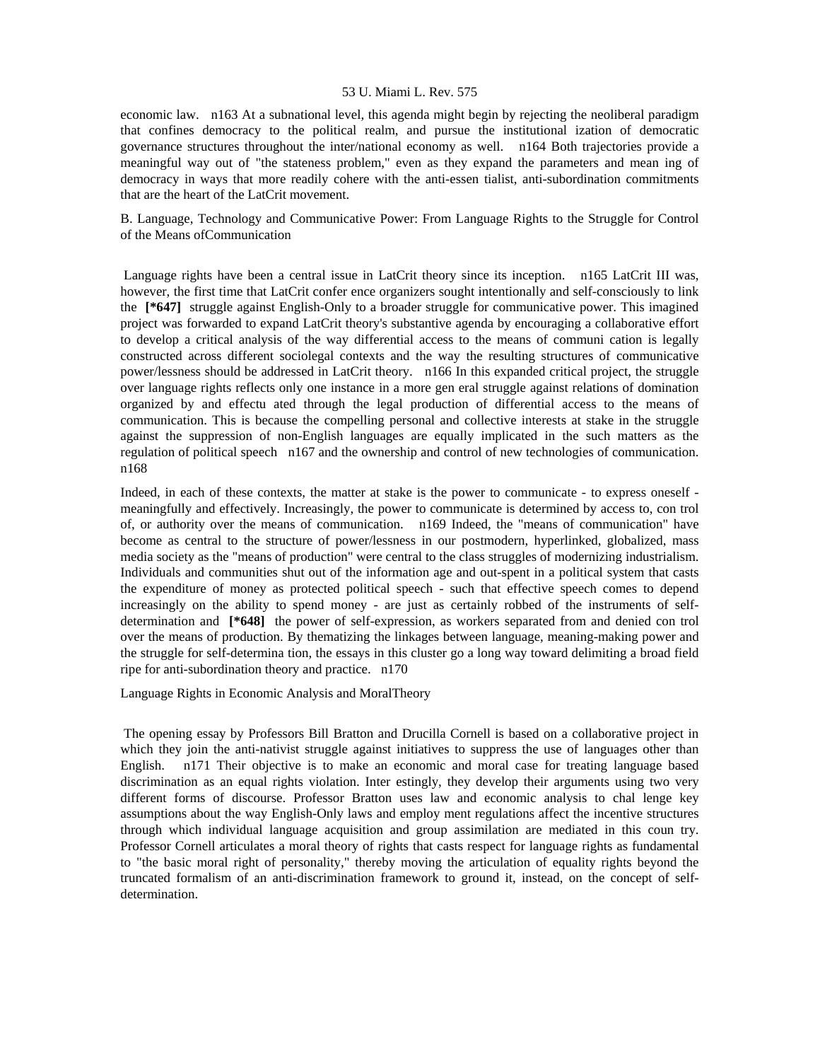economic law.   n163 At a subnational level, this agenda might begin by rejecting the neoliberal paradigm that confines democracy to the political realm, and pursue the institutional ization of democratic governance structures throughout the inter/national economy as well.   n164 Both trajectories provide a meaningful way out of "the stateness problem," even as they expand the parameters and mean ing of democracy in ways that more readily cohere with the anti-essen tialist, anti-subordination commitments that are the heart of the LatCrit movement.

B. Language, Technology and Communicative Power: From Language Rights to the Struggle for Control of the Means ofCommunication

Language rights have been a central issue in LatCrit theory since its inception.   n165 LatCrit III was, however, the first time that LatCrit confer ence organizers sought intentionally and self-consciously to link the **[*647]** struggle against English-Only to a broader struggle for communicative power. This imagined project was forwarded to expand LatCrit theory's substantive agenda by encouraging a collaborative effort to develop a critical analysis of the way differential access to the means of communi cation is legally constructed across different sociolegal contexts and the way the resulting structures of communicative power/lessness should be addressed in LatCrit theory.   n166 In this expanded critical project, the struggle over language rights reflects only one instance in a more gen eral struggle against relations of domination organized by and effectu ated through the legal production of differential access to the means of communication. This is because the compelling personal and collective interests at stake in the struggle against the suppression of non-English languages are equally implicated in the such matters as the regulation of political speech   n167 and the ownership and control of new technologies of communication.   n168

Indeed, in each of these contexts, the matter at stake is the power to communicate - to express oneself - meaningfully and effectively. Increasingly, the power to communicate is determined by access to, con trol of, or authority over the means of communication.   n169 Indeed, the "means of communication" have become as central to the structure of power/lessness in our postmodern, hyperlinked, globalized, mass media society as the "means of production" were central to the class struggles of modernizing industrialism. Individuals and communities shut out of the information age and out-spent in a political system that casts the expenditure of money as protected political speech - such that effective speech comes to depend increasingly on the ability to spend money - are just as certainly robbed of the instruments of self-determination and **[*648]** the power of self-expression, as workers separated from and denied con trol over the means of production. By thematizing the linkages between language, meaning-making power and the struggle for self-determina tion, the essays in this cluster go a long way toward delimiting a broad field ripe for anti-subordination theory and practice.   n170

Language Rights in Economic Analysis and MoralTheory

The opening essay by Professors Bill Bratton and Drucilla Cornell is based on a collaborative project in which they join the anti-nativist struggle against initiatives to suppress the use of languages other than English.   n171 Their objective is to make an economic and moral case for treating language based discrimination as an equal rights violation. Inter estingly, they develop their arguments using two very different forms of discourse. Professor Bratton uses law and economic analysis to chal lenge key assumptions about the way English-Only laws and employ ment regulations affect the incentive structures through which individual language acquisition and group assimilation are mediated in this coun try. Professor Cornell articulates a moral theory of rights that casts respect for language rights as fundamental to "the basic moral right of personality," thereby moving the articulation of equality rights beyond the truncated formalism of an anti-discrimination framework to ground it, instead, on the concept of self-determination.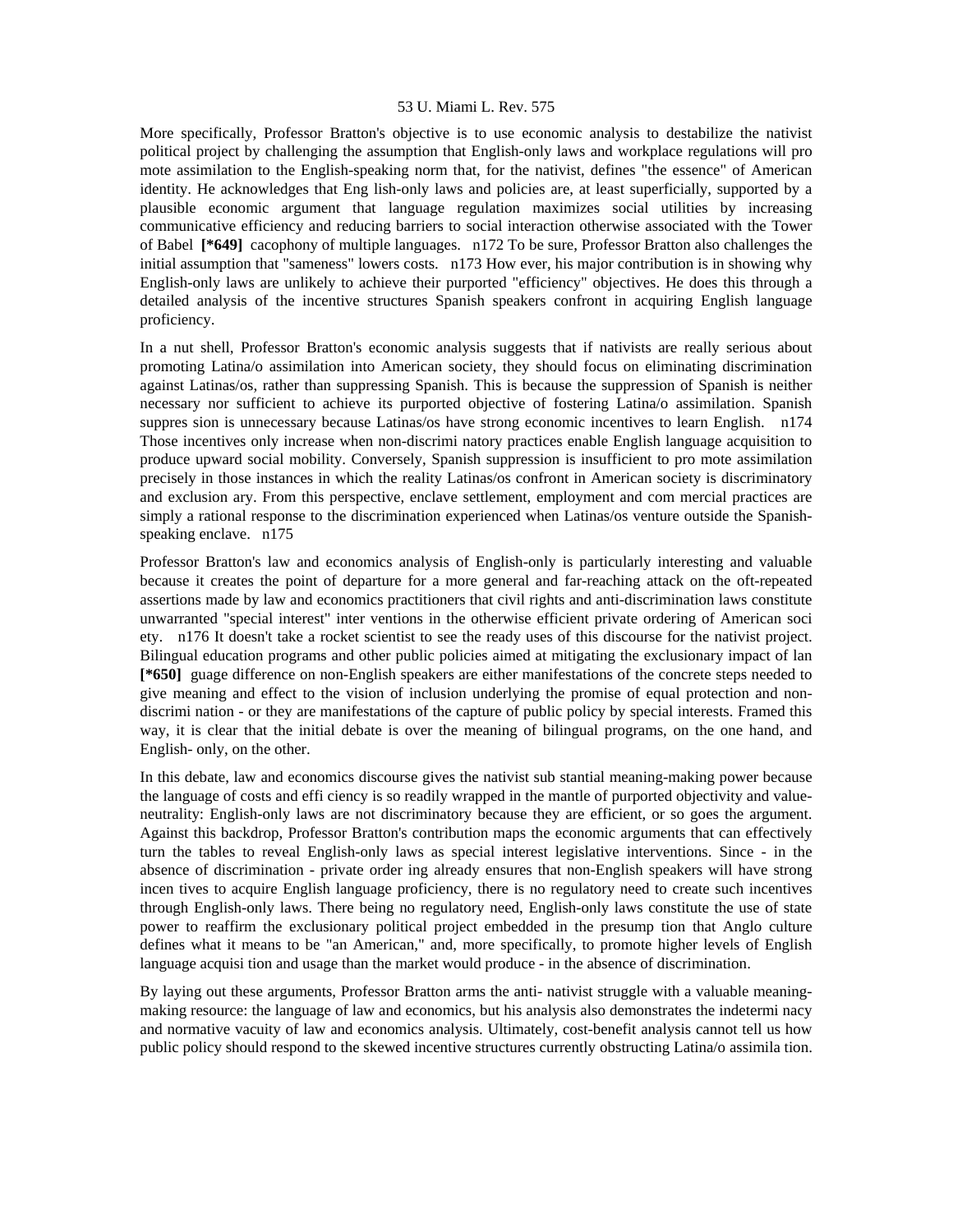More specifically, Professor Bratton's objective is to use economic analysis to destabilize the nativist political project by challenging the assumption that English-only laws and workplace regulations will pro mote assimilation to the English-speaking norm that, for the nativist, defines "the essence" of American identity. He acknowledges that Eng lish-only laws and policies are, at least superficially, supported by a plausible economic argument that language regulation maximizes social utilities by increasing communicative efficiency and reducing barriers to social interaction otherwise associated with the Tower of Babel **[*649]** cacophony of multiple languages. n172 To be sure, Professor Bratton also challenges the initial assumption that "sameness" lowers costs. n173 How ever, his major contribution is in showing why English-only laws are unlikely to achieve their purported "efficiency" objectives. He does this through a detailed analysis of the incentive structures Spanish speakers confront in acquiring English language proficiency.

In a nut shell, Professor Bratton's economic analysis suggests that if nativists are really serious about promoting Latina/o assimilation into American society, they should focus on eliminating discrimination against Latinas/os, rather than suppressing Spanish. This is because the suppression of Spanish is neither necessary nor sufficient to achieve its purported objective of fostering Latina/o assimilation. Spanish suppres sion is unnecessary because Latinas/os have strong economic incentives to learn English. n174 Those incentives only increase when non-discrimi natory practices enable English language acquisition to produce upward social mobility. Conversely, Spanish suppression is insufficient to pro mote assimilation precisely in those instances in which the reality Latinas/os confront in American society is discriminatory and exclusion ary. From this perspective, enclave settlement, employment and com mercial practices are simply a rational response to the discrimination experienced when Latinas/os venture outside the Spanish-speaking enclave. n175

Professor Bratton's law and economics analysis of English-only is particularly interesting and valuable because it creates the point of departure for a more general and far-reaching attack on the oft-repeated assertions made by law and economics practitioners that civil rights and anti-discrimination laws constitute unwarranted "special interest" inter ventions in the otherwise efficient private ordering of American soci ety. n176 It doesn't take a rocket scientist to see the ready uses of this discourse for the nativist project. Bilingual education programs and other public policies aimed at mitigating the exclusionary impact of lan **[*650]** guage difference on non-English speakers are either manifestations of the concrete steps needed to give meaning and effect to the vision of inclusion underlying the promise of equal protection and non-discrimi nation - or they are manifestations of the capture of public policy by special interests. Framed this way, it is clear that the initial debate is over the meaning of bilingual programs, on the one hand, and English- only, on the other.

In this debate, law and economics discourse gives the nativist sub stantial meaning-making power because the language of costs and effi ciency is so readily wrapped in the mantle of purported objectivity and value-neutrality: English-only laws are not discriminatory because they are efficient, or so goes the argument. Against this backdrop, Professor Bratton's contribution maps the economic arguments that can effectively turn the tables to reveal English-only laws as special interest legislative interventions. Since - in the absence of discrimination - private order ing already ensures that non-English speakers will have strong incen tives to acquire English language proficiency, there is no regulatory need to create such incentives through English-only laws. There being no regulatory need, English-only laws constitute the use of state power to reaffirm the exclusionary political project embedded in the presump tion that Anglo culture defines what it means to be "an American," and, more specifically, to promote higher levels of English language acquisi tion and usage than the market would produce - in the absence of discrimination.

By laying out these arguments, Professor Bratton arms the anti- nativist struggle with a valuable meaning-making resource: the language of law and economics, but his analysis also demonstrates the indetermi nacy and normative vacuity of law and economics analysis. Ultimately, cost-benefit analysis cannot tell us how public policy should respond to the skewed incentive structures currently obstructing Latina/o assimila tion.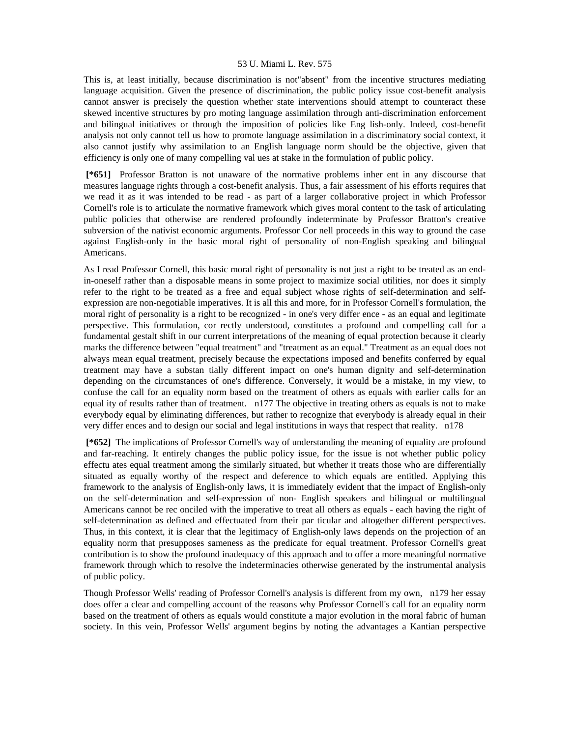This is, at least initially, because discrimination is not"absent" from the incentive structures mediating language acquisition. Given the presence of discrimination, the public policy issue cost-benefit analysis cannot answer is precisely the question whether state interventions should attempt to counteract these skewed incentive structures by pro moting language assimilation through anti-discrimination enforcement and bilingual initiatives or through the imposition of policies like Eng lish-only. Indeed, cost-benefit analysis not only cannot tell us how to promote language assimilation in a discriminatory social context, it also cannot justify why assimilation to an English language norm should be the objective, given that efficiency is only one of many compelling val ues at stake in the formulation of public policy.

**[*651]** Professor Bratton is not unaware of the normative problems inher ent in any discourse that measures language rights through a cost-benefit analysis. Thus, a fair assessment of his efforts requires that we read it as it was intended to be read - as part of a larger collaborative project in which Professor Cornell's role is to articulate the normative framework which gives moral content to the task of articulating public policies that otherwise are rendered profoundly indeterminate by Professor Bratton's creative subversion of the nativist economic arguments. Professor Cor nell proceeds in this way to ground the case against English-only in the basic moral right of personality of non-English speaking and bilingual Americans.

As I read Professor Cornell, this basic moral right of personality is not just a right to be treated as an end-in-oneself rather than a disposable means in some project to maximize social utilities, nor does it simply refer to the right to be treated as a free and equal subject whose rights of self-determination and self-expression are non-negotiable imperatives. It is all this and more, for in Professor Cornell's formulation, the moral right of personality is a right to be recognized - in one's very differ ence - as an equal and legitimate perspective. This formulation, cor rectly understood, constitutes a profound and compelling call for a fundamental gestalt shift in our current interpretations of the meaning of equal protection because it clearly marks the difference between "equal treatment" and "treatment as an equal." Treatment as an equal does not always mean equal treatment, precisely because the expectations imposed and benefits conferred by equal treatment may have a substan tially different impact on one's human dignity and self-determination depending on the circumstances of one's difference. Conversely, it would be a mistake, in my view, to confuse the call for an equality norm based on the treatment of others as equals with earlier calls for an equal ity of results rather than of treatment. n177 The objective in treating others as equals is not to make everybody equal by eliminating differences, but rather to recognize that everybody is already equal in their very differ ences and to design our social and legal institutions in ways that respect that reality. n178

**[*652]** The implications of Professor Cornell's way of understanding the meaning of equality are profound and far-reaching. It entirely changes the public policy issue, for the issue is not whether public policy effectu ates equal treatment among the similarly situated, but whether it treats those who are differentially situated as equally worthy of the respect and deference to which equals are entitled. Applying this framework to the analysis of English-only laws, it is immediately evident that the impact of English-only on the self-determination and self-expression of non- English speakers and bilingual or multilingual Americans cannot be rec onciled with the imperative to treat all others as equals - each having the right of self-determination as defined and effectuated from their par ticular and altogether different perspectives. Thus, in this context, it is clear that the legitimacy of English-only laws depends on the projection of an equality norm that presupposes sameness as the predicate for equal treatment. Professor Cornell's great contribution is to show the profound inadequacy of this approach and to offer a more meaningful normative framework through which to resolve the indeterminacies otherwise generated by the instrumental analysis of public policy.

Though Professor Wells' reading of Professor Cornell's analysis is different from my own, n179 her essay does offer a clear and compelling account of the reasons why Professor Cornell's call for an equality norm based on the treatment of others as equals would constitute a major evolution in the moral fabric of human society. In this vein, Professor Wells' argument begins by noting the advantages a Kantian perspective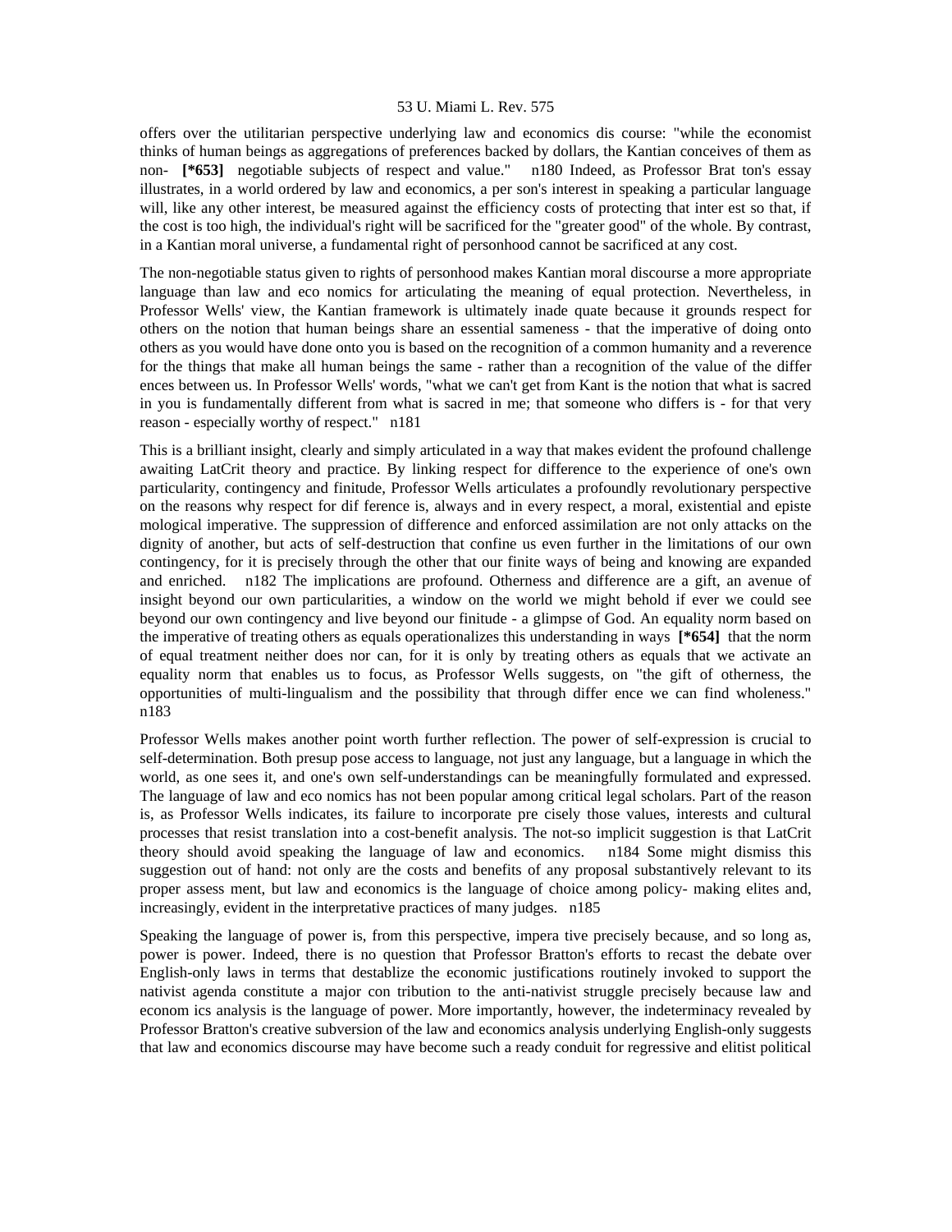offers over the utilitarian perspective underlying law and economics dis course: "while the economist thinks of human beings as aggregations of preferences backed by dollars, the Kantian conceives of them as non- **[*653]** negotiable subjects of respect and value." n180 Indeed, as Professor Brat ton's essay illustrates, in a world ordered by law and economics, a per son's interest in speaking a particular language will, like any other interest, be measured against the efficiency costs of protecting that inter est so that, if the cost is too high, the individual's right will be sacrificed for the "greater good" of the whole. By contrast, in a Kantian moral universe, a fundamental right of personhood cannot be sacrificed at any cost.

The non-negotiable status given to rights of personhood makes Kantian moral discourse a more appropriate language than law and eco nomics for articulating the meaning of equal protection. Nevertheless, in Professor Wells' view, the Kantian framework is ultimately inade quate because it grounds respect for others on the notion that human beings share an essential sameness - that the imperative of doing onto others as you would have done onto you is based on the recognition of a common humanity and a reverence for the things that make all human beings the same - rather than a recognition of the value of the differ ences between us. In Professor Wells' words, "what we can't get from Kant is the notion that what is sacred in you is fundamentally different from what is sacred in me; that someone who differs is - for that very reason - especially worthy of respect." n181

This is a brilliant insight, clearly and simply articulated in a way that makes evident the profound challenge awaiting LatCrit theory and practice. By linking respect for difference to the experience of one's own particularity, contingency and finitude, Professor Wells articulates a profoundly revolutionary perspective on the reasons why respect for dif ference is, always and in every respect, a moral, existential and episte mological imperative. The suppression of difference and enforced assimilation are not only attacks on the dignity of another, but acts of self-destruction that confine us even further in the limitations of our own contingency, for it is precisely through the other that our finite ways of being and knowing are expanded and enriched. n182 The implications are profound. Otherness and difference are a gift, an avenue of insight beyond our own particularities, a window on the world we might behold if ever we could see beyond our own contingency and live beyond our finitude - a glimpse of God. An equality norm based on the imperative of treating others as equals operationalizes this understanding in ways **[*654]** that the norm of equal treatment neither does nor can, for it is only by treating others as equals that we activate an equality norm that enables us to focus, as Professor Wells suggests, on "the gift of otherness, the opportunities of multi-lingualism and the possibility that through differ ence we can find wholeness." n183

Professor Wells makes another point worth further reflection. The power of self-expression is crucial to self-determination. Both presup pose access to language, not just any language, but a language in which the world, as one sees it, and one's own self-understandings can be meaningfully formulated and expressed. The language of law and eco nomics has not been popular among critical legal scholars. Part of the reason is, as Professor Wells indicates, its failure to incorporate pre cisely those values, interests and cultural processes that resist translation into a cost-benefit analysis. The not-so implicit suggestion is that LatCrit theory should avoid speaking the language of law and economics. n184 Some might dismiss this suggestion out of hand: not only are the costs and benefits of any proposal substantively relevant to its proper assess ment, but law and economics is the language of choice among policy- making elites and, increasingly, evident in the interpretative practices of many judges. n185

Speaking the language of power is, from this perspective, impera tive precisely because, and so long as, power is power. Indeed, there is no question that Professor Bratton's efforts to recast the debate over English-only laws in terms that destablize the economic justifications routinely invoked to support the nativist agenda constitute a major con tribution to the anti-nativist struggle precisely because law and econom ics analysis is the language of power. More importantly, however, the indeterminacy revealed by Professor Bratton's creative subversion of the law and economics analysis underlying English-only suggests that law and economics discourse may have become such a ready conduit for regressive and elitist political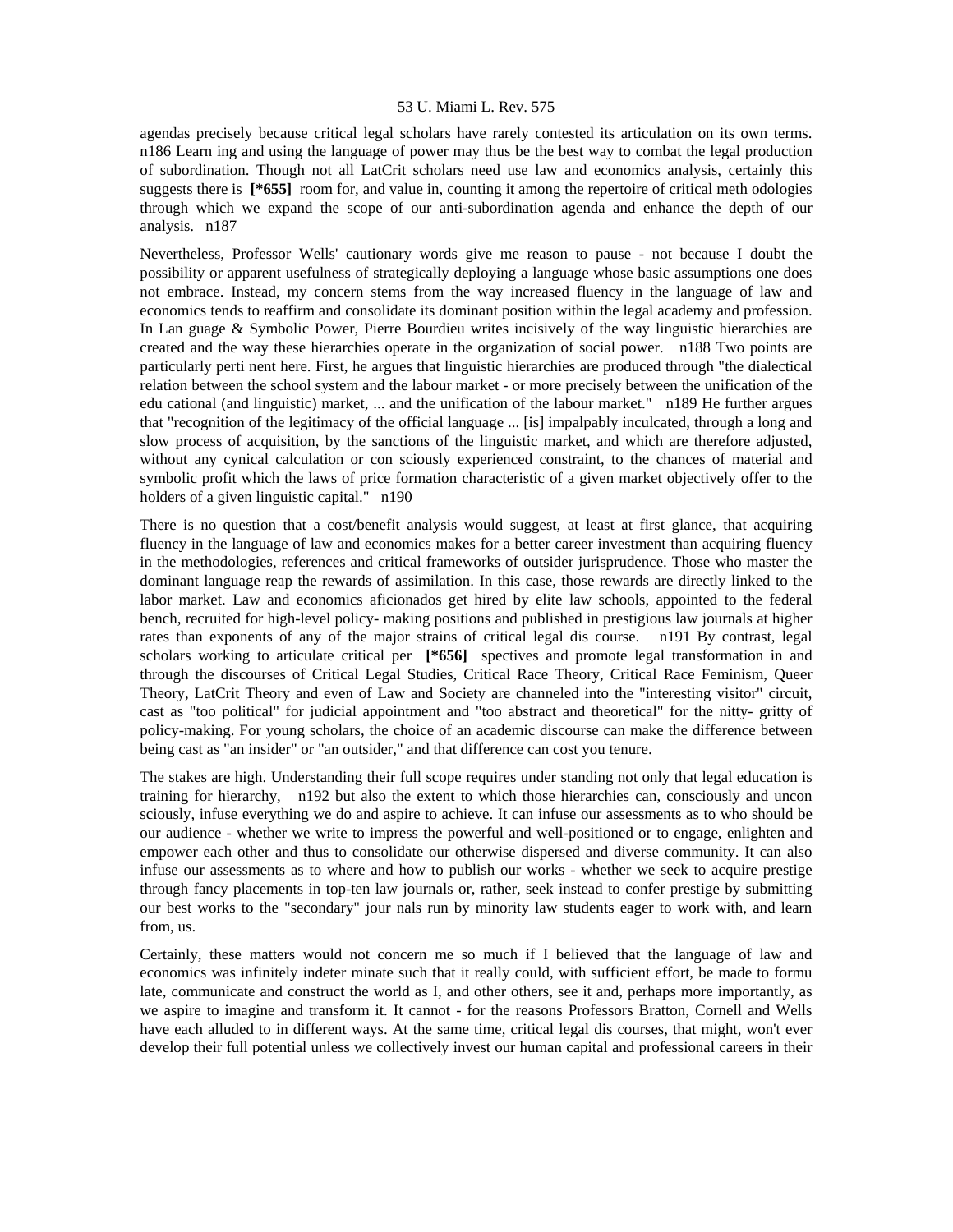agendas precisely because critical legal scholars have rarely contested its articulation on its own terms. n186 Learn ing and using the language of power may thus be the best way to combat the legal production of subordination. Though not all LatCrit scholars need use law and economics analysis, certainly this suggests there is **[*655]** room for, and value in, counting it among the repertoire of critical meth odologies through which we expand the scope of our anti-subordination agenda and enhance the depth of our analysis. n187

Nevertheless, Professor Wells' cautionary words give me reason to pause - not because I doubt the possibility or apparent usefulness of strategically deploying a language whose basic assumptions one does not embrace. Instead, my concern stems from the way increased fluency in the language of law and economics tends to reaffirm and consolidate its dominant position within the legal academy and profession. In Lan guage & Symbolic Power, Pierre Bourdieu writes incisively of the way linguistic hierarchies are created and the way these hierarchies operate in the organization of social power. n188 Two points are particularly perti nent here. First, he argues that linguistic hierarchies are produced through "the dialectical relation between the school system and the labour market - or more precisely between the unification of the edu cational (and linguistic) market, ... and the unification of the labour market." n189 He further argues that "recognition of the legitimacy of the official language ... [is] impalpably inculcated, through a long and slow process of acquisition, by the sanctions of the linguistic market, and which are therefore adjusted, without any cynical calculation or con sciously experienced constraint, to the chances of material and symbolic profit which the laws of price formation characteristic of a given market objectively offer to the holders of a given linguistic capital." n190

There is no question that a cost/benefit analysis would suggest, at least at first glance, that acquiring fluency in the language of law and economics makes for a better career investment than acquiring fluency in the methodologies, references and critical frameworks of outsider jurisprudence. Those who master the dominant language reap the rewards of assimilation. In this case, those rewards are directly linked to the labor market. Law and economics aficionados get hired by elite law schools, appointed to the federal bench, recruited for high-level policy- making positions and published in prestigious law journals at higher rates than exponents of any of the major strains of critical legal dis course. n191 By contrast, legal scholars working to articulate critical per **[*656]** spectives and promote legal transformation in and through the discourses of Critical Legal Studies, Critical Race Theory, Critical Race Feminism, Queer Theory, LatCrit Theory and even of Law and Society are channeled into the "interesting visitor" circuit, cast as "too political" for judicial appointment and "too abstract and theoretical" for the nitty- gritty of policy-making. For young scholars, the choice of an academic discourse can make the difference between being cast as "an insider" or "an outsider," and that difference can cost you tenure.

The stakes are high. Understanding their full scope requires under standing not only that legal education is training for hierarchy, n192 but also the extent to which those hierarchies can, consciously and uncon sciously, infuse everything we do and aspire to achieve. It can infuse our assessments as to who should be our audience - whether we write to impress the powerful and well-positioned or to engage, enlighten and empower each other and thus to consolidate our otherwise dispersed and diverse community. It can also infuse our assessments as to where and how to publish our works - whether we seek to acquire prestige through fancy placements in top-ten law journals or, rather, seek instead to confer prestige by submitting our best works to the "secondary" jour nals run by minority law students eager to work with, and learn from, us.

Certainly, these matters would not concern me so much if I believed that the language of law and economics was infinitely indeter minate such that it really could, with sufficient effort, be made to formu late, communicate and construct the world as I, and other others, see it and, perhaps more importantly, as we aspire to imagine and transform it. It cannot - for the reasons Professors Bratton, Cornell and Wells have each alluded to in different ways. At the same time, critical legal dis courses, that might, won't ever develop their full potential unless we collectively invest our human capital and professional careers in their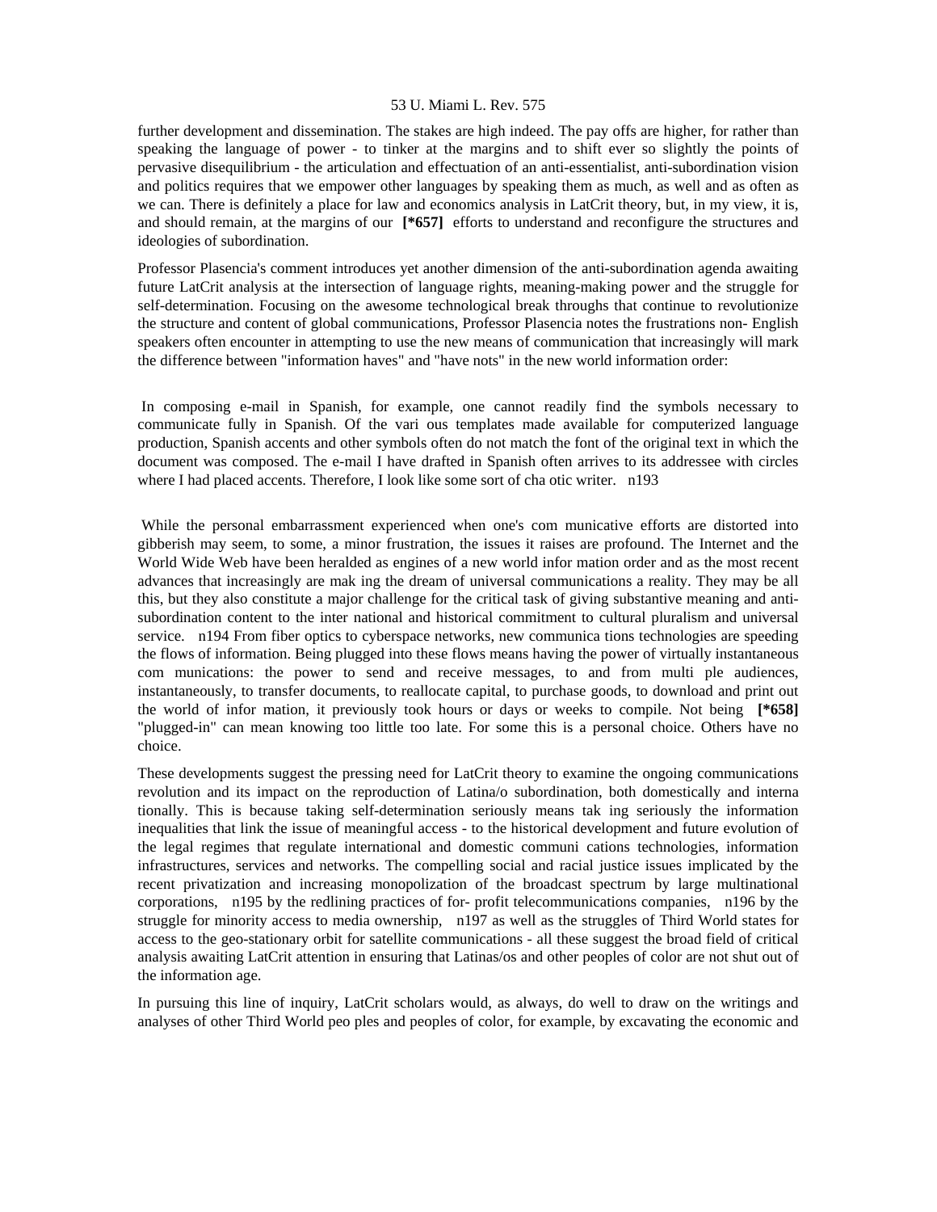further development and dissemination. The stakes are high indeed. The pay offs are higher, for rather than speaking the language of power - to tinker at the margins and to shift ever so slightly the points of pervasive disequilibrium - the articulation and effectuation of an anti-essentialist, anti-subordination vision and politics requires that we empower other languages by speaking them as much, as well and as often as we can. There is definitely a place for law and economics analysis in LatCrit theory, but, in my view, it is, and should remain, at the margins of our **[*657]** efforts to understand and reconfigure the structures and ideologies of subordination.

Professor Plasencia's comment introduces yet another dimension of the anti-subordination agenda awaiting future LatCrit analysis at the intersection of language rights, meaning-making power and the struggle for self-determination. Focusing on the awesome technological break throughs that continue to revolutionize the structure and content of global communications, Professor Plasencia notes the frustrations non- English speakers often encounter in attempting to use the new means of communication that increasingly will mark the difference between "information haves" and "have nots" in the new world information order:

> In composing e-mail in Spanish, for example, one cannot readily find the symbols necessary to communicate fully in Spanish. Of the vari ous templates made available for computerized language production, Spanish accents and other symbols often do not match the font of the original text in which the document was composed. The e-mail I have drafted in Spanish often arrives to its addressee with circles where I had placed accents. Therefore, I look like some sort of cha otic writer. n193

While the personal embarrassment experienced when one's com municative efforts are distorted into gibberish may seem, to some, a minor frustration, the issues it raises are profound. The Internet and the World Wide Web have been heralded as engines of a new world infor mation order and as the most recent advances that increasingly are mak ing the dream of universal communications a reality. They may be all this, but they also constitute a major challenge for the critical task of giving substantive meaning and anti-subordination content to the inter national and historical commitment to cultural pluralism and universal service. n194 From fiber optics to cyberspace networks, new communica tions technologies are speeding the flows of information. Being plugged into these flows means having the power of virtually instantaneous com munications: the power to send and receive messages, to and from multi ple audiences, instantaneously, to transfer documents, to reallocate capital, to purchase goods, to download and print out the world of infor mation, it previously took hours or days or weeks to compile. Not being **[*658]** "plugged-in" can mean knowing too little too late. For some this is a personal choice. Others have no choice.

These developments suggest the pressing need for LatCrit theory to examine the ongoing communications revolution and its impact on the reproduction of Latina/o subordination, both domestically and interna tionally. This is because taking self-determination seriously means tak ing seriously the information inequalities that link the issue of meaningful access - to the historical development and future evolution of the legal regimes that regulate international and domestic communi cations technologies, information infrastructures, services and networks. The compelling social and racial justice issues implicated by the recent privatization and increasing monopolization of the broadcast spectrum by large multinational corporations, n195 by the redlining practices of for- profit telecommunications companies, n196 by the struggle for minority access to media ownership, n197 as well as the struggles of Third World states for access to the geo-stationary orbit for satellite communications - all these suggest the broad field of critical analysis awaiting LatCrit attention in ensuring that Latinas/os and other peoples of color are not shut out of the information age.

In pursuing this line of inquiry, LatCrit scholars would, as always, do well to draw on the writings and analyses of other Third World peo ples and peoples of color, for example, by excavating the economic and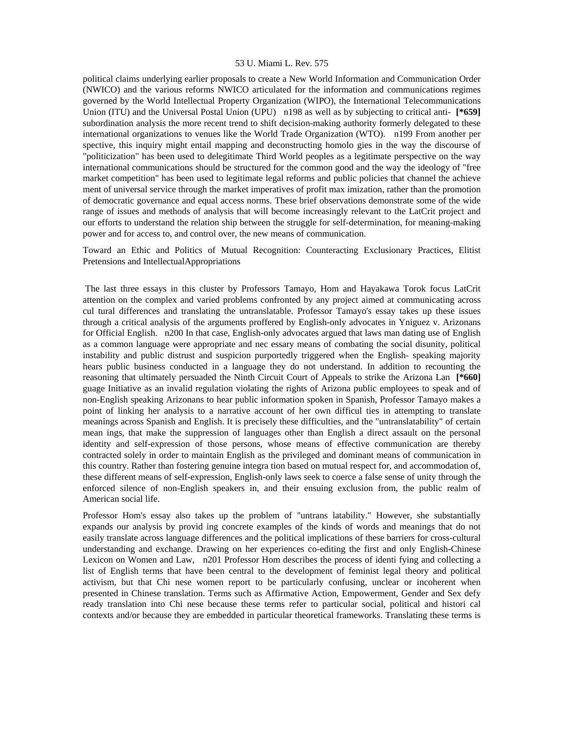political claims underlying earlier proposals to create a New World Information and Communication Order (NWICO) and the various reforms NWICO articulated for the information and communications regimes governed by the World Intellectual Property Organization (WIPO), the International Telecommunications Union (ITU) and the Universal Postal Union (UPU) n198 as well as by subjecting to critical anti- **[*659]** subordination analysis the more recent trend to shift decision-making authority formerly delegated to these international organizations to venues like the World Trade Organization (WTO). n199 From another per spective, this inquiry might entail mapping and deconstructing homolo gies in the way the discourse of "politicization" has been used to delegitimate Third World peoples as a legitimate perspective on the way international communications should be structured for the common good and the way the ideology of "free market competition" has been used to legitimate legal reforms and public policies that channel the achieve ment of universal service through the market imperatives of profit max imization, rather than the promotion of democratic governance and equal access norms. These brief observations demonstrate some of the wide range of issues and methods of analysis that will become increasingly relevant to the LatCrit project and our efforts to understand the relation ship between the struggle for self-determination, for meaning-making power and for access to, and control over, the new means of communication.

Toward an Ethic and Politics of Mutual Recognition: Counteracting Exclusionary Practices, Elitist Pretensions and IntellectualAppropriations

The last three essays in this cluster by Professors Tamayo, Hom and Hayakawa Torok focus LatCrit attention on the complex and varied problems confronted by any project aimed at communicating across cul tural differences and translating the untranslatable. Professor Tamayo's essay takes up these issues through a critical analysis of the arguments proffered by English-only advocates in Yniguez v. Arizonans for Official English. n200 In that case, English-only advocates argued that laws man dating use of English as a common language were appropriate and nec essary means of combating the social disunity, political instability and public distrust and suspicion purportedly triggered when the English- speaking majority hears public business conducted in a language they do not understand. In addition to recounting the reasoning that ultimately persuaded the Ninth Circuit Court of Appeals to strike the Arizona Lan **[*660]** guage Initiative as an invalid regulation violating the rights of Arizona public employees to speak and of non-English speaking Arizonans to hear public information spoken in Spanish, Professor Tamayo makes a point of linking her analysis to a narrative account of her own difficul ties in attempting to translate meanings across Spanish and English. It is precisely these difficulties, and the "untranslatability" of certain mean ings, that make the suppression of languages other than English a direct assault on the personal identity and self-expression of those persons, whose means of effective communication are thereby contracted solely in order to maintain English as the privileged and dominant means of communication in this country. Rather than fostering genuine integra tion based on mutual respect for, and accommodation of, these different means of self-expression, English-only laws seek to coerce a false sense of unity through the enforced silence of non-English speakers in, and their ensuing exclusion from, the public realm of American social life.

Professor Hom's essay also takes up the problem of "untrans latability." However, she substantially expands our analysis by provid ing concrete examples of the kinds of words and meanings that do not easily translate across language differences and the political implications of these barriers for cross-cultural understanding and exchange. Drawing on her experiences co-editing the first and only English-Chinese Lexicon on Women and Law, n201 Professor Hom describes the process of identi fying and collecting a list of English terms that have been central to the development of feminist legal theory and political activism, but that Chi nese women report to be particularly confusing, unclear or incoherent when presented in Chinese translation. Terms such as Affirmative Action, Empowerment, Gender and Sex defy ready translation into Chi nese because these terms refer to particular social, political and histori cal contexts and/or because they are embedded in particular theoretical frameworks. Translating these terms is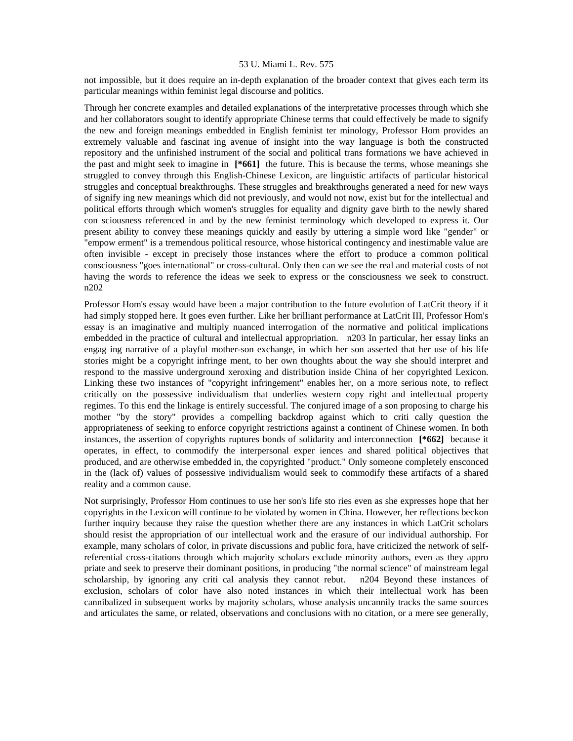not impossible, but it does require an in-depth explanation of the broader context that gives each term its particular meanings within feminist legal discourse and politics.

Through her concrete examples and detailed explanations of the interpretative processes through which she and her collaborators sought to identify appropriate Chinese terms that could effectively be made to signify the new and foreign meanings embedded in English feminist ter minology, Professor Hom provides an extremely valuable and fascinat ing avenue of insight into the way language is both the constructed repository and the unfinished instrument of the social and political trans formations we have achieved in the past and might seek to imagine in **[*661]** the future. This is because the terms, whose meanings she struggled to convey through this English-Chinese Lexicon, are linguistic artifacts of particular historical struggles and conceptual breakthroughs. These struggles and breakthroughs generated a need for new ways of signify ing new meanings which did not previously, and would not now, exist but for the intellectual and political efforts through which women's struggles for equality and dignity gave birth to the newly shared con sciousness referenced in and by the new feminist terminology which developed to express it. Our present ability to convey these meanings quickly and easily by uttering a simple word like "gender" or "empow erment" is a tremendous political resource, whose historical contingency and inestimable value are often invisible - except in precisely those instances where the effort to produce a common political consciousness "goes international" or cross-cultural. Only then can we see the real and material costs of not having the words to reference the ideas we seek to express or the consciousness we seek to construct. n202

Professor Hom's essay would have been a major contribution to the future evolution of LatCrit theory if it had simply stopped here. It goes even further. Like her brilliant performance at LatCrit III, Professor Hom's essay is an imaginative and multiply nuanced interrogation of the normative and political implications embedded in the practice of cultural and intellectual appropriation. n203 In particular, her essay links an engag ing narrative of a playful mother-son exchange, in which her son asserted that her use of his life stories might be a copyright infringe ment, to her own thoughts about the way she should interpret and respond to the massive underground xeroxing and distribution inside China of her copyrighted Lexicon. Linking these two instances of "copyright infringement" enables her, on a more serious note, to reflect critically on the possessive individualism that underlies western copy right and intellectual property regimes. To this end the linkage is entirely successful. The conjured image of a son proposing to charge his mother "by the story" provides a compelling backdrop against which to criti cally question the appropriateness of seeking to enforce copyright restrictions against a continent of Chinese women. In both instances, the assertion of copyrights ruptures bonds of solidarity and interconnection **[*662]** because it operates, in effect, to commodify the interpersonal exper iences and shared political objectives that produced, and are otherwise embedded in, the copyrighted "product." Only someone completely ensconced in the (lack of) values of possessive individualism would seek to commodify these artifacts of a shared reality and a common cause.

Not surprisingly, Professor Hom continues to use her son's life sto ries even as she expresses hope that her copyrights in the Lexicon will continue to be violated by women in China. However, her reflections beckon further inquiry because they raise the question whether there are any instances in which LatCrit scholars should resist the appropriation of our intellectual work and the erasure of our individual authorship. For example, many scholars of color, in private discussions and public fora, have criticized the network of self-referential cross-citations through which majority scholars exclude minority authors, even as they appro priate and seek to preserve their dominant positions, in producing "the normal science" of mainstream legal scholarship, by ignoring any criti cal analysis they cannot rebut. n204 Beyond these instances of exclusion, scholars of color have also noted instances in which their intellectual work has been cannibalized in subsequent works by majority scholars, whose analysis uncannily tracks the same sources and articulates the same, or related, observations and conclusions with no citation, or a mere see generally,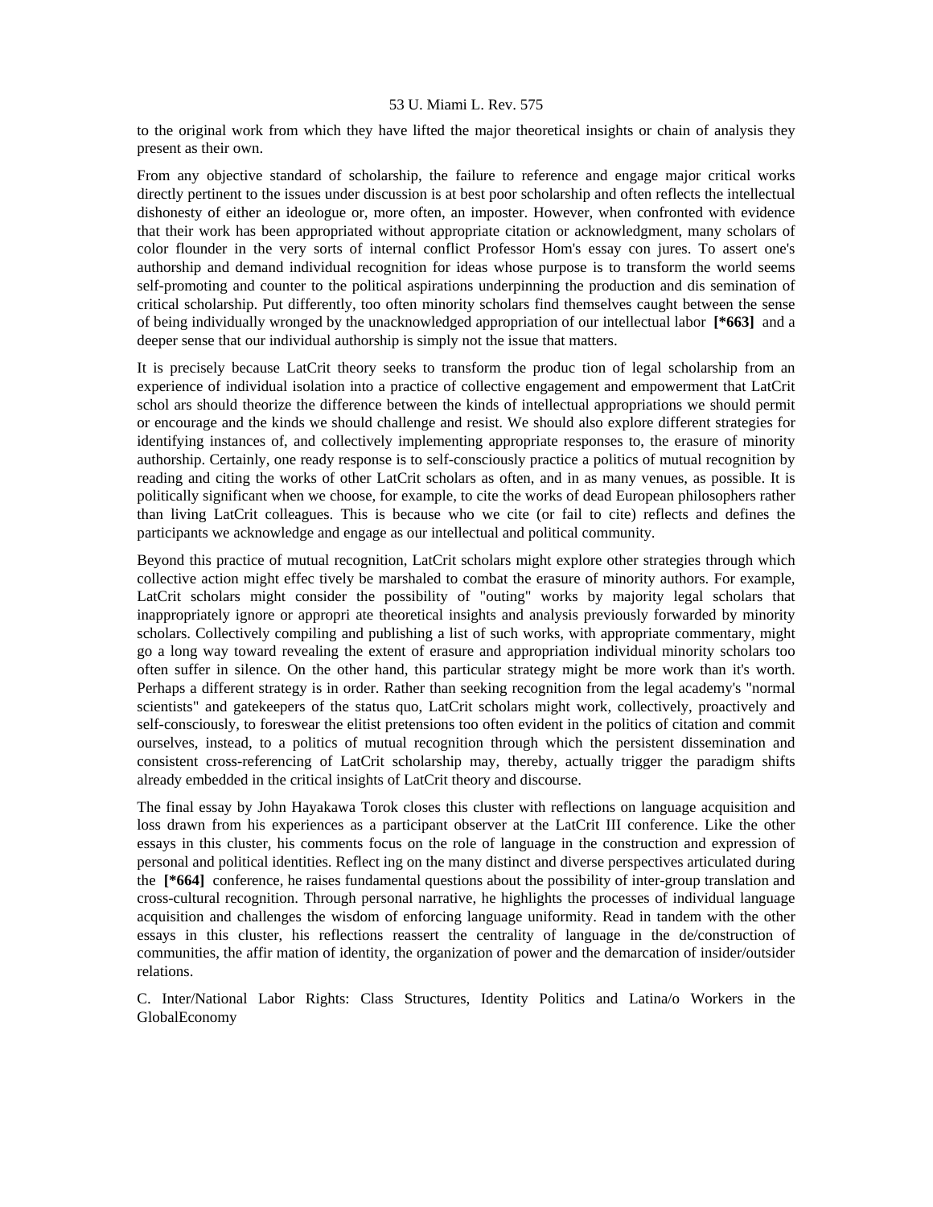to the original work from which they have lifted the major theoretical insights or chain of analysis they present as their own.

From any objective standard of scholarship, the failure to reference and engage major critical works directly pertinent to the issues under discussion is at best poor scholarship and often reflects the intellectual dishonesty of either an ideologue or, more often, an imposter. However, when confronted with evidence that their work has been appropriated without appropriate citation or acknowledgment, many scholars of color flounder in the very sorts of internal conflict Professor Hom's essay con jures. To assert one's authorship and demand individual recognition for ideas whose purpose is to transform the world seems self-promoting and counter to the political aspirations underpinning the production and dis semination of critical scholarship. Put differently, too often minority scholars find themselves caught between the sense of being individually wronged by the unacknowledged appropriation of our intellectual labor **[*663]** and a deeper sense that our individual authorship is simply not the issue that matters.

It is precisely because LatCrit theory seeks to transform the produc tion of legal scholarship from an experience of individual isolation into a practice of collective engagement and empowerment that LatCrit schol ars should theorize the difference between the kinds of intellectual appropriations we should permit or encourage and the kinds we should challenge and resist. We should also explore different strategies for identifying instances of, and collectively implementing appropriate responses to, the erasure of minority authorship. Certainly, one ready response is to self-consciously practice a politics of mutual recognition by reading and citing the works of other LatCrit scholars as often, and in as many venues, as possible. It is politically significant when we choose, for example, to cite the works of dead European philosophers rather than living LatCrit colleagues. This is because who we cite (or fail to cite) reflects and defines the participants we acknowledge and engage as our intellectual and political community.

Beyond this practice of mutual recognition, LatCrit scholars might explore other strategies through which collective action might effec tively be marshaled to combat the erasure of minority authors. For example, LatCrit scholars might consider the possibility of "outing" works by majority legal scholars that inappropriately ignore or appropri ate theoretical insights and analysis previously forwarded by minority scholars. Collectively compiling and publishing a list of such works, with appropriate commentary, might go a long way toward revealing the extent of erasure and appropriation individual minority scholars too often suffer in silence. On the other hand, this particular strategy might be more work than it's worth. Perhaps a different strategy is in order. Rather than seeking recognition from the legal academy's "normal scientists" and gatekeepers of the status quo, LatCrit scholars might work, collectively, proactively and self-consciously, to foreswear the elitist pretensions too often evident in the politics of citation and commit ourselves, instead, to a politics of mutual recognition through which the persistent dissemination and consistent cross-referencing of LatCrit scholarship may, thereby, actually trigger the paradigm shifts already embedded in the critical insights of LatCrit theory and discourse.

The final essay by John Hayakawa Torok closes this cluster with reflections on language acquisition and loss drawn from his experiences as a participant observer at the LatCrit III conference. Like the other essays in this cluster, his comments focus on the role of language in the construction and expression of personal and political identities. Reflect ing on the many distinct and diverse perspectives articulated during the **[*664]** conference, he raises fundamental questions about the possibility of inter-group translation and cross-cultural recognition. Through personal narrative, he highlights the processes of individual language acquisition and challenges the wisdom of enforcing language uniformity. Read in tandem with the other essays in this cluster, his reflections reassert the centrality of language in the de/construction of communities, the affir mation of identity, the organization of power and the demarcation of insider/outsider relations.

C. Inter/National Labor Rights: Class Structures, Identity Politics and Latina/o Workers in the GlobalEconomy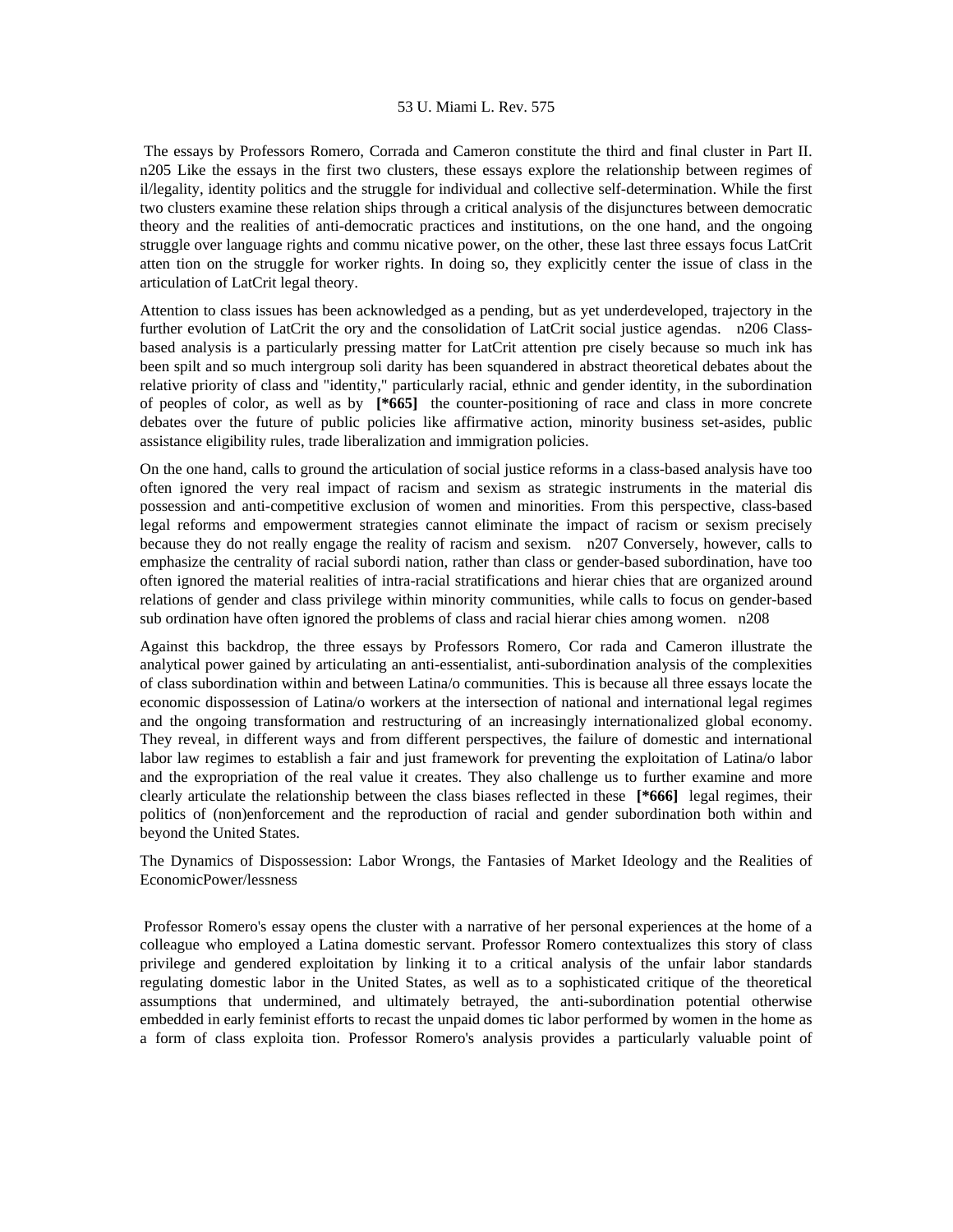The essays by Professors Romero, Corrada and Cameron constitute the third and final cluster in Part II. n205 Like the essays in the first two clusters, these essays explore the relationship between regimes of il/legality, identity politics and the struggle for individual and collective self-determination. While the first two clusters examine these relation ships through a critical analysis of the disjunctures between democratic theory and the realities of anti-democratic practices and institutions, on the one hand, and the ongoing struggle over language rights and commu nicative power, on the other, these last three essays focus LatCrit atten tion on the struggle for worker rights. In doing so, they explicitly center the issue of class in the articulation of LatCrit legal theory.

Attention to class issues has been acknowledged as a pending, but as yet underdeveloped, trajectory in the further evolution of LatCrit the ory and the consolidation of LatCrit social justice agendas. n206 Class-based analysis is a particularly pressing matter for LatCrit attention pre cisely because so much ink has been spilt and so much intergroup soli darity has been squandered in abstract theoretical debates about the relative priority of class and "identity," particularly racial, ethnic and gender identity, in the subordination of peoples of color, as well as by **[*665]** the counter-positioning of race and class in more concrete debates over the future of public policies like affirmative action, minority business set-asides, public assistance eligibility rules, trade liberalization and immigration policies.

On the one hand, calls to ground the articulation of social justice reforms in a class-based analysis have too often ignored the very real impact of racism and sexism as strategic instruments in the material dis possession and anti-competitive exclusion of women and minorities. From this perspective, class-based legal reforms and empowerment strategies cannot eliminate the impact of racism or sexism precisely because they do not really engage the reality of racism and sexism. n207 Conversely, however, calls to emphasize the centrality of racial subordi nation, rather than class or gender-based subordination, have too often ignored the material realities of intra-racial stratifications and hierar chies that are organized around relations of gender and class privilege within minority communities, while calls to focus on gender-based sub ordination have often ignored the problems of class and racial hierar chies among women. n208

Against this backdrop, the three essays by Professors Romero, Cor rada and Cameron illustrate the analytical power gained by articulating an anti-essentialist, anti-subordination analysis of the complexities of class subordination within and between Latina/o communities. This is because all three essays locate the economic dispossession of Latina/o workers at the intersection of national and international legal regimes and the ongoing transformation and restructuring of an increasingly internationalized global economy. They reveal, in different ways and from different perspectives, the failure of domestic and international labor law regimes to establish a fair and just framework for preventing the exploitation of Latina/o labor and the expropriation of the real value it creates. They also challenge us to further examine and more clearly articulate the relationship between the class biases reflected in these **[*666]** legal regimes, their politics of (non)enforcement and the reproduction of racial and gender subordination both within and beyond the United States.

The Dynamics of Dispossession: Labor Wrongs, the Fantasies of Market Ideology and the Realities of EconomicPower/lessness

Professor Romero's essay opens the cluster with a narrative of her personal experiences at the home of a colleague who employed a Latina domestic servant. Professor Romero contextualizes this story of class privilege and gendered exploitation by linking it to a critical analysis of the unfair labor standards regulating domestic labor in the United States, as well as to a sophisticated critique of the theoretical assumptions that undermined, and ultimately betrayed, the anti-subordination potential otherwise embedded in early feminist efforts to recast the unpaid domes tic labor performed by women in the home as a form of class exploita tion. Professor Romero's analysis provides a particularly valuable point of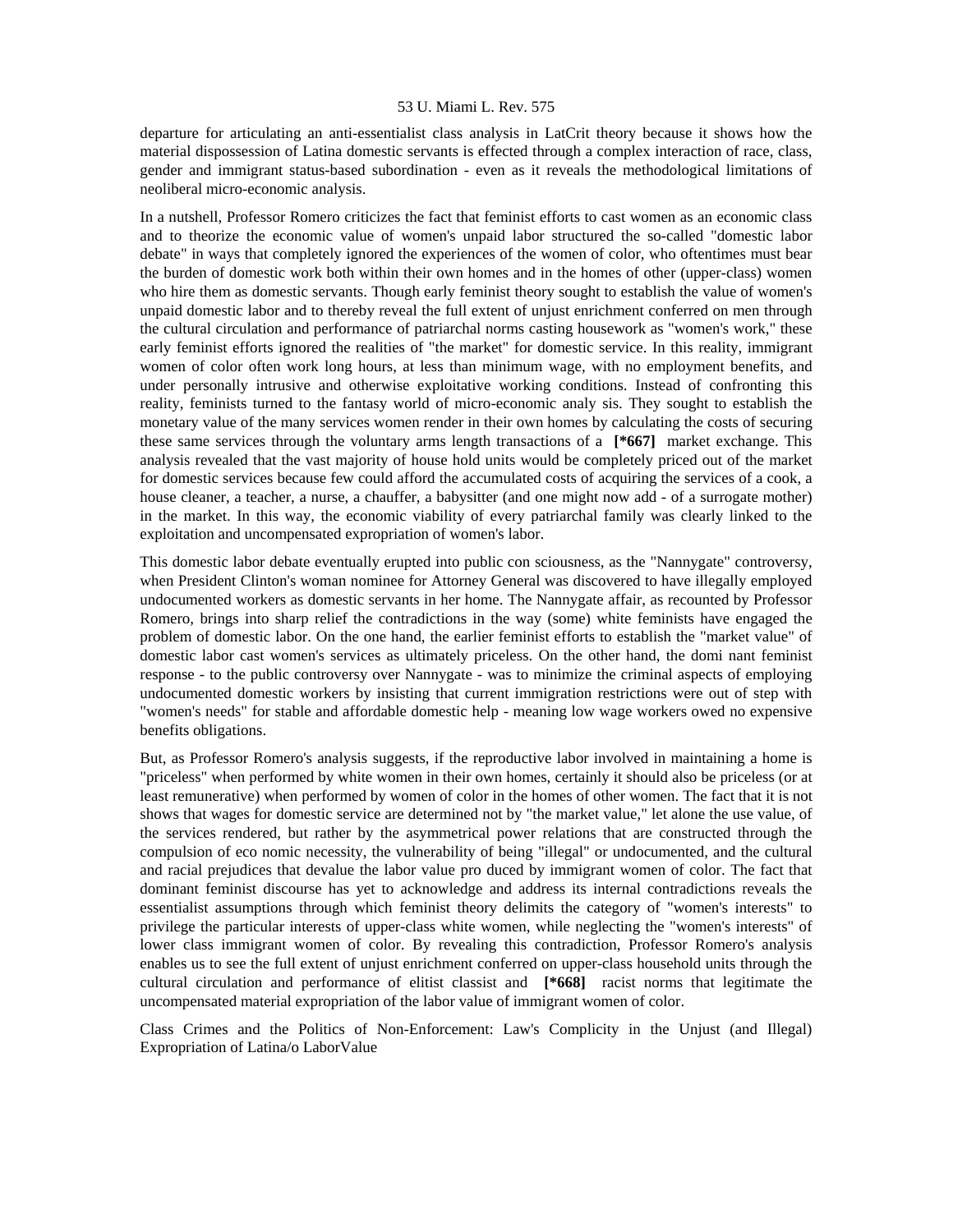departure for articulating an anti-essentialist class analysis in LatCrit theory because it shows how the material dispossession of Latina domestic servants is effected through a complex interaction of race, class, gender and immigrant status-based subordination - even as it reveals the methodological limitations of neoliberal micro-economic analysis.

In a nutshell, Professor Romero criticizes the fact that feminist efforts to cast women as an economic class and to theorize the economic value of women's unpaid labor structured the so-called "domestic labor debate" in ways that completely ignored the experiences of the women of color, who oftentimes must bear the burden of domestic work both within their own homes and in the homes of other (upper-class) women who hire them as domestic servants. Though early feminist theory sought to establish the value of women's unpaid domestic labor and to thereby reveal the full extent of unjust enrichment conferred on men through the cultural circulation and performance of patriarchal norms casting housework as "women's work," these early feminist efforts ignored the realities of "the market" for domestic service. In this reality, immigrant women of color often work long hours, at less than minimum wage, with no employment benefits, and under personally intrusive and otherwise exploitative working conditions. Instead of confronting this reality, feminists turned to the fantasy world of micro-economic analy sis. They sought to establish the monetary value of the many services women render in their own homes by calculating the costs of securing these same services through the voluntary arms length transactions of a **[*667]** market exchange. This analysis revealed that the vast majority of house hold units would be completely priced out of the market for domestic services because few could afford the accumulated costs of acquiring the services of a cook, a house cleaner, a teacher, a nurse, a chauffer, a babysitter (and one might now add - of a surrogate mother) in the market. In this way, the economic viability of every patriarchal family was clearly linked to the exploitation and uncompensated expropriation of women's labor.

This domestic labor debate eventually erupted into public con sciousness, as the "Nannygate" controversy, when President Clinton's woman nominee for Attorney General was discovered to have illegally employed undocumented workers as domestic servants in her home. The Nannygate affair, as recounted by Professor Romero, brings into sharp relief the contradictions in the way (some) white feminists have engaged the problem of domestic labor. On the one hand, the earlier feminist efforts to establish the "market value" of domestic labor cast women's services as ultimately priceless. On the other hand, the domi nant feminist response - to the public controversy over Nannygate - was to minimize the criminal aspects of employing undocumented domestic workers by insisting that current immigration restrictions were out of step with "women's needs" for stable and affordable domestic help - meaning low wage workers owed no expensive benefits obligations.

But, as Professor Romero's analysis suggests, if the reproductive labor involved in maintaining a home is "priceless" when performed by white women in their own homes, certainly it should also be priceless (or at least remunerative) when performed by women of color in the homes of other women. The fact that it is not shows that wages for domestic service are determined not by "the market value," let alone the use value, of the services rendered, but rather by the asymmetrical power relations that are constructed through the compulsion of eco nomic necessity, the vulnerability of being "illegal" or undocumented, and the cultural and racial prejudices that devalue the labor value pro duced by immigrant women of color. The fact that dominant feminist discourse has yet to acknowledge and address its internal contradictions reveals the essentialist assumptions through which feminist theory delimits the category of "women's interests" to privilege the particular interests of upper-class white women, while neglecting the "women's interests" of lower class immigrant women of color. By revealing this contradiction, Professor Romero's analysis enables us to see the full extent of unjust enrichment conferred on upper-class household units through the cultural circulation and performance of elitist classist and **[*668]** racist norms that legitimate the uncompensated material expropriation of the labor value of immigrant women of color.

Class Crimes and the Politics of Non-Enforcement: Law's Complicity in the Unjust (and Illegal) Expropriation of Latina/o LaborValue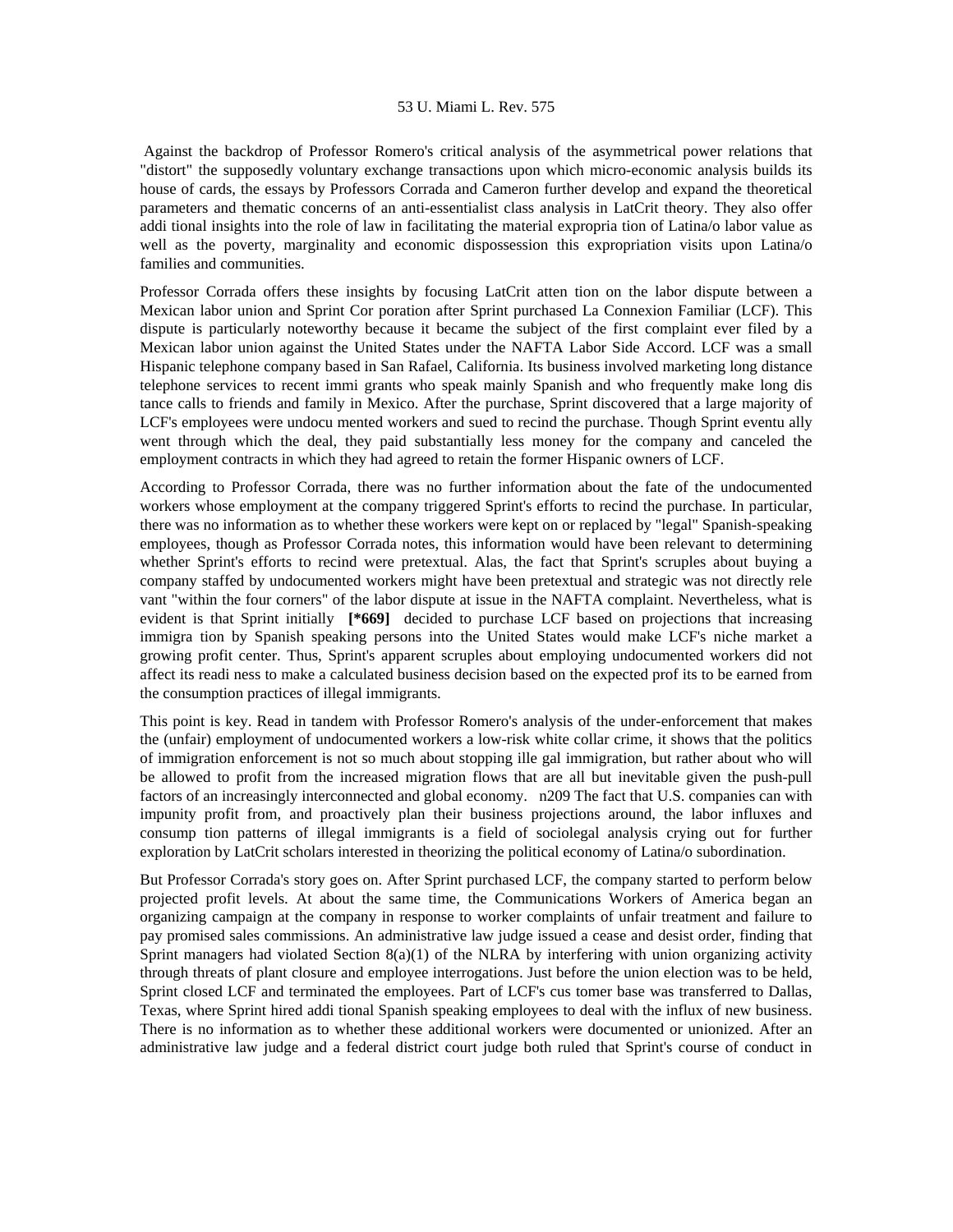Against the backdrop of Professor Romero's critical analysis of the asymmetrical power relations that "distort" the supposedly voluntary exchange transactions upon which micro-economic analysis builds its house of cards, the essays by Professors Corrada and Cameron further develop and expand the theoretical parameters and thematic concerns of an anti-essentialist class analysis in LatCrit theory. They also offer addi tional insights into the role of law in facilitating the material expropria tion of Latina/o labor value as well as the poverty, marginality and economic dispossession this expropriation visits upon Latina/o families and communities.

Professor Corrada offers these insights by focusing LatCrit atten tion on the labor dispute between a Mexican labor union and Sprint Cor poration after Sprint purchased La Connexion Familiar (LCF). This dispute is particularly noteworthy because it became the subject of the first complaint ever filed by a Mexican labor union against the United States under the NAFTA Labor Side Accord. LCF was a small Hispanic telephone company based in San Rafael, California. Its business involved marketing long distance telephone services to recent immi grants who speak mainly Spanish and who frequently make long dis tance calls to friends and family in Mexico. After the purchase, Sprint discovered that a large majority of LCF's employees were undocu mented workers and sued to recind the purchase. Though Sprint eventu ally went through which the deal, they paid substantially less money for the company and canceled the employment contracts in which they had agreed to retain the former Hispanic owners of LCF.

According to Professor Corrada, there was no further information about the fate of the undocumented workers whose employment at the company triggered Sprint's efforts to recind the purchase. In particular, there was no information as to whether these workers were kept on or replaced by "legal" Spanish-speaking employees, though as Professor Corrada notes, this information would have been relevant to determining whether Sprint's efforts to recind were pretextual. Alas, the fact that Sprint's scruples about buying a company staffed by undocumented workers might have been pretextual and strategic was not directly rele vant "within the four corners" of the labor dispute at issue in the NAFTA complaint. Nevertheless, what is evident is that Sprint initially **[*669]** decided to purchase LCF based on projections that increasing immigra tion by Spanish speaking persons into the United States would make LCF's niche market a growing profit center. Thus, Sprint's apparent scruples about employing undocumented workers did not affect its readi ness to make a calculated business decision based on the expected prof its to be earned from the consumption practices of illegal immigrants.

This point is key. Read in tandem with Professor Romero's analysis of the under-enforcement that makes the (unfair) employment of undocumented workers a low-risk white collar crime, it shows that the politics of immigration enforcement is not so much about stopping ille gal immigration, but rather about who will be allowed to profit from the increased migration flows that are all but inevitable given the push-pull factors of an increasingly interconnected and global economy. n209 The fact that U.S. companies can with impunity profit from, and proactively plan their business projections around, the labor influxes and consump tion patterns of illegal immigrants is a field of sociolegal analysis crying out for further exploration by LatCrit scholars interested in theorizing the political economy of Latina/o subordination.

But Professor Corrada's story goes on. After Sprint purchased LCF, the company started to perform below projected profit levels. At about the same time, the Communications Workers of America began an organizing campaign at the company in response to worker complaints of unfair treatment and failure to pay promised sales commissions. An administrative law judge issued a cease and desist order, finding that Sprint managers had violated Section 8(a)(1) of the NLRA by interfering with union organizing activity through threats of plant closure and employee interrogations. Just before the union election was to be held, Sprint closed LCF and terminated the employees. Part of LCF's cus tomer base was transferred to Dallas, Texas, where Sprint hired addi tional Spanish speaking employees to deal with the influx of new business. There is no information as to whether these additional workers were documented or unionized. After an administrative law judge and a federal district court judge both ruled that Sprint's course of conduct in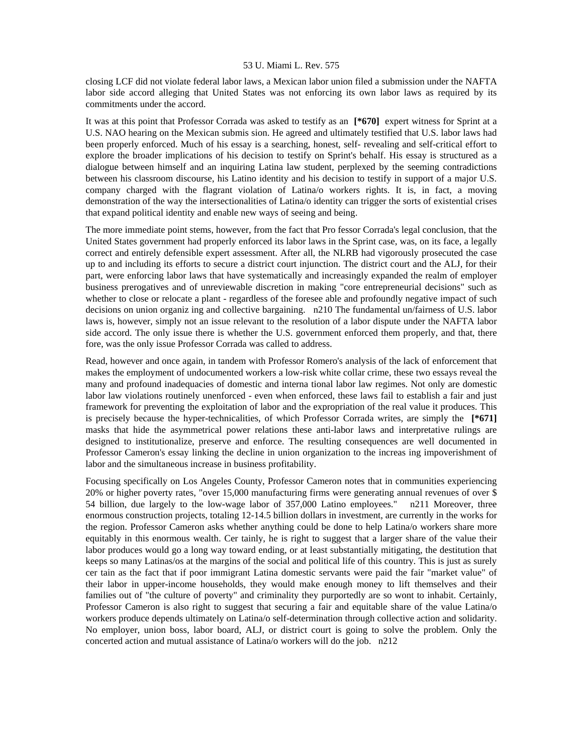closing LCF did not violate federal labor laws, a Mexican labor union filed a submission under the NAFTA labor side accord alleging that United States was not enforcing its own labor laws as required by its commitments under the accord.

It was at this point that Professor Corrada was asked to testify as an **[*670]** expert witness for Sprint at a U.S. NAO hearing on the Mexican submis sion. He agreed and ultimately testified that U.S. labor laws had been properly enforced. Much of his essay is a searching, honest, self- revealing and self-critical effort to explore the broader implications of his decision to testify on Sprint's behalf. His essay is structured as a dialogue between himself and an inquiring Latina law student, perplexed by the seeming contradictions between his classroom discourse, his Latino identity and his decision to testify in support of a major U.S. company charged with the flagrant violation of Latina/o workers rights. It is, in fact, a moving demonstration of the way the intersectionalities of Latina/o identity can trigger the sorts of existential crises that expand political identity and enable new ways of seeing and being.

The more immediate point stems, however, from the fact that Pro fessor Corrada's legal conclusion, that the United States government had properly enforced its labor laws in the Sprint case, was, on its face, a legally correct and entirely defensible expert assessment. After all, the NLRB had vigorously prosecuted the case up to and including its efforts to secure a district court injunction. The district court and the ALJ, for their part, were enforcing labor laws that have systematically and increasingly expanded the realm of employer business prerogatives and of unreviewable discretion in making "core entrepreneurial decisions" such as whether to close or relocate a plant - regardless of the foresee able and profoundly negative impact of such decisions on union organiz ing and collective bargaining. n210 The fundamental un/fairness of U.S. labor laws is, however, simply not an issue relevant to the resolution of a labor dispute under the NAFTA labor side accord. The only issue there is whether the U.S. government enforced them properly, and that, there fore, was the only issue Professor Corrada was called to address.

Read, however and once again, in tandem with Professor Romero's analysis of the lack of enforcement that makes the employment of undocumented workers a low-risk white collar crime, these two essays reveal the many and profound inadequacies of domestic and interna tional labor law regimes. Not only are domestic labor law violations routinely unenforced - even when enforced, these laws fail to establish a fair and just framework for preventing the exploitation of labor and the expropriation of the real value it produces. This is precisely because the hyper-technicalities, of which Professor Corrada writes, are simply the **[*671]** masks that hide the asymmetrical power relations these anti-labor laws and interpretative rulings are designed to institutionalize, preserve and enforce. The resulting consequences are well documented in Professor Cameron's essay linking the decline in union organization to the increas ing impoverishment of labor and the simultaneous increase in business profitability.

Focusing specifically on Los Angeles County, Professor Cameron notes that in communities experiencing 20% or higher poverty rates, "over 15,000 manufacturing firms were generating annual revenues of over $ 54 billion, due largely to the low-wage labor of 357,000 Latino employees." n211 Moreover, three enormous construction projects, totaling 12-14.5 billion dollars in investment, are currently in the works for the region. Professor Cameron asks whether anything could be done to help Latina/o workers share more equitably in this enormous wealth. Cer tainly, he is right to suggest that a larger share of the value their labor produces would go a long way toward ending, or at least substantially mitigating, the destitution that keeps so many Latinas/os at the margins of the social and political life of this country. This is just as surely cer tain as the fact that if poor immigrant Latina domestic servants were paid the fair "market value" of their labor in upper-income households, they would make enough money to lift themselves and their families out of "the culture of poverty" and criminality they purportedly are so wont to inhabit. Certainly, Professor Cameron is also right to suggest that securing a fair and equitable share of the value Latina/o workers produce depends ultimately on Latina/o self-determination through collective action and solidarity. No employer, union boss, labor board, ALJ, or district court is going to solve the problem. Only the concerted action and mutual assistance of Latina/o workers will do the job. n212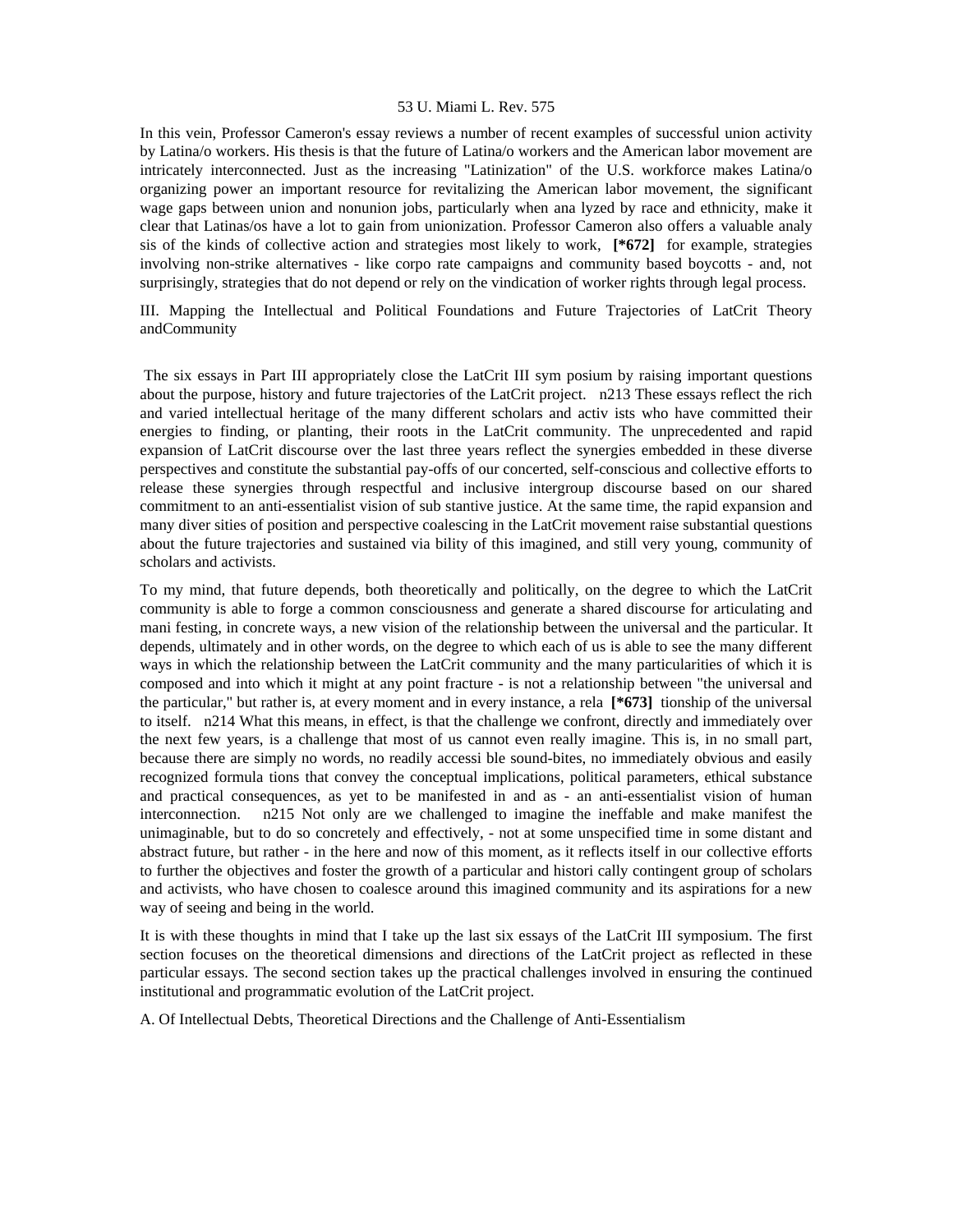In this vein, Professor Cameron's essay reviews a number of recent examples of successful union activity by Latina/o workers. His thesis is that the future of Latina/o workers and the American labor movement are intricately interconnected. Just as the increasing "Latinization" of the U.S. workforce makes Latina/o organizing power an important resource for revitalizing the American labor movement, the significant wage gaps between union and nonunion jobs, particularly when ana lyzed by race and ethnicity, make it clear that Latinas/os have a lot to gain from unionization. Professor Cameron also offers a valuable analy sis of the kinds of collective action and strategies most likely to work, **[*672]** for example, strategies involving non-strike alternatives - like corpo rate campaigns and community based boycotts - and, not surprisingly, strategies that do not depend or rely on the vindication of worker rights through legal process.

## III. Mapping the Intellectual and Political Foundations and Future Trajectories of LatCrit Theory andCommunity

The six essays in Part III appropriately close the LatCrit III sym posium by raising important questions about the purpose, history and future trajectories of the LatCrit project. n213 These essays reflect the rich and varied intellectual heritage of the many different scholars and activ ists who have committed their energies to finding, or planting, their roots in the LatCrit community. The unprecedented and rapid expansion of LatCrit discourse over the last three years reflect the synergies embedded in these diverse perspectives and constitute the substantial pay-offs of our concerted, self-conscious and collective efforts to release these synergies through respectful and inclusive intergroup discourse based on our shared commitment to an anti-essentialist vision of sub stantive justice. At the same time, the rapid expansion and many diver sities of position and perspective coalescing in the LatCrit movement raise substantial questions about the future trajectories and sustained via bility of this imagined, and still very young, community of scholars and activists.

To my mind, that future depends, both theoretically and politically, on the degree to which the LatCrit community is able to forge a common consciousness and generate a shared discourse for articulating and mani festing, in concrete ways, a new vision of the relationship between the universal and the particular. It depends, ultimately and in other words, on the degree to which each of us is able to see the many different ways in which the relationship between the LatCrit community and the many particularities of which it is composed and into which it might at any point fracture - is not a relationship between "the universal and the particular," but rather is, at every moment and in every instance, a rela **[*673]** tionship of the universal to itself. n214 What this means, in effect, is that the challenge we confront, directly and immediately over the next few years, is a challenge that most of us cannot even really imagine. This is, in no small part, because there are simply no words, no readily accessi ble sound-bites, no immediately obvious and easily recognized formula tions that convey the conceptual implications, political parameters, ethical substance and practical consequences, as yet to be manifested in and as - an anti-essentialist vision of human interconnection. n215 Not only are we challenged to imagine the ineffable and make manifest the unimaginable, but to do so concretely and effectively, - not at some unspecified time in some distant and abstract future, but rather - in the here and now of this moment, as it reflects itself in our collective efforts to further the objectives and foster the growth of a particular and histori cally contingent group of scholars and activists, who have chosen to coalesce around this imagined community and its aspirations for a new way of seeing and being in the world.

It is with these thoughts in mind that I take up the last six essays of the LatCrit III symposium. The first section focuses on the theoretical dimensions and directions of the LatCrit project as reflected in these particular essays. The second section takes up the practical challenges involved in ensuring the continued institutional and programmatic evolution of the LatCrit project.

### A. Of Intellectual Debts, Theoretical Directions and the Challenge of Anti-Essentialism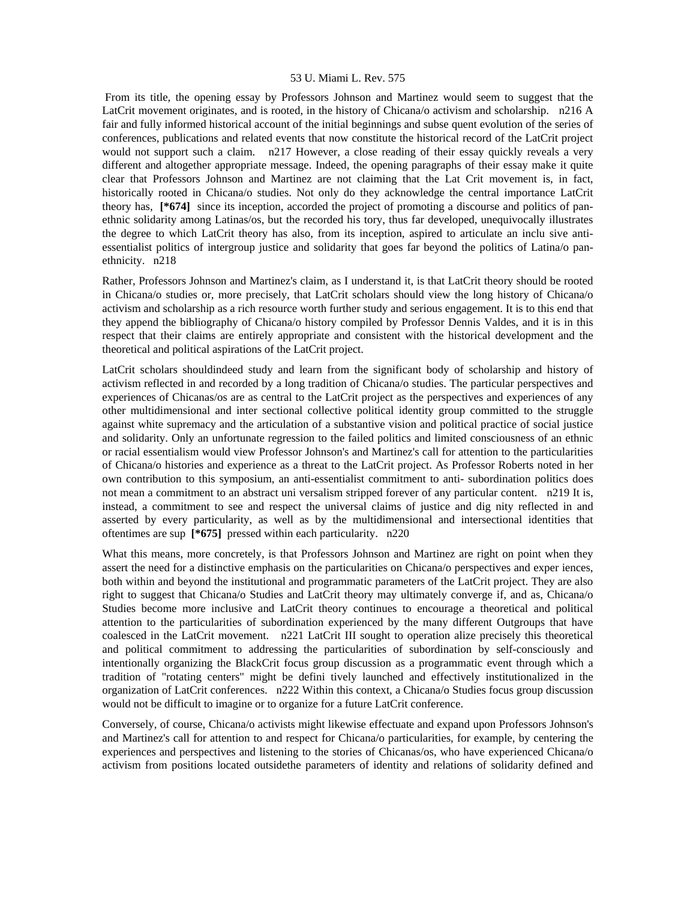From its title, the opening essay by Professors Johnson and Martinez would seem to suggest that the LatCrit movement originates, and is rooted, in the history of Chicana/o activism and scholarship. n216 A fair and fully informed historical account of the initial beginnings and subse quent evolution of the series of conferences, publications and related events that now constitute the historical record of the LatCrit project would not support such a claim. n217 However, a close reading of their essay quickly reveals a very different and altogether appropriate message. Indeed, the opening paragraphs of their essay make it quite clear that Professors Johnson and Martinez are not claiming that the Lat Crit movement is, in fact, historically rooted in Chicana/o studies. Not only do they acknowledge the central importance LatCrit theory has, **[*674]** since its inception, accorded the project of promoting a discourse and politics of pan-ethnic solidarity among Latinas/os, but the recorded his tory, thus far developed, unequivocally illustrates the degree to which LatCrit theory has also, from its inception, aspired to articulate an inclu sive anti-essentialist politics of intergroup justice and solidarity that goes far beyond the politics of Latina/o pan-ethnicity. n218

Rather, Professors Johnson and Martinez's claim, as I understand it, is that LatCrit theory should be rooted in Chicana/o studies or, more precisely, that LatCrit scholars should view the long history of Chicana/o activism and scholarship as a rich resource worth further study and serious engagement. It is to this end that they append the bibliography of Chicana/o history compiled by Professor Dennis Valdes, and it is in this respect that their claims are entirely appropriate and consistent with the historical development and the theoretical and political aspirations of the LatCrit project.

LatCrit scholars shouldindeed study and learn from the significant body of scholarship and history of activism reflected in and recorded by a long tradition of Chicana/o studies. The particular perspectives and experiences of Chicanas/os are as central to the LatCrit project as the perspectives and experiences of any other multidimensional and inter sectional collective political identity group committed to the struggle against white supremacy and the articulation of a substantive vision and political practice of social justice and solidarity. Only an unfortunate regression to the failed politics and limited consciousness of an ethnic or racial essentialism would view Professor Johnson's and Martinez's call for attention to the particularities of Chicana/o histories and experience as a threat to the LatCrit project. As Professor Roberts noted in her own contribution to this symposium, an anti-essentialist commitment to anti- subordination politics does not mean a commitment to an abstract uni versalism stripped forever of any particular content. n219 It is, instead, a commitment to see and respect the universal claims of justice and dig nity reflected in and asserted by every particularity, as well as by the multidimensional and intersectional identities that oftentimes are sup **[*675]** pressed within each particularity. n220

What this means, more concretely, is that Professors Johnson and Martinez are right on point when they assert the need for a distinctive emphasis on the particularities on Chicana/o perspectives and exper iences, both within and beyond the institutional and programmatic parameters of the LatCrit project. They are also right to suggest that Chicana/o Studies and LatCrit theory may ultimately converge if, and as, Chicana/o Studies become more inclusive and LatCrit theory continues to encourage a theoretical and political attention to the particularities of subordination experienced by the many different Outgroups that have coalesced in the LatCrit movement. n221 LatCrit III sought to operation alize precisely this theoretical and political commitment to addressing the particularities of subordination by self-consciously and intentionally organizing the BlackCrit focus group discussion as a programmatic event through which a tradition of "rotating centers" might be defini tively launched and effectively institutionalized in the organization of LatCrit conferences. n222 Within this context, a Chicana/o Studies focus group discussion would not be difficult to imagine or to organize for a future LatCrit conference.

Conversely, of course, Chicana/o activists might likewise effectuate and expand upon Professors Johnson's and Martinez's call for attention to and respect for Chicana/o particularities, for example, by centering the experiences and perspectives and listening to the stories of Chicanas/os, who have experienced Chicana/o activism from positions located outsidethe parameters of identity and relations of solidarity defined and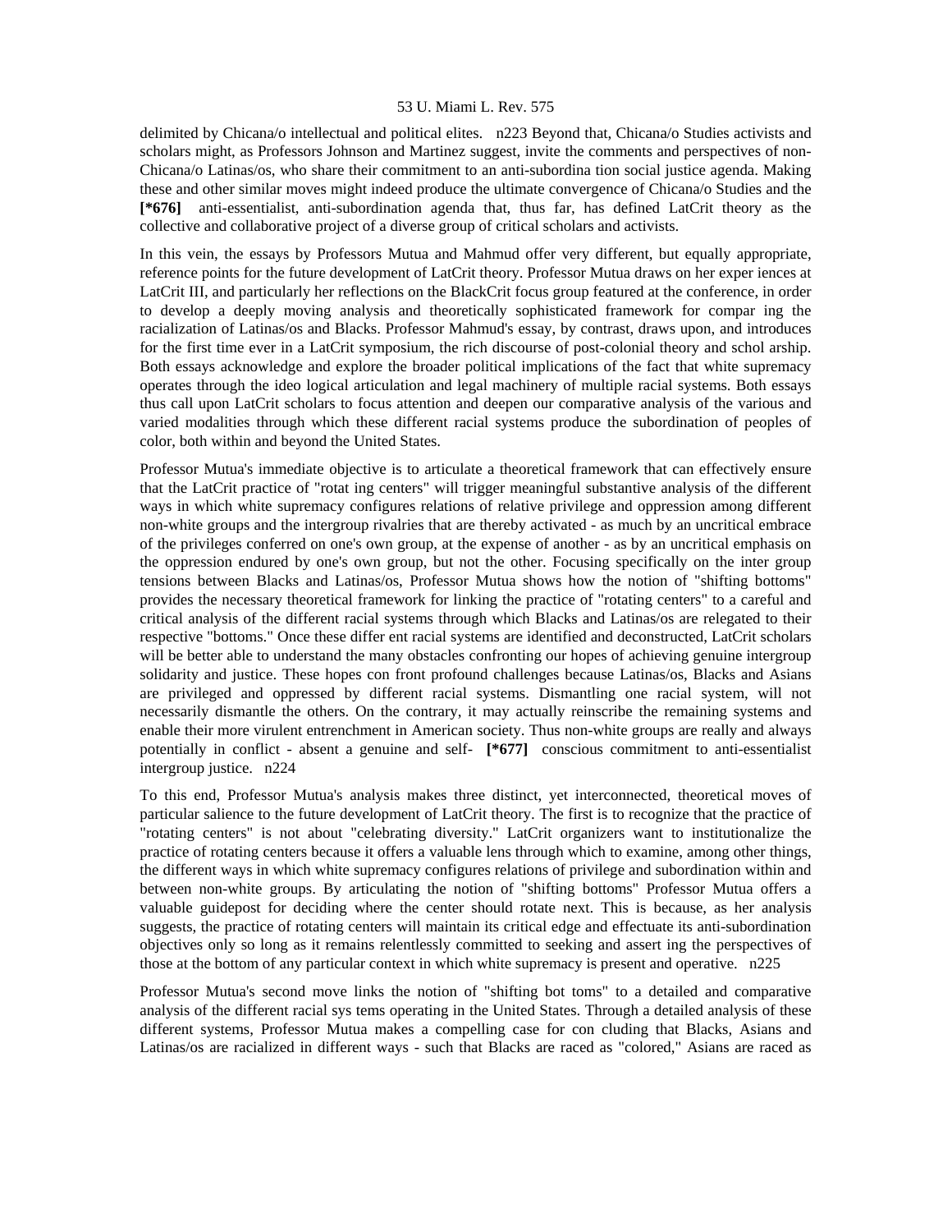delimited by Chicana/o intellectual and political elites. n223 Beyond that, Chicana/o Studies activists and scholars might, as Professors Johnson and Martinez suggest, invite the comments and perspectives of non-Chicana/o Latinas/os, who share their commitment to an anti-subordina tion social justice agenda. Making these and other similar moves might indeed produce the ultimate convergence of Chicana/o Studies and the **[*676]** anti-essentialist, anti-subordination agenda that, thus far, has defined LatCrit theory as the collective and collaborative project of a diverse group of critical scholars and activists.

In this vein, the essays by Professors Mutua and Mahmud offer very different, but equally appropriate, reference points for the future development of LatCrit theory. Professor Mutua draws on her exper iences at LatCrit III, and particularly her reflections on the BlackCrit focus group featured at the conference, in order to develop a deeply moving analysis and theoretically sophisticated framework for compar ing the racialization of Latinas/os and Blacks. Professor Mahmud's essay, by contrast, draws upon, and introduces for the first time ever in a LatCrit symposium, the rich discourse of post-colonial theory and schol arship. Both essays acknowledge and explore the broader political implications of the fact that white supremacy operates through the ideo logical articulation and legal machinery of multiple racial systems. Both essays thus call upon LatCrit scholars to focus attention and deepen our comparative analysis of the various and varied modalities through which these different racial systems produce the subordination of peoples of color, both within and beyond the United States.

Professor Mutua's immediate objective is to articulate a theoretical framework that can effectively ensure that the LatCrit practice of "rotat ing centers" will trigger meaningful substantive analysis of the different ways in which white supremacy configures relations of relative privilege and oppression among different non-white groups and the intergroup rivalries that are thereby activated - as much by an uncritical embrace of the privileges conferred on one's own group, at the expense of another - as by an uncritical emphasis on the oppression endured by one's own group, but not the other. Focusing specifically on the inter group tensions between Blacks and Latinas/os, Professor Mutua shows how the notion of "shifting bottoms" provides the necessary theoretical framework for linking the practice of "rotating centers" to a careful and critical analysis of the different racial systems through which Blacks and Latinas/os are relegated to their respective "bottoms." Once these differ ent racial systems are identified and deconstructed, LatCrit scholars will be better able to understand the many obstacles confronting our hopes of achieving genuine intergroup solidarity and justice. These hopes con front profound challenges because Latinas/os, Blacks and Asians are privileged and oppressed by different racial systems. Dismantling one racial system, will not necessarily dismantle the others. On the contrary, it may actually reinscribe the remaining systems and enable their more virulent entrenchment in American society. Thus non-white groups are really and always potentially in conflict - absent a genuine and self- **[*677]** conscious commitment to anti-essentialist intergroup justice. n224

To this end, Professor Mutua's analysis makes three distinct, yet interconnected, theoretical moves of particular salience to the future development of LatCrit theory. The first is to recognize that the practice of "rotating centers" is not about "celebrating diversity." LatCrit organizers want to institutionalize the practice of rotating centers because it offers a valuable lens through which to examine, among other things, the different ways in which white supremacy configures relations of privilege and subordination within and between non-white groups. By articulating the notion of "shifting bottoms" Professor Mutua offers a valuable guidepost for deciding where the center should rotate next. This is because, as her analysis suggests, the practice of rotating centers will maintain its critical edge and effectuate its anti-subordination objectives only so long as it remains relentlessly committed to seeking and assert ing the perspectives of those at the bottom of any particular context in which white supremacy is present and operative. n225

Professor Mutua's second move links the notion of "shifting bot toms" to a detailed and comparative analysis of the different racial sys tems operating in the United States. Through a detailed analysis of these different systems, Professor Mutua makes a compelling case for con cluding that Blacks, Asians and Latinas/os are racialized in different ways - such that Blacks are raced as "colored," Asians are raced as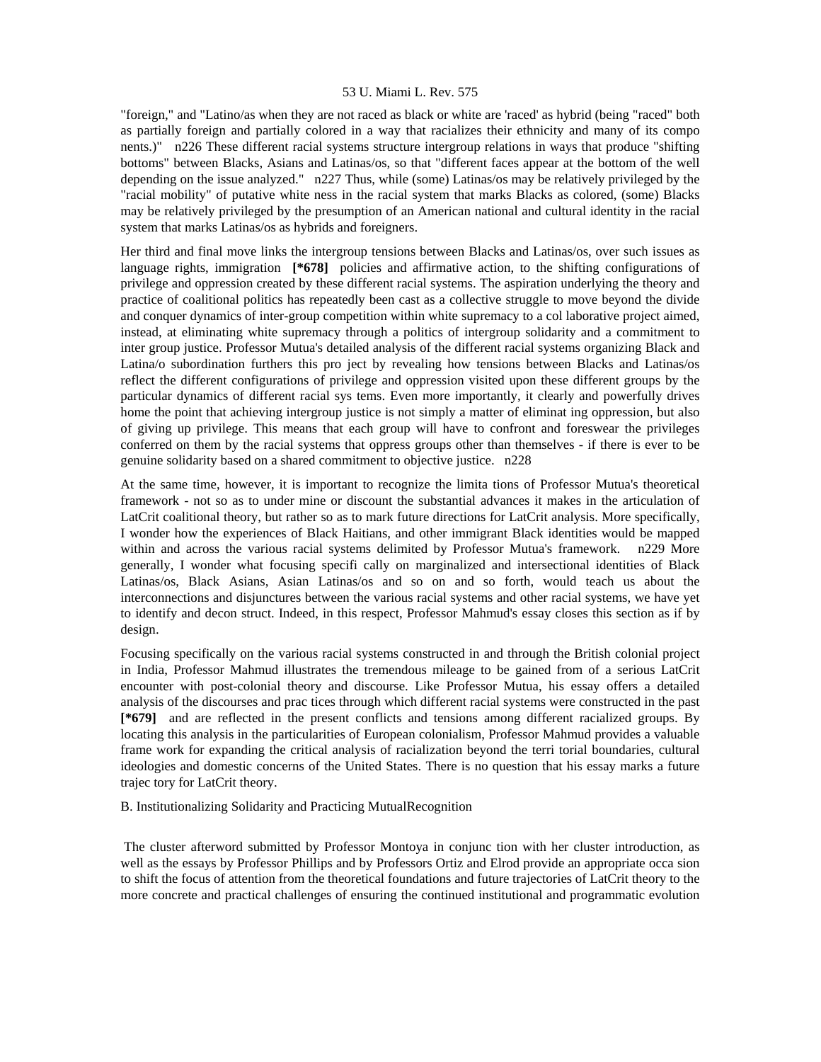"foreign," and "Latino/as when they are not raced as black or white are 'raced' as hybrid (being "raced" both as partially foreign and partially colored in a way that racializes their ethnicity and many of its compo nents.)" n226 These different racial systems structure intergroup relations in ways that produce "shifting bottoms" between Blacks, Asians and Latinas/os, so that "different faces appear at the bottom of the well depending on the issue analyzed." n227 Thus, while (some) Latinas/os may be relatively privileged by the "racial mobility" of putative white ness in the racial system that marks Blacks as colored, (some) Blacks may be relatively privileged by the presumption of an American national and cultural identity in the racial system that marks Latinas/os as hybrids and foreigners.

Her third and final move links the intergroup tensions between Blacks and Latinas/os, over such issues as language rights, immigration **[*678]** policies and affirmative action, to the shifting configurations of privilege and oppression created by these different racial systems. The aspiration underlying the theory and practice of coalitional politics has repeatedly been cast as a collective struggle to move beyond the divide and conquer dynamics of inter-group competition within white supremacy to a col laborative project aimed, instead, at eliminating white supremacy through a politics of intergroup solidarity and a commitment to inter group justice. Professor Mutua's detailed analysis of the different racial systems organizing Black and Latina/o subordination furthers this pro ject by revealing how tensions between Blacks and Latinas/os reflect the different configurations of privilege and oppression visited upon these different groups by the particular dynamics of different racial sys tems. Even more importantly, it clearly and powerfully drives home the point that achieving intergroup justice is not simply a matter of eliminat ing oppression, but also of giving up privilege. This means that each group will have to confront and foreswear the privileges conferred on them by the racial systems that oppress groups other than themselves - if there is ever to be genuine solidarity based on a shared commitment to objective justice. n228

At the same time, however, it is important to recognize the limita tions of Professor Mutua's theoretical framework - not so as to under mine or discount the substantial advances it makes in the articulation of LatCrit coalitional theory, but rather so as to mark future directions for LatCrit analysis. More specifically, I wonder how the experiences of Black Haitians, and other immigrant Black identities would be mapped within and across the various racial systems delimited by Professor Mutua's framework. n229 More generally, I wonder what focusing specifi cally on marginalized and intersectional identities of Black Latinas/os, Black Asians, Asian Latinas/os and so on and so forth, would teach us about the interconnections and disjunctures between the various racial systems and other racial systems, we have yet to identify and decon struct. Indeed, in this respect, Professor Mahmud's essay closes this section as if by design.

Focusing specifically on the various racial systems constructed in and through the British colonial project in India, Professor Mahmud illustrates the tremendous mileage to be gained from of a serious LatCrit encounter with post-colonial theory and discourse. Like Professor Mutua, his essay offers a detailed analysis of the discourses and prac tices through which different racial systems were constructed in the past **[*679]** and are reflected in the present conflicts and tensions among different racialized groups. By locating this analysis in the particularities of European colonialism, Professor Mahmud provides a valuable frame work for expanding the critical analysis of racialization beyond the terri torial boundaries, cultural ideologies and domestic concerns of the United States. There is no question that his essay marks a future trajec tory for LatCrit theory.

B. Institutionalizing Solidarity and Practicing MutualRecognition

The cluster afterword submitted by Professor Montoya in conjunc tion with her cluster introduction, as well as the essays by Professor Phillips and by Professors Ortiz and Elrod provide an appropriate occa sion to shift the focus of attention from the theoretical foundations and future trajectories of LatCrit theory to the more concrete and practical challenges of ensuring the continued institutional and programmatic evolution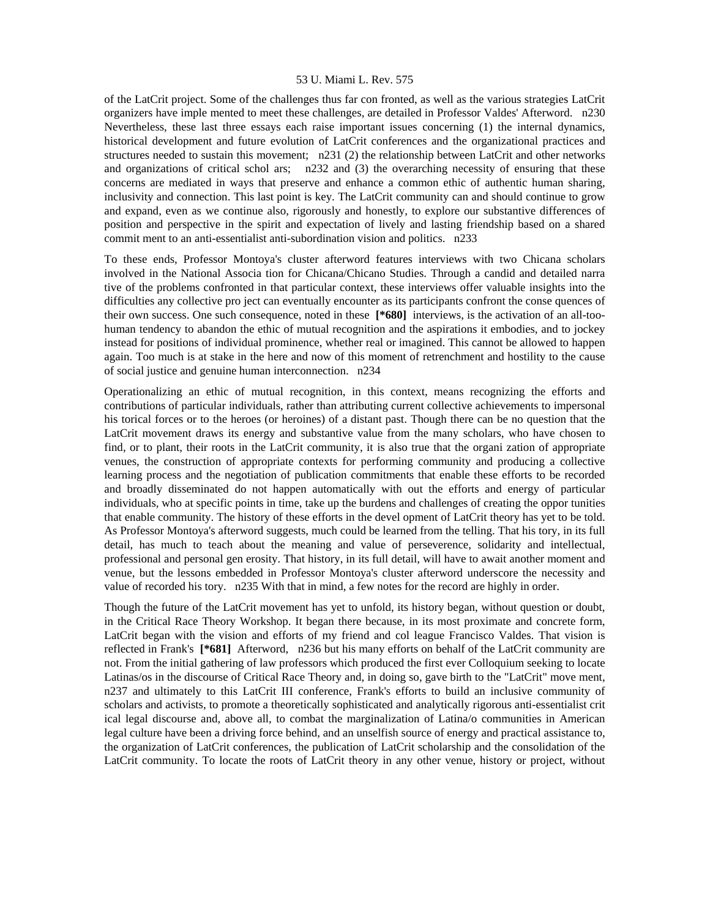of the LatCrit project. Some of the challenges thus far con fronted, as well as the various strategies LatCrit organizers have imple mented to meet these challenges, are detailed in Professor Valdes' Afterword. n230 Nevertheless, these last three essays each raise important issues concerning (1) the internal dynamics, historical development and future evolution of LatCrit conferences and the organizational practices and structures needed to sustain this movement; n231 (2) the relationship between LatCrit and other networks and organizations of critical schol ars; n232 and (3) the overarching necessity of ensuring that these concerns are mediated in ways that preserve and enhance a common ethic of authentic human sharing, inclusivity and connection. This last point is key. The LatCrit community can and should continue to grow and expand, even as we continue also, rigorously and honestly, to explore our substantive differences of position and perspective in the spirit and expectation of lively and lasting friendship based on a shared commit ment to an anti-essentialist anti-subordination vision and politics. n233

To these ends, Professor Montoya's cluster afterword features interviews with two Chicana scholars involved in the National Associa tion for Chicana/Chicano Studies. Through a candid and detailed narra tive of the problems confronted in that particular context, these interviews offer valuable insights into the difficulties any collective pro ject can eventually encounter as its participants confront the conse quences of their own success. One such consequence, noted in these **[*680]** interviews, is the activation of an all-too-human tendency to abandon the ethic of mutual recognition and the aspirations it embodies, and to jockey instead for positions of individual prominence, whether real or imagined. This cannot be allowed to happen again. Too much is at stake in the here and now of this moment of retrenchment and hostility to the cause of social justice and genuine human interconnection. n234

Operationalizing an ethic of mutual recognition, in this context, means recognizing the efforts and contributions of particular individuals, rather than attributing current collective achievements to impersonal his torical forces or to the heroes (or heroines) of a distant past. Though there can be no question that the LatCrit movement draws its energy and substantive value from the many scholars, who have chosen to find, or to plant, their roots in the LatCrit community, it is also true that the organi zation of appropriate venues, the construction of appropriate contexts for performing community and producing a collective learning process and the negotiation of publication commitments that enable these efforts to be recorded and broadly disseminated do not happen automatically with out the efforts and energy of particular individuals, who at specific points in time, take up the burdens and challenges of creating the oppor tunities that enable community. The history of these efforts in the devel opment of LatCrit theory has yet to be told. As Professor Montoya's afterword suggests, much could be learned from the telling. That his tory, in its full detail, has much to teach about the meaning and value of perseverence, solidarity and intellectual, professional and personal gen erosity. That history, in its full detail, will have to await another moment and venue, but the lessons embedded in Professor Montoya's cluster afterword underscore the necessity and value of recorded his tory. n235 With that in mind, a few notes for the record are highly in order.

Though the future of the LatCrit movement has yet to unfold, its history began, without question or doubt, in the Critical Race Theory Workshop. It began there because, in its most proximate and concrete form, LatCrit began with the vision and efforts of my friend and col league Francisco Valdes. That vision is reflected in Frank's **[*681]** Afterword, n236 but his many efforts on behalf of the LatCrit community are not. From the initial gathering of law professors which produced the first ever Colloquium seeking to locate Latinas/os in the discourse of Critical Race Theory and, in doing so, gave birth to the "LatCrit" move ment, n237 and ultimately to this LatCrit III conference, Frank's efforts to build an inclusive community of scholars and activists, to promote a theoretically sophisticated and analytically rigorous anti-essentialist crit ical legal discourse and, above all, to combat the marginalization of Latina/o communities in American legal culture have been a driving force behind, and an unselfish source of energy and practical assistance to, the organization of LatCrit conferences, the publication of LatCrit scholarship and the consolidation of the LatCrit community. To locate the roots of LatCrit theory in any other venue, history or project, without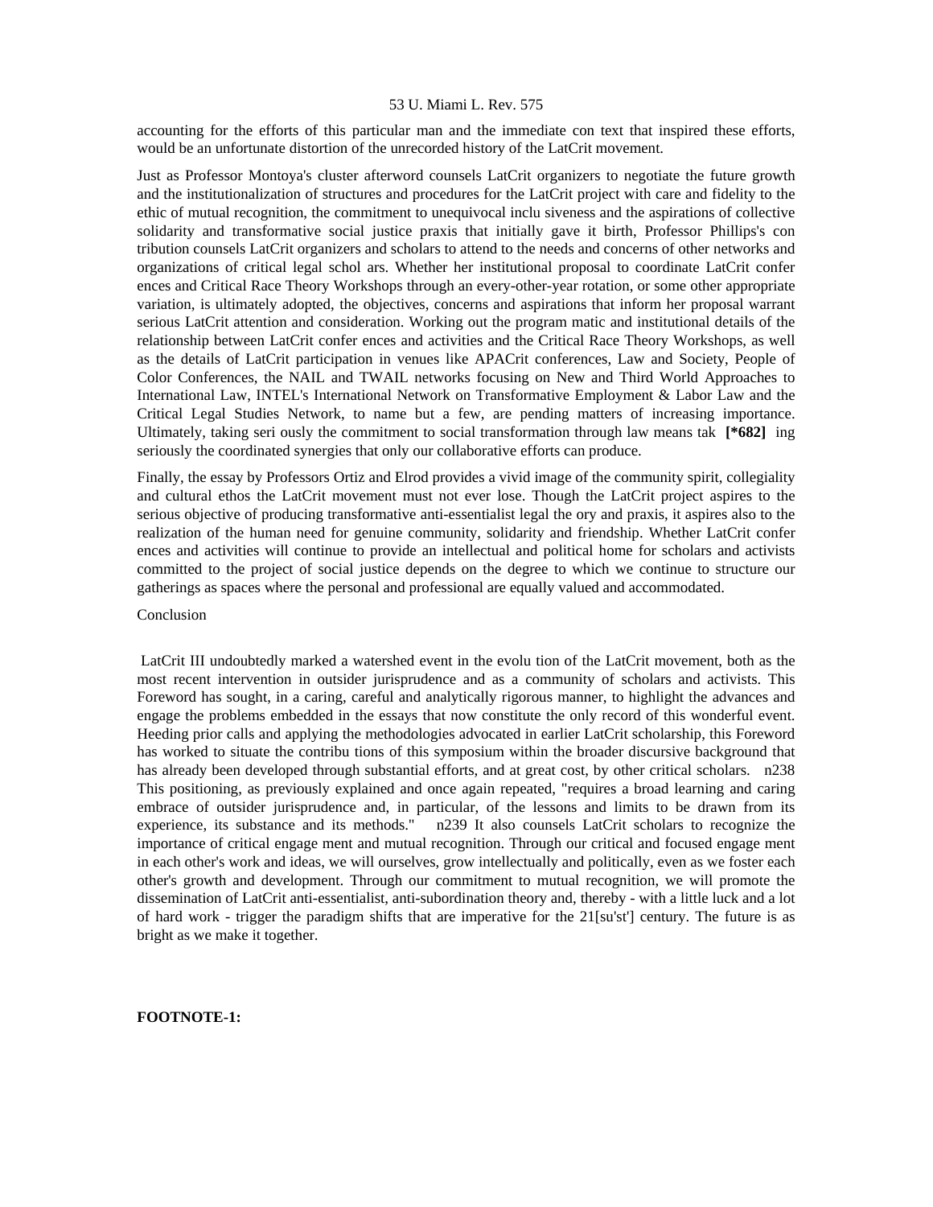accounting for the efforts of this particular man and the immediate con text that inspired these efforts, would be an unfortunate distortion of the unrecorded history of the LatCrit movement.

Just as Professor Montoya's cluster afterword counsels LatCrit organizers to negotiate the future growth and the institutionalization of structures and procedures for the LatCrit project with care and fidelity to the ethic of mutual recognition, the commitment to unequivocal inclu siveness and the aspirations of collective solidarity and transformative social justice praxis that initially gave it birth, Professor Phillips's con tribution counsels LatCrit organizers and scholars to attend to the needs and concerns of other networks and organizations of critical legal schol ars. Whether her institutional proposal to coordinate LatCrit confer ences and Critical Race Theory Workshops through an every-other-year rotation, or some other appropriate variation, is ultimately adopted, the objectives, concerns and aspirations that inform her proposal warrant serious LatCrit attention and consideration. Working out the program matic and institutional details of the relationship between LatCrit confer ences and activities and the Critical Race Theory Workshops, as well as the details of LatCrit participation in venues like APACrit conferences, Law and Society, People of Color Conferences, the NAIL and TWAIL networks focusing on New and Third World Approaches to International Law, INTEL's International Network on Transformative Employment & Labor Law and the Critical Legal Studies Network, to name but a few, are pending matters of increasing importance. Ultimately, taking seri ously the commitment to social transformation through law means tak **[*682]** ing seriously the coordinated synergies that only our collaborative efforts can produce.

Finally, the essay by Professors Ortiz and Elrod provides a vivid image of the community spirit, collegiality and cultural ethos the LatCrit movement must not ever lose. Though the LatCrit project aspires to the serious objective of producing transformative anti-essentialist legal the ory and praxis, it aspires also to the realization of the human need for genuine community, solidarity and friendship. Whether LatCrit confer ences and activities will continue to provide an intellectual and political home for scholars and activists committed to the project of social justice depends on the degree to which we continue to structure our gatherings as spaces where the personal and professional are equally valued and accommodated.

Conclusion

LatCrit III undoubtedly marked a watershed event in the evolu tion of the LatCrit movement, both as the most recent intervention in outsider jurisprudence and as a community of scholars and activists. This Foreword has sought, in a caring, careful and analytically rigorous manner, to highlight the advances and engage the problems embedded in the essays that now constitute the only record of this wonderful event. Heeding prior calls and applying the methodologies advocated in earlier LatCrit scholarship, this Foreword has worked to situate the contribu tions of this symposium within the broader discursive background that has already been developed through substantial efforts, and at great cost, by other critical scholars. n238 This positioning, as previously explained and once again repeated, "requires a broad learning and caring embrace of outsider jurisprudence and, in particular, of the lessons and limits to be drawn from its experience, its substance and its methods." n239 It also counsels LatCrit scholars to recognize the importance of critical engage ment and mutual recognition. Through our critical and focused engage ment in each other's work and ideas, we will ourselves, grow intellectually and politically, even as we foster each other's growth and development. Through our commitment to mutual recognition, we will promote the dissemination of LatCrit anti-essentialist, anti-subordination theory and, thereby - with a little luck and a lot of hard work - trigger the paradigm shifts that are imperative for the 21[su'st'] century. The future is as bright as we make it together.

**FOOTNOTE-1:**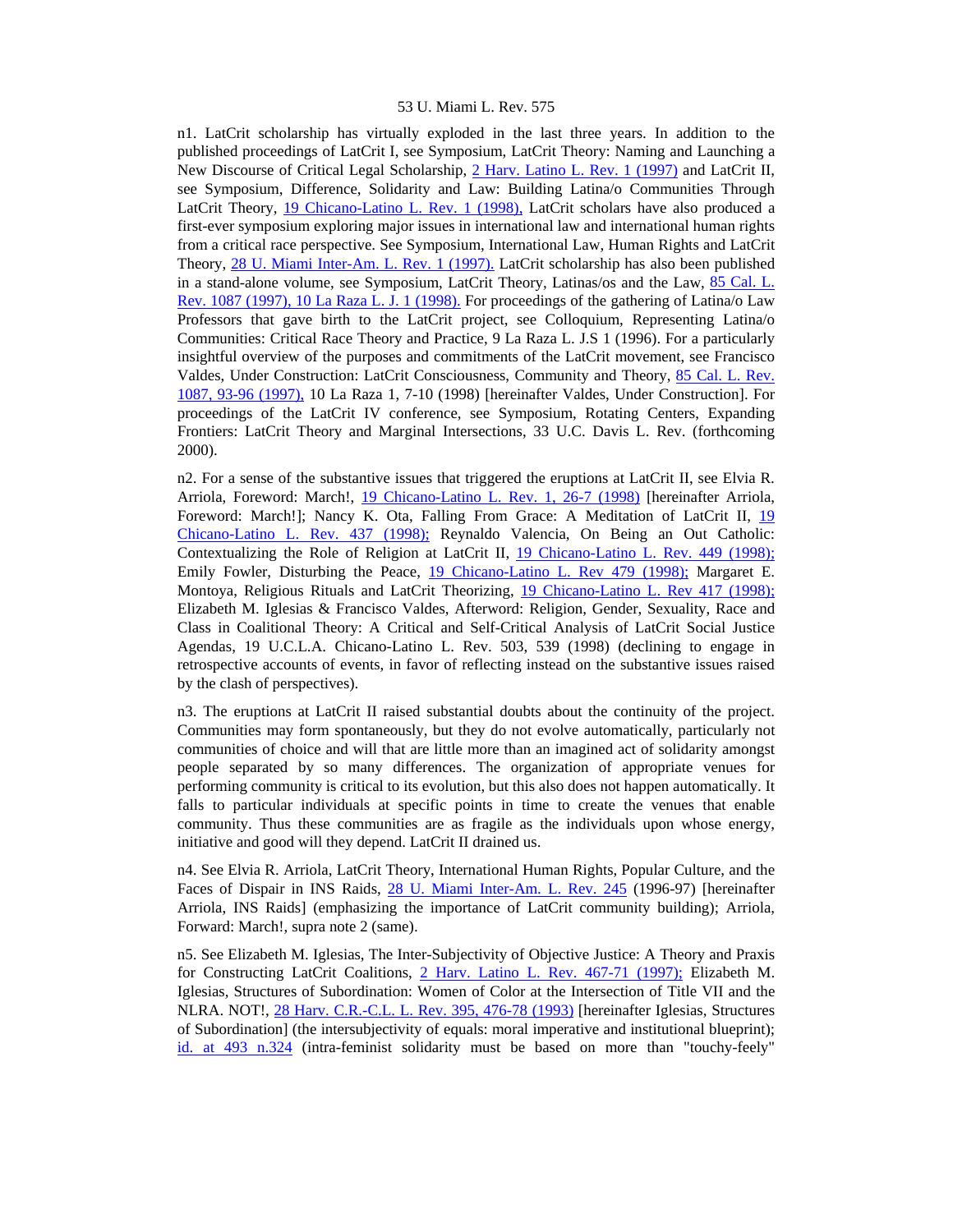n1. LatCrit scholarship has virtually exploded in the last three years. In addition to the published proceedings of LatCrit I, see Symposium, LatCrit Theory: Naming and Launching a New Discourse of Critical Legal Scholarship, 2 Harv. Latino L. Rev. 1 (1997) and LatCrit II, see Symposium, Difference, Solidarity and Law: Building Latina/o Communities Through LatCrit Theory, 19 Chicano-Latino L. Rev. 1 (1998), LatCrit scholars have also produced a first-ever symposium exploring major issues in international law and international human rights from a critical race perspective. See Symposium, International Law, Human Rights and LatCrit Theory, 28 U. Miami Inter-Am. L. Rev. 1 (1997). LatCrit scholarship has also been published in a stand-alone volume, see Symposium, LatCrit Theory, Latinas/os and the Law, 85 Cal. L. Rev. 1087 (1997), 10 La Raza L. J. 1 (1998). For proceedings of the gathering of Latina/o Law Professors that gave birth to the LatCrit project, see Colloquium, Representing Latina/o Communities: Critical Race Theory and Practice, 9 La Raza L. J.S 1 (1996). For a particularly insightful overview of the purposes and commitments of the LatCrit movement, see Francisco Valdes, Under Construction: LatCrit Consciousness, Community and Theory, 85 Cal. L. Rev. 1087, 93-96 (1997), 10 La Raza 1, 7-10 (1998) [hereinafter Valdes, Under Construction]. For proceedings of the LatCrit IV conference, see Symposium, Rotating Centers, Expanding Frontiers: LatCrit Theory and Marginal Intersections, 33 U.C. Davis L. Rev. (forthcoming 2000).

n2. For a sense of the substantive issues that triggered the eruptions at LatCrit II, see Elvia R. Arriola, Foreword: March!, 19 Chicano-Latino L. Rev. 1, 26-7 (1998) [hereinafter Arriola, Foreword: March!]; Nancy K. Ota, Falling From Grace: A Meditation of LatCrit II, 19 Chicano-Latino L. Rev. 437 (1998); Reynaldo Valencia, On Being an Out Catholic: Contextualizing the Role of Religion at LatCrit II, 19 Chicano-Latino L. Rev. 449 (1998); Emily Fowler, Disturbing the Peace, 19 Chicano-Latino L. Rev 479 (1998); Margaret E. Montoya, Religious Rituals and LatCrit Theorizing, 19 Chicano-Latino L. Rev 417 (1998); Elizabeth M. Iglesias & Francisco Valdes, Afterword: Religion, Gender, Sexuality, Race and Class in Coalitional Theory: A Critical and Self-Critical Analysis of LatCrit Social Justice Agendas, 19 U.C.L.A. Chicano-Latino L. Rev. 503, 539 (1998) (declining to engage in retrospective accounts of events, in favor of reflecting instead on the substantive issues raised by the clash of perspectives).

n3. The eruptions at LatCrit II raised substantial doubts about the continuity of the project. Communities may form spontaneously, but they do not evolve automatically, particularly not communities of choice and will that are little more than an imagined act of solidarity amongst people separated by so many differences. The organization of appropriate venues for performing community is critical to its evolution, but this also does not happen automatically. It falls to particular individuals at specific points in time to create the venues that enable community. Thus these communities are as fragile as the individuals upon whose energy, initiative and good will they depend. LatCrit II drained us.

n4. See Elvia R. Arriola, LatCrit Theory, International Human Rights, Popular Culture, and the Faces of Dispair in INS Raids, 28 U. Miami Inter-Am. L. Rev. 245 (1996-97) [hereinafter Arriola, INS Raids] (emphasizing the importance of LatCrit community building); Arriola, Forward: March!, supra note 2 (same).

n5. See Elizabeth M. Iglesias, The Inter-Subjectivity of Objective Justice: A Theory and Praxis for Constructing LatCrit Coalitions, 2 Harv. Latino L. Rev. 467-71 (1997); Elizabeth M. Iglesias, Structures of Subordination: Women of Color at the Intersection of Title VII and the NLRA. NOT!, 28 Harv. C.R.-C.L. L. Rev. 395, 476-78 (1993) [hereinafter Iglesias, Structures of Subordination] (the intersubjectivity of equals: moral imperative and institutional blueprint); id. at 493 n.324 (intra-feminist solidarity must be based on more than "touchy-feely"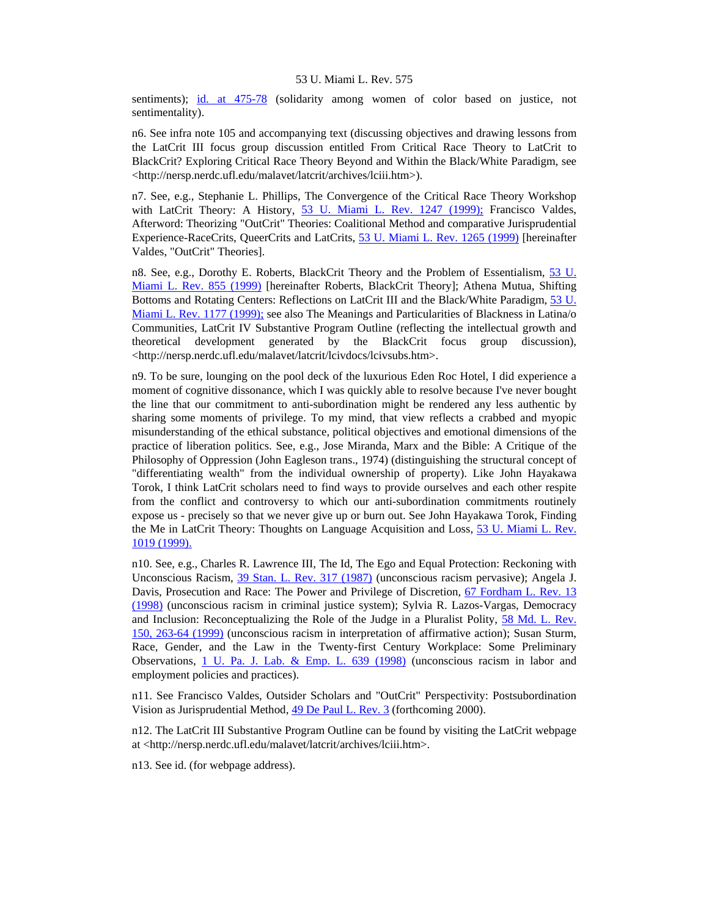sentiments); id. at 475-78 (solidarity among women of color based on justice, not sentimentality).

n6. See infra note 105 and accompanying text (discussing objectives and drawing lessons from the LatCrit III focus group discussion entitled From Critical Race Theory to LatCrit to BlackCrit? Exploring Critical Race Theory Beyond and Within the Black/White Paradigm, see <http://nersp.nerdc.ufl.edu/malavet/latcrit/archives/lciii.htm>).

n7. See, e.g., Stephanie L. Phillips, The Convergence of the Critical Race Theory Workshop with LatCrit Theory: A History, 53 U. Miami L. Rev. 1247 (1999); Francisco Valdes, Afterword: Theorizing "OutCrit" Theories: Coalitional Method and comparative Jurisprudential Experience-RaceCrits, QueerCrits and LatCrits, 53 U. Miami L. Rev. 1265 (1999) [hereinafter Valdes, "OutCrit" Theories].

n8. See, e.g., Dorothy E. Roberts, BlackCrit Theory and the Problem of Essentialism, 53 U. Miami L. Rev. 855 (1999) [hereinafter Roberts, BlackCrit Theory]; Athena Mutua, Shifting Bottoms and Rotating Centers: Reflections on LatCrit III and the Black/White Paradigm, 53 U. Miami L. Rev. 1177 (1999); see also The Meanings and Particularities of Blackness in Latina/o Communities, LatCrit IV Substantive Program Outline (reflecting the intellectual growth and theoretical development generated by the BlackCrit focus group discussion), <http://nersp.nerdc.ufl.edu/malavet/latcrit/lcivdocs/lcivsubs.htm>.

n9. To be sure, lounging on the pool deck of the luxurious Eden Roc Hotel, I did experience a moment of cognitive dissonance, which I was quickly able to resolve because I've never bought the line that our commitment to anti-subordination might be rendered any less authentic by sharing some moments of privilege. To my mind, that view reflects a crabbed and myopic misunderstanding of the ethical substance, political objectives and emotional dimensions of the practice of liberation politics. See, e.g., Jose Miranda, Marx and the Bible: A Critique of the Philosophy of Oppression (John Eagleson trans., 1974) (distinguishing the structural concept of "differentiating wealth" from the individual ownership of property). Like John Hayakawa Torok, I think LatCrit scholars need to find ways to provide ourselves and each other respite from the conflict and controversy to which our anti-subordination commitments routinely expose us - precisely so that we never give up or burn out. See John Hayakawa Torok, Finding the Me in LatCrit Theory: Thoughts on Language Acquisition and Loss, 53 U. Miami L. Rev. 1019 (1999).

n10. See, e.g., Charles R. Lawrence III, The Id, The Ego and Equal Protection: Reckoning with Unconscious Racism, 39 Stan. L. Rev. 317 (1987) (unconscious racism pervasive); Angela J. Davis, Prosecution and Race: The Power and Privilege of Discretion, 67 Fordham L. Rev. 13 (1998) (unconscious racism in criminal justice system); Sylvia R. Lazos-Vargas, Democracy and Inclusion: Reconceptualizing the Role of the Judge in a Pluralist Polity, 58 Md. L. Rev. 150, 263-64 (1999) (unconscious racism in interpretation of affirmative action); Susan Sturm, Race, Gender, and the Law in the Twenty-first Century Workplace: Some Preliminary Observations, 1 U. Pa. J. Lab. & Emp. L. 639 (1998) (unconscious racism in labor and employment policies and practices).

n11. See Francisco Valdes, Outsider Scholars and "OutCrit" Perspectivity: Postsubordination Vision as Jurisprudential Method, 49 De Paul L. Rev. 3 (forthcoming 2000).

n12. The LatCrit III Substantive Program Outline can be found by visiting the LatCrit webpage at <http://nersp.nerdc.ufl.edu/malavet/latcrit/archives/lciii.htm>.

n13. See id. (for webpage address).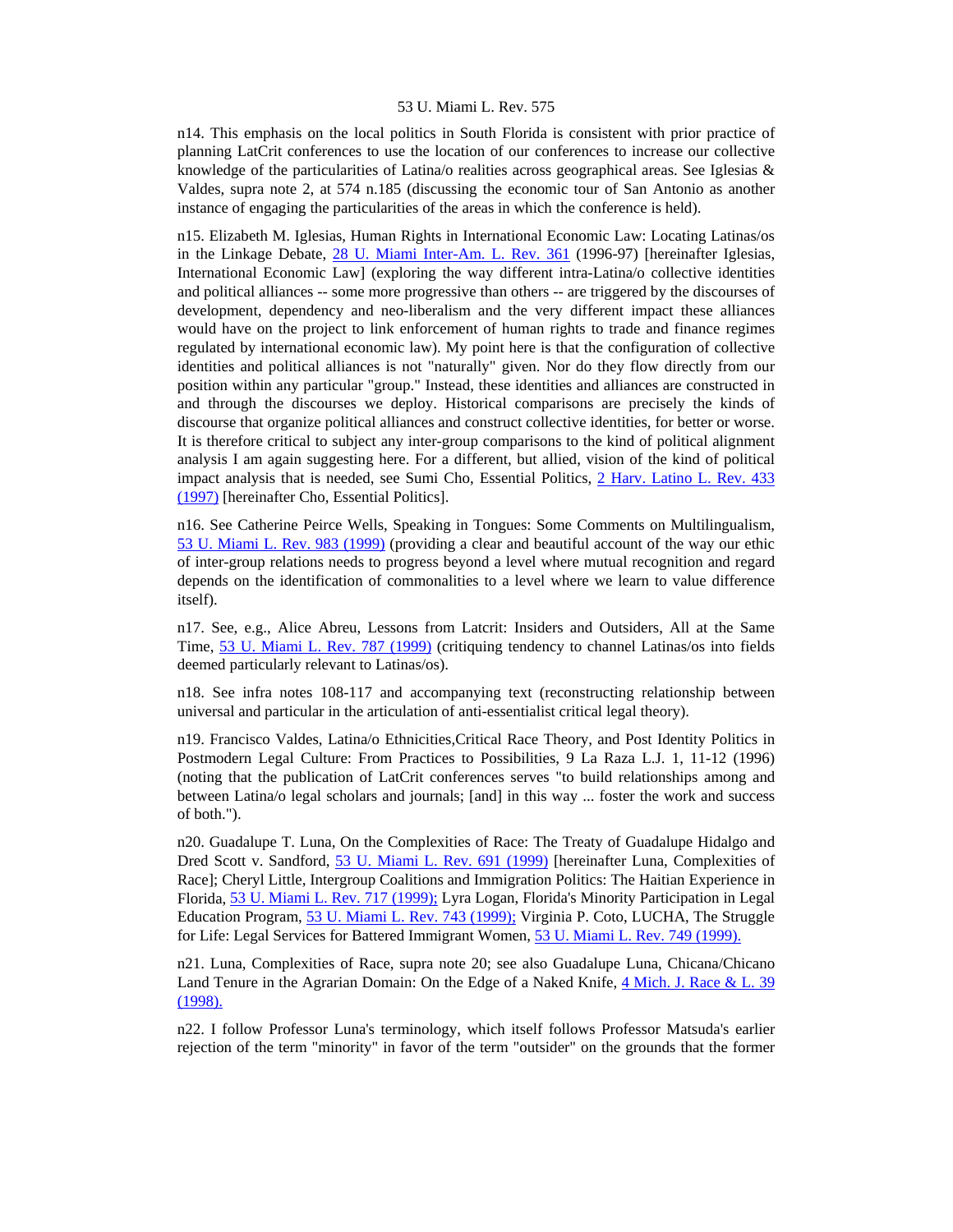n14. This emphasis on the local politics in South Florida is consistent with prior practice of planning LatCrit conferences to use the location of our conferences to increase our collective knowledge of the particularities of Latina/o realities across geographical areas. See Iglesias & Valdes, supra note 2, at 574 n.185 (discussing the economic tour of San Antonio as another instance of engaging the particularities of the areas in which the conference is held).

n15. Elizabeth M. Iglesias, Human Rights in International Economic Law: Locating Latinas/os in the Linkage Debate, 28 U. Miami Inter-Am. L. Rev. 361 (1996-97) [hereinafter Iglesias, International Economic Law] (exploring the way different intra-Latina/o collective identities and political alliances -- some more progressive than others -- are triggered by the discourses of development, dependency and neo-liberalism and the very different impact these alliances would have on the project to link enforcement of human rights to trade and finance regimes regulated by international economic law). My point here is that the configuration of collective identities and political alliances is not "naturally" given. Nor do they flow directly from our position within any particular "group." Instead, these identities and alliances are constructed in and through the discourses we deploy. Historical comparisons are precisely the kinds of discourse that organize political alliances and construct collective identities, for better or worse. It is therefore critical to subject any inter-group comparisons to the kind of political alignment analysis I am again suggesting here. For a different, but allied, vision of the kind of political impact analysis that is needed, see Sumi Cho, Essential Politics, 2 Harv. Latino L. Rev. 433 (1997) [hereinafter Cho, Essential Politics].

n16. See Catherine Peirce Wells, Speaking in Tongues: Some Comments on Multilingualism, 53 U. Miami L. Rev. 983 (1999) (providing a clear and beautiful account of the way our ethic of inter-group relations needs to progress beyond a level where mutual recognition and regard depends on the identification of commonalities to a level where we learn to value difference itself).

n17. See, e.g., Alice Abreu, Lessons from Latcrit: Insiders and Outsiders, All at the Same Time, 53 U. Miami L. Rev. 787 (1999) (critiquing tendency to channel Latinas/os into fields deemed particularly relevant to Latinas/os).

n18. See infra notes 108-117 and accompanying text (reconstructing relationship between universal and particular in the articulation of anti-essentialist critical legal theory).

n19. Francisco Valdes, Latina/o Ethnicities,Critical Race Theory, and Post Identity Politics in Postmodern Legal Culture: From Practices to Possibilities, 9 La Raza L.J. 1, 11-12 (1996) (noting that the publication of LatCrit conferences serves "to build relationships among and between Latina/o legal scholars and journals; [and] in this way ... foster the work and success of both.").

n20. Guadalupe T. Luna, On the Complexities of Race: The Treaty of Guadalupe Hidalgo and Dred Scott v. Sandford, 53 U. Miami L. Rev. 691 (1999) [hereinafter Luna, Complexities of Race]; Cheryl Little, Intergroup Coalitions and Immigration Politics: The Haitian Experience in Florida, 53 U. Miami L. Rev. 717 (1999); Lyra Logan, Florida's Minority Participation in Legal Education Program, 53 U. Miami L. Rev. 743 (1999); Virginia P. Coto, LUCHA, The Struggle for Life: Legal Services for Battered Immigrant Women, 53 U. Miami L. Rev. 749 (1999).

n21. Luna, Complexities of Race, supra note 20; see also Guadalupe Luna, Chicana/Chicano Land Tenure in the Agrarian Domain: On the Edge of a Naked Knife, 4 Mich. J. Race & L. 39 (1998).

n22. I follow Professor Luna's terminology, which itself follows Professor Matsuda's earlier rejection of the term "minority" in favor of the term "outsider" on the grounds that the former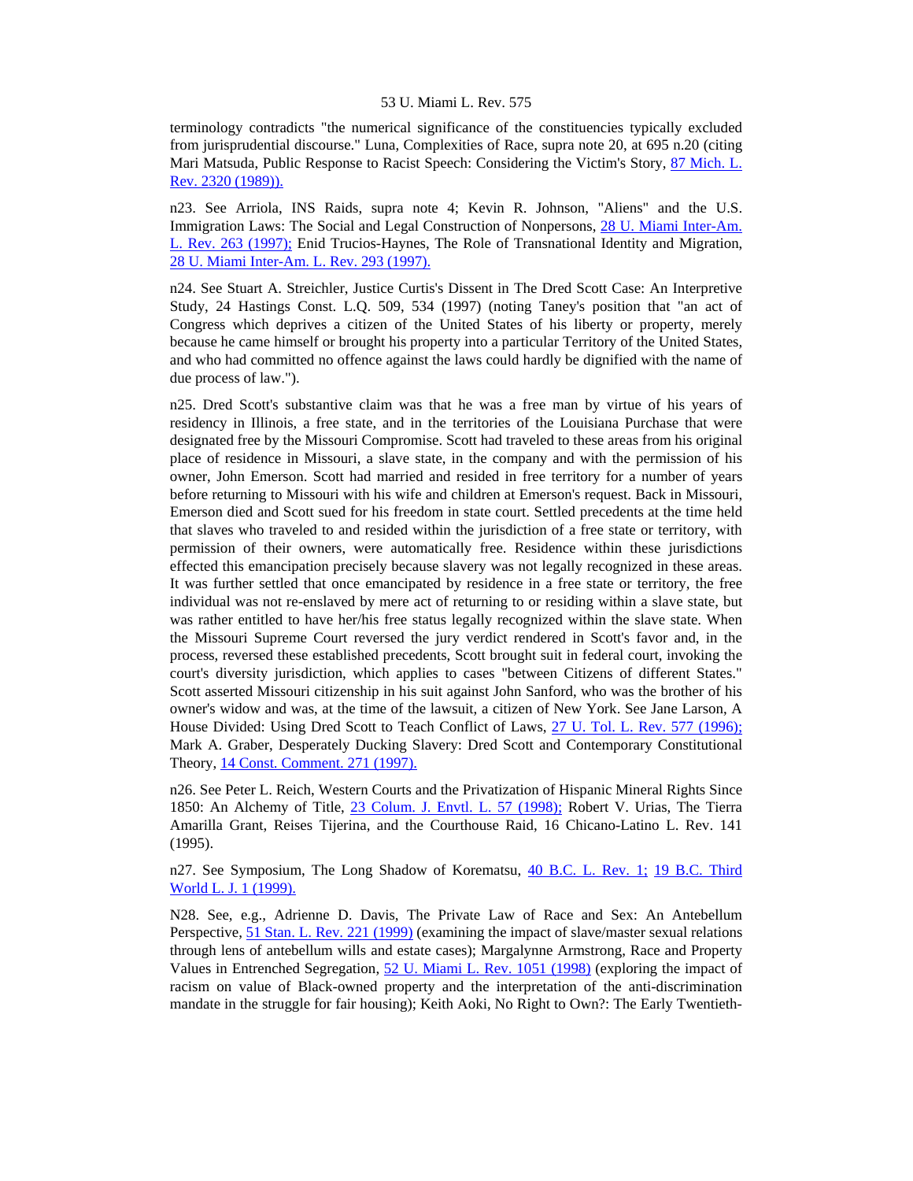terminology contradicts "the numerical significance of the constituencies typically excluded from jurisprudential discourse." Luna, Complexities of Race, supra note 20, at 695 n.20 (citing Mari Matsuda, Public Response to Racist Speech: Considering the Victim's Story, 87 Mich. L. Rev. 2320 (1989)).

n23. See Arriola, INS Raids, supra note 4; Kevin R. Johnson, "Aliens" and the U.S. Immigration Laws: The Social and Legal Construction of Nonpersons, 28 U. Miami Inter-Am. L. Rev. 263 (1997); Enid Trucios-Haynes, The Role of Transnational Identity and Migration, 28 U. Miami Inter-Am. L. Rev. 293 (1997).

n24. See Stuart A. Streichler, Justice Curtis's Dissent in The Dred Scott Case: An Interpretive Study, 24 Hastings Const. L.Q. 509, 534 (1997) (noting Taney's position that "an act of Congress which deprives a citizen of the United States of his liberty or property, merely because he came himself or brought his property into a particular Territory of the United States, and who had committed no offence against the laws could hardly be dignified with the name of due process of law.").

n25. Dred Scott's substantive claim was that he was a free man by virtue of his years of residency in Illinois, a free state, and in the territories of the Louisiana Purchase that were designated free by the Missouri Compromise. Scott had traveled to these areas from his original place of residence in Missouri, a slave state, in the company and with the permission of his owner, John Emerson. Scott had married and resided in free territory for a number of years before returning to Missouri with his wife and children at Emerson's request. Back in Missouri, Emerson died and Scott sued for his freedom in state court. Settled precedents at the time held that slaves who traveled to and resided within the jurisdiction of a free state or territory, with permission of their owners, were automatically free. Residence within these jurisdictions effected this emancipation precisely because slavery was not legally recognized in these areas. It was further settled that once emancipated by residence in a free state or territory, the free individual was not re-enslaved by mere act of returning to or residing within a slave state, but was rather entitled to have her/his free status legally recognized within the slave state. When the Missouri Supreme Court reversed the jury verdict rendered in Scott's favor and, in the process, reversed these established precedents, Scott brought suit in federal court, invoking the court's diversity jurisdiction, which applies to cases "between Citizens of different States." Scott asserted Missouri citizenship in his suit against John Sanford, who was the brother of his owner's widow and was, at the time of the lawsuit, a citizen of New York. See Jane Larson, A House Divided: Using Dred Scott to Teach Conflict of Laws, 27 U. Tol. L. Rev. 577 (1996); Mark A. Graber, Desperately Ducking Slavery: Dred Scott and Contemporary Constitutional Theory, 14 Const. Comment. 271 (1997).

n26. See Peter L. Reich, Western Courts and the Privatization of Hispanic Mineral Rights Since 1850: An Alchemy of Title, 23 Colum. J. Envtl. L. 57 (1998); Robert V. Urias, The Tierra Amarilla Grant, Reises Tijerina, and the Courthouse Raid, 16 Chicano-Latino L. Rev. 141 (1995).

n27. See Symposium, The Long Shadow of Korematsu, 40 B.C. L. Rev. 1; 19 B.C. Third World L. J. 1 (1999).

N28. See, e.g., Adrienne D. Davis, The Private Law of Race and Sex: An Antebellum Perspective, 51 Stan. L. Rev. 221 (1999) (examining the impact of slave/master sexual relations through lens of antebellum wills and estate cases); Margalynne Armstrong, Race and Property Values in Entrenched Segregation, 52 U. Miami L. Rev. 1051 (1998) (exploring the impact of racism on value of Black-owned property and the interpretation of the anti-discrimination mandate in the struggle for fair housing); Keith Aoki, No Right to Own?: The Early Twentieth-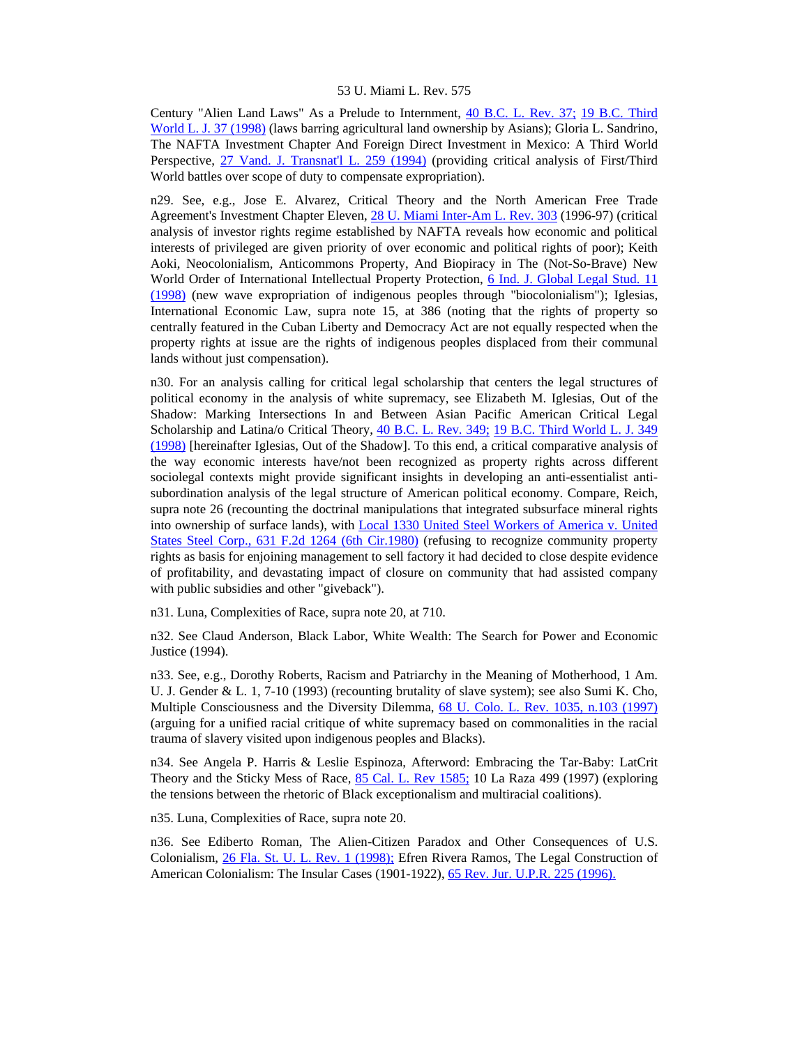Century "Alien Land Laws" As a Prelude to Internment, 40 B.C. L. Rev. 37; 19 B.C. Third World L. J. 37 (1998) (laws barring agricultural land ownership by Asians); Gloria L. Sandrino, The NAFTA Investment Chapter And Foreign Direct Investment in Mexico: A Third World Perspective, 27 Vand. J. Transnat'l L. 259 (1994) (providing critical analysis of First/Third World battles over scope of duty to compensate expropriation).

n29. See, e.g., Jose E. Alvarez, Critical Theory and the North American Free Trade Agreement's Investment Chapter Eleven, 28 U. Miami Inter-Am L. Rev. 303 (1996-97) (critical analysis of investor rights regime established by NAFTA reveals how economic and political interests of privileged are given priority of over economic and political rights of poor); Keith Aoki, Neocolonialism, Anticommons Property, And Biopiracy in The (Not-So-Brave) New World Order of International Intellectual Property Protection, 6 Ind. J. Global Legal Stud. 11 (1998) (new wave expropriation of indigenous peoples through "biocolonialism"); Iglesias, International Economic Law, supra note 15, at 386 (noting that the rights of property so centrally featured in the Cuban Liberty and Democracy Act are not equally respected when the property rights at issue are the rights of indigenous peoples displaced from their communal lands without just compensation).

n30. For an analysis calling for critical legal scholarship that centers the legal structures of political economy in the analysis of white supremacy, see Elizabeth M. Iglesias, Out of the Shadow: Marking Intersections In and Between Asian Pacific American Critical Legal Scholarship and Latina/o Critical Theory, 40 B.C. L. Rev. 349; 19 B.C. Third World L. J. 349 (1998) [hereinafter Iglesias, Out of the Shadow]. To this end, a critical comparative analysis of the way economic interests have/not been recognized as property rights across different sociolegal contexts might provide significant insights in developing an anti-essentialist anti-subordination analysis of the legal structure of American political economy. Compare, Reich, supra note 26 (recounting the doctrinal manipulations that integrated subsurface mineral rights into ownership of surface lands), with Local 1330 United Steel Workers of America v. United States Steel Corp., 631 F.2d 1264 (6th Cir.1980) (refusing to recognize community property rights as basis for enjoining management to sell factory it had decided to close despite evidence of profitability, and devastating impact of closure on community that had assisted company with public subsidies and other "giveback").

n31. Luna, Complexities of Race, supra note 20, at 710.

n32. See Claud Anderson, Black Labor, White Wealth: The Search for Power and Economic Justice (1994).

n33. See, e.g., Dorothy Roberts, Racism and Patriarchy in the Meaning of Motherhood, 1 Am. U. J. Gender & L. 1, 7-10 (1993) (recounting brutality of slave system); see also Sumi K. Cho, Multiple Consciousness and the Diversity Dilemma, 68 U. Colo. L. Rev. 1035, n.103 (1997) (arguing for a unified racial critique of white supremacy based on commonalities in the racial trauma of slavery visited upon indigenous peoples and Blacks).

n34. See Angela P. Harris & Leslie Espinoza, Afterword: Embracing the Tar-Baby: LatCrit Theory and the Sticky Mess of Race, 85 Cal. L. Rev 1585; 10 La Raza 499 (1997) (exploring the tensions between the rhetoric of Black exceptionalism and multiracial coalitions).

n35. Luna, Complexities of Race, supra note 20.

n36. See Ediberto Roman, The Alien-Citizen Paradox and Other Consequences of U.S. Colonialism, 26 Fla. St. U. L. Rev. 1 (1998); Efren Rivera Ramos, The Legal Construction of American Colonialism: The Insular Cases (1901-1922), 65 Rev. Jur. U.P.R. 225 (1996).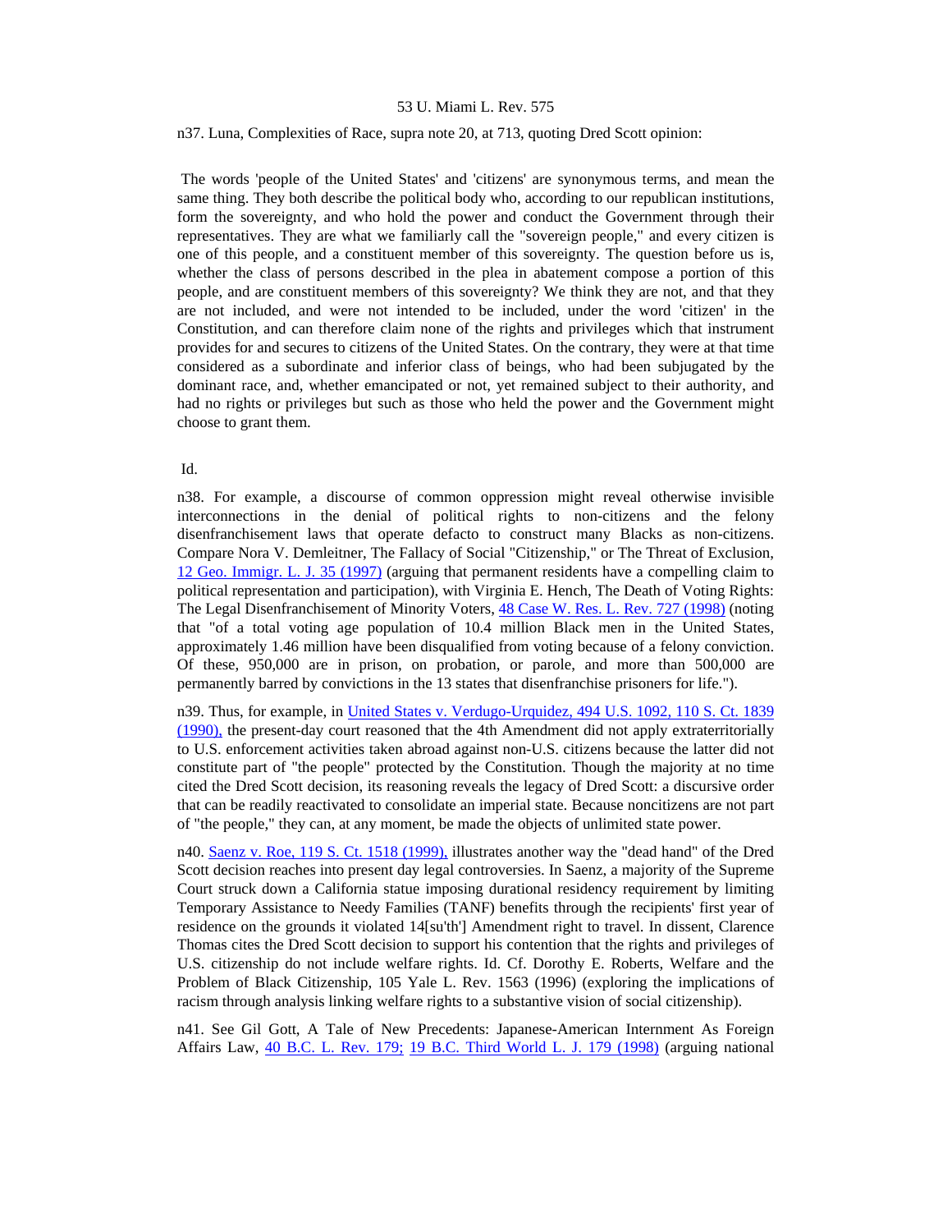n37. Luna, Complexities of Race, supra note 20, at 713, quoting Dred Scott opinion:

> The words 'people of the United States' and 'citizens' are synonymous terms, and mean the same thing. They both describe the political body who, according to our republican institutions, form the sovereignty, and who hold the power and conduct the Government through their representatives. They are what we familiarly call the "sovereign people," and every citizen is one of this people, and a constituent member of this sovereignty. The question before us is, whether the class of persons described in the plea in abatement compose a portion of this people, and are constituent members of this sovereignty? We think they are not, and that they are not included, and were not intended to be included, under the word 'citizen' in the Constitution, and can therefore claim none of the rights and privileges which that instrument provides for and secures to citizens of the United States. On the contrary, they were at that time considered as a subordinate and inferior class of beings, who had been subjugated by the dominant race, and, whether emancipated or not, yet remained subject to their authority, and had no rights or privileges but such as those who held the power and the Government might choose to grant them.

Id.

n38. For example, a discourse of common oppression might reveal otherwise invisible interconnections in the denial of political rights to non-citizens and the felony disenfranchisement laws that operate defacto to construct many Blacks as non-citizens. Compare Nora V. Demleitner, The Fallacy of Social "Citizenship," or The Threat of Exclusion, 12 Geo. Immigr. L. J. 35 (1997) (arguing that permanent residents have a compelling claim to political representation and participation), with Virginia E. Hench, The Death of Voting Rights: The Legal Disenfranchisement of Minority Voters, 48 Case W. Res. L. Rev. 727 (1998) (noting that "of a total voting age population of 10.4 million Black men in the United States, approximately 1.46 million have been disqualified from voting because of a felony conviction. Of these, 950,000 are in prison, on probation, or parole, and more than 500,000 are permanently barred by convictions in the 13 states that disenfranchise prisoners for life.").

n39. Thus, for example, in United States v. Verdugo-Urquidez, 494 U.S. 1092, 110 S. Ct. 1839 (1990), the present-day court reasoned that the 4th Amendment did not apply extraterritorially to U.S. enforcement activities taken abroad against non-U.S. citizens because the latter did not constitute part of "the people" protected by the Constitution. Though the majority at no time cited the Dred Scott decision, its reasoning reveals the legacy of Dred Scott: a discursive order that can be readily reactivated to consolidate an imperial state. Because noncitizens are not part of "the people," they can, at any moment, be made the objects of unlimited state power.

n40. Saenz v. Roe, 119 S. Ct. 1518 (1999), illustrates another way the "dead hand" of the Dred Scott decision reaches into present day legal controversies. In Saenz, a majority of the Supreme Court struck down a California statue imposing durational residency requirement by limiting Temporary Assistance to Needy Families (TANF) benefits through the recipients' first year of residence on the grounds it violated 14[su'th'] Amendment right to travel. In dissent, Clarence Thomas cites the Dred Scott decision to support his contention that the rights and privileges of U.S. citizenship do not include welfare rights. Id. Cf. Dorothy E. Roberts, Welfare and the Problem of Black Citizenship, 105 Yale L. Rev. 1563 (1996) (exploring the implications of racism through analysis linking welfare rights to a substantive vision of social citizenship).

n41. See Gil Gott, A Tale of New Precedents: Japanese-American Internment As Foreign Affairs Law, 40 B.C. L. Rev. 179; 19 B.C. Third World L. J. 179 (1998) (arguing national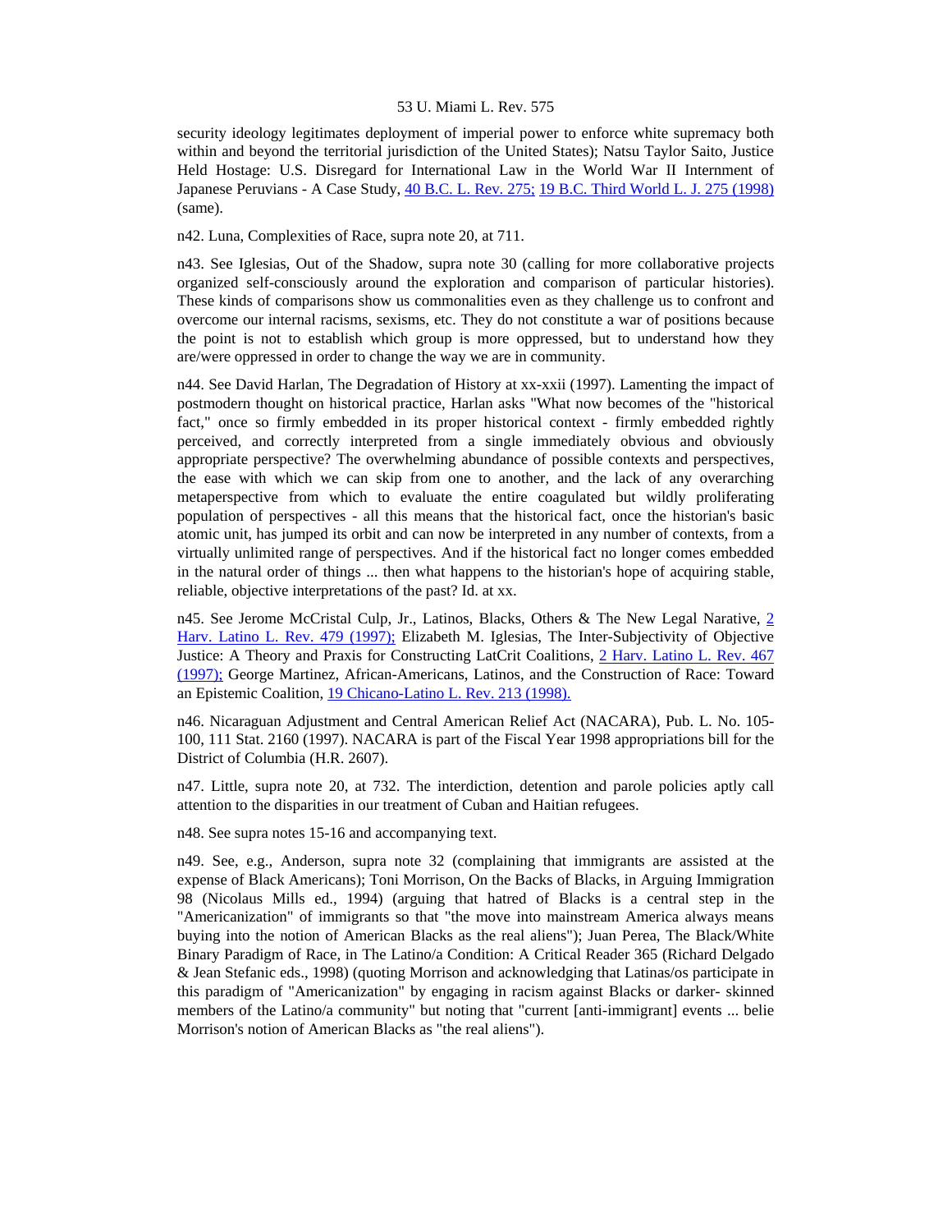security ideology legitimates deployment of imperial power to enforce white supremacy both within and beyond the territorial jurisdiction of the United States); Natsu Taylor Saito, Justice Held Hostage: U.S. Disregard for International Law in the World War II Internment of Japanese Peruvians - A Case Study, 40 B.C. L. Rev. 275; 19 B.C. Third World L. J. 275 (1998) (same).

n42. Luna, Complexities of Race, supra note 20, at 711.

n43. See Iglesias, Out of the Shadow, supra note 30 (calling for more collaborative projects organized self-consciously around the exploration and comparison of particular histories). These kinds of comparisons show us commonalities even as they challenge us to confront and overcome our internal racisms, sexisms, etc. They do not constitute a war of positions because the point is not to establish which group is more oppressed, but to understand how they are/were oppressed in order to change the way we are in community.

n44. See David Harlan, The Degradation of History at xx-xxii (1997). Lamenting the impact of postmodern thought on historical practice, Harlan asks "What now becomes of the "historical fact," once so firmly embedded in its proper historical context - firmly embedded rightly perceived, and correctly interpreted from a single immediately obvious and obviously appropriate perspective? The overwhelming abundance of possible contexts and perspectives, the ease with which we can skip from one to another, and the lack of any overarching metaperspective from which to evaluate the entire coagulated but wildly proliferating population of perspectives - all this means that the historical fact, once the historian's basic atomic unit, has jumped its orbit and can now be interpreted in any number of contexts, from a virtually unlimited range of perspectives. And if the historical fact no longer comes embedded in the natural order of things ... then what happens to the historian's hope of acquiring stable, reliable, objective interpretations of the past? Id. at xx.

n45. See Jerome McCristal Culp, Jr., Latinos, Blacks, Others & The New Legal Narative, 2 Harv. Latino L. Rev. 479 (1997); Elizabeth M. Iglesias, The Inter-Subjectivity of Objective Justice: A Theory and Praxis for Constructing LatCrit Coalitions, 2 Harv. Latino L. Rev. 467 (1997); George Martinez, African-Americans, Latinos, and the Construction of Race: Toward an Epistemic Coalition, 19 Chicano-Latino L. Rev. 213 (1998).

n46. Nicaraguan Adjustment and Central American Relief Act (NACARA), Pub. L. No. 105-100, 111 Stat. 2160 (1997). NACARA is part of the Fiscal Year 1998 appropriations bill for the District of Columbia (H.R. 2607).

n47. Little, supra note 20, at 732. The interdiction, detention and parole policies aptly call attention to the disparities in our treatment of Cuban and Haitian refugees.

n48. See supra notes 15-16 and accompanying text.

n49. See, e.g., Anderson, supra note 32 (complaining that immigrants are assisted at the expense of Black Americans); Toni Morrison, On the Backs of Blacks, in Arguing Immigration 98 (Nicolaus Mills ed., 1994) (arguing that hatred of Blacks is a central step in the "Americanization" of immigrants so that "the move into mainstream America always means buying into the notion of American Blacks as the real aliens"); Juan Perea, The Black/White Binary Paradigm of Race, in The Latino/a Condition: A Critical Reader 365 (Richard Delgado & Jean Stefanic eds., 1998) (quoting Morrison and acknowledging that Latinas/os participate in this paradigm of "Americanization" by engaging in racism against Blacks or darker- skinned members of the Latino/a community" but noting that "current [anti-immigrant] events ... belie Morrison's notion of American Blacks as "the real aliens").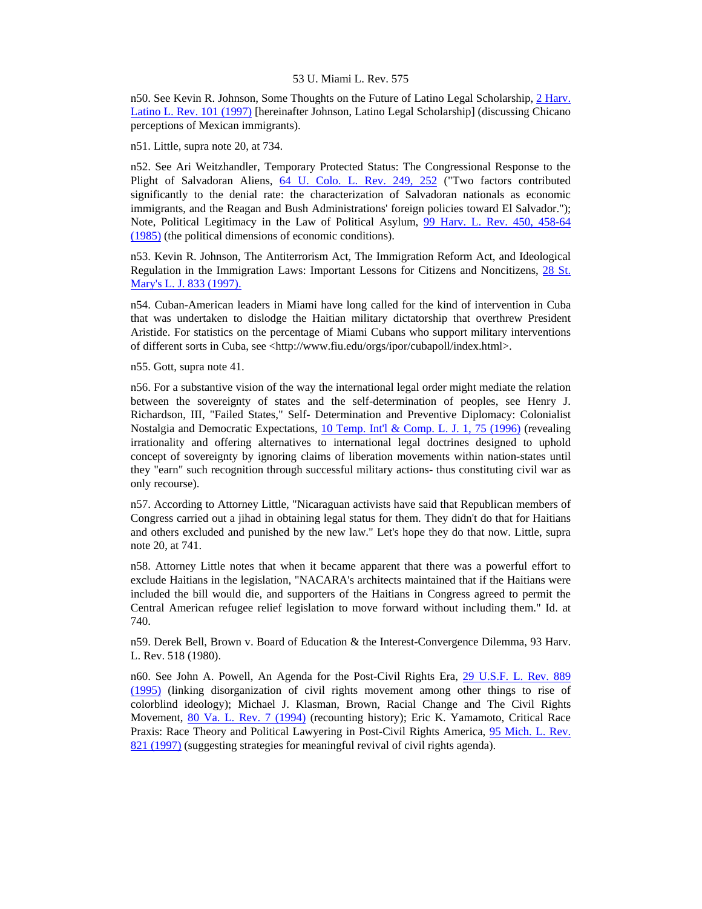n50. See Kevin R. Johnson, Some Thoughts on the Future of Latino Legal Scholarship, 2 Harv. Latino L. Rev. 101 (1997) [hereinafter Johnson, Latino Legal Scholarship] (discussing Chicano perceptions of Mexican immigrants).

n51. Little, supra note 20, at 734.

n52. See Ari Weitzhandler, Temporary Protected Status: The Congressional Response to the Plight of Salvadoran Aliens, 64 U. Colo. L. Rev. 249, 252 ("Two factors contributed significantly to the denial rate: the characterization of Salvadoran nationals as economic immigrants, and the Reagan and Bush Administrations' foreign policies toward El Salvador."); Note, Political Legitimacy in the Law of Political Asylum, 99 Harv. L. Rev. 450, 458-64 (1985) (the political dimensions of economic conditions).

n53. Kevin R. Johnson, The Antiterrorism Act, The Immigration Reform Act, and Ideological Regulation in the Immigration Laws: Important Lessons for Citizens and Noncitizens, 28 St. Mary's L. J. 833 (1997).

n54. Cuban-American leaders in Miami have long called for the kind of intervention in Cuba that was undertaken to dislodge the Haitian military dictatorship that overthrew President Aristide. For statistics on the percentage of Miami Cubans who support military interventions of different sorts in Cuba, see <http://www.fiu.edu/orgs/ipor/cubapoll/index.html>.

n55. Gott, supra note 41.

n56. For a substantive vision of the way the international legal order might mediate the relation between the sovereignty of states and the self-determination of peoples, see Henry J. Richardson, III, "Failed States," Self- Determination and Preventive Diplomacy: Colonialist Nostalgia and Democratic Expectations, 10 Temp. Int'l & Comp. L. J. 1, 75 (1996) (revealing irrationality and offering alternatives to international legal doctrines designed to uphold concept of sovereignty by ignoring claims of liberation movements within nation-states until they "earn" such recognition through successful military actions- thus constituting civil war as only recourse).

n57. According to Attorney Little, "Nicaraguan activists have said that Republican members of Congress carried out a jihad in obtaining legal status for them. They didn't do that for Haitians and others excluded and punished by the new law." Let's hope they do that now. Little, supra note 20, at 741.

n58. Attorney Little notes that when it became apparent that there was a powerful effort to exclude Haitians in the legislation, "NACARA's architects maintained that if the Haitians were included the bill would die, and supporters of the Haitians in Congress agreed to permit the Central American refugee relief legislation to move forward without including them." Id. at 740.

n59. Derek Bell, Brown v. Board of Education & the Interest-Convergence Dilemma, 93 Harv. L. Rev. 518 (1980).

n60. See John A. Powell, An Agenda for the Post-Civil Rights Era, 29 U.S.F. L. Rev. 889 (1995) (linking disorganization of civil rights movement among other things to rise of colorblind ideology); Michael J. Klasman, Brown, Racial Change and The Civil Rights Movement, 80 Va. L. Rev. 7 (1994) (recounting history); Eric K. Yamamoto, Critical Race Praxis: Race Theory and Political Lawyering in Post-Civil Rights America, 95 Mich. L. Rev. 821 (1997) (suggesting strategies for meaningful revival of civil rights agenda).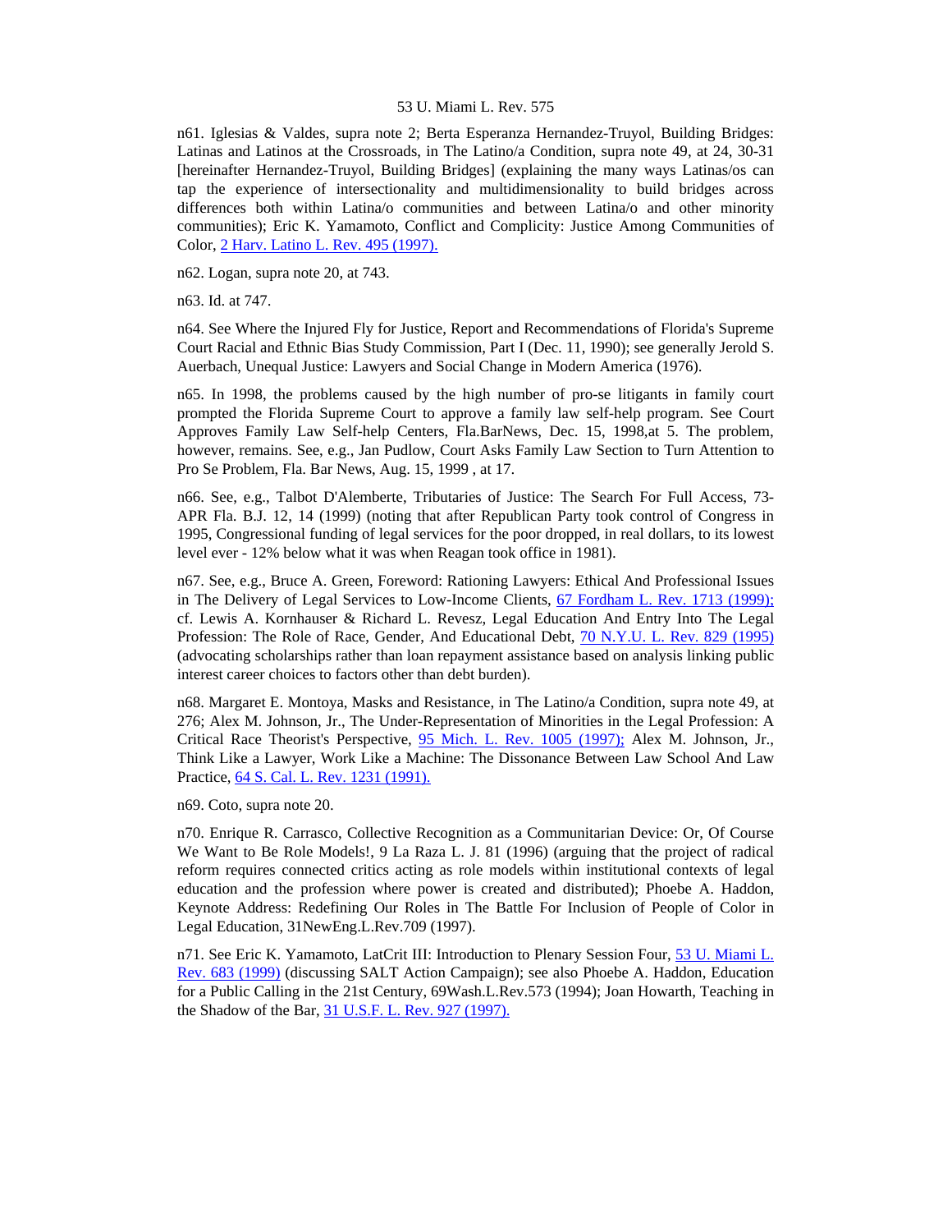n61. Iglesias & Valdes, supra note 2; Berta Esperanza Hernandez-Truyol, Building Bridges: Latinas and Latinos at the Crossroads, in The Latino/a Condition, supra note 49, at 24, 30-31 [hereinafter Hernandez-Truyol, Building Bridges] (explaining the many ways Latinas/os can tap the experience of intersectionality and multidimensionality to build bridges across differences both within Latina/o communities and between Latina/o and other minority communities); Eric K. Yamamoto, Conflict and Complicity: Justice Among Communities of Color, 2 Harv. Latino L. Rev. 495 (1997).

n62. Logan, supra note 20, at 743.

n63. Id. at 747.

n64. See Where the Injured Fly for Justice, Report and Recommendations of Florida's Supreme Court Racial and Ethnic Bias Study Commission, Part I (Dec. 11, 1990); see generally Jerold S. Auerbach, Unequal Justice: Lawyers and Social Change in Modern America (1976).

n65. In 1998, the problems caused by the high number of pro-se litigants in family court prompted the Florida Supreme Court to approve a family law self-help program. See Court Approves Family Law Self-help Centers, Fla.BarNews, Dec. 15, 1998,at 5. The problem, however, remains. See, e.g., Jan Pudlow, Court Asks Family Law Section to Turn Attention to Pro Se Problem, Fla. Bar News, Aug. 15, 1999 , at 17.

n66. See, e.g., Talbot D'Alemberte, Tributaries of Justice: The Search For Full Access, 73-APR Fla. B.J. 12, 14 (1999) (noting that after Republican Party took control of Congress in 1995, Congressional funding of legal services for the poor dropped, in real dollars, to its lowest level ever - 12% below what it was when Reagan took office in 1981).

n67. See, e.g., Bruce A. Green, Foreword: Rationing Lawyers: Ethical And Professional Issues in The Delivery of Legal Services to Low-Income Clients, 67 Fordham L. Rev. 1713 (1999); cf. Lewis A. Kornhauser & Richard L. Revesz, Legal Education And Entry Into The Legal Profession: The Role of Race, Gender, And Educational Debt, 70 N.Y.U. L. Rev. 829 (1995) (advocating scholarships rather than loan repayment assistance based on analysis linking public interest career choices to factors other than debt burden).

n68. Margaret E. Montoya, Masks and Resistance, in The Latino/a Condition, supra note 49, at 276; Alex M. Johnson, Jr., The Under-Representation of Minorities in the Legal Profession: A Critical Race Theorist's Perspective, 95 Mich. L. Rev. 1005 (1997); Alex M. Johnson, Jr., Think Like a Lawyer, Work Like a Machine: The Dissonance Between Law School And Law Practice, 64 S. Cal. L. Rev. 1231 (1991).

n69. Coto, supra note 20.

n70. Enrique R. Carrasco, Collective Recognition as a Communitarian Device: Or, Of Course We Want to Be Role Models!, 9 La Raza L. J. 81 (1996) (arguing that the project of radical reform requires connected critics acting as role models within institutional contexts of legal education and the profession where power is created and distributed); Phoebe A. Haddon, Keynote Address: Redefining Our Roles in The Battle For Inclusion of People of Color in Legal Education, 31NewEng.L.Rev.709 (1997).

n71. See Eric K. Yamamoto, LatCrit III: Introduction to Plenary Session Four, 53 U. Miami L. Rev. 683 (1999) (discussing SALT Action Campaign); see also Phoebe A. Haddon, Education for a Public Calling in the 21st Century, 69Wash.L.Rev.573 (1994); Joan Howarth, Teaching in the Shadow of the Bar, 31 U.S.F. L. Rev. 927 (1997).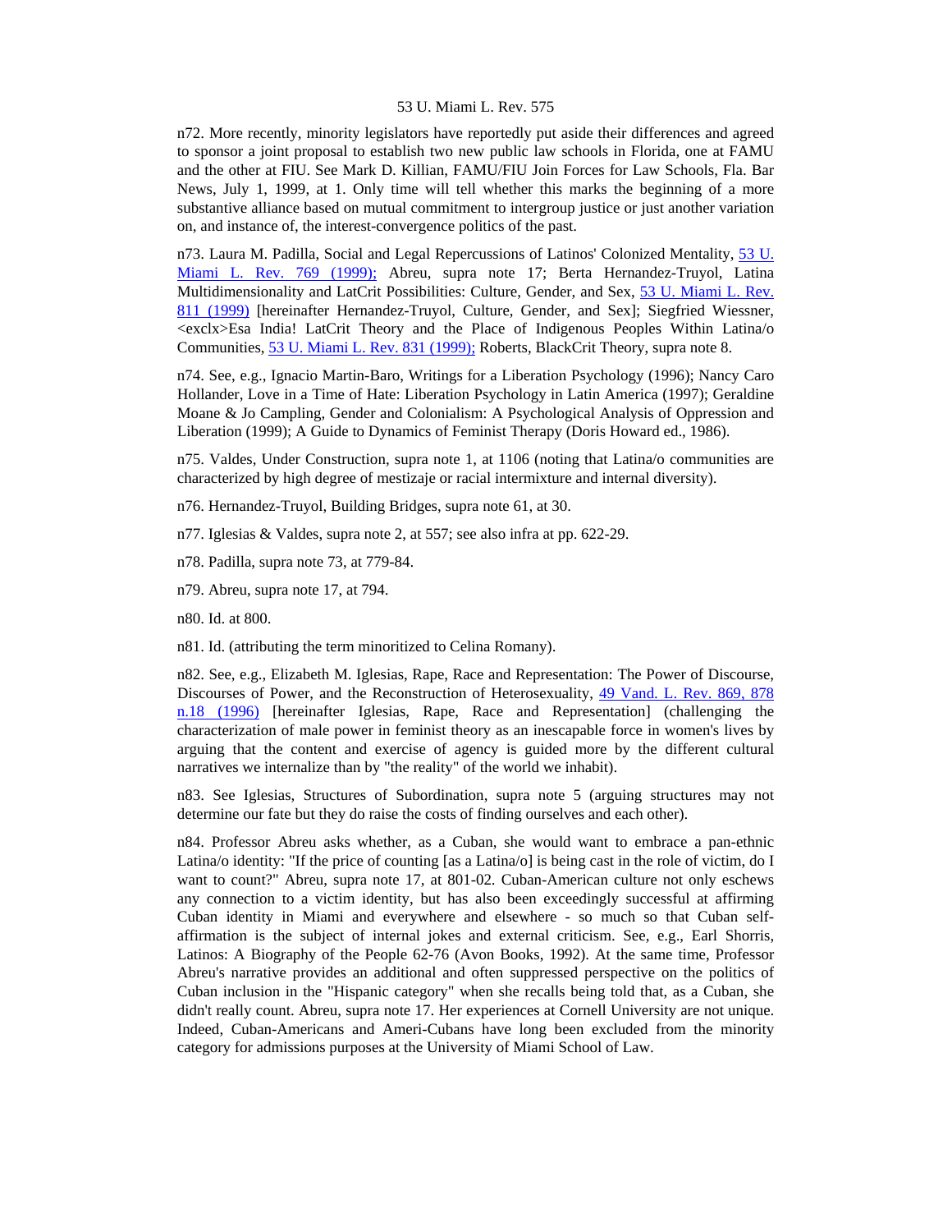n72. More recently, minority legislators have reportedly put aside their differences and agreed to sponsor a joint proposal to establish two new public law schools in Florida, one at FAMU and the other at FIU. See Mark D. Killian, FAMU/FIU Join Forces for Law Schools, Fla. Bar News, July 1, 1999, at 1. Only time will tell whether this marks the beginning of a more substantive alliance based on mutual commitment to intergroup justice or just another variation on, and instance of, the interest-convergence politics of the past.

n73. Laura M. Padilla, Social and Legal Repercussions of Latinos' Colonized Mentality, 53 U. Miami L. Rev. 769 (1999); Abreu, supra note 17; Berta Hernandez-Truyol, Latina Multidimensionality and LatCrit Possibilities: Culture, Gender, and Sex, 53 U. Miami L. Rev. 811 (1999) [hereinafter Hernandez-Truyol, Culture, Gender, and Sex]; Siegfried Wiessner, <exclx>Esa India! LatCrit Theory and the Place of Indigenous Peoples Within Latina/o Communities, 53 U. Miami L. Rev. 831 (1999); Roberts, BlackCrit Theory, supra note 8.

n74. See, e.g., Ignacio Martin-Baro, Writings for a Liberation Psychology (1996); Nancy Caro Hollander, Love in a Time of Hate: Liberation Psychology in Latin America (1997); Geraldine Moane & Jo Campling, Gender and Colonialism: A Psychological Analysis of Oppression and Liberation (1999); A Guide to Dynamics of Feminist Therapy (Doris Howard ed., 1986).

n75. Valdes, Under Construction, supra note 1, at 1106 (noting that Latina/o communities are characterized by high degree of mestizaje or racial intermixture and internal diversity).

n76. Hernandez-Truyol, Building Bridges, supra note 61, at 30.

n77. Iglesias & Valdes, supra note 2, at 557; see also infra at pp. 622-29.

n78. Padilla, supra note 73, at 779-84.

n79. Abreu, supra note 17, at 794.

n80. Id. at 800.

n81. Id. (attributing the term minoritized to Celina Romany).

n82. See, e.g., Elizabeth M. Iglesias, Rape, Race and Representation: The Power of Discourse, Discourses of Power, and the Reconstruction of Heterosexuality, 49 Vand. L. Rev. 869, 878 n.18 (1996) [hereinafter Iglesias, Rape, Race and Representation] (challenging the characterization of male power in feminist theory as an inescapable force in women's lives by arguing that the content and exercise of agency is guided more by the different cultural narratives we internalize than by "the reality" of the world we inhabit).

n83. See Iglesias, Structures of Subordination, supra note 5 (arguing structures may not determine our fate but they do raise the costs of finding ourselves and each other).

n84. Professor Abreu asks whether, as a Cuban, she would want to embrace a pan-ethnic Latina/o identity: "If the price of counting [as a Latina/o] is being cast in the role of victim, do I want to count?" Abreu, supra note 17, at 801-02. Cuban-American culture not only eschews any connection to a victim identity, but has also been exceedingly successful at affirming Cuban identity in Miami and everywhere and elsewhere - so much so that Cuban self-affirmation is the subject of internal jokes and external criticism. See, e.g., Earl Shorris, Latinos: A Biography of the People 62-76 (Avon Books, 1992). At the same time, Professor Abreu's narrative provides an additional and often suppressed perspective on the politics of Cuban inclusion in the "Hispanic category" when she recalls being told that, as a Cuban, she didn't really count. Abreu, supra note 17. Her experiences at Cornell University are not unique. Indeed, Cuban-Americans and Ameri-Cubans have long been excluded from the minority category for admissions purposes at the University of Miami School of Law.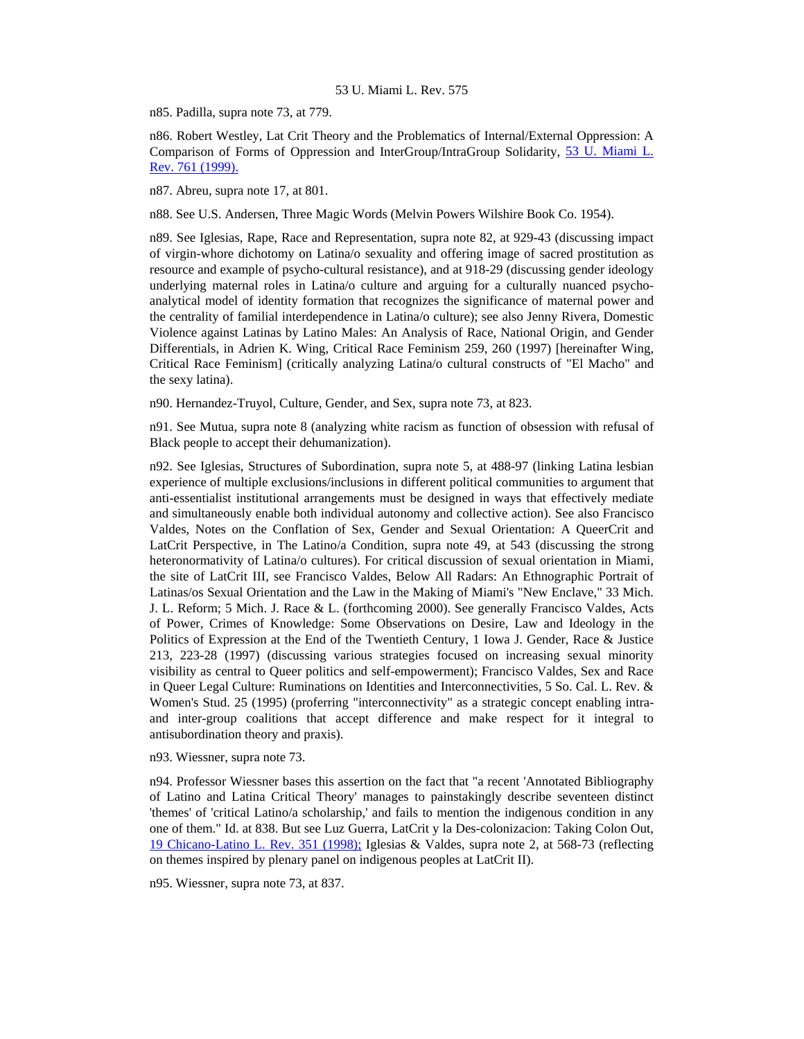n85. Padilla, supra note 73, at 779.

n86. Robert Westley, Lat Crit Theory and the Problematics of Internal/External Oppression: A Comparison of Forms of Oppression and InterGroup/IntraGroup Solidarity, 53 U. Miami L. Rev. 761 (1999).

n87. Abreu, supra note 17, at 801.

n88. See U.S. Andersen, Three Magic Words (Melvin Powers Wilshire Book Co. 1954).

n89. See Iglesias, Rape, Race and Representation, supra note 82, at 929-43 (discussing impact of virgin-whore dichotomy on Latina/o sexuality and offering image of sacred prostitution as resource and example of psycho-cultural resistance), and at 918-29 (discussing gender ideology underlying maternal roles in Latina/o culture and arguing for a culturally nuanced psycho-analytical model of identity formation that recognizes the significance of maternal power and the centrality of familial interdependence in Latina/o culture); see also Jenny Rivera, Domestic Violence against Latinas by Latino Males: An Analysis of Race, National Origin, and Gender Differentials, in Adrien K. Wing, Critical Race Feminism 259, 260 (1997) [hereinafter Wing, Critical Race Feminism] (critically analyzing Latina/o cultural constructs of "El Macho" and the sexy latina).

n90. Hernandez-Truyol, Culture, Gender, and Sex, supra note 73, at 823.

n91. See Mutua, supra note 8 (analyzing white racism as function of obsession with refusal of Black people to accept their dehumanization).

n92. See Iglesias, Structures of Subordination, supra note 5, at 488-97 (linking Latina lesbian experience of multiple exclusions/inclusions in different political communities to argument that anti-essentialist institutional arrangements must be designed in ways that effectively mediate and simultaneously enable both individual autonomy and collective action). See also Francisco Valdes, Notes on the Conflation of Sex, Gender and Sexual Orientation: A QueerCrit and LatCrit Perspective, in The Latino/a Condition, supra note 49, at 543 (discussing the strong heteronormativity of Latina/o cultures). For critical discussion of sexual orientation in Miami, the site of LatCrit III, see Francisco Valdes, Below All Radars: An Ethnographic Portrait of Latinas/os Sexual Orientation and the Law in the Making of Miami's "New Enclave," 33 Mich. J. L. Reform; 5 Mich. J. Race & L. (forthcoming 2000). See generally Francisco Valdes, Acts of Power, Crimes of Knowledge: Some Observations on Desire, Law and Ideology in the Politics of Expression at the End of the Twentieth Century, 1 Iowa J. Gender, Race & Justice 213, 223-28 (1997) (discussing various strategies focused on increasing sexual minority visibility as central to Queer politics and self-empowerment); Francisco Valdes, Sex and Race in Queer Legal Culture: Ruminations on Identities and Interconnectivities, 5 So. Cal. L. Rev. & Women's Stud. 25 (1995) (proferring "interconnectivity" as a strategic concept enabling intra- and inter-group coalitions that accept difference and make respect for it integral to antisubordination theory and praxis).

n93. Wiessner, supra note 73.

n94. Professor Wiessner bases this assertion on the fact that "a recent 'Annotated Bibliography of Latino and Latina Critical Theory' manages to painstakingly describe seventeen distinct 'themes' of 'critical Latino/a scholarship,' and fails to mention the indigenous condition in any one of them." Id. at 838. But see Luz Guerra, LatCrit y la Des-colonizacion: Taking Colon Out, 19 Chicano-Latino L. Rev. 351 (1998); Iglesias & Valdes, supra note 2, at 568-73 (reflecting on themes inspired by plenary panel on indigenous peoples at LatCrit II).

n95. Wiessner, supra note 73, at 837.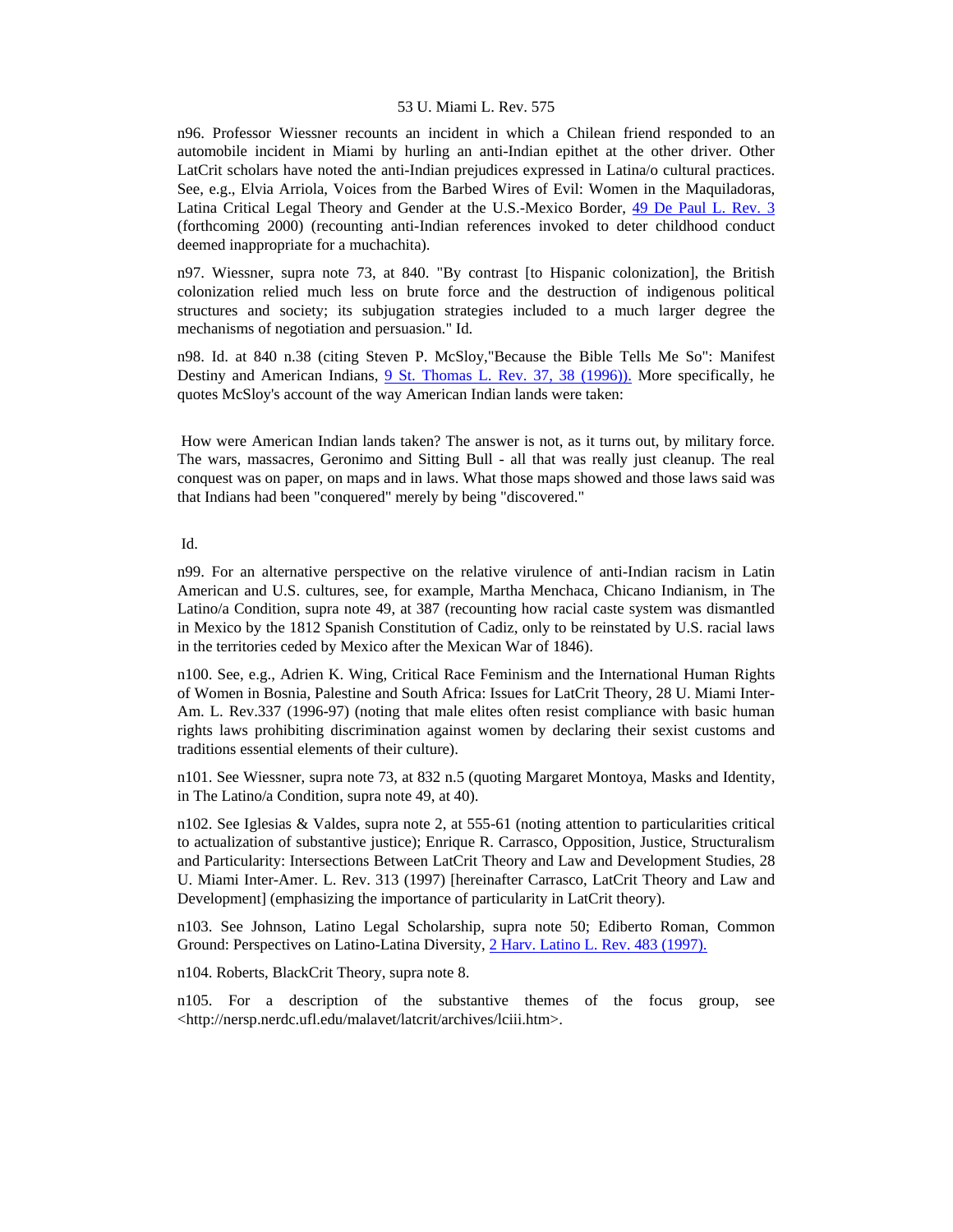n96. Professor Wiessner recounts an incident in which a Chilean friend responded to an automobile incident in Miami by hurling an anti-Indian epithet at the other driver. Other LatCrit scholars have noted the anti-Indian prejudices expressed in Latina/o cultural practices. See, e.g., Elvia Arriola, Voices from the Barbed Wires of Evil: Women in the Maquiladoras, Latina Critical Legal Theory and Gender at the U.S.-Mexico Border, 49 De Paul L. Rev. 3 (forthcoming 2000) (recounting anti-Indian references invoked to deter childhood conduct deemed inappropriate for a muchachita).

n97. Wiessner, supra note 73, at 840. "By contrast [to Hispanic colonization], the British colonization relied much less on brute force and the destruction of indigenous political structures and society; its subjugation strategies included to a much larger degree the mechanisms of negotiation and persuasion." Id.

n98. Id. at 840 n.38 (citing Steven P. McSloy,"Because the Bible Tells Me So": Manifest Destiny and American Indians, 9 St. Thomas L. Rev. 37, 38 (1996)). More specifically, he quotes McSloy's account of the way American Indian lands were taken:

> How were American Indian lands taken? The answer is not, as it turns out, by military force. The wars, massacres, Geronimo and Sitting Bull - all that was really just cleanup. The real conquest was on paper, on maps and in laws. What those maps showed and those laws said was that Indians had been "conquered" merely by being "discovered."

Id.

n99. For an alternative perspective on the relative virulence of anti-Indian racism in Latin American and U.S. cultures, see, for example, Martha Menchaca, Chicano Indianism, in The Latino/a Condition, supra note 49, at 387 (recounting how racial caste system was dismantled in Mexico by the 1812 Spanish Constitution of Cadiz, only to be reinstated by U.S. racial laws in the territories ceded by Mexico after the Mexican War of 1846).

n100. See, e.g., Adrien K. Wing, Critical Race Feminism and the International Human Rights of Women in Bosnia, Palestine and South Africa: Issues for LatCrit Theory, 28 U. Miami Inter-Am. L. Rev.337 (1996-97) (noting that male elites often resist compliance with basic human rights laws prohibiting discrimination against women by declaring their sexist customs and traditions essential elements of their culture).

n101. See Wiessner, supra note 73, at 832 n.5 (quoting Margaret Montoya, Masks and Identity, in The Latino/a Condition, supra note 49, at 40).

n102. See Iglesias & Valdes, supra note 2, at 555-61 (noting attention to particularities critical to actualization of substantive justice); Enrique R. Carrasco, Opposition, Justice, Structuralism and Particularity: Intersections Between LatCrit Theory and Law and Development Studies, 28 U. Miami Inter-Amer. L. Rev. 313 (1997) [hereinafter Carrasco, LatCrit Theory and Law and Development] (emphasizing the importance of particularity in LatCrit theory).

n103. See Johnson, Latino Legal Scholarship, supra note 50; Ediberto Roman, Common Ground: Perspectives on Latino-Latina Diversity, 2 Harv. Latino L. Rev. 483 (1997).

n104. Roberts, BlackCrit Theory, supra note 8.

n105. For a description of the substantive themes of the focus group, see <http://nersp.nerdc.ufl.edu/malavet/latcrit/archives/lciii.htm>.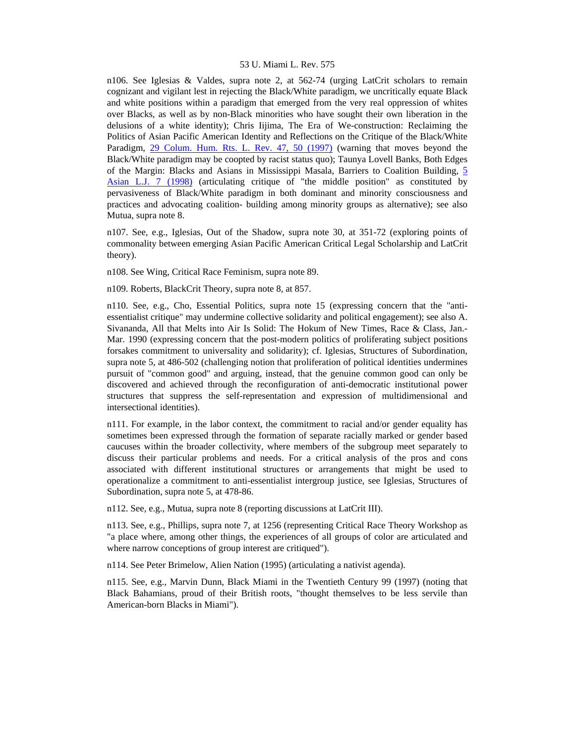n106. See Iglesias & Valdes, supra note 2, at 562-74 (urging LatCrit scholars to remain cognizant and vigilant lest in rejecting the Black/White paradigm, we uncritically equate Black and white positions within a paradigm that emerged from the very real oppression of whites over Blacks, as well as by non-Black minorities who have sought their own liberation in the delusions of a white identity); Chris Iijima, The Era of We-construction: Reclaiming the Politics of Asian Pacific American Identity and Reflections on the Critique of the Black/White Paradigm, 29 Colum. Hum. Rts. L. Rev. 47, 50 (1997) (warning that moves beyond the Black/White paradigm may be coopted by racist status quo); Taunya Lovell Banks, Both Edges of the Margin: Blacks and Asians in Mississippi Masala, Barriers to Coalition Building, 5 Asian L.J. 7 (1998) (articulating critique of "the middle position" as constituted by pervasiveness of Black/White paradigm in both dominant and minority consciousness and practices and advocating coalition- building among minority groups as alternative); see also Mutua, supra note 8.

n107. See, e.g., Iglesias, Out of the Shadow, supra note 30, at 351-72 (exploring points of commonality between emerging Asian Pacific American Critical Legal Scholarship and LatCrit theory).

n108. See Wing, Critical Race Feminism, supra note 89.

n109. Roberts, BlackCrit Theory, supra note 8, at 857.

n110. See, e.g., Cho, Essential Politics, supra note 15 (expressing concern that the "anti-essentialist critique" may undermine collective solidarity and political engagement); see also A. Sivananda, All that Melts into Air Is Solid: The Hokum of New Times, Race & Class, Jan.-Mar. 1990 (expressing concern that the post-modern politics of proliferating subject positions forsakes commitment to universality and solidarity); cf. Iglesias, Structures of Subordination, supra note 5, at 486-502 (challenging notion that proliferation of political identities undermines pursuit of "common good" and arguing, instead, that the genuine common good can only be discovered and achieved through the reconfiguration of anti-democratic institutional power structures that suppress the self-representation and expression of multidimensional and intersectional identities).

n111. For example, in the labor context, the commitment to racial and/or gender equality has sometimes been expressed through the formation of separate racially marked or gender based caucuses within the broader collectivity, where members of the subgroup meet separately to discuss their particular problems and needs. For a critical analysis of the pros and cons associated with different institutional structures or arrangements that might be used to operationalize a commitment to anti-essentialist intergroup justice, see Iglesias, Structures of Subordination, supra note 5, at 478-86.

n112. See, e.g., Mutua, supra note 8 (reporting discussions at LatCrit III).

n113. See, e.g., Phillips, supra note 7, at 1256 (representing Critical Race Theory Workshop as "a place where, among other things, the experiences of all groups of color are articulated and where narrow conceptions of group interest are critiqued").

n114. See Peter Brimelow, Alien Nation (1995) (articulating a nativist agenda).

n115. See, e.g., Marvin Dunn, Black Miami in the Twentieth Century 99 (1997) (noting that Black Bahamians, proud of their British roots, "thought themselves to be less servile than American-born Blacks in Miami").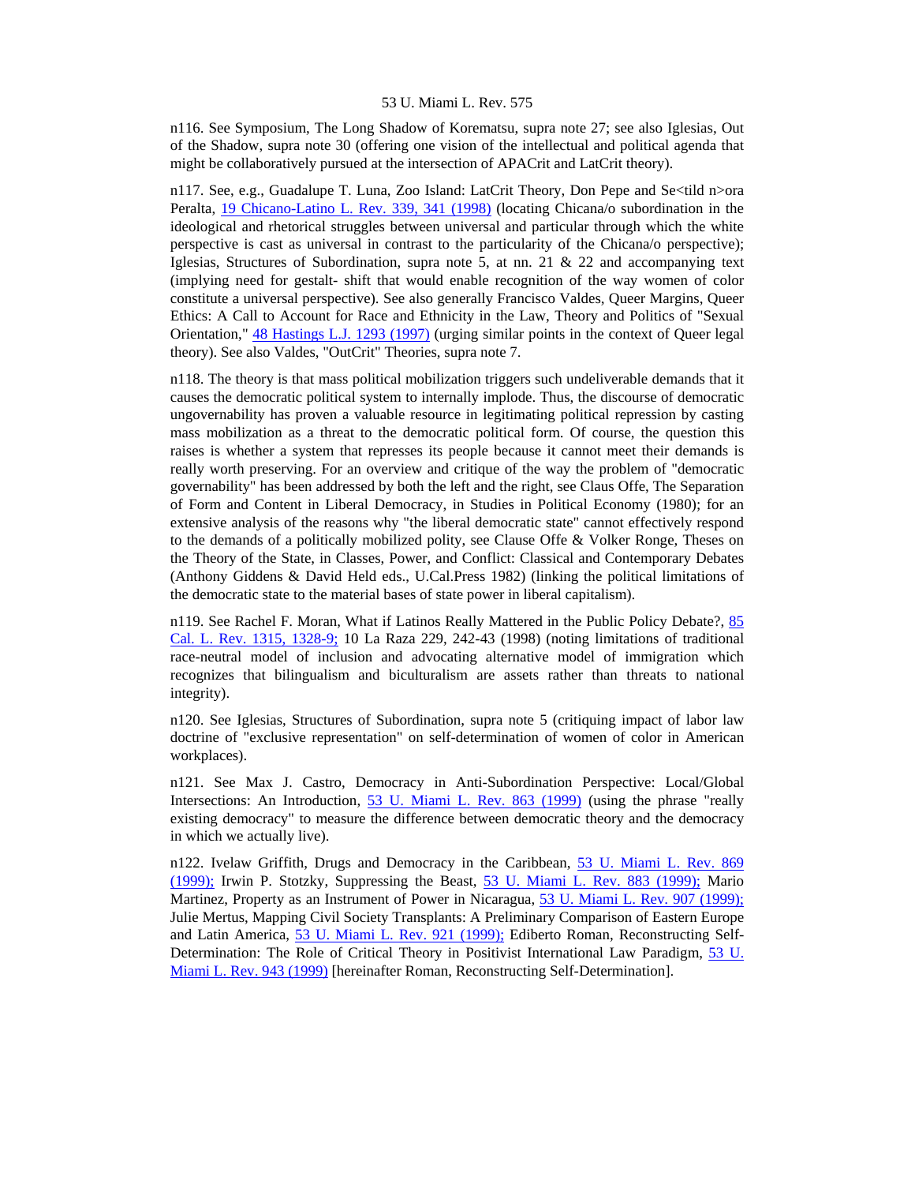n116. See Symposium, The Long Shadow of Korematsu, supra note 27; see also Iglesias, Out of the Shadow, supra note 30 (offering one vision of the intellectual and political agenda that might be collaboratively pursued at the intersection of APACrit and LatCrit theory).

n117. See, e.g., Guadalupe T. Luna, Zoo Island: LatCrit Theory, Don Pepe and Se<tild n>ora Peralta, 19 Chicano-Latino L. Rev. 339, 341 (1998) (locating Chicana/o subordination in the ideological and rhetorical struggles between universal and particular through which the white perspective is cast as universal in contrast to the particularity of the Chicana/o perspective); Iglesias, Structures of Subordination, supra note 5, at nn. 21 & 22 and accompanying text (implying need for gestalt- shift that would enable recognition of the way women of color constitute a universal perspective). See also generally Francisco Valdes, Queer Margins, Queer Ethics: A Call to Account for Race and Ethnicity in the Law, Theory and Politics of "Sexual Orientation," 48 Hastings L.J. 1293 (1997) (urging similar points in the context of Queer legal theory). See also Valdes, "OutCrit" Theories, supra note 7.

n118. The theory is that mass political mobilization triggers such undeliverable demands that it causes the democratic political system to internally implode. Thus, the discourse of democratic ungovernability has proven a valuable resource in legitimating political repression by casting mass mobilization as a threat to the democratic political form. Of course, the question this raises is whether a system that represses its people because it cannot meet their demands is really worth preserving. For an overview and critique of the way the problem of "democratic governability" has been addressed by both the left and the right, see Claus Offe, The Separation of Form and Content in Liberal Democracy, in Studies in Political Economy (1980); for an extensive analysis of the reasons why "the liberal democratic state" cannot effectively respond to the demands of a politically mobilized polity, see Clause Offe & Volker Ronge, Theses on the Theory of the State, in Classes, Power, and Conflict: Classical and Contemporary Debates (Anthony Giddens & David Held eds., U.Cal.Press 1982) (linking the political limitations of the democratic state to the material bases of state power in liberal capitalism).

n119. See Rachel F. Moran, What if Latinos Really Mattered in the Public Policy Debate?, 85 Cal. L. Rev. 1315, 1328-9; 10 La Raza 229, 242-43 (1998) (noting limitations of traditional race-neutral model of inclusion and advocating alternative model of immigration which recognizes that bilingualism and biculturalism are assets rather than threats to national integrity).

n120. See Iglesias, Structures of Subordination, supra note 5 (critiquing impact of labor law doctrine of "exclusive representation" on self-determination of women of color in American workplaces).

n121. See Max J. Castro, Democracy in Anti-Subordination Perspective: Local/Global Intersections: An Introduction, 53 U. Miami L. Rev. 863 (1999) (using the phrase "really existing democracy" to measure the difference between democratic theory and the democracy in which we actually live).

n122. Ivelaw Griffith, Drugs and Democracy in the Caribbean, 53 U. Miami L. Rev. 869 (1999); Irwin P. Stotzky, Suppressing the Beast, 53 U. Miami L. Rev. 883 (1999); Mario Martinez, Property as an Instrument of Power in Nicaragua, 53 U. Miami L. Rev. 907 (1999); Julie Mertus, Mapping Civil Society Transplants: A Preliminary Comparison of Eastern Europe and Latin America, 53 U. Miami L. Rev. 921 (1999); Ediberto Roman, Reconstructing Self-Determination: The Role of Critical Theory in Positivist International Law Paradigm, 53 U. Miami L. Rev. 943 (1999) [hereinafter Roman, Reconstructing Self-Determination].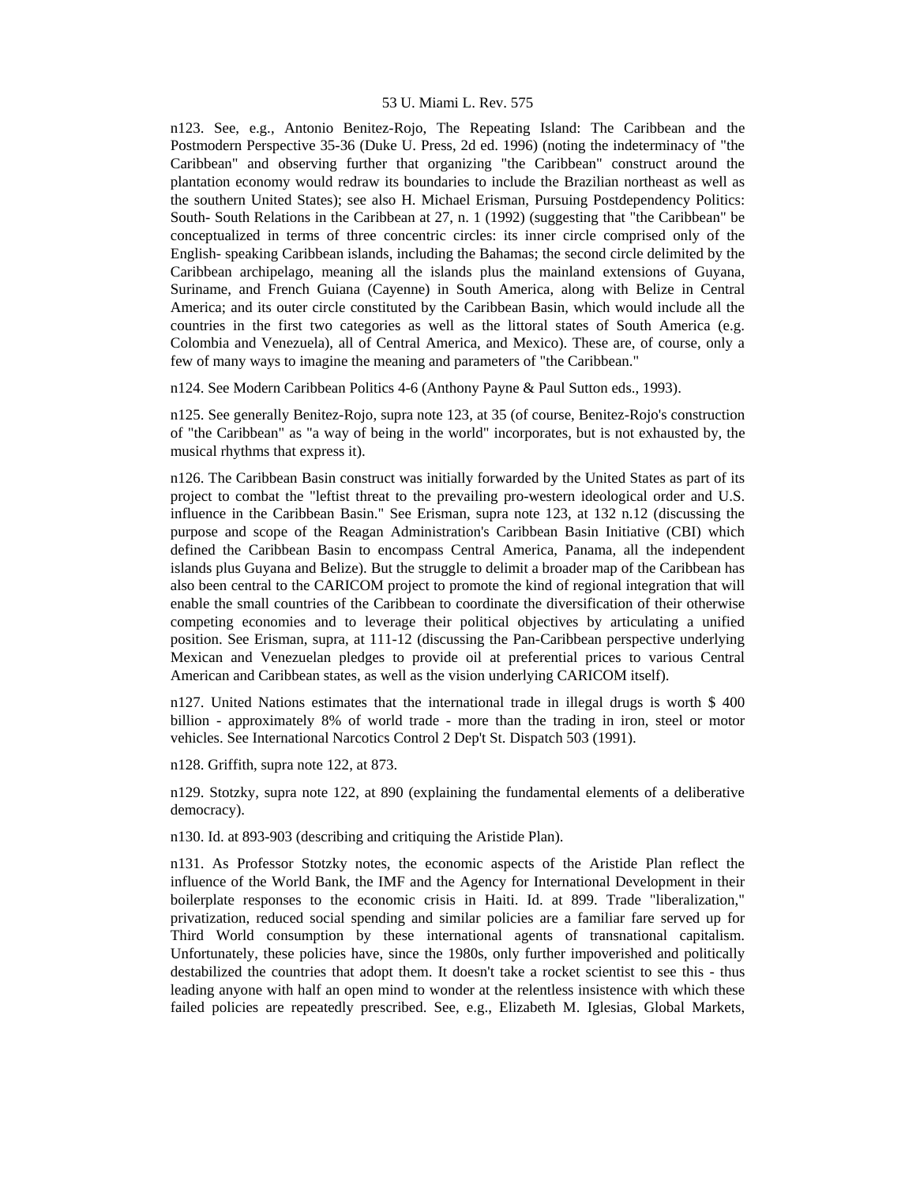n123. See, e.g., Antonio Benitez-Rojo, The Repeating Island: The Caribbean and the Postmodern Perspective 35-36 (Duke U. Press, 2d ed. 1996) (noting the indeterminacy of "the Caribbean" and observing further that organizing "the Caribbean" construct around the plantation economy would redraw its boundaries to include the Brazilian northeast as well as the southern United States); see also H. Michael Erisman, Pursuing Postdependency Politics: South- South Relations in the Caribbean at 27, n. 1 (1992) (suggesting that "the Caribbean" be conceptualized in terms of three concentric circles: its inner circle comprised only of the English- speaking Caribbean islands, including the Bahamas; the second circle delimited by the Caribbean archipelago, meaning all the islands plus the mainland extensions of Guyana, Suriname, and French Guiana (Cayenne) in South America, along with Belize in Central America; and its outer circle constituted by the Caribbean Basin, which would include all the countries in the first two categories as well as the littoral states of South America (e.g. Colombia and Venezuela), all of Central America, and Mexico). These are, of course, only a few of many ways to imagine the meaning and parameters of "the Caribbean."

n124. See Modern Caribbean Politics 4-6 (Anthony Payne & Paul Sutton eds., 1993).

n125. See generally Benitez-Rojo, supra note 123, at 35 (of course, Benitez-Rojo's construction of "the Caribbean" as "a way of being in the world" incorporates, but is not exhausted by, the musical rhythms that express it).

n126. The Caribbean Basin construct was initially forwarded by the United States as part of its project to combat the "leftist threat to the prevailing pro-western ideological order and U.S. influence in the Caribbean Basin." See Erisman, supra note 123, at 132 n.12 (discussing the purpose and scope of the Reagan Administration's Caribbean Basin Initiative (CBI) which defined the Caribbean Basin to encompass Central America, Panama, all the independent islands plus Guyana and Belize). But the struggle to delimit a broader map of the Caribbean has also been central to the CARICOM project to promote the kind of regional integration that will enable the small countries of the Caribbean to coordinate the diversification of their otherwise competing economies and to leverage their political objectives by articulating a unified position. See Erisman, supra, at 111-12 (discussing the Pan-Caribbean perspective underlying Mexican and Venezuelan pledges to provide oil at preferential prices to various Central American and Caribbean states, as well as the vision underlying CARICOM itself).

n127. United Nations estimates that the international trade in illegal drugs is worth $ 400 billion - approximately 8% of world trade - more than the trading in iron, steel or motor vehicles. See International Narcotics Control 2 Dep't St. Dispatch 503 (1991).

n128. Griffith, supra note 122, at 873.

n129. Stotzky, supra note 122, at 890 (explaining the fundamental elements of a deliberative democracy).

n130. Id. at 893-903 (describing and critiquing the Aristide Plan).

n131. As Professor Stotzky notes, the economic aspects of the Aristide Plan reflect the influence of the World Bank, the IMF and the Agency for International Development in their boilerplate responses to the economic crisis in Haiti. Id. at 899. Trade "liberalization," privatization, reduced social spending and similar policies are a familiar fare served up for Third World consumption by these international agents of transnational capitalism. Unfortunately, these policies have, since the 1980s, only further impoverished and politically destabilized the countries that adopt them. It doesn't take a rocket scientist to see this - thus leading anyone with half an open mind to wonder at the relentless insistence with which these failed policies are repeatedly prescribed. See, e.g., Elizabeth M. Iglesias, Global Markets,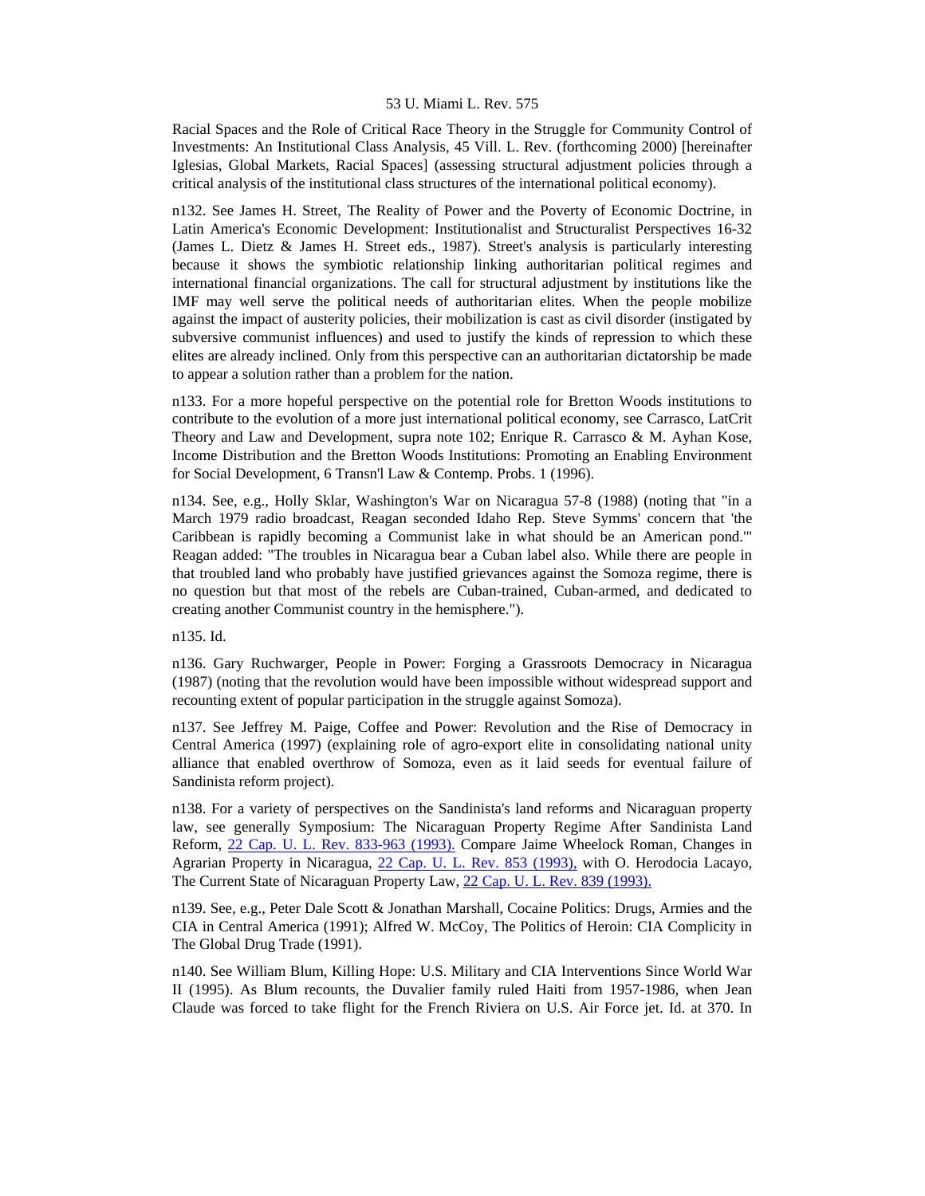Racial Spaces and the Role of Critical Race Theory in the Struggle for Community Control of Investments: An Institutional Class Analysis, 45 Vill. L. Rev. (forthcoming 2000) [hereinafter Iglesias, Global Markets, Racial Spaces] (assessing structural adjustment policies through a critical analysis of the institutional class structures of the international political economy).

n132. See James H. Street, The Reality of Power and the Poverty of Economic Doctrine, in Latin America's Economic Development: Institutionalist and Structuralist Perspectives 16-32 (James L. Dietz & James H. Street eds., 1987). Street's analysis is particularly interesting because it shows the symbiotic relationship linking authoritarian political regimes and international financial organizations. The call for structural adjustment by institutions like the IMF may well serve the political needs of authoritarian elites. When the people mobilize against the impact of austerity policies, their mobilization is cast as civil disorder (instigated by subversive communist influences) and used to justify the kinds of repression to which these elites are already inclined. Only from this perspective can an authoritarian dictatorship be made to appear a solution rather than a problem for the nation.

n133. For a more hopeful perspective on the potential role for Bretton Woods institutions to contribute to the evolution of a more just international political economy, see Carrasco, LatCrit Theory and Law and Development, supra note 102; Enrique R. Carrasco & M. Ayhan Kose, Income Distribution and the Bretton Woods Institutions: Promoting an Enabling Environment for Social Development, 6 Transn'l Law & Contemp. Probs. 1 (1996).

n134. See, e.g., Holly Sklar, Washington's War on Nicaragua 57-8 (1988) (noting that "in a March 1979 radio broadcast, Reagan seconded Idaho Rep. Steve Symms' concern that 'the Caribbean is rapidly becoming a Communist lake in what should be an American pond.'" Reagan added: "The troubles in Nicaragua bear a Cuban label also. While there are people in that troubled land who probably have justified grievances against the Somoza regime, there is no question but that most of the rebels are Cuban-trained, Cuban-armed, and dedicated to creating another Communist country in the hemisphere.").

n135. Id.

n136. Gary Ruchwarger, People in Power: Forging a Grassroots Democracy in Nicaragua (1987) (noting that the revolution would have been impossible without widespread support and recounting extent of popular participation in the struggle against Somoza).

n137. See Jeffrey M. Paige, Coffee and Power: Revolution and the Rise of Democracy in Central America (1997) (explaining role of agro-export elite in consolidating national unity alliance that enabled overthrow of Somoza, even as it laid seeds for eventual failure of Sandinista reform project).

n138. For a variety of perspectives on the Sandinista's land reforms and Nicaraguan property law, see generally Symposium: The Nicaraguan Property Regime After Sandinista Land Reform, 22 Cap. U. L. Rev. 833-963 (1993). Compare Jaime Wheelock Roman, Changes in Agrarian Property in Nicaragua, 22 Cap. U. L. Rev. 853 (1993), with O. Herodocia Lacayo, The Current State of Nicaraguan Property Law, 22 Cap. U. L. Rev. 839 (1993).

n139. See, e.g., Peter Dale Scott & Jonathan Marshall, Cocaine Politics: Drugs, Armies and the CIA in Central America (1991); Alfred W. McCoy, The Politics of Heroin: CIA Complicity in The Global Drug Trade (1991).

n140. See William Blum, Killing Hope: U.S. Military and CIA Interventions Since World War II (1995). As Blum recounts, the Duvalier family ruled Haiti from 1957-1986, when Jean Claude was forced to take flight for the French Riviera on U.S. Air Force jet. Id. at 370. In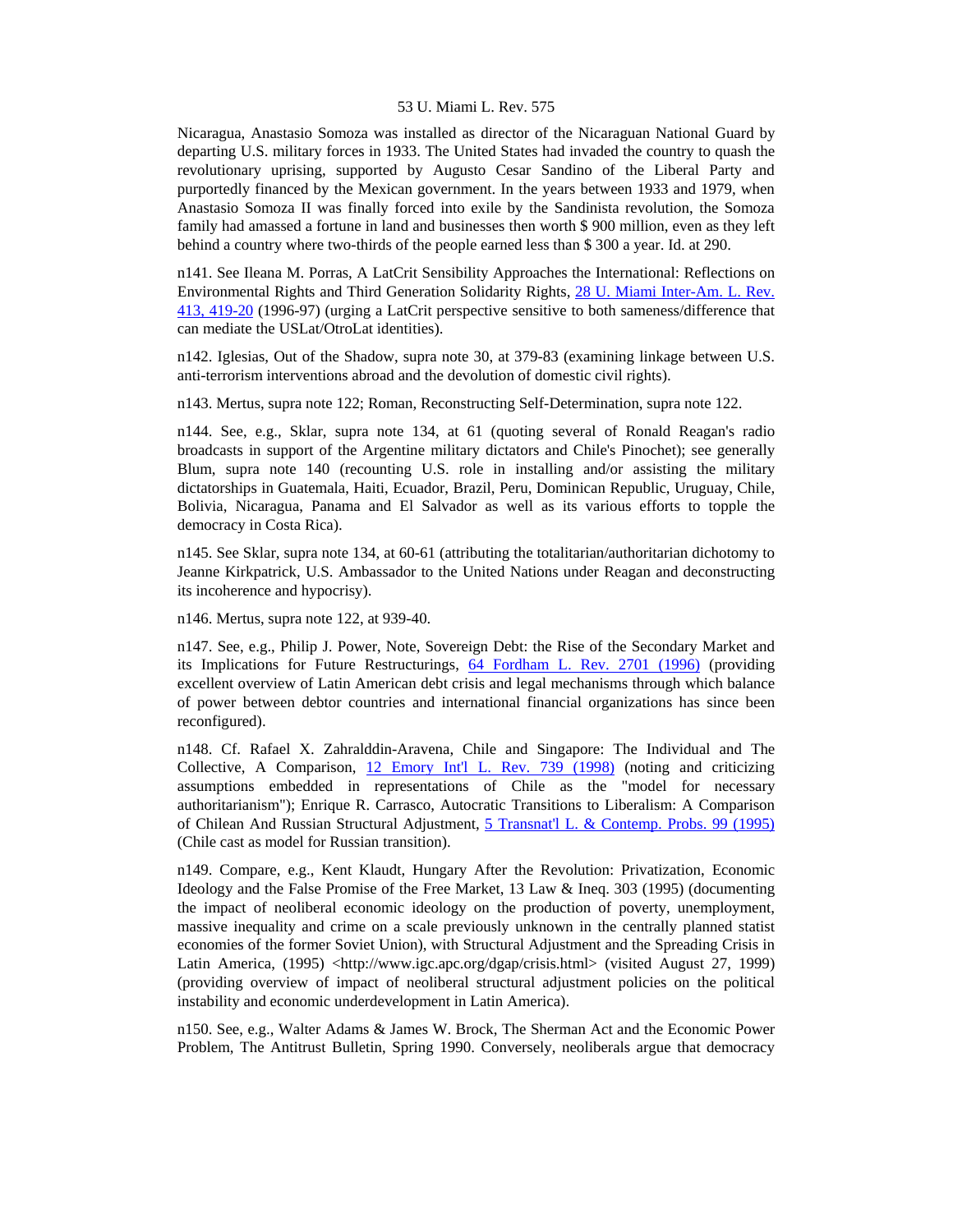Nicaragua, Anastasio Somoza was installed as director of the Nicaraguan National Guard by departing U.S. military forces in 1933. The United States had invaded the country to quash the revolutionary uprising, supported by Augusto Cesar Sandino of the Liberal Party and purportedly financed by the Mexican government. In the years between 1933 and 1979, when Anastasio Somoza II was finally forced into exile by the Sandinista revolution, the Somoza family had amassed a fortune in land and businesses then worth $ 900 million, even as they left behind a country where two-thirds of the people earned less than $ 300 a year. Id. at 290.

n141. See Ileana M. Porras, A LatCrit Sensibility Approaches the International: Reflections on Environmental Rights and Third Generation Solidarity Rights, 28 U. Miami Inter-Am. L. Rev. 413, 419-20 (1996-97) (urging a LatCrit perspective sensitive to both sameness/difference that can mediate the USLat/OtroLat identities).

n142. Iglesias, Out of the Shadow, supra note 30, at 379-83 (examining linkage between U.S. anti-terrorism interventions abroad and the devolution of domestic civil rights).

n143. Mertus, supra note 122; Roman, Reconstructing Self-Determination, supra note 122.

n144. See, e.g., Sklar, supra note 134, at 61 (quoting several of Ronald Reagan's radio broadcasts in support of the Argentine military dictators and Chile's Pinochet); see generally Blum, supra note 140 (recounting U.S. role in installing and/or assisting the military dictatorships in Guatemala, Haiti, Ecuador, Brazil, Peru, Dominican Republic, Uruguay, Chile, Bolivia, Nicaragua, Panama and El Salvador as well as its various efforts to topple the democracy in Costa Rica).

n145. See Sklar, supra note 134, at 60-61 (attributing the totalitarian/authoritarian dichotomy to Jeanne Kirkpatrick, U.S. Ambassador to the United Nations under Reagan and deconstructing its incoherence and hypocrisy).

n146. Mertus, supra note 122, at 939-40.

n147. See, e.g., Philip J. Power, Note, Sovereign Debt: the Rise of the Secondary Market and its Implications for Future Restructurings, 64 Fordham L. Rev. 2701 (1996) (providing excellent overview of Latin American debt crisis and legal mechanisms through which balance of power between debtor countries and international financial organizations has since been reconfigured).

n148. Cf. Rafael X. Zahralddin-Aravena, Chile and Singapore: The Individual and The Collective, A Comparison, 12 Emory Int'l L. Rev. 739 (1998) (noting and criticizing assumptions embedded in representations of Chile as the "model for necessary authoritarianism"); Enrique R. Carrasco, Autocratic Transitions to Liberalism: A Comparison of Chilean And Russian Structural Adjustment, 5 Transnat'l L. & Contemp. Probs. 99 (1995) (Chile cast as model for Russian transition).

n149. Compare, e.g., Kent Klaudt, Hungary After the Revolution: Privatization, Economic Ideology and the False Promise of the Free Market, 13 Law & Ineq. 303 (1995) (documenting the impact of neoliberal economic ideology on the production of poverty, unemployment, massive inequality and crime on a scale previously unknown in the centrally planned statist economies of the former Soviet Union), with Structural Adjustment and the Spreading Crisis in Latin America, (1995) <http://www.igc.apc.org/dgap/crisis.html> (visited August 27, 1999) (providing overview of impact of neoliberal structural adjustment policies on the political instability and economic underdevelopment in Latin America).

n150. See, e.g., Walter Adams & James W. Brock, The Sherman Act and the Economic Power Problem, The Antitrust Bulletin, Spring 1990. Conversely, neoliberals argue that democracy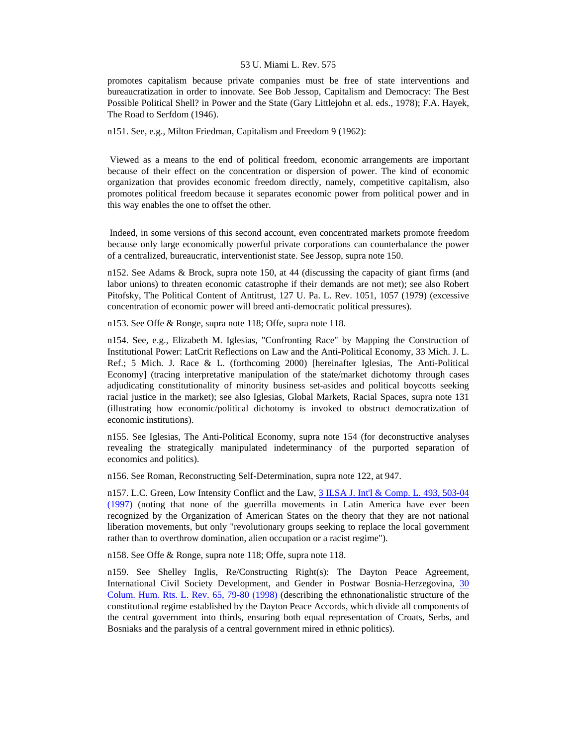promotes capitalism because private companies must be free of state interventions and bureaucratization in order to innovate. See Bob Jessop, Capitalism and Democracy: The Best Possible Political Shell? in Power and the State (Gary Littlejohn et al. eds., 1978); F.A. Hayek, The Road to Serfdom (1946).

n151. See, e.g., Milton Friedman, Capitalism and Freedom 9 (1962):

> Viewed as a means to the end of political freedom, economic arrangements are important because of their effect on the concentration or dispersion of power. The kind of economic organization that provides economic freedom directly, namely, competitive capitalism, also promotes political freedom because it separates economic power from political power and in this way enables the one to offset the other.

Indeed, in some versions of this second account, even concentrated markets promote freedom because only large economically powerful private corporations can counterbalance the power of a centralized, bureaucratic, interventionist state. See Jessop, supra note 150.

n152. See Adams & Brock, supra note 150, at 44 (discussing the capacity of giant firms (and labor unions) to threaten economic catastrophe if their demands are not met); see also Robert Pitofsky, The Political Content of Antitrust, 127 U. Pa. L. Rev. 1051, 1057 (1979) (excessive concentration of economic power will breed anti-democratic political pressures).

n153. See Offe & Ronge, supra note 118; Offe, supra note 118.

n154. See, e.g., Elizabeth M. Iglesias, "Confronting Race" by Mapping the Construction of Institutional Power: LatCrit Reflections on Law and the Anti-Political Economy, 33 Mich. J. L. Ref.; 5 Mich. J. Race & L. (forthcoming 2000) [hereinafter Iglesias, The Anti-Political Economy] (tracing interpretative manipulation of the state/market dichotomy through cases adjudicating constitutionality of minority business set-asides and political boycotts seeking racial justice in the market); see also Iglesias, Global Markets, Racial Spaces, supra note 131 (illustrating how economic/political dichotomy is invoked to obstruct democratization of economic institutions).

n155. See Iglesias, The Anti-Political Economy, supra note 154 (for deconstructive analyses revealing the strategically manipulated indeterminancy of the purported separation of economics and politics).

n156. See Roman, Reconstructing Self-Determination, supra note 122, at 947.

n157. L.C. Green, Low Intensity Conflict and the Law, 3 ILSA J. Int'l & Comp. L. 493, 503-04 (1997) (noting that none of the guerrilla movements in Latin America have ever been recognized by the Organization of American States on the theory that they are not national liberation movements, but only "revolutionary groups seeking to replace the local government rather than to overthrow domination, alien occupation or a racist regime").

n158. See Offe & Ronge, supra note 118; Offe, supra note 118.

n159. See Shelley Inglis, Re/Constructing Right(s): The Dayton Peace Agreement, International Civil Society Development, and Gender in Postwar Bosnia-Herzegovina, 30 Colum. Hum. Rts. L. Rev. 65, 79-80 (1998) (describing the ethnonationalistic structure of the constitutional regime established by the Dayton Peace Accords, which divide all components of the central government into thirds, ensuring both equal representation of Croats, Serbs, and Bosniaks and the paralysis of a central government mired in ethnic politics).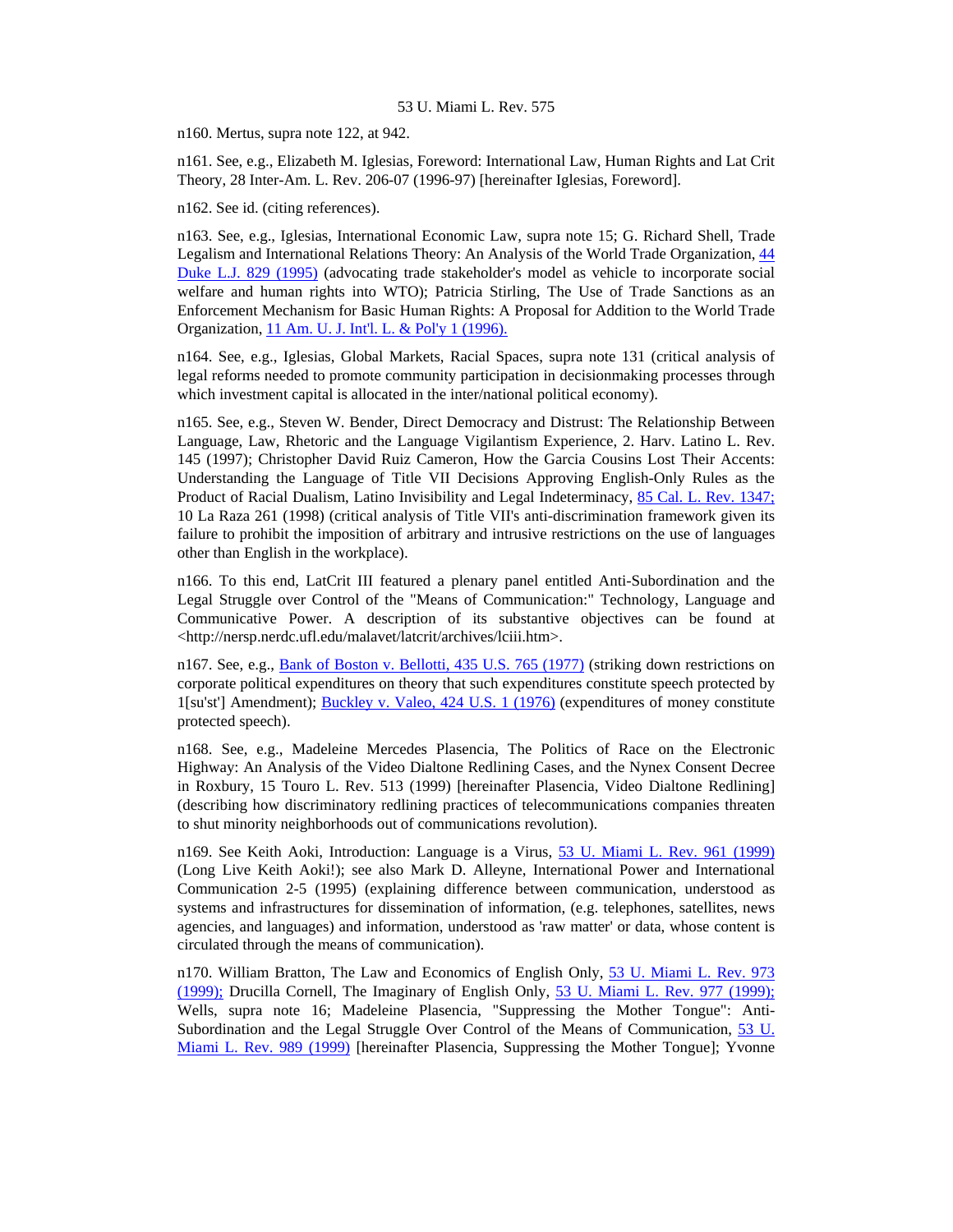n160. Mertus, supra note 122, at 942.

n161. See, e.g., Elizabeth M. Iglesias, Foreword: International Law, Human Rights and Lat Crit Theory, 28 Inter-Am. L. Rev. 206-07 (1996-97) [hereinafter Iglesias, Foreword].

n162. See id. (citing references).

n163. See, e.g., Iglesias, International Economic Law, supra note 15; G. Richard Shell, Trade Legalism and International Relations Theory: An Analysis of the World Trade Organization, 44 Duke L.J. 829 (1995) (advocating trade stakeholder's model as vehicle to incorporate social welfare and human rights into WTO); Patricia Stirling, The Use of Trade Sanctions as an Enforcement Mechanism for Basic Human Rights: A Proposal for Addition to the World Trade Organization, 11 Am. U. J. Int'l. L. & Pol'y 1 (1996).

n164. See, e.g., Iglesias, Global Markets, Racial Spaces, supra note 131 (critical analysis of legal reforms needed to promote community participation in decisionmaking processes through which investment capital is allocated in the inter/national political economy).

n165. See, e.g., Steven W. Bender, Direct Democracy and Distrust: The Relationship Between Language, Law, Rhetoric and the Language Vigilantism Experience, 2. Harv. Latino L. Rev. 145 (1997); Christopher David Ruiz Cameron, How the Garcia Cousins Lost Their Accents: Understanding the Language of Title VII Decisions Approving English-Only Rules as the Product of Racial Dualism, Latino Invisibility and Legal Indeterminacy, 85 Cal. L. Rev. 1347; 10 La Raza 261 (1998) (critical analysis of Title VII's anti-discrimination framework given its failure to prohibit the imposition of arbitrary and intrusive restrictions on the use of languages other than English in the workplace).

n166. To this end, LatCrit III featured a plenary panel entitled Anti-Subordination and the Legal Struggle over Control of the "Means of Communication:" Technology, Language and Communicative Power. A description of its substantive objectives can be found at <http://nersp.nerdc.ufl.edu/malavet/latcrit/archives/lciii.htm>.

n167. See, e.g., Bank of Boston v. Bellotti, 435 U.S. 765 (1977) (striking down restrictions on corporate political expenditures on theory that such expenditures constitute speech protected by 1[su'st'] Amendment); Buckley v. Valeo, 424 U.S. 1 (1976) (expenditures of money constitute protected speech).

n168. See, e.g., Madeleine Mercedes Plasencia, The Politics of Race on the Electronic Highway: An Analysis of the Video Dialtone Redlining Cases, and the Nynex Consent Decree in Roxbury, 15 Touro L. Rev. 513 (1999) [hereinafter Plasencia, Video Dialtone Redlining] (describing how discriminatory redlining practices of telecommunications companies threaten to shut minority neighborhoods out of communications revolution).

n169. See Keith Aoki, Introduction: Language is a Virus, 53 U. Miami L. Rev. 961 (1999) (Long Live Keith Aoki!); see also Mark D. Alleyne, International Power and International Communication 2-5 (1995) (explaining difference between communication, understood as systems and infrastructures for dissemination of information, (e.g. telephones, satellites, news agencies, and languages) and information, understood as 'raw matter' or data, whose content is circulated through the means of communication).

n170. William Bratton, The Law and Economics of English Only, 53 U. Miami L. Rev. 973 (1999); Drucilla Cornell, The Imaginary of English Only, 53 U. Miami L. Rev. 977 (1999); Wells, supra note 16; Madeleine Plasencia, "Suppressing the Mother Tongue": Anti-Subordination and the Legal Struggle Over Control of the Means of Communication, 53 U. Miami L. Rev. 989 (1999) [hereinafter Plasencia, Suppressing the Mother Tongue]; Yvonne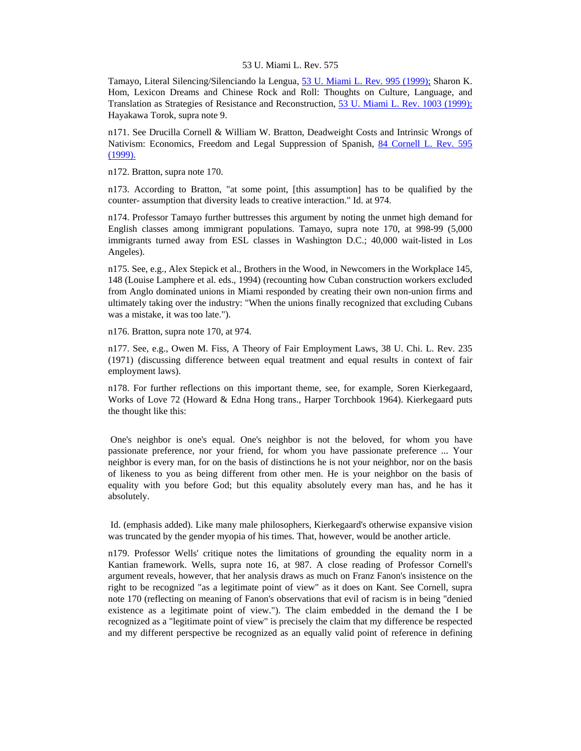Tamayo, Literal Silencing/Silenciando la Lengua, 53 U. Miami L. Rev. 995 (1999); Sharon K. Hom, Lexicon Dreams and Chinese Rock and Roll: Thoughts on Culture, Language, and Translation as Strategies of Resistance and Reconstruction, 53 U. Miami L. Rev. 1003 (1999); Hayakawa Torok, supra note 9.

n171. See Drucilla Cornell & William W. Bratton, Deadweight Costs and Intrinsic Wrongs of Nativism: Economics, Freedom and Legal Suppression of Spanish, 84 Cornell L. Rev. 595 (1999).

n172. Bratton, supra note 170.

n173. According to Bratton, "at some point, [this assumption] has to be qualified by the counter- assumption that diversity leads to creative interaction." Id. at 974.

n174. Professor Tamayo further buttresses this argument by noting the unmet high demand for English classes among immigrant populations. Tamayo, supra note 170, at 998-99 (5,000 immigrants turned away from ESL classes in Washington D.C.; 40,000 wait-listed in Los Angeles).

n175. See, e.g., Alex Stepick et al., Brothers in the Wood, in Newcomers in the Workplace 145, 148 (Louise Lamphere et al. eds., 1994) (recounting how Cuban construction workers excluded from Anglo dominated unions in Miami responded by creating their own non-union firms and ultimately taking over the industry: "When the unions finally recognized that excluding Cubans was a mistake, it was too late.").

n176. Bratton, supra note 170, at 974.

n177. See, e.g., Owen M. Fiss, A Theory of Fair Employment Laws, 38 U. Chi. L. Rev. 235 (1971) (discussing difference between equal treatment and equal results in context of fair employment laws).

n178. For further reflections on this important theme, see, for example, Soren Kierkegaard, Works of Love 72 (Howard & Edna Hong trans., Harper Torchbook 1964). Kierkegaard puts the thought like this:

> One's neighbor is one's equal. One's neighbor is not the beloved, for whom you have passionate preference, nor your friend, for whom you have passionate preference ... Your neighbor is every man, for on the basis of distinctions he is not your neighbor, nor on the basis of likeness to you as being different from other men. He is your neighbor on the basis of equality with you before God; but this equality absolutely every man has, and he has it absolutely.

Id. (emphasis added). Like many male philosophers, Kierkegaard's otherwise expansive vision was truncated by the gender myopia of his times. That, however, would be another article.

n179. Professor Wells' critique notes the limitations of grounding the equality norm in a Kantian framework. Wells, supra note 16, at 987. A close reading of Professor Cornell's argument reveals, however, that her analysis draws as much on Franz Fanon's insistence on the right to be recognized "as a legitimate point of view" as it does on Kant. See Cornell, supra note 170 (reflecting on meaning of Fanon's observations that evil of racism is in being "denied existence as a legitimate point of view."). The claim embedded in the demand the I be recognized as a "legitimate point of view" is precisely the claim that my difference be respected and my different perspective be recognized as an equally valid point of reference in defining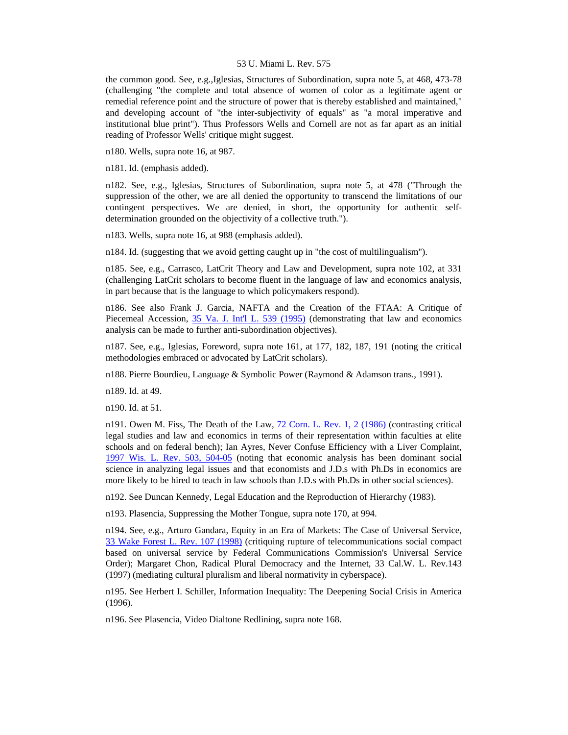the common good. See, e.g.,Iglesias, Structures of Subordination, supra note 5, at 468, 473-78 (challenging "the complete and total absence of women of color as a legitimate agent or remedial reference point and the structure of power that is thereby established and maintained," and developing account of "the inter-subjectivity of equals" as "a moral imperative and institutional blue print"). Thus Professors Wells and Cornell are not as far apart as an initial reading of Professor Wells' critique might suggest.

n180. Wells, supra note 16, at 987.

n181. Id. (emphasis added).

n182. See, e.g., Iglesias, Structures of Subordination, supra note 5, at 478 ("Through the suppression of the other, we are all denied the opportunity to transcend the limitations of our contingent perspectives. We are denied, in short, the opportunity for authentic self-determination grounded on the objectivity of a collective truth.").

n183. Wells, supra note 16, at 988 (emphasis added).

n184. Id. (suggesting that we avoid getting caught up in "the cost of multilingualism").

n185. See, e.g., Carrasco, LatCrit Theory and Law and Development, supra note 102, at 331 (challenging LatCrit scholars to become fluent in the language of law and economics analysis, in part because that is the language to which policymakers respond).

n186. See also Frank J. Garcia, NAFTA and the Creation of the FTAA: A Critique of Piecemeal Accession, 35 Va. J. Int'l L. 539 (1995) (demonstrating that law and economics analysis can be made to further anti-subordination objectives).

n187. See, e.g., Iglesias, Foreword, supra note 161, at 177, 182, 187, 191 (noting the critical methodologies embraced or advocated by LatCrit scholars).

n188. Pierre Bourdieu, Language & Symbolic Power (Raymond & Adamson trans., 1991).

n189. Id. at 49.

n190. Id. at 51.

n191. Owen M. Fiss, The Death of the Law, 72 Corn. L. Rev. 1, 2 (1986) (contrasting critical legal studies and law and economics in terms of their representation within faculties at elite schools and on federal bench); Ian Ayres, Never Confuse Efficiency with a Liver Complaint, 1997 Wis. L. Rev. 503, 504-05 (noting that economic analysis has been dominant social science in analyzing legal issues and that economists and J.D.s with Ph.Ds in economics are more likely to be hired to teach in law schools than J.D.s with Ph.Ds in other social sciences).

n192. See Duncan Kennedy, Legal Education and the Reproduction of Hierarchy (1983).

n193. Plasencia, Suppressing the Mother Tongue, supra note 170, at 994.

n194. See, e.g., Arturo Gandara, Equity in an Era of Markets: The Case of Universal Service, 33 Wake Forest L. Rev. 107 (1998) (critiquing rupture of telecommunications social compact based on universal service by Federal Communications Commission's Universal Service Order); Margaret Chon, Radical Plural Democracy and the Internet, 33 Cal.W. L. Rev.143 (1997) (mediating cultural pluralism and liberal normativity in cyberspace).

n195. See Herbert I. Schiller, Information Inequality: The Deepening Social Crisis in America (1996).

n196. See Plasencia, Video Dialtone Redlining, supra note 168.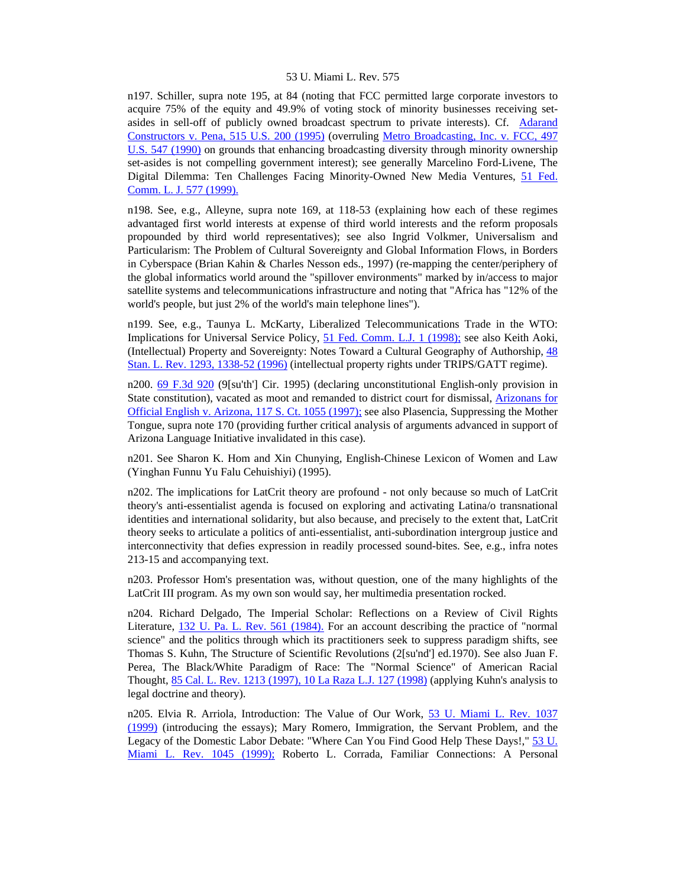n197. Schiller, supra note 195, at 84 (noting that FCC permitted large corporate investors to acquire 75% of the equity and 49.9% of voting stock of minority businesses receiving set-asides in sell-off of publicly owned broadcast spectrum to private interests). Cf. Adarand Constructors v. Pena, 515 U.S. 200 (1995) (overruling Metro Broadcasting, Inc. v. FCC, 497 U.S. 547 (1990) on grounds that enhancing broadcasting diversity through minority ownership set-asides is not compelling government interest); see generally Marcelino Ford-Livene, The Digital Dilemma: Ten Challenges Facing Minority-Owned New Media Ventures, 51 Fed. Comm. L. J. 577 (1999).

n198. See, e.g., Alleyne, supra note 169, at 118-53 (explaining how each of these regimes advantaged first world interests at expense of third world interests and the reform proposals propounded by third world representatives); see also Ingrid Volkmer, Universalism and Particularism: The Problem of Cultural Sovereignty and Global Information Flows, in Borders in Cyberspace (Brian Kahin & Charles Nesson eds., 1997) (re-mapping the center/periphery of the global informatics world around the "spillover environments" marked by in/access to major satellite systems and telecommunications infrastructure and noting that "Africa has "12% of the world's people, but just 2% of the world's main telephone lines").

n199. See, e.g., Taunya L. McKarty, Liberalized Telecommunications Trade in the WTO: Implications for Universal Service Policy, 51 Fed. Comm. L.J. 1 (1998); see also Keith Aoki, (Intellectual) Property and Sovereignty: Notes Toward a Cultural Geography of Authorship, 48 Stan. L. Rev. 1293, 1338-52 (1996) (intellectual property rights under TRIPS/GATT regime).

n200. 69 F.3d 920 (9[su'th'] Cir. 1995) (declaring unconstitutional English-only provision in State constitution), vacated as moot and remanded to district court for dismissal, Arizonans for Official English v. Arizona, 117 S. Ct. 1055 (1997); see also Plasencia, Suppressing the Mother Tongue, supra note 170 (providing further critical analysis of arguments advanced in support of Arizona Language Initiative invalidated in this case).

n201. See Sharon K. Hom and Xin Chunying, English-Chinese Lexicon of Women and Law (Yinghan Funnu Yu Falu Cehuishiyi) (1995).

n202. The implications for LatCrit theory are profound - not only because so much of LatCrit theory's anti-essentialist agenda is focused on exploring and activating Latina/o transnational identities and international solidarity, but also because, and precisely to the extent that, LatCrit theory seeks to articulate a politics of anti-essentialist, anti-subordination intergroup justice and interconnectivity that defies expression in readily processed sound-bites. See, e.g., infra notes 213-15 and accompanying text.

n203. Professor Hom's presentation was, without question, one of the many highlights of the LatCrit III program. As my own son would say, her multimedia presentation rocked.

n204. Richard Delgado, The Imperial Scholar: Reflections on a Review of Civil Rights Literature, 132 U. Pa. L. Rev. 561 (1984). For an account describing the practice of "normal science" and the politics through which its practitioners seek to suppress paradigm shifts, see Thomas S. Kuhn, The Structure of Scientific Revolutions (2[su'nd'] ed.1970). See also Juan F. Perea, The Black/White Paradigm of Race: The "Normal Science" of American Racial Thought, 85 Cal. L. Rev. 1213 (1997), 10 La Raza L.J. 127 (1998) (applying Kuhn's analysis to legal doctrine and theory).

n205. Elvia R. Arriola, Introduction: The Value of Our Work, 53 U. Miami L. Rev. 1037 (1999) (introducing the essays); Mary Romero, Immigration, the Servant Problem, and the Legacy of the Domestic Labor Debate: "Where Can You Find Good Help These Days!," 53 U. Miami L. Rev. 1045 (1999); Roberto L. Corrada, Familiar Connections: A Personal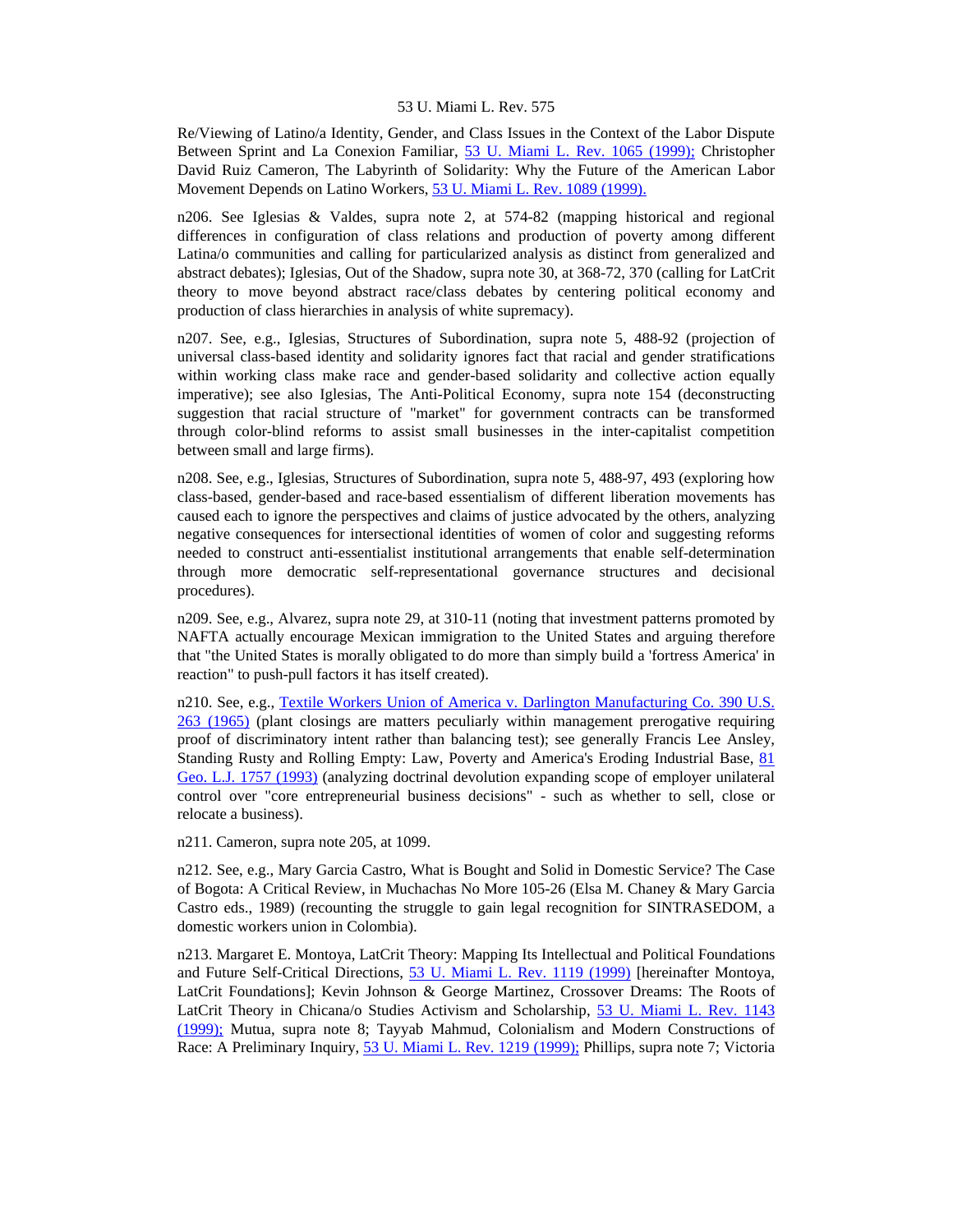Re/Viewing of Latino/a Identity, Gender, and Class Issues in the Context of the Labor Dispute Between Sprint and La Conexion Familiar, 53 U. Miami L. Rev. 1065 (1999); Christopher David Ruiz Cameron, The Labyrinth of Solidarity: Why the Future of the American Labor Movement Depends on Latino Workers, 53 U. Miami L. Rev. 1089 (1999).

n206. See Iglesias & Valdes, supra note 2, at 574-82 (mapping historical and regional differences in configuration of class relations and production of poverty among different Latina/o communities and calling for particularized analysis as distinct from generalized and abstract debates); Iglesias, Out of the Shadow, supra note 30, at 368-72, 370 (calling for LatCrit theory to move beyond abstract race/class debates by centering political economy and production of class hierarchies in analysis of white supremacy).

n207. See, e.g., Iglesias, Structures of Subordination, supra note 5, 488-92 (projection of universal class-based identity and solidarity ignores fact that racial and gender stratifications within working class make race and gender-based solidarity and collective action equally imperative); see also Iglesias, The Anti-Political Economy, supra note 154 (deconstructing suggestion that racial structure of "market" for government contracts can be transformed through color-blind reforms to assist small businesses in the inter-capitalist competition between small and large firms).

n208. See, e.g., Iglesias, Structures of Subordination, supra note 5, 488-97, 493 (exploring how class-based, gender-based and race-based essentialism of different liberation movements has caused each to ignore the perspectives and claims of justice advocated by the others, analyzing negative consequences for intersectional identities of women of color and suggesting reforms needed to construct anti-essentialist institutional arrangements that enable self-determination through more democratic self-representational governance structures and decisional procedures).

n209. See, e.g., Alvarez, supra note 29, at 310-11 (noting that investment patterns promoted by NAFTA actually encourage Mexican immigration to the United States and arguing therefore that "the United States is morally obligated to do more than simply build a 'fortress America' in reaction" to push-pull factors it has itself created).

n210. See, e.g., Textile Workers Union of America v. Darlington Manufacturing Co. 390 U.S. 263 (1965) (plant closings are matters peculiarly within management prerogative requiring proof of discriminatory intent rather than balancing test); see generally Francis Lee Ansley, Standing Rusty and Rolling Empty: Law, Poverty and America's Eroding Industrial Base, 81 Geo. L.J. 1757 (1993) (analyzing doctrinal devolution expanding scope of employer unilateral control over "core entrepreneurial business decisions" - such as whether to sell, close or relocate a business).

n211. Cameron, supra note 205, at 1099.

n212. See, e.g., Mary Garcia Castro, What is Bought and Solid in Domestic Service? The Case of Bogota: A Critical Review, in Muchachas No More 105-26 (Elsa M. Chaney & Mary Garcia Castro eds., 1989) (recounting the struggle to gain legal recognition for SINTRASEDOM, a domestic workers union in Colombia).

n213. Margaret E. Montoya, LatCrit Theory: Mapping Its Intellectual and Political Foundations and Future Self-Critical Directions, 53 U. Miami L. Rev. 1119 (1999) [hereinafter Montoya, LatCrit Foundations]; Kevin Johnson & George Martinez, Crossover Dreams: The Roots of LatCrit Theory in Chicana/o Studies Activism and Scholarship, 53 U. Miami L. Rev. 1143 (1999); Mutua, supra note 8; Tayyab Mahmud, Colonialism and Modern Constructions of Race: A Preliminary Inquiry, 53 U. Miami L. Rev. 1219 (1999); Phillips, supra note 7; Victoria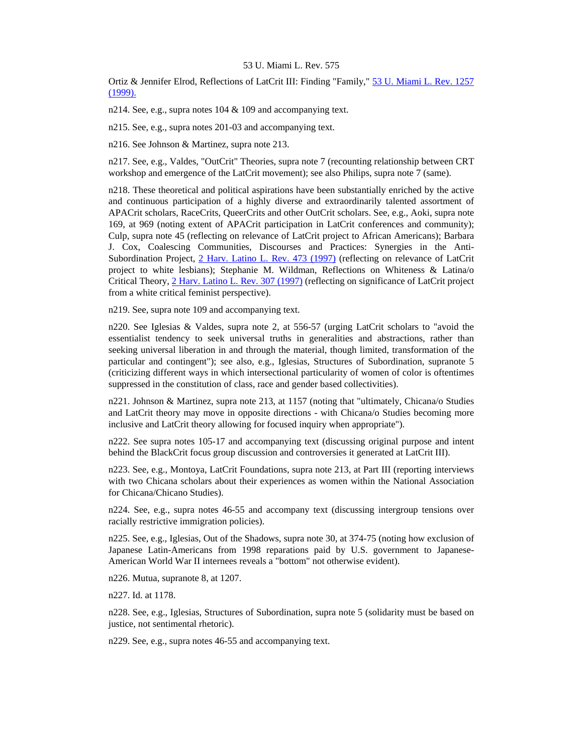Ortiz & Jennifer Elrod, Reflections of LatCrit III: Finding "Family," 53 U. Miami L. Rev. 1257 (1999).

n214. See, e.g., supra notes 104 & 109 and accompanying text.

n215. See, e.g., supra notes 201-03 and accompanying text.

n216. See Johnson & Martinez, supra note 213.

n217. See, e.g., Valdes, "OutCrit" Theories, supra note 7 (recounting relationship between CRT workshop and emergence of the LatCrit movement); see also Philips, supra note 7 (same).

n218. These theoretical and political aspirations have been substantially enriched by the active and continuous participation of a highly diverse and extraordinarily talented assortment of APACrit scholars, RaceCrits, QueerCrits and other OutCrit scholars. See, e.g., Aoki, supra note 169, at 969 (noting extent of APACrit participation in LatCrit conferences and community); Culp, supra note 45 (reflecting on relevance of LatCrit project to African Americans); Barbara J. Cox, Coalescing Communities, Discourses and Practices: Synergies in the Anti-Subordination Project, 2 Harv. Latino L. Rev. 473 (1997) (reflecting on relevance of LatCrit project to white lesbians); Stephanie M. Wildman, Reflections on Whiteness & Latina/o Critical Theory, 2 Harv. Latino L. Rev. 307 (1997) (reflecting on significance of LatCrit project from a white critical feminist perspective).

n219. See, supra note 109 and accompanying text.

n220. See Iglesias & Valdes, supra note 2, at 556-57 (urging LatCrit scholars to "avoid the essentialist tendency to seek universal truths in generalities and abstractions, rather than seeking universal liberation in and through the material, though limited, transformation of the particular and contingent"); see also, e.g., Iglesias, Structures of Subordination, supranote 5 (criticizing different ways in which intersectional particularity of women of color is oftentimes suppressed in the constitution of class, race and gender based collectivities).

n221. Johnson & Martinez, supra note 213, at 1157 (noting that "ultimately, Chicana/o Studies and LatCrit theory may move in opposite directions - with Chicana/o Studies becoming more inclusive and LatCrit theory allowing for focused inquiry when appropriate").

n222. See supra notes 105-17 and accompanying text (discussing original purpose and intent behind the BlackCrit focus group discussion and controversies it generated at LatCrit III).

n223. See, e.g., Montoya, LatCrit Foundations, supra note 213, at Part III (reporting interviews with two Chicana scholars about their experiences as women within the National Association for Chicana/Chicano Studies).

n224. See, e.g., supra notes 46-55 and accompany text (discussing intergroup tensions over racially restrictive immigration policies).

n225. See, e.g., Iglesias, Out of the Shadows, supra note 30, at 374-75 (noting how exclusion of Japanese Latin-Americans from 1998 reparations paid by U.S. government to Japanese-American World War II internees reveals a "bottom" not otherwise evident).

n226. Mutua, supranote 8, at 1207.

n227. Id. at 1178.

n228. See, e.g., Iglesias, Structures of Subordination, supra note 5 (solidarity must be based on justice, not sentimental rhetoric).

n229. See, e.g., supra notes 46-55 and accompanying text.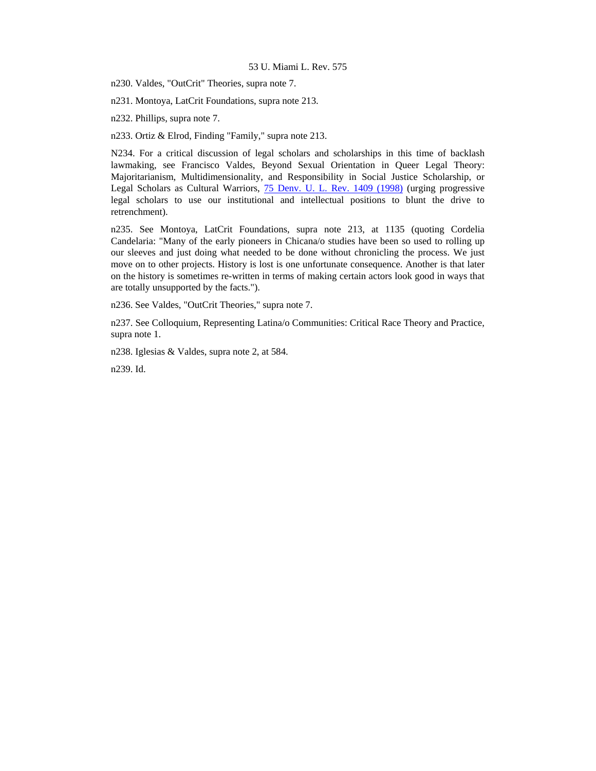n230. Valdes, "OutCrit" Theories, supra note 7.

n231. Montoya, LatCrit Foundations, supra note 213.

n232. Phillips, supra note 7.

n233. Ortiz & Elrod, Finding "Family," supra note 213.

N234. For a critical discussion of legal scholars and scholarships in this time of backlash lawmaking, see Francisco Valdes, Beyond Sexual Orientation in Queer Legal Theory: Majoritarianism, Multidimensionality, and Responsibility in Social Justice Scholarship, or Legal Scholars as Cultural Warriors, 75 Denv. U. L. Rev. 1409 (1998) (urging progressive legal scholars to use our institutional and intellectual positions to blunt the drive to retrenchment).

n235. See Montoya, LatCrit Foundations, supra note 213, at 1135 (quoting Cordelia Candelaria: "Many of the early pioneers in Chicana/o studies have been so used to rolling up our sleeves and just doing what needed to be done without chronicling the process. We just move on to other projects. History is lost is one unfortunate consequence. Another is that later on the history is sometimes re-written in terms of making certain actors look good in ways that are totally unsupported by the facts.").

n236. See Valdes, "OutCrit Theories," supra note 7.

n237. See Colloquium, Representing Latina/o Communities: Critical Race Theory and Practice, supra note 1.

n238. Iglesias & Valdes, supra note 2, at 584.

n239. Id.